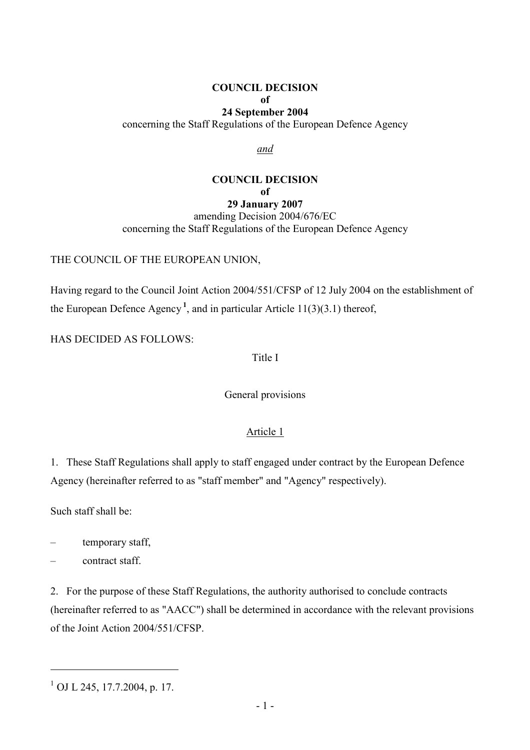**COUNCIL DECISION**
**of**
**24 September 2004**
concerning the Staff Regulations of the European Defence Agency

*and*

**COUNCIL DECISION**
**of**
**29 January 2007**
amending Decision 2004/676/EC
concerning the Staff Regulations of the European Defence Agency

THE COUNCIL OF THE EUROPEAN UNION,

Having regard to the Council Joint Action 2004/551/CFSP of 12 July 2004 on the establishment of the European Defence Agency[1], and in particular Article 11(3)(3.1) thereof,

HAS DECIDED AS FOLLOWS:

Title I

General provisions

Article 1

1. These Staff Regulations shall apply to staff engaged under contract by the European Defence Agency (hereinafter referred to as "staff member" and "Agency" respectively).

Such staff shall be:

– temporary staff,
– contract staff.

2. For the purpose of these Staff Regulations, the authority authorised to conclude contracts (hereinafter referred to as "AACC") shall be determined in accordance with the relevant provisions of the Joint Action 2004/551/CFSP.

[1] OJ L 245, 17.7.2004, p. 17.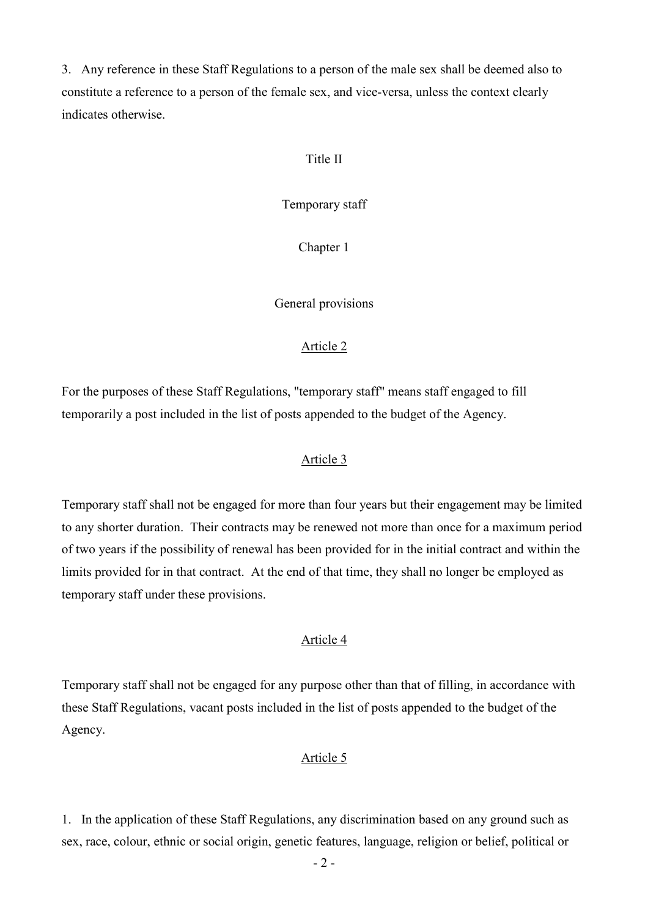3. Any reference in these Staff Regulations to a person of the male sex shall be deemed also to constitute a reference to a person of the female sex, and vice-versa, unless the context clearly indicates otherwise.

## Title II

## Temporary staff

### Chapter 1

### General provisions

#### Article 2

For the purposes of these Staff Regulations, "temporary staff" means staff engaged to fill temporarily a post included in the list of posts appended to the budget of the Agency.

#### Article 3

Temporary staff shall not be engaged for more than four years but their engagement may be limited to any shorter duration. Their contracts may be renewed not more than once for a maximum period of two years if the possibility of renewal has been provided for in the initial contract and within the limits provided for in that contract. At the end of that time, they shall no longer be employed as temporary staff under these provisions.

#### Article 4

Temporary staff shall not be engaged for any purpose other than that of filling, in accordance with these Staff Regulations, vacant posts included in the list of posts appended to the budget of the Agency.

#### Article 5

1. In the application of these Staff Regulations, any discrimination based on any ground such as sex, race, colour, ethnic or social origin, genetic features, language, religion or belief, political or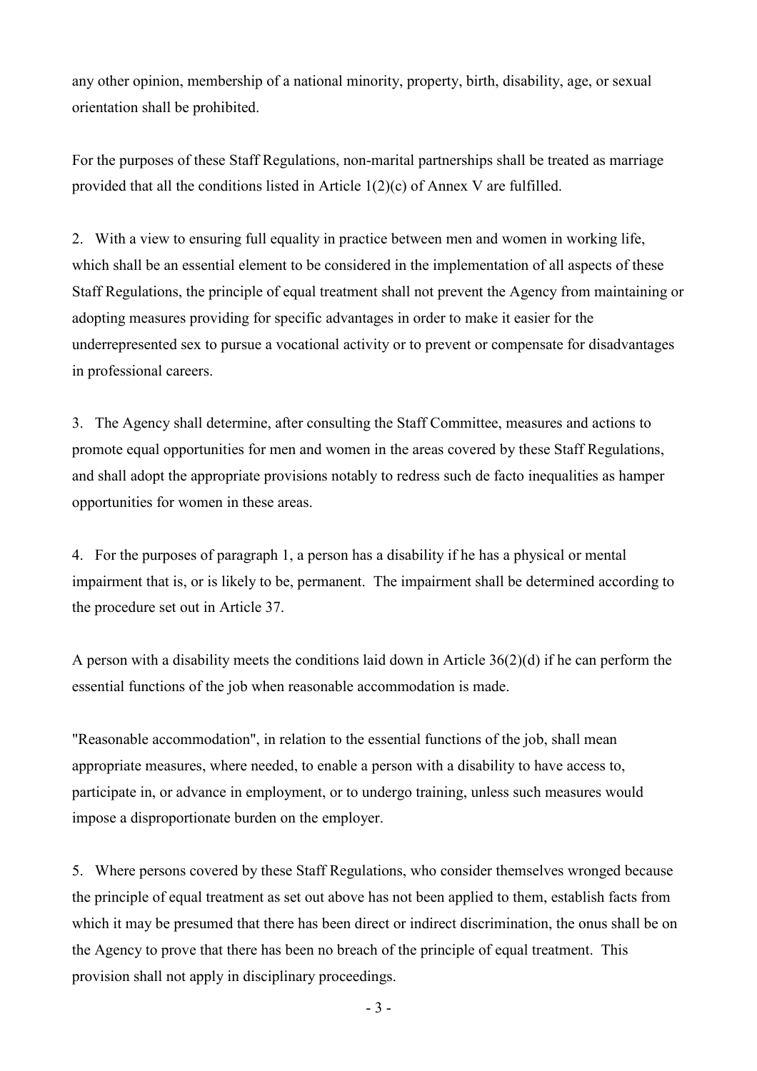any other opinion, membership of a national minority, property, birth, disability, age, or sexual orientation shall be prohibited.

For the purposes of these Staff Regulations, non-marital partnerships shall be treated as marriage provided that all the conditions listed in Article 1(2)(c) of Annex V are fulfilled.

2. With a view to ensuring full equality in practice between men and women in working life, which shall be an essential element to be considered in the implementation of all aspects of these Staff Regulations, the principle of equal treatment shall not prevent the Agency from maintaining or adopting measures providing for specific advantages in order to make it easier for the underrepresented sex to pursue a vocational activity or to prevent or compensate for disadvantages in professional careers.

3. The Agency shall determine, after consulting the Staff Committee, measures and actions to promote equal opportunities for men and women in the areas covered by these Staff Regulations, and shall adopt the appropriate provisions notably to redress such de facto inequalities as hamper opportunities for women in these areas.

4. For the purposes of paragraph 1, a person has a disability if he has a physical or mental impairment that is, or is likely to be, permanent. The impairment shall be determined according to the procedure set out in Article 37.

A person with a disability meets the conditions laid down in Article 36(2)(d) if he can perform the essential functions of the job when reasonable accommodation is made.

"Reasonable accommodation", in relation to the essential functions of the job, shall mean appropriate measures, where needed, to enable a person with a disability to have access to, participate in, or advance in employment, or to undergo training, unless such measures would impose a disproportionate burden on the employer.

5. Where persons covered by these Staff Regulations, who consider themselves wronged because the principle of equal treatment as set out above has not been applied to them, establish facts from which it may be presumed that there has been direct or indirect discrimination, the onus shall be on the Agency to prove that there has been no breach of the principle of equal treatment. This provision shall not apply in disciplinary proceedings.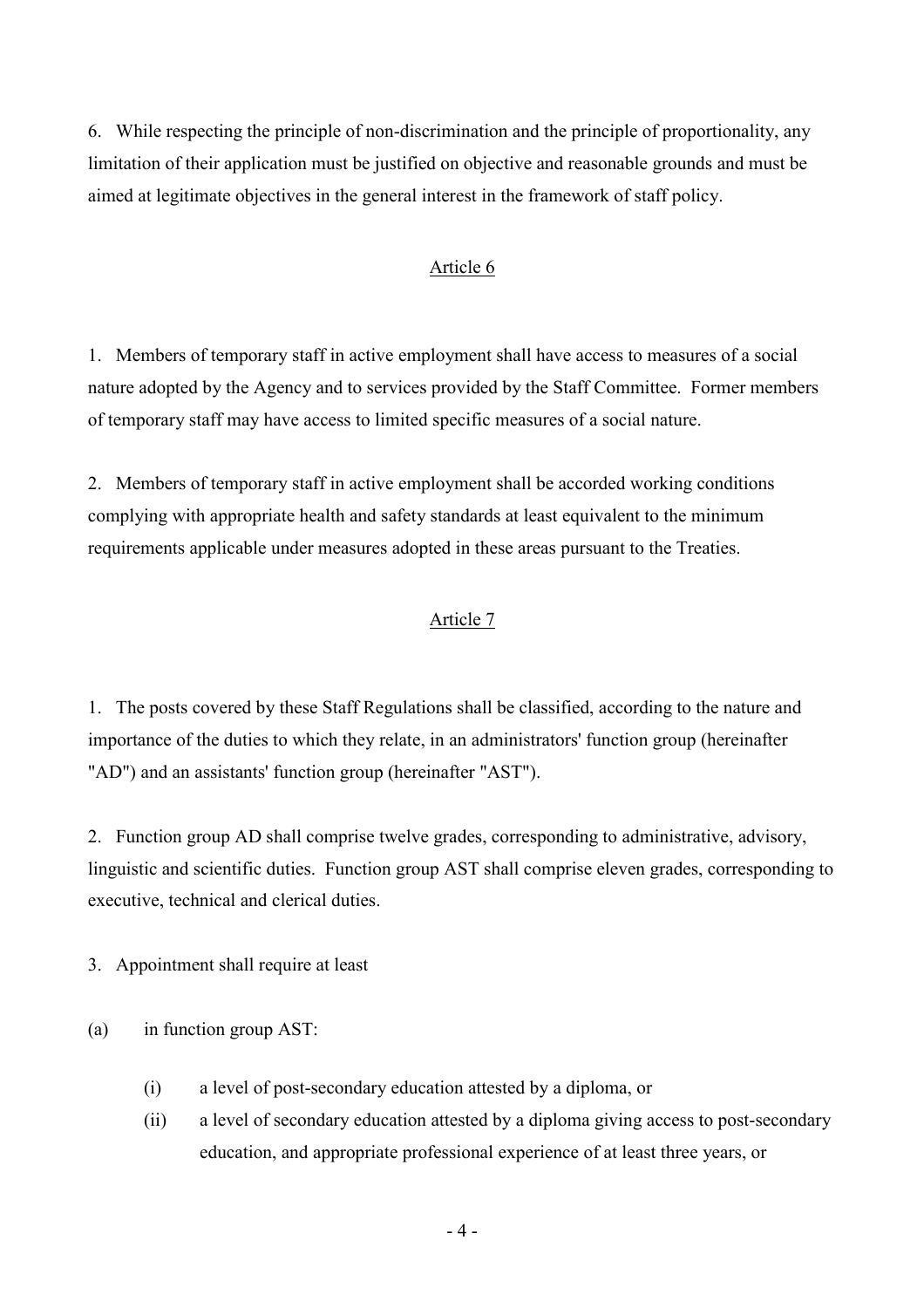6. While respecting the principle of non-discrimination and the principle of proportionality, any limitation of their application must be justified on objective and reasonable grounds and must be aimed at legitimate objectives in the general interest in the framework of staff policy.

## Article 6

1. Members of temporary staff in active employment shall have access to measures of a social nature adopted by the Agency and to services provided by the Staff Committee. Former members of temporary staff may have access to limited specific measures of a social nature.

2. Members of temporary staff in active employment shall be accorded working conditions complying with appropriate health and safety standards at least equivalent to the minimum requirements applicable under measures adopted in these areas pursuant to the Treaties.

## Article 7

1. The posts covered by these Staff Regulations shall be classified, according to the nature and importance of the duties to which they relate, in an administrators' function group (hereinafter "AD") and an assistants' function group (hereinafter "AST").

2. Function group AD shall comprise twelve grades, corresponding to administrative, advisory, linguistic and scientific duties. Function group AST shall comprise eleven grades, corresponding to executive, technical and clerical duties.

3. Appointment shall require at least

(a) in function group AST:

  (i) a level of post-secondary education attested by a diploma, or

  (ii) a level of secondary education attested by a diploma giving access to post-secondary education, and appropriate professional experience of at least three years, or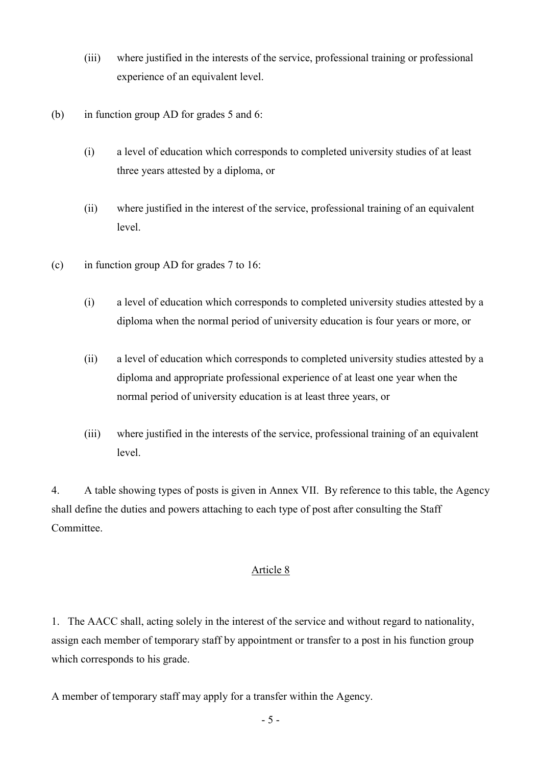(iii) where justified in the interests of the service, professional training or professional experience of an equivalent level.

(b) in function group AD for grades 5 and 6:

(i) a level of education which corresponds to completed university studies of at least three years attested by a diploma, or

(ii) where justified in the interest of the service, professional training of an equivalent level.

(c) in function group AD for grades 7 to 16:

(i) a level of education which corresponds to completed university studies attested by a diploma when the normal period of university education is four years or more, or

(ii) a level of education which corresponds to completed university studies attested by a diploma and appropriate professional experience of at least one year when the normal period of university education is at least three years, or

(iii) where justified in the interests of the service, professional training of an equivalent level.

4. A table showing types of posts is given in Annex VII. By reference to this table, the Agency shall define the duties and powers attaching to each type of post after consulting the Staff Committee.

## Article 8

1. The AACC shall, acting solely in the interest of the service and without regard to nationality, assign each member of temporary staff by appointment or transfer to a post in his function group which corresponds to his grade.

A member of temporary staff may apply for a transfer within the Agency.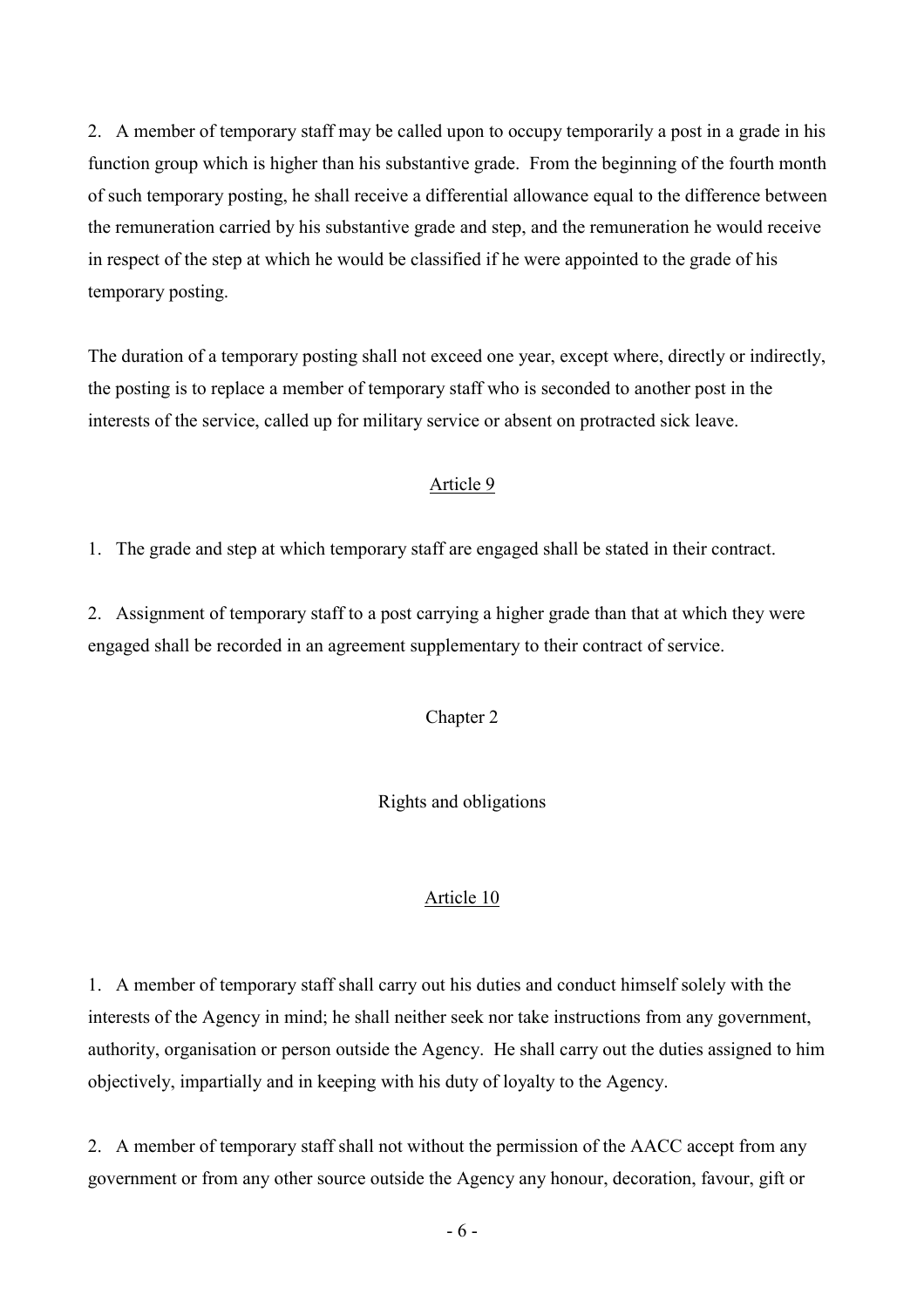2. A member of temporary staff may be called upon to occupy temporarily a post in a grade in his function group which is higher than his substantive grade. From the beginning of the fourth month of such temporary posting, he shall receive a differential allowance equal to the difference between the remuneration carried by his substantive grade and step, and the remuneration he would receive in respect of the step at which he would be classified if he were appointed to the grade of his temporary posting.

The duration of a temporary posting shall not exceed one year, except where, directly or indirectly, the posting is to replace a member of temporary staff who is seconded to another post in the interests of the service, called up for military service or absent on protracted sick leave.

## Article 9

1. The grade and step at which temporary staff are engaged shall be stated in their contract.

2. Assignment of temporary staff to a post carrying a higher grade than that at which they were engaged shall be recorded in an agreement supplementary to their contract of service.

# Chapter 2

# Rights and obligations

## Article 10

1. A member of temporary staff shall carry out his duties and conduct himself solely with the interests of the Agency in mind; he shall neither seek nor take instructions from any government, authority, organisation or person outside the Agency. He shall carry out the duties assigned to him objectively, impartially and in keeping with his duty of loyalty to the Agency.

2. A member of temporary staff shall not without the permission of the AACC accept from any government or from any other source outside the Agency any honour, decoration, favour, gift or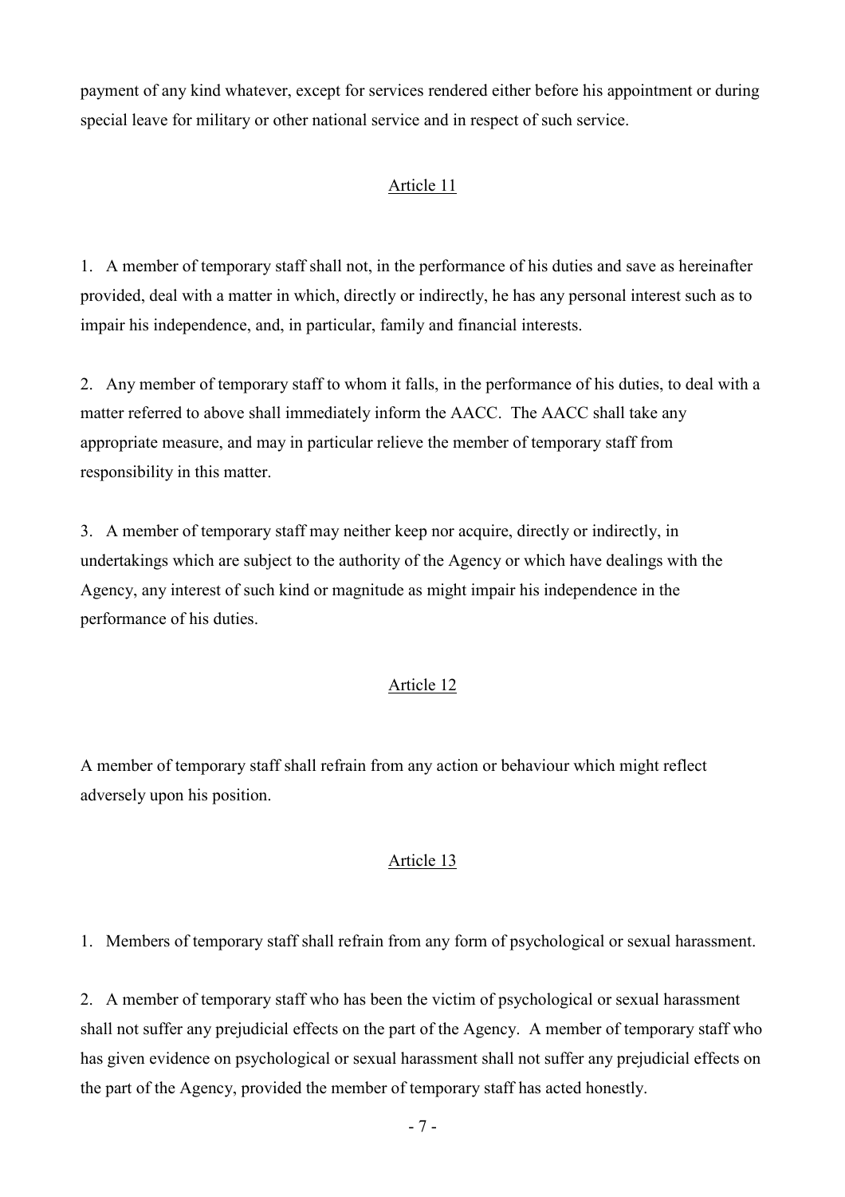payment of any kind whatever, except for services rendered either before his appointment or during special leave for military or other national service and in respect of such service.

## Article 11

1. A member of temporary staff shall not, in the performance of his duties and save as hereinafter provided, deal with a matter in which, directly or indirectly, he has any personal interest such as to impair his independence, and, in particular, family and financial interests.

2. Any member of temporary staff to whom it falls, in the performance of his duties, to deal with a matter referred to above shall immediately inform the AACC. The AACC shall take any appropriate measure, and may in particular relieve the member of temporary staff from responsibility in this matter.

3. A member of temporary staff may neither keep nor acquire, directly or indirectly, in undertakings which are subject to the authority of the Agency or which have dealings with the Agency, any interest of such kind or magnitude as might impair his independence in the performance of his duties.

## Article 12

A member of temporary staff shall refrain from any action or behaviour which might reflect adversely upon his position.

## Article 13

1. Members of temporary staff shall refrain from any form of psychological or sexual harassment.

2. A member of temporary staff who has been the victim of psychological or sexual harassment shall not suffer any prejudicial effects on the part of the Agency. A member of temporary staff who has given evidence on psychological or sexual harassment shall not suffer any prejudicial effects on the part of the Agency, provided the member of temporary staff has acted honestly.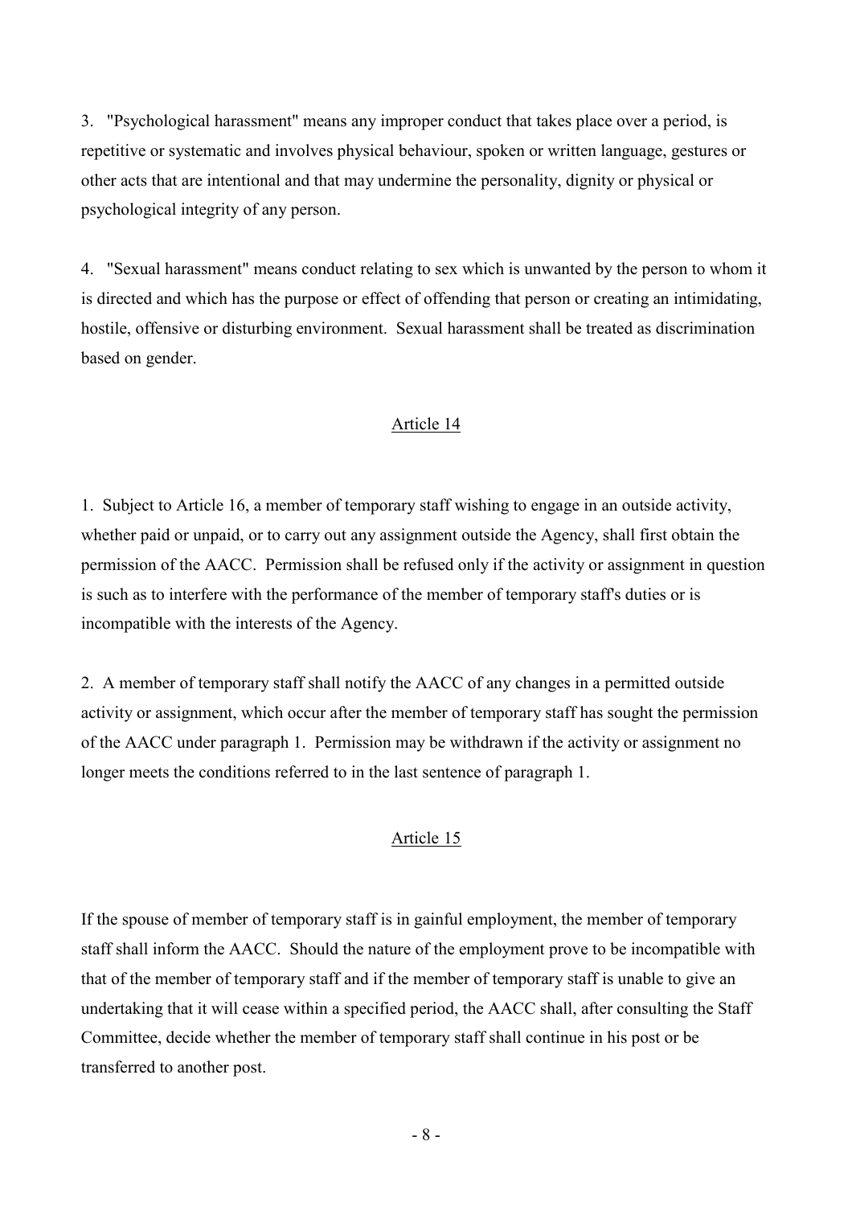3. "Psychological harassment" means any improper conduct that takes place over a period, is repetitive or systematic and involves physical behaviour, spoken or written language, gestures or other acts that are intentional and that may undermine the personality, dignity or physical or psychological integrity of any person.

4. "Sexual harassment" means conduct relating to sex which is unwanted by the person to whom it is directed and which has the purpose or effect of offending that person or creating an intimidating, hostile, offensive or disturbing environment. Sexual harassment shall be treated as discrimination based on gender.

## Article 14

1. Subject to Article 16, a member of temporary staff wishing to engage in an outside activity, whether paid or unpaid, or to carry out any assignment outside the Agency, shall first obtain the permission of the AACC. Permission shall be refused only if the activity or assignment in question is such as to interfere with the performance of the member of temporary staff's duties or is incompatible with the interests of the Agency.

2. A member of temporary staff shall notify the AACC of any changes in a permitted outside activity or assignment, which occur after the member of temporary staff has sought the permission of the AACC under paragraph 1. Permission may be withdrawn if the activity or assignment no longer meets the conditions referred to in the last sentence of paragraph 1.

## Article 15

If the spouse of member of temporary staff is in gainful employment, the member of temporary staff shall inform the AACC. Should the nature of the employment prove to be incompatible with that of the member of temporary staff and if the member of temporary staff is unable to give an undertaking that it will cease within a specified period, the AACC shall, after consulting the Staff Committee, decide whether the member of temporary staff shall continue in his post or be transferred to another post.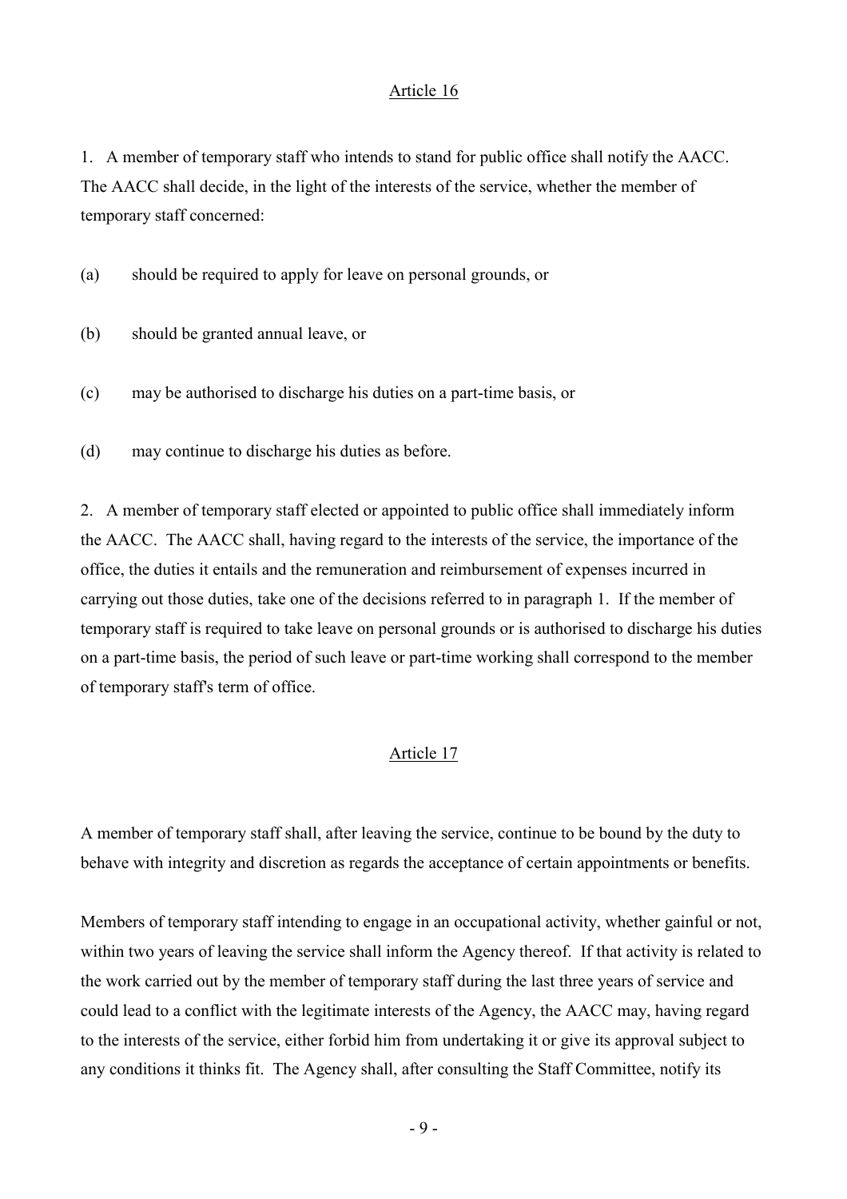## Article 16

1. A member of temporary staff who intends to stand for public office shall notify the AACC. The AACC shall decide, in the light of the interests of the service, whether the member of temporary staff concerned:

(a) should be required to apply for leave on personal grounds, or

(b) should be granted annual leave, or

(c) may be authorised to discharge his duties on a part-time basis, or

(d) may continue to discharge his duties as before.

2. A member of temporary staff elected or appointed to public office shall immediately inform the AACC. The AACC shall, having regard to the interests of the service, the importance of the office, the duties it entails and the remuneration and reimbursement of expenses incurred in carrying out those duties, take one of the decisions referred to in paragraph 1. If the member of temporary staff is required to take leave on personal grounds or is authorised to discharge his duties on a part-time basis, the period of such leave or part-time working shall correspond to the member of temporary staff's term of office.

## Article 17

A member of temporary staff shall, after leaving the service, continue to be bound by the duty to behave with integrity and discretion as regards the acceptance of certain appointments or benefits.

Members of temporary staff intending to engage in an occupational activity, whether gainful or not, within two years of leaving the service shall inform the Agency thereof. If that activity is related to the work carried out by the member of temporary staff during the last three years of service and could lead to a conflict with the legitimate interests of the Agency, the AACC may, having regard to the interests of the service, either forbid him from undertaking it or give its approval subject to any conditions it thinks fit. The Agency shall, after consulting the Staff Committee, notify its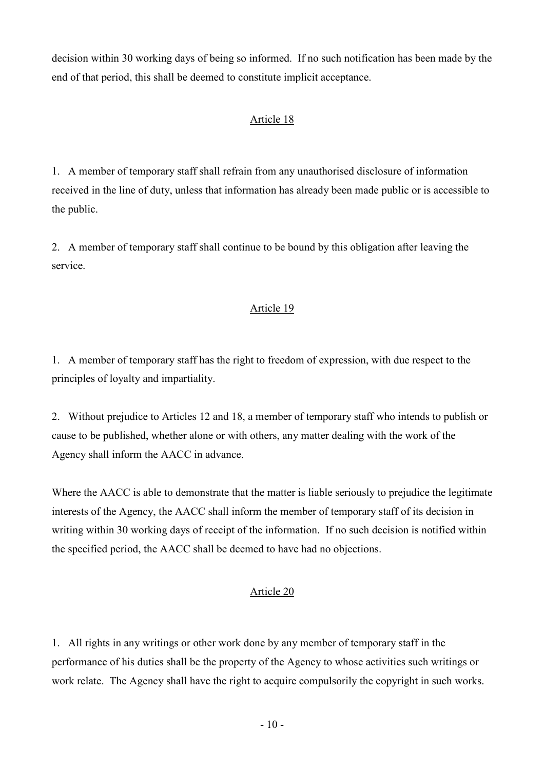decision within 30 working days of being so informed. If no such notification has been made by the end of that period, this shall be deemed to constitute implicit acceptance.

## Article 18

1. A member of temporary staff shall refrain from any unauthorised disclosure of information received in the line of duty, unless that information has already been made public or is accessible to the public.

2. A member of temporary staff shall continue to be bound by this obligation after leaving the service.

## Article 19

1. A member of temporary staff has the right to freedom of expression, with due respect to the principles of loyalty and impartiality.

2. Without prejudice to Articles 12 and 18, a member of temporary staff who intends to publish or cause to be published, whether alone or with others, any matter dealing with the work of the Agency shall inform the AACC in advance.

Where the AACC is able to demonstrate that the matter is liable seriously to prejudice the legitimate interests of the Agency, the AACC shall inform the member of temporary staff of its decision in writing within 30 working days of receipt of the information. If no such decision is notified within the specified period, the AACC shall be deemed to have had no objections.

## Article 20

1. All rights in any writings or other work done by any member of temporary staff in the performance of his duties shall be the property of the Agency to whose activities such writings or work relate. The Agency shall have the right to acquire compulsorily the copyright in such works.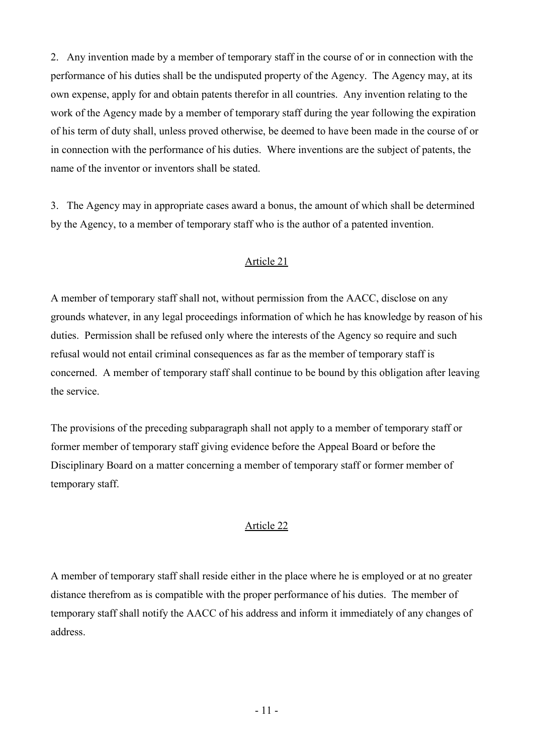2. Any invention made by a member of temporary staff in the course of or in connection with the performance of his duties shall be the undisputed property of the Agency. The Agency may, at its own expense, apply for and obtain patents therefor in all countries. Any invention relating to the work of the Agency made by a member of temporary staff during the year following the expiration of his term of duty shall, unless proved otherwise, be deemed to have been made in the course of or in connection with the performance of his duties. Where inventions are the subject of patents, the name of the inventor or inventors shall be stated.

3. The Agency may in appropriate cases award a bonus, the amount of which shall be determined by the Agency, to a member of temporary staff who is the author of a patented invention.

## Article 21

A member of temporary staff shall not, without permission from the AACC, disclose on any grounds whatever, in any legal proceedings information of which he has knowledge by reason of his duties. Permission shall be refused only where the interests of the Agency so require and such refusal would not entail criminal consequences as far as the member of temporary staff is concerned. A member of temporary staff shall continue to be bound by this obligation after leaving the service.

The provisions of the preceding subparagraph shall not apply to a member of temporary staff or former member of temporary staff giving evidence before the Appeal Board or before the Disciplinary Board on a matter concerning a member of temporary staff or former member of temporary staff.

## Article 22

A member of temporary staff shall reside either in the place where he is employed or at no greater distance therefrom as is compatible with the proper performance of his duties. The member of temporary staff shall notify the AACC of his address and inform it immediately of any changes of address.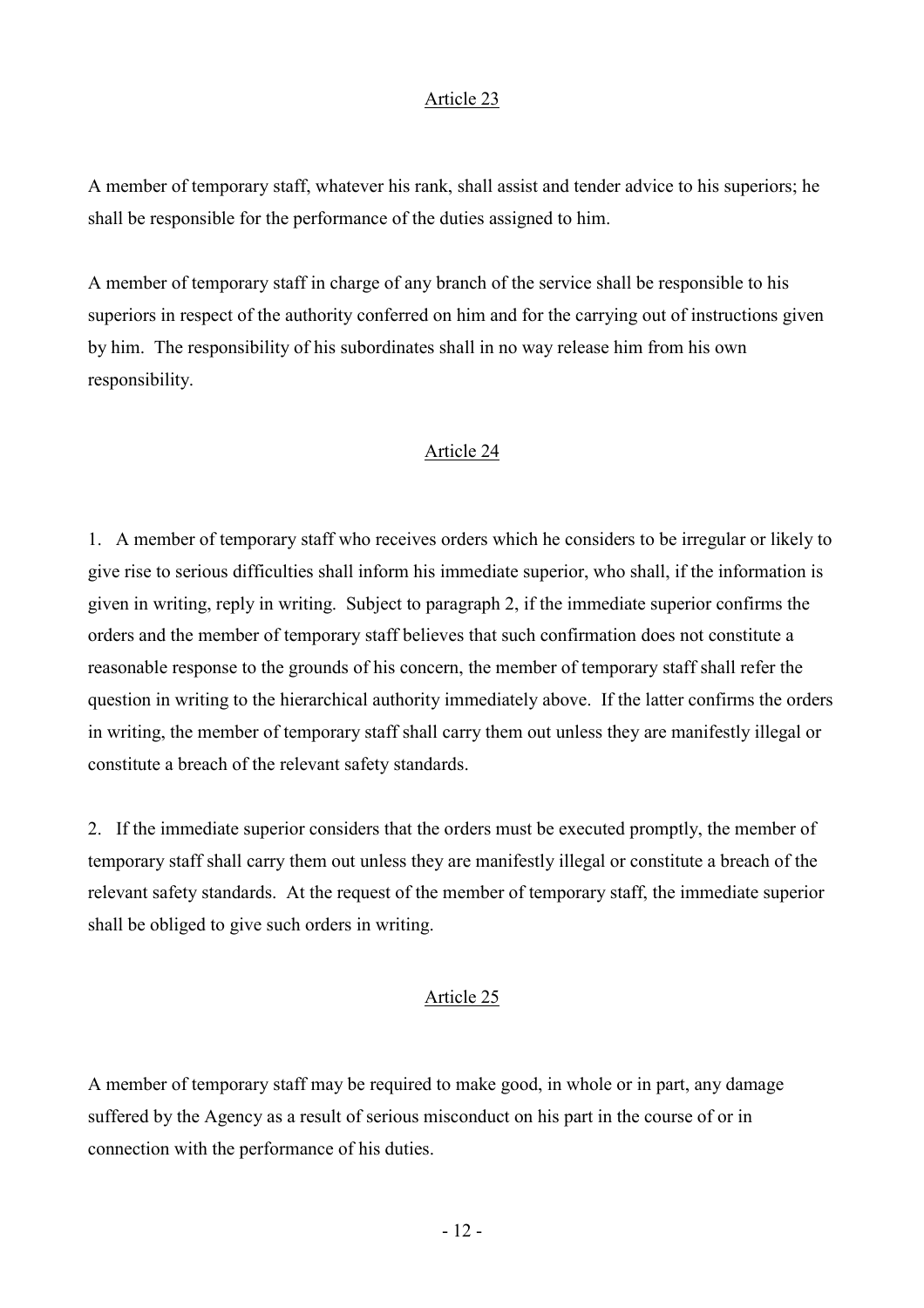## Article 23

A member of temporary staff, whatever his rank, shall assist and tender advice to his superiors; he shall be responsible for the performance of the duties assigned to him.

A member of temporary staff in charge of any branch of the service shall be responsible to his superiors in respect of the authority conferred on him and for the carrying out of instructions given by him. The responsibility of his subordinates shall in no way release him from his own responsibility.

## Article 24

1. A member of temporary staff who receives orders which he considers to be irregular or likely to give rise to serious difficulties shall inform his immediate superior, who shall, if the information is given in writing, reply in writing. Subject to paragraph 2, if the immediate superior confirms the orders and the member of temporary staff believes that such confirmation does not constitute a reasonable response to the grounds of his concern, the member of temporary staff shall refer the question in writing to the hierarchical authority immediately above. If the latter confirms the orders in writing, the member of temporary staff shall carry them out unless they are manifestly illegal or constitute a breach of the relevant safety standards.

2. If the immediate superior considers that the orders must be executed promptly, the member of temporary staff shall carry them out unless they are manifestly illegal or constitute a breach of the relevant safety standards. At the request of the member of temporary staff, the immediate superior shall be obliged to give such orders in writing.

## Article 25

A member of temporary staff may be required to make good, in whole or in part, any damage suffered by the Agency as a result of serious misconduct on his part in the course of or in connection with the performance of his duties.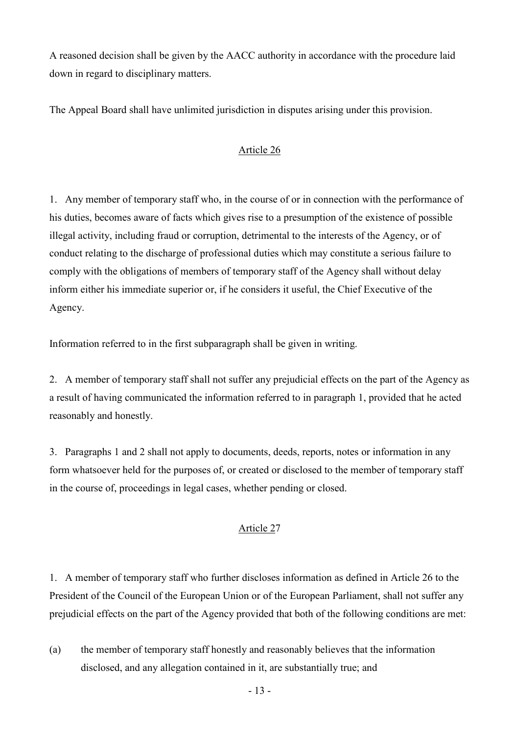A reasoned decision shall be given by the AACC authority in accordance with the procedure laid down in regard to disciplinary matters.

The Appeal Board shall have unlimited jurisdiction in disputes arising under this provision.

## Article 26

1. Any member of temporary staff who, in the course of or in connection with the performance of his duties, becomes aware of facts which gives rise to a presumption of the existence of possible illegal activity, including fraud or corruption, detrimental to the interests of the Agency, or of conduct relating to the discharge of professional duties which may constitute a serious failure to comply with the obligations of members of temporary staff of the Agency shall without delay inform either his immediate superior or, if he considers it useful, the Chief Executive of the Agency.

Information referred to in the first subparagraph shall be given in writing.

2. A member of temporary staff shall not suffer any prejudicial effects on the part of the Agency as a result of having communicated the information referred to in paragraph 1, provided that he acted reasonably and honestly.

3. Paragraphs 1 and 2 shall not apply to documents, deeds, reports, notes or information in any form whatsoever held for the purposes of, or created or disclosed to the member of temporary staff in the course of, proceedings in legal cases, whether pending or closed.

## Article 27

1. A member of temporary staff who further discloses information as defined in Article 26 to the President of the Council of the European Union or of the European Parliament, shall not suffer any prejudicial effects on the part of the Agency provided that both of the following conditions are met:

(a) the member of temporary staff honestly and reasonably believes that the information disclosed, and any allegation contained in it, are substantially true; and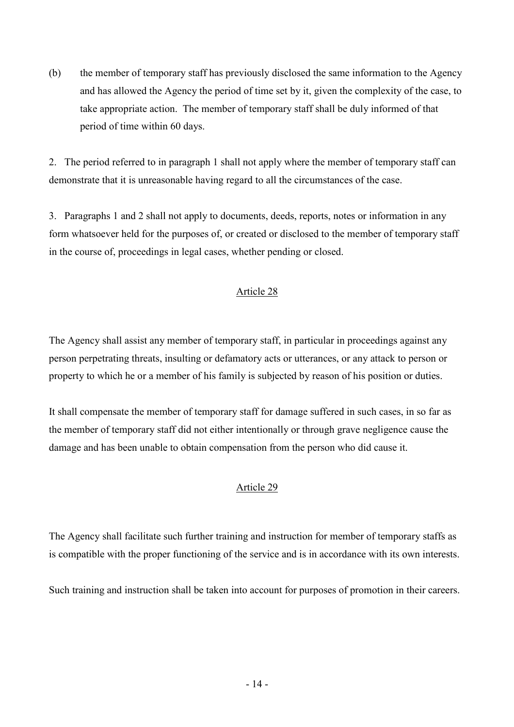(b) the member of temporary staff has previously disclosed the same information to the Agency and has allowed the Agency the period of time set by it, given the complexity of the case, to take appropriate action. The member of temporary staff shall be duly informed of that period of time within 60 days.

2. The period referred to in paragraph 1 shall not apply where the member of temporary staff can demonstrate that it is unreasonable having regard to all the circumstances of the case.

3. Paragraphs 1 and 2 shall not apply to documents, deeds, reports, notes or information in any form whatsoever held for the purposes of, or created or disclosed to the member of temporary staff in the course of, proceedings in legal cases, whether pending or closed.

## Article 28

The Agency shall assist any member of temporary staff, in particular in proceedings against any person perpetrating threats, insulting or defamatory acts or utterances, or any attack to person or property to which he or a member of his family is subjected by reason of his position or duties.

It shall compensate the member of temporary staff for damage suffered in such cases, in so far as the member of temporary staff did not either intentionally or through grave negligence cause the damage and has been unable to obtain compensation from the person who did cause it.

## Article 29

The Agency shall facilitate such further training and instruction for member of temporary staffs as is compatible with the proper functioning of the service and is in accordance with its own interests.

Such training and instruction shall be taken into account for purposes of promotion in their careers.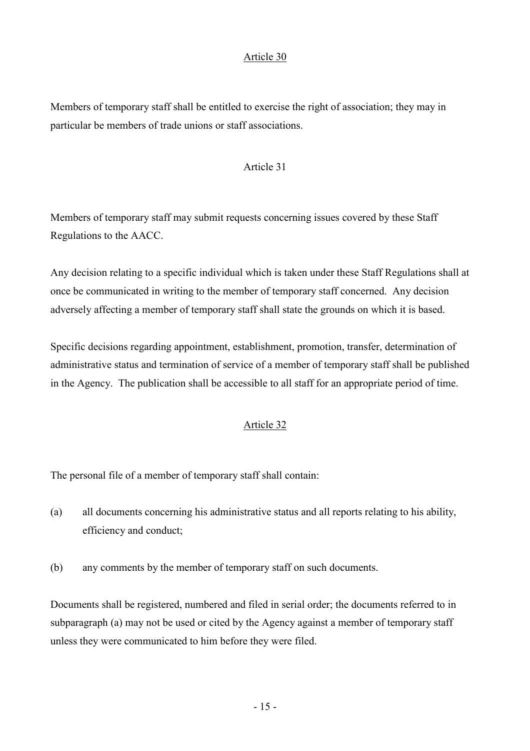## Article 30

Members of temporary staff shall be entitled to exercise the right of association; they may in particular be members of trade unions or staff associations.

## Article 31

Members of temporary staff may submit requests concerning issues covered by these Staff Regulations to the AACC.

Any decision relating to a specific individual which is taken under these Staff Regulations shall at once be communicated in writing to the member of temporary staff concerned. Any decision adversely affecting a member of temporary staff shall state the grounds on which it is based.

Specific decisions regarding appointment, establishment, promotion, transfer, determination of administrative status and termination of service of a member of temporary staff shall be published in the Agency. The publication shall be accessible to all staff for an appropriate period of time.

## Article 32

The personal file of a member of temporary staff shall contain:

(a) all documents concerning his administrative status and all reports relating to his ability, efficiency and conduct;

(b) any comments by the member of temporary staff on such documents.

Documents shall be registered, numbered and filed in serial order; the documents referred to in subparagraph (a) may not be used or cited by the Agency against a member of temporary staff unless they were communicated to him before they were filed.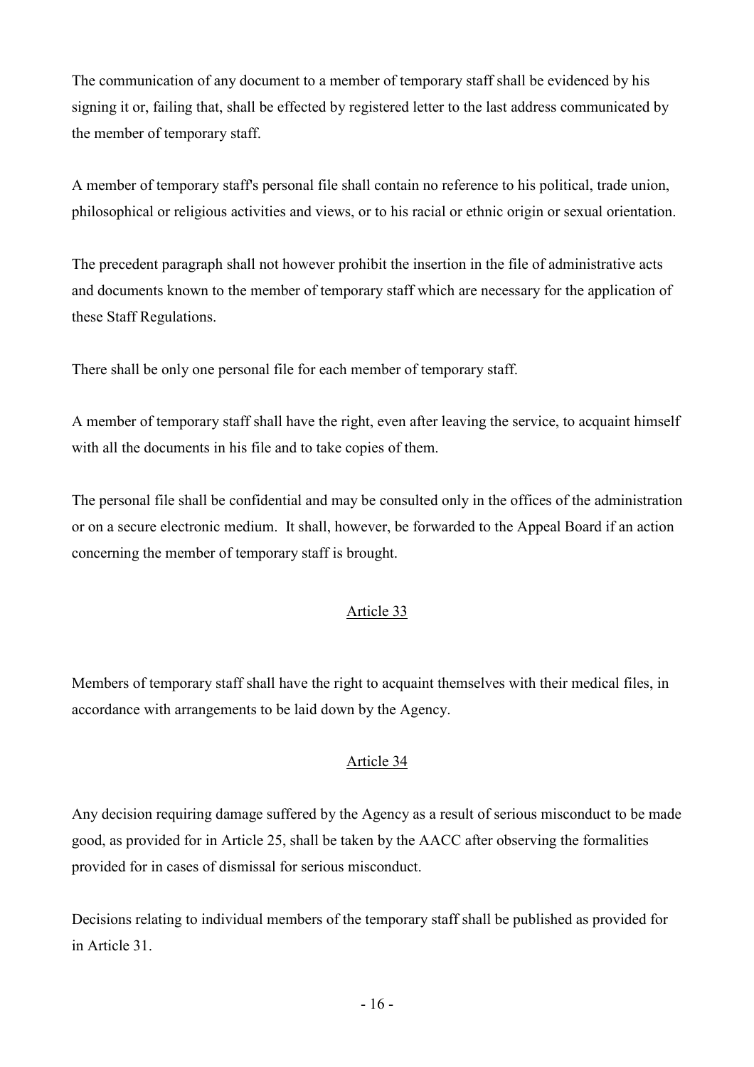The communication of any document to a member of temporary staff shall be evidenced by his signing it or, failing that, shall be effected by registered letter to the last address communicated by the member of temporary staff.

A member of temporary staff's personal file shall contain no reference to his political, trade union, philosophical or religious activities and views, or to his racial or ethnic origin or sexual orientation.

The precedent paragraph shall not however prohibit the insertion in the file of administrative acts and documents known to the member of temporary staff which are necessary for the application of these Staff Regulations.

There shall be only one personal file for each member of temporary staff.

A member of temporary staff shall have the right, even after leaving the service, to acquaint himself with all the documents in his file and to take copies of them.

The personal file shall be confidential and may be consulted only in the offices of the administration or on a secure electronic medium. It shall, however, be forwarded to the Appeal Board if an action concerning the member of temporary staff is brought.

## Article 33

Members of temporary staff shall have the right to acquaint themselves with their medical files, in accordance with arrangements to be laid down by the Agency.

## Article 34

Any decision requiring damage suffered by the Agency as a result of serious misconduct to be made good, as provided for in Article 25, shall be taken by the AACC after observing the formalities provided for in cases of dismissal for serious misconduct.

Decisions relating to individual members of the temporary staff shall be published as provided for in Article 31.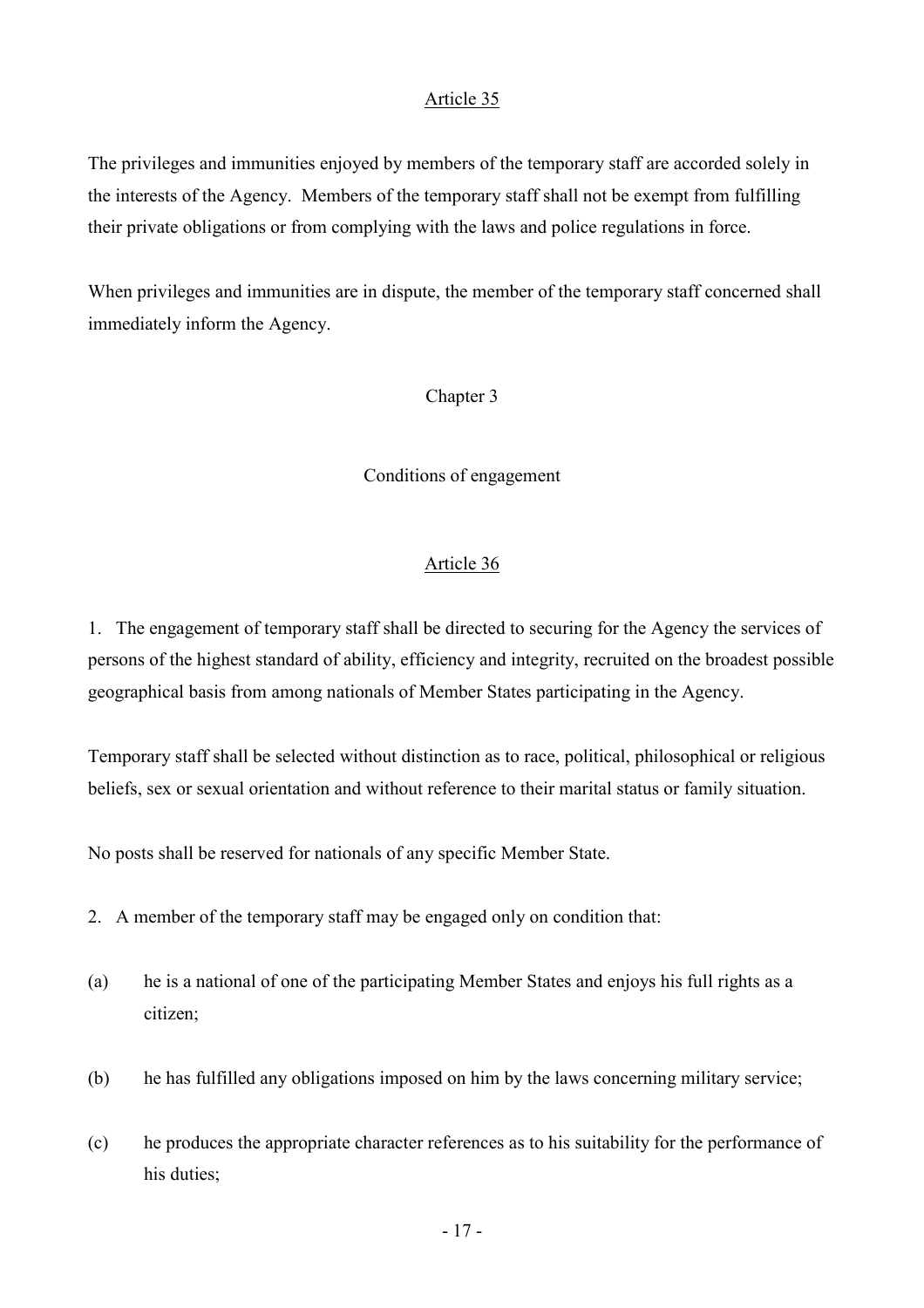## Article 35

The privileges and immunities enjoyed by members of the temporary staff are accorded solely in the interests of the Agency. Members of the temporary staff shall not be exempt from fulfilling their private obligations or from complying with the laws and police regulations in force.

When privileges and immunities are in dispute, the member of the temporary staff concerned shall immediately inform the Agency.

# Chapter 3

# Conditions of engagement

## Article 36

1. The engagement of temporary staff shall be directed to securing for the Agency the services of persons of the highest standard of ability, efficiency and integrity, recruited on the broadest possible geographical basis from among nationals of Member States participating in the Agency.

Temporary staff shall be selected without distinction as to race, political, philosophical or religious beliefs, sex or sexual orientation and without reference to their marital status or family situation.

No posts shall be reserved for nationals of any specific Member State.

2. A member of the temporary staff may be engaged only on condition that:

(a) he is a national of one of the participating Member States and enjoys his full rights as a citizen;

(b) he has fulfilled any obligations imposed on him by the laws concerning military service;

(c) he produces the appropriate character references as to his suitability for the performance of his duties;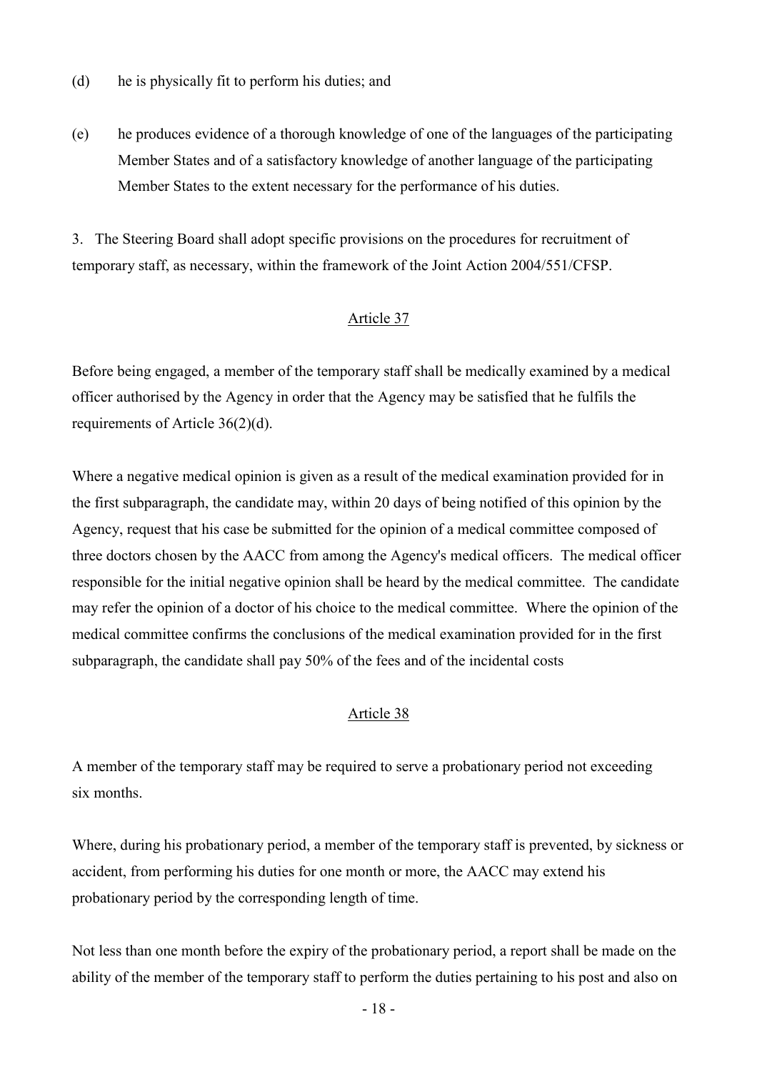(d) he is physically fit to perform his duties; and

(e) he produces evidence of a thorough knowledge of one of the languages of the participating Member States and of a satisfactory knowledge of another language of the participating Member States to the extent necessary for the performance of his duties.

3. The Steering Board shall adopt specific provisions on the procedures for recruitment of temporary staff, as necessary, within the framework of the Joint Action 2004/551/CFSP.

## Article 37

Before being engaged, a member of the temporary staff shall be medically examined by a medical officer authorised by the Agency in order that the Agency may be satisfied that he fulfils the requirements of Article 36(2)(d).

Where a negative medical opinion is given as a result of the medical examination provided for in the first subparagraph, the candidate may, within 20 days of being notified of this opinion by the Agency, request that his case be submitted for the opinion of a medical committee composed of three doctors chosen by the AACC from among the Agency's medical officers. The medical officer responsible for the initial negative opinion shall be heard by the medical committee. The candidate may refer the opinion of a doctor of his choice to the medical committee. Where the opinion of the medical committee confirms the conclusions of the medical examination provided for in the first subparagraph, the candidate shall pay 50% of the fees and of the incidental costs

## Article 38

A member of the temporary staff may be required to serve a probationary period not exceeding six months.

Where, during his probationary period, a member of the temporary staff is prevented, by sickness or accident, from performing his duties for one month or more, the AACC may extend his probationary period by the corresponding length of time.

Not less than one month before the expiry of the probationary period, a report shall be made on the ability of the member of the temporary staff to perform the duties pertaining to his post and also on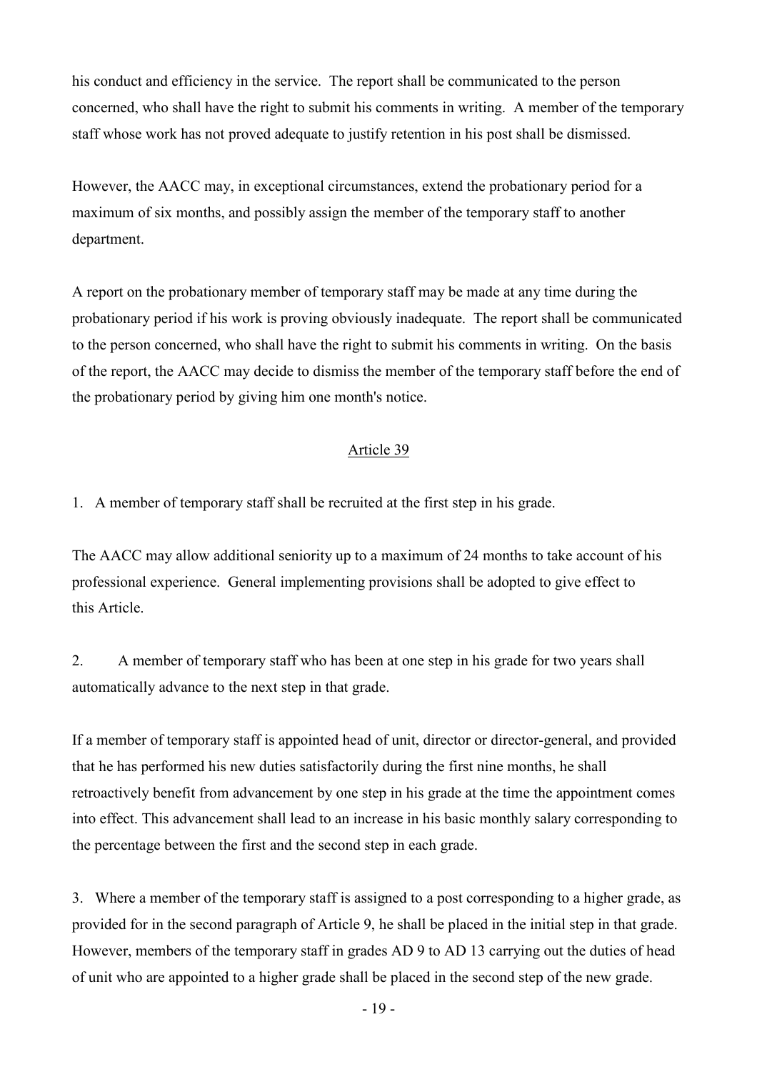his conduct and efficiency in the service. The report shall be communicated to the person concerned, who shall have the right to submit his comments in writing. A member of the temporary staff whose work has not proved adequate to justify retention in his post shall be dismissed.

However, the AACC may, in exceptional circumstances, extend the probationary period for a maximum of six months, and possibly assign the member of the temporary staff to another department.

A report on the probationary member of temporary staff may be made at any time during the probationary period if his work is proving obviously inadequate. The report shall be communicated to the person concerned, who shall have the right to submit his comments in writing. On the basis of the report, the AACC may decide to dismiss the member of the temporary staff before the end of the probationary period by giving him one month's notice.

## Article 39

1. A member of temporary staff shall be recruited at the first step in his grade.

The AACC may allow additional seniority up to a maximum of 24 months to take account of his professional experience. General implementing provisions shall be adopted to give effect to this Article.

2. A member of temporary staff who has been at one step in his grade for two years shall automatically advance to the next step in that grade.

If a member of temporary staff is appointed head of unit, director or director-general, and provided that he has performed his new duties satisfactorily during the first nine months, he shall retroactively benefit from advancement by one step in his grade at the time the appointment comes into effect. This advancement shall lead to an increase in his basic monthly salary corresponding to the percentage between the first and the second step in each grade.

3. Where a member of the temporary staff is assigned to a post corresponding to a higher grade, as provided for in the second paragraph of Article 9, he shall be placed in the initial step in that grade. However, members of the temporary staff in grades AD 9 to AD 13 carrying out the duties of head of unit who are appointed to a higher grade shall be placed in the second step of the new grade.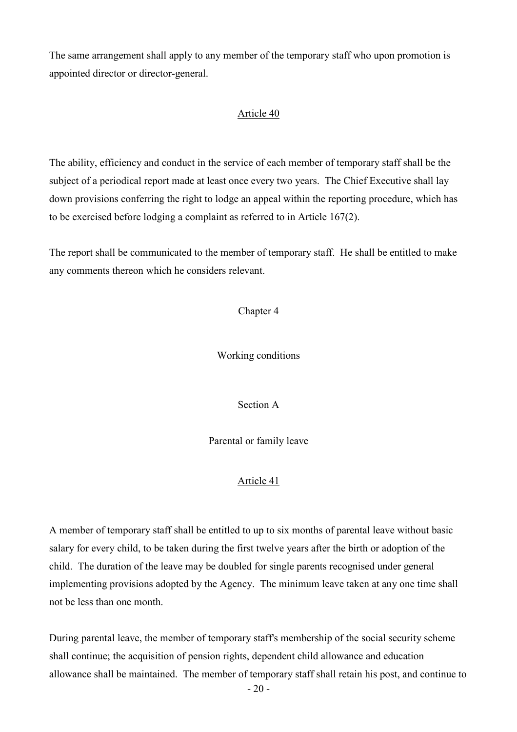The same arrangement shall apply to any member of the temporary staff who upon promotion is appointed director or director-general.

## Article 40

The ability, efficiency and conduct in the service of each member of temporary staff shall be the subject of a periodical report made at least once every two years. The Chief Executive shall lay down provisions conferring the right to lodge an appeal within the reporting procedure, which has to be exercised before lodging a complaint as referred to in Article 167(2).

The report shall be communicated to the member of temporary staff. He shall be entitled to make any comments thereon which he considers relevant.

# Chapter 4

# Working conditions

## Section A

## Parental or family leave

## Article 41

A member of temporary staff shall be entitled to up to six months of parental leave without basic salary for every child, to be taken during the first twelve years after the birth or adoption of the child. The duration of the leave may be doubled for single parents recognised under general implementing provisions adopted by the Agency. The minimum leave taken at any one time shall not be less than one month.

During parental leave, the member of temporary staff's membership of the social security scheme shall continue; the acquisition of pension rights, dependent child allowance and education allowance shall be maintained. The member of temporary staff shall retain his post, and continue to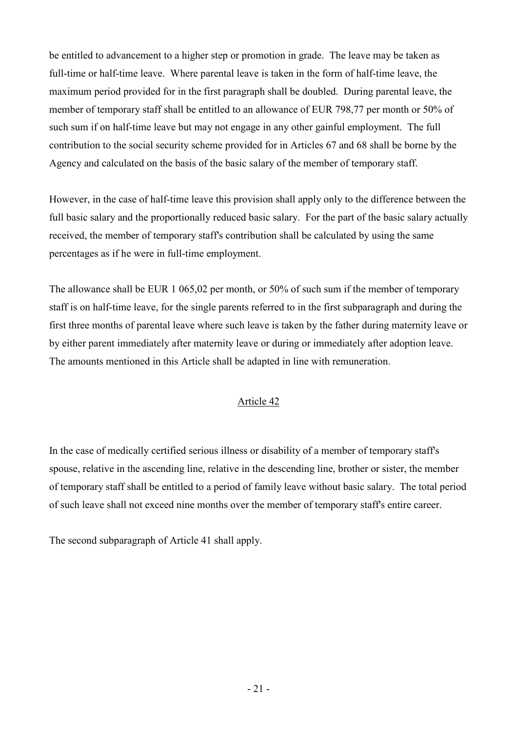be entitled to advancement to a higher step or promotion in grade. The leave may be taken as full-time or half-time leave. Where parental leave is taken in the form of half-time leave, the maximum period provided for in the first paragraph shall be doubled. During parental leave, the member of temporary staff shall be entitled to an allowance of EUR 798,77 per month or 50% of such sum if on half-time leave but may not engage in any other gainful employment. The full contribution to the social security scheme provided for in Articles 67 and 68 shall be borne by the Agency and calculated on the basis of the basic salary of the member of temporary staff.

However, in the case of half-time leave this provision shall apply only to the difference between the full basic salary and the proportionally reduced basic salary. For the part of the basic salary actually received, the member of temporary staff's contribution shall be calculated by using the same percentages as if he were in full-time employment.

The allowance shall be EUR 1 065,02 per month, or 50% of such sum if the member of temporary staff is on half-time leave, for the single parents referred to in the first subparagraph and during the first three months of parental leave where such leave is taken by the father during maternity leave or by either parent immediately after maternity leave or during or immediately after adoption leave. The amounts mentioned in this Article shall be adapted in line with remuneration.

## Article 42

In the case of medically certified serious illness or disability of a member of temporary staff's spouse, relative in the ascending line, relative in the descending line, brother or sister, the member of temporary staff shall be entitled to a period of family leave without basic salary. The total period of such leave shall not exceed nine months over the member of temporary staff's entire career.

The second subparagraph of Article 41 shall apply.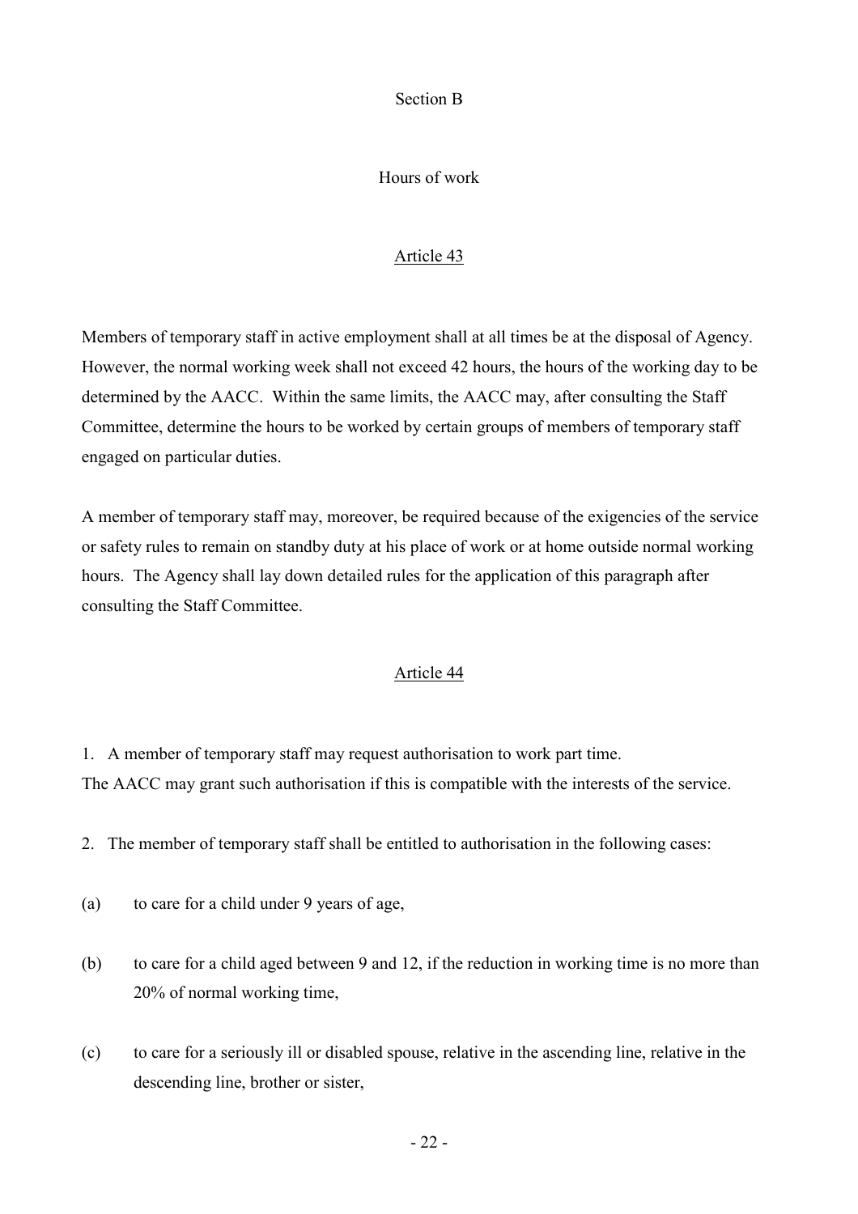## Section B

## Hours of work

### Article 43

Members of temporary staff in active employment shall at all times be at the disposal of Agency. However, the normal working week shall not exceed 42 hours, the hours of the working day to be determined by the AACC. Within the same limits, the AACC may, after consulting the Staff Committee, determine the hours to be worked by certain groups of members of temporary staff engaged on particular duties.

A member of temporary staff may, moreover, be required because of the exigencies of the service or safety rules to remain on standby duty at his place of work or at home outside normal working hours. The Agency shall lay down detailed rules for the application of this paragraph after consulting the Staff Committee.

### Article 44

1. A member of temporary staff may request authorisation to work part time.
The AACC may grant such authorisation if this is compatible with the interests of the service.

2. The member of temporary staff shall be entitled to authorisation in the following cases:

(a) to care for a child under 9 years of age,

(b) to care for a child aged between 9 and 12, if the reduction in working time is no more than 20% of normal working time,

(c) to care for a seriously ill or disabled spouse, relative in the ascending line, relative in the descending line, brother or sister,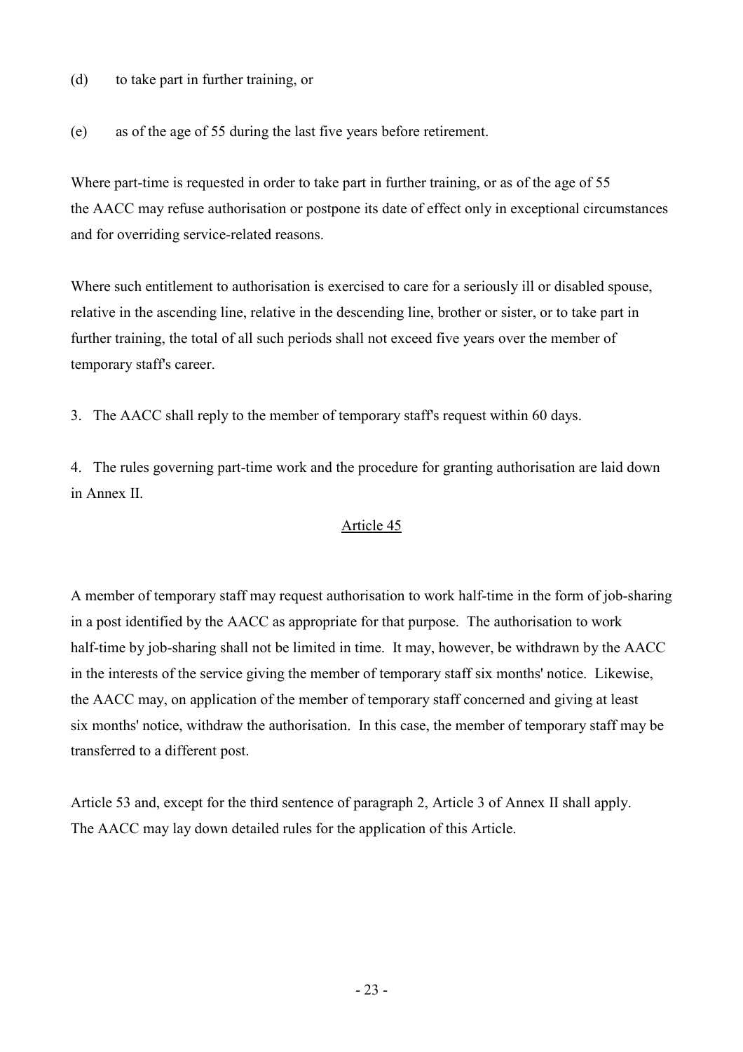(d) to take part in further training, or

(e) as of the age of 55 during the last five years before retirement.

Where part-time is requested in order to take part in further training, or as of the age of 55 the AACC may refuse authorisation or postpone its date of effect only in exceptional circumstances and for overriding service-related reasons.

Where such entitlement to authorisation is exercised to care for a seriously ill or disabled spouse, relative in the ascending line, relative in the descending line, brother or sister, or to take part in further training, the total of all such periods shall not exceed five years over the member of temporary staff's career.

3. The AACC shall reply to the member of temporary staff's request within 60 days.

4. The rules governing part-time work and the procedure for granting authorisation are laid down in Annex II.

## Article 45

A member of temporary staff may request authorisation to work half-time in the form of job-sharing in a post identified by the AACC as appropriate for that purpose. The authorisation to work half-time by job-sharing shall not be limited in time. It may, however, be withdrawn by the AACC in the interests of the service giving the member of temporary staff six months' notice. Likewise, the AACC may, on application of the member of temporary staff concerned and giving at least six months' notice, withdraw the authorisation. In this case, the member of temporary staff may be transferred to a different post.

Article 53 and, except for the third sentence of paragraph 2, Article 3 of Annex II shall apply. The AACC may lay down detailed rules for the application of this Article.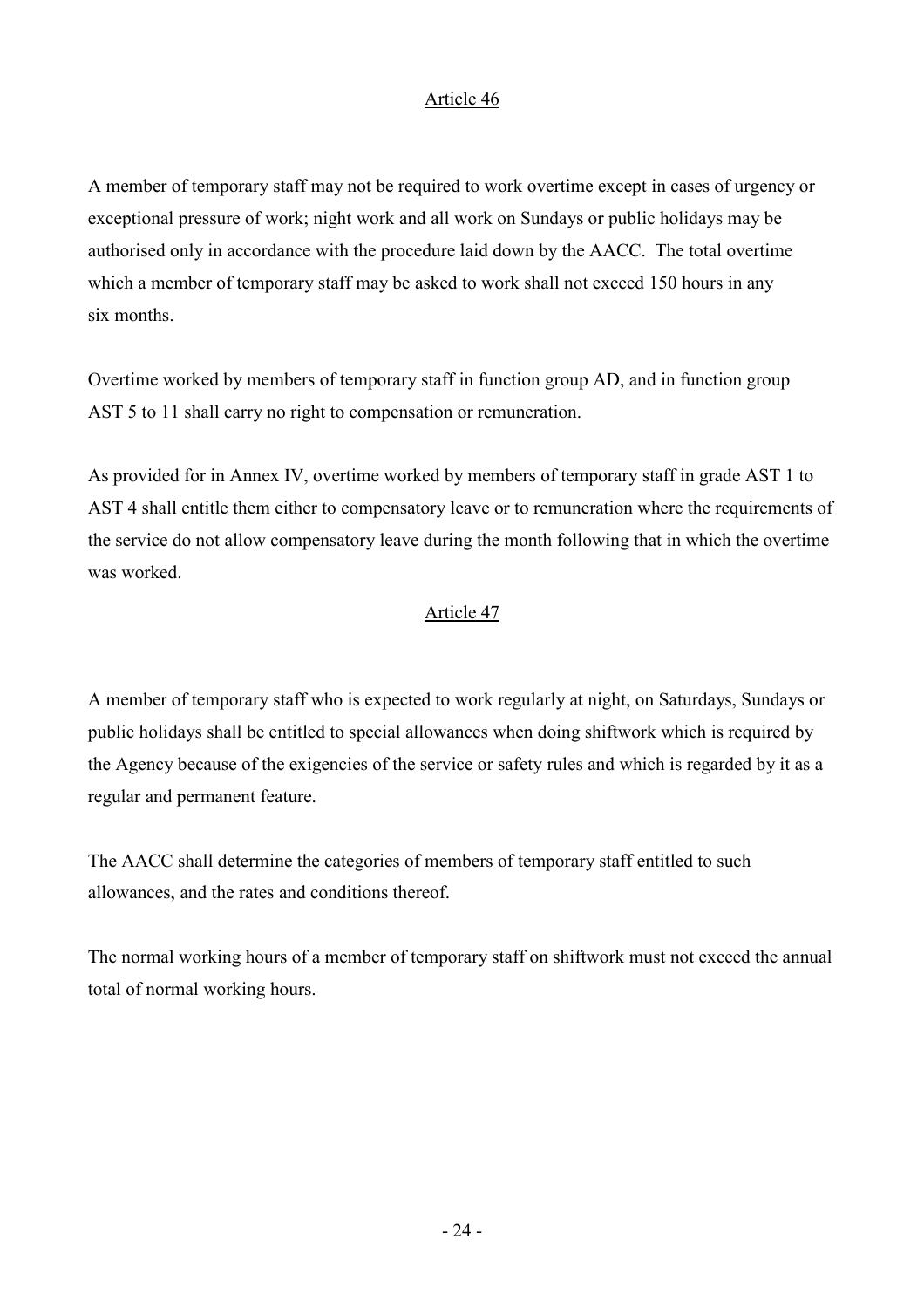## Article 46

A member of temporary staff may not be required to work overtime except in cases of urgency or exceptional pressure of work; night work and all work on Sundays or public holidays may be authorised only in accordance with the procedure laid down by the AACC. The total overtime which a member of temporary staff may be asked to work shall not exceed 150 hours in any six months.

Overtime worked by members of temporary staff in function group AD, and in function group AST 5 to 11 shall carry no right to compensation or remuneration.

As provided for in Annex IV, overtime worked by members of temporary staff in grade AST 1 to AST 4 shall entitle them either to compensatory leave or to remuneration where the requirements of the service do not allow compensatory leave during the month following that in which the overtime was worked.

## Article 47

A member of temporary staff who is expected to work regularly at night, on Saturdays, Sundays or public holidays shall be entitled to special allowances when doing shiftwork which is required by the Agency because of the exigencies of the service or safety rules and which is regarded by it as a regular and permanent feature.

The AACC shall determine the categories of members of temporary staff entitled to such allowances, and the rates and conditions thereof.

The normal working hours of a member of temporary staff on shiftwork must not exceed the annual total of normal working hours.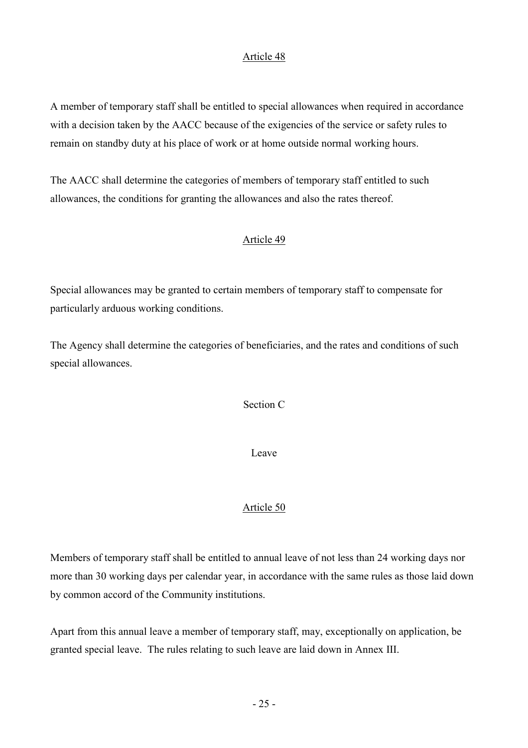Article 48

A member of temporary staff shall be entitled to special allowances when required in accordance with a decision taken by the AACC because of the exigencies of the service or safety rules to remain on standby duty at his place of work or at home outside normal working hours.

The AACC shall determine the categories of members of temporary staff entitled to such allowances, the conditions for granting the allowances and also the rates thereof.

Article 49

Special allowances may be granted to certain members of temporary staff to compensate for particularly arduous working conditions.

The Agency shall determine the categories of beneficiaries, and the rates and conditions of such special allowances.

Section C

Leave

Article 50

Members of temporary staff shall be entitled to annual leave of not less than 24 working days nor more than 30 working days per calendar year, in accordance with the same rules as those laid down by common accord of the Community institutions.

Apart from this annual leave a member of temporary staff, may, exceptionally on application, be granted special leave. The rules relating to such leave are laid down in Annex III.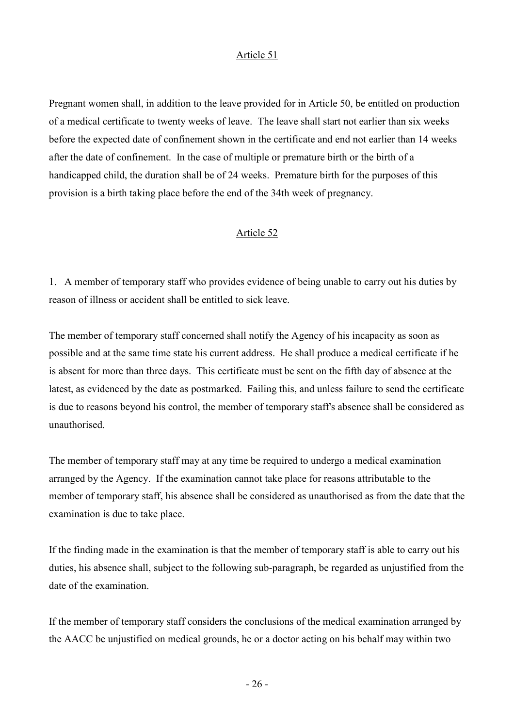## Article 51

Pregnant women shall, in addition to the leave provided for in Article 50, be entitled on production of a medical certificate to twenty weeks of leave. The leave shall start not earlier than six weeks before the expected date of confinement shown in the certificate and end not earlier than 14 weeks after the date of confinement. In the case of multiple or premature birth or the birth of a handicapped child, the duration shall be of 24 weeks. Premature birth for the purposes of this provision is a birth taking place before the end of the 34th week of pregnancy.

## Article 52

1. A member of temporary staff who provides evidence of being unable to carry out his duties by reason of illness or accident shall be entitled to sick leave.

The member of temporary staff concerned shall notify the Agency of his incapacity as soon as possible and at the same time state his current address. He shall produce a medical certificate if he is absent for more than three days. This certificate must be sent on the fifth day of absence at the latest, as evidenced by the date as postmarked. Failing this, and unless failure to send the certificate is due to reasons beyond his control, the member of temporary staff's absence shall be considered as unauthorised.

The member of temporary staff may at any time be required to undergo a medical examination arranged by the Agency. If the examination cannot take place for reasons attributable to the member of temporary staff, his absence shall be considered as unauthorised as from the date that the examination is due to take place.

If the finding made in the examination is that the member of temporary staff is able to carry out his duties, his absence shall, subject to the following sub-paragraph, be regarded as unjustified from the date of the examination.

If the member of temporary staff considers the conclusions of the medical examination arranged by the AACC be unjustified on medical grounds, he or a doctor acting on his behalf may within two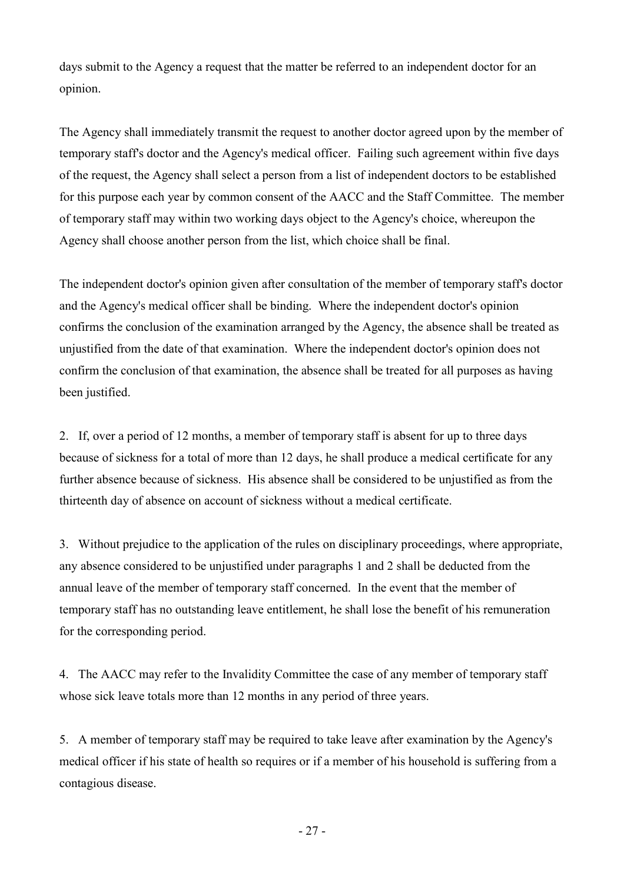days submit to the Agency a request that the matter be referred to an independent doctor for an opinion.

The Agency shall immediately transmit the request to another doctor agreed upon by the member of temporary staff's doctor and the Agency's medical officer. Failing such agreement within five days of the request, the Agency shall select a person from a list of independent doctors to be established for this purpose each year by common consent of the AACC and the Staff Committee. The member of temporary staff may within two working days object to the Agency's choice, whereupon the Agency shall choose another person from the list, which choice shall be final.

The independent doctor's opinion given after consultation of the member of temporary staff's doctor and the Agency's medical officer shall be binding. Where the independent doctor's opinion confirms the conclusion of the examination arranged by the Agency, the absence shall be treated as unjustified from the date of that examination. Where the independent doctor's opinion does not confirm the conclusion of that examination, the absence shall be treated for all purposes as having been justified.

2. If, over a period of 12 months, a member of temporary staff is absent for up to three days because of sickness for a total of more than 12 days, he shall produce a medical certificate for any further absence because of sickness. His absence shall be considered to be unjustified as from the thirteenth day of absence on account of sickness without a medical certificate.

3. Without prejudice to the application of the rules on disciplinary proceedings, where appropriate, any absence considered to be unjustified under paragraphs 1 and 2 shall be deducted from the annual leave of the member of temporary staff concerned. In the event that the member of temporary staff has no outstanding leave entitlement, he shall lose the benefit of his remuneration for the corresponding period.

4. The AACC may refer to the Invalidity Committee the case of any member of temporary staff whose sick leave totals more than 12 months in any period of three years.

5. A member of temporary staff may be required to take leave after examination by the Agency's medical officer if his state of health so requires or if a member of his household is suffering from a contagious disease.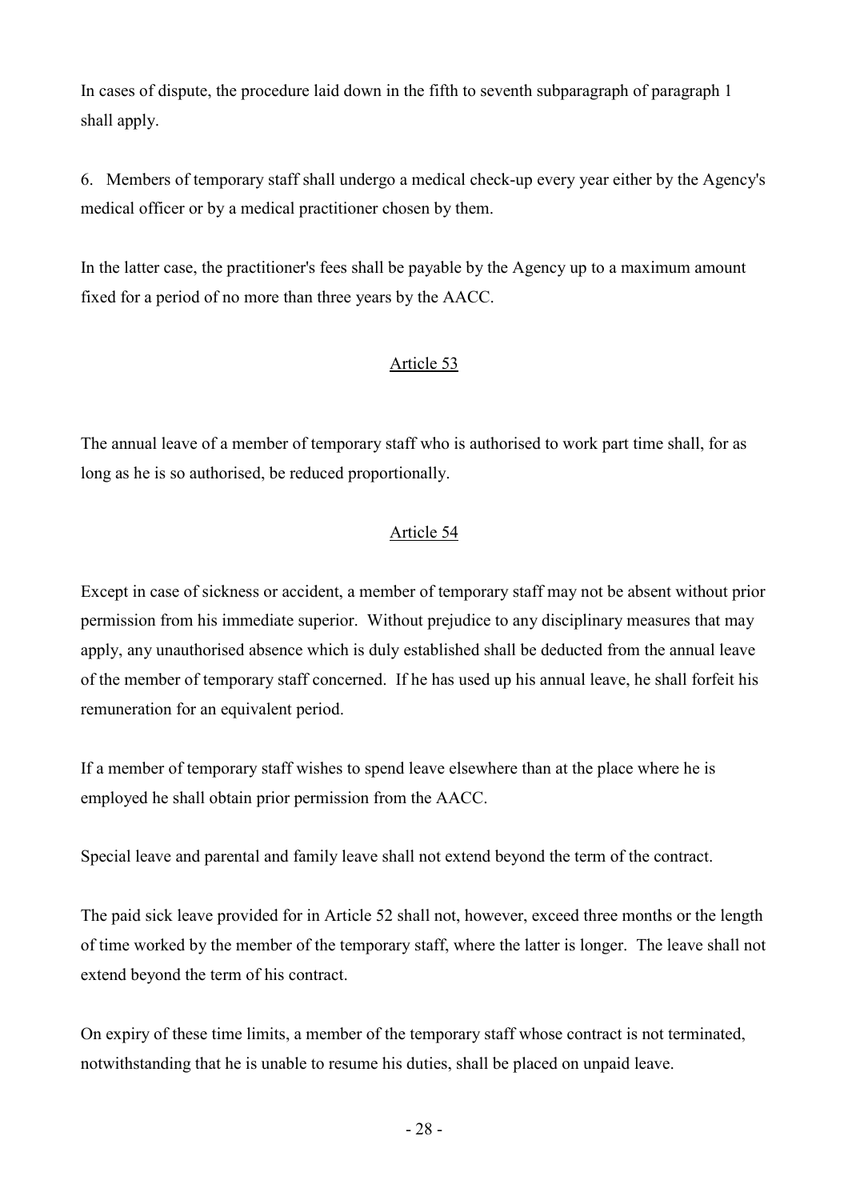In cases of dispute, the procedure laid down in the fifth to seventh subparagraph of paragraph 1 shall apply.

6. Members of temporary staff shall undergo a medical check-up every year either by the Agency's medical officer or by a medical practitioner chosen by them.

In the latter case, the practitioner's fees shall be payable by the Agency up to a maximum amount fixed for a period of no more than three years by the AACC.

## Article 53

The annual leave of a member of temporary staff who is authorised to work part time shall, for as long as he is so authorised, be reduced proportionally.

## Article 54

Except in case of sickness or accident, a member of temporary staff may not be absent without prior permission from his immediate superior. Without prejudice to any disciplinary measures that may apply, any unauthorised absence which is duly established shall be deducted from the annual leave of the member of temporary staff concerned. If he has used up his annual leave, he shall forfeit his remuneration for an equivalent period.

If a member of temporary staff wishes to spend leave elsewhere than at the place where he is employed he shall obtain prior permission from the AACC.

Special leave and parental and family leave shall not extend beyond the term of the contract.

The paid sick leave provided for in Article 52 shall not, however, exceed three months or the length of time worked by the member of the temporary staff, where the latter is longer. The leave shall not extend beyond the term of his contract.

On expiry of these time limits, a member of the temporary staff whose contract is not terminated, notwithstanding that he is unable to resume his duties, shall be placed on unpaid leave.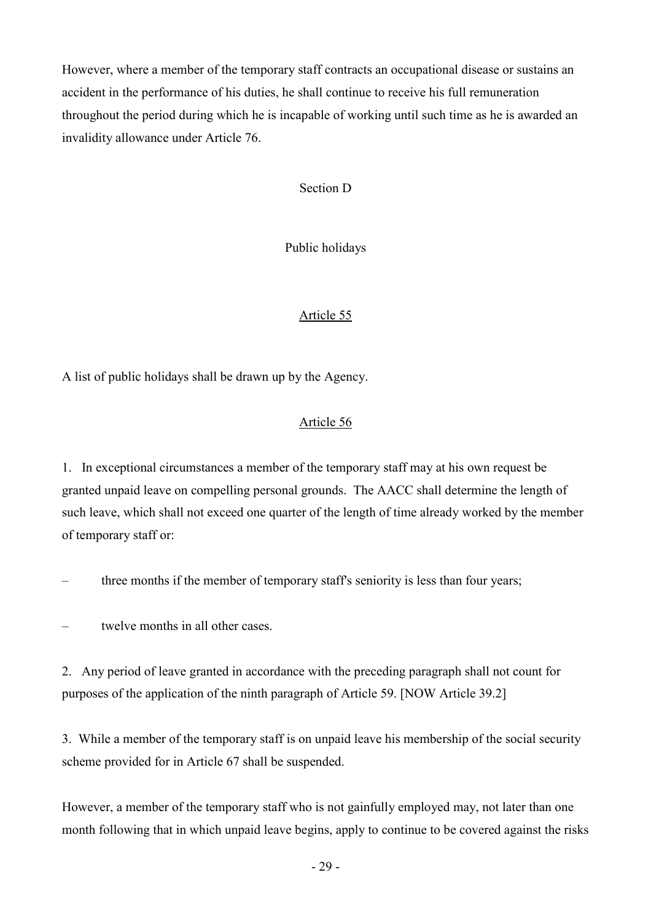However, where a member of the temporary staff contracts an occupational disease or sustains an accident in the performance of his duties, he shall continue to receive his full remuneration throughout the period during which he is incapable of working until such time as he is awarded an invalidity allowance under Article 76.

## Section D

## Public holidays

### Article 55

A list of public holidays shall be drawn up by the Agency.

### Article 56

1. In exceptional circumstances a member of the temporary staff may at his own request be granted unpaid leave on compelling personal grounds. The AACC shall determine the length of such leave, which shall not exceed one quarter of the length of time already worked by the member of temporary staff or:

– three months if the member of temporary staff's seniority is less than four years;

– twelve months in all other cases.

2. Any period of leave granted in accordance with the preceding paragraph shall not count for purposes of the application of the ninth paragraph of Article 59. [NOW Article 39.2]

3. While a member of the temporary staff is on unpaid leave his membership of the social security scheme provided for in Article 67 shall be suspended.

However, a member of the temporary staff who is not gainfully employed may, not later than one month following that in which unpaid leave begins, apply to continue to be covered against the risks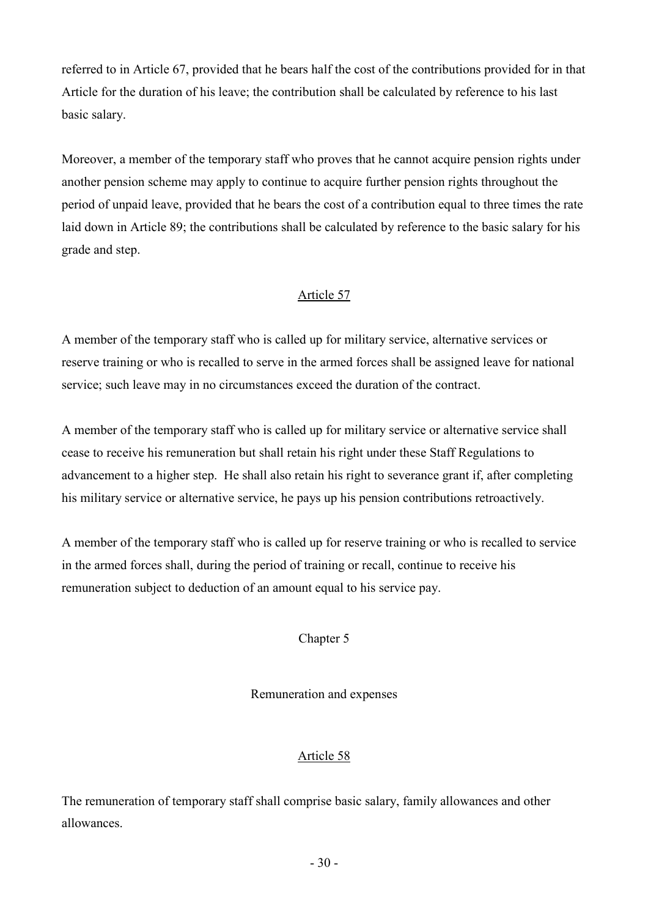referred to in Article 67, provided that he bears half the cost of the contributions provided for in that Article for the duration of his leave; the contribution shall be calculated by reference to his last basic salary.

Moreover, a member of the temporary staff who proves that he cannot acquire pension rights under another pension scheme may apply to continue to acquire further pension rights throughout the period of unpaid leave, provided that he bears the cost of a contribution equal to three times the rate laid down in Article 89; the contributions shall be calculated by reference to the basic salary for his grade and step.

### Article 57

A member of the temporary staff who is called up for military service, alternative services or reserve training or who is recalled to serve in the armed forces shall be assigned leave for national service; such leave may in no circumstances exceed the duration of the contract.

A member of the temporary staff who is called up for military service or alternative service shall cease to receive his remuneration but shall retain his right under these Staff Regulations to advancement to a higher step. He shall also retain his right to severance grant if, after completing his military service or alternative service, he pays up his pension contributions retroactively.

A member of the temporary staff who is called up for reserve training or who is recalled to service in the armed forces shall, during the period of training or recall, continue to receive his remuneration subject to deduction of an amount equal to his service pay.

## Chapter 5

## Remuneration and expenses

### Article 58

The remuneration of temporary staff shall comprise basic salary, family allowances and other allowances.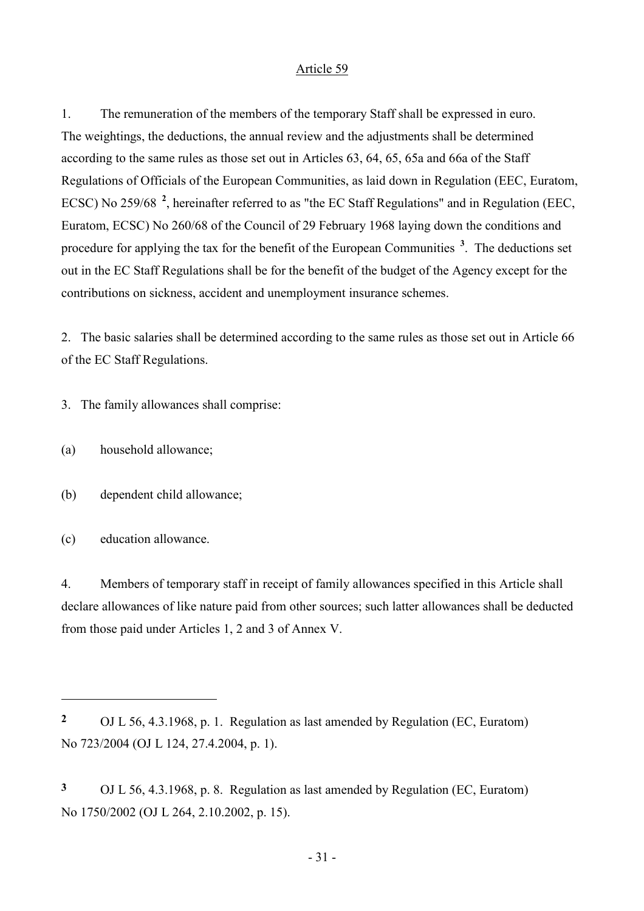Article 59

1. The remuneration of the members of the temporary Staff shall be expressed in euro. The weightings, the deductions, the annual review and the adjustments shall be determined according to the same rules as those set out in Articles 63, 64, 65, 65a and 66a of the Staff Regulations of Officials of the European Communities, as laid down in Regulation (EEC, Euratom, ECSC) No 259/68 [2], hereinafter referred to as "the EC Staff Regulations" and in Regulation (EEC, Euratom, ECSC) No 260/68 of the Council of 29 February 1968 laying down the conditions and procedure for applying the tax for the benefit of the European Communities [3]. The deductions set out in the EC Staff Regulations shall be for the benefit of the budget of the Agency except for the contributions on sickness, accident and unemployment insurance schemes.

2. The basic salaries shall be determined according to the same rules as those set out in Article 66 of the EC Staff Regulations.

3. The family allowances shall comprise:

(a) household allowance;

(b) dependent child allowance;

(c) education allowance.

4. Members of temporary staff in receipt of family allowances specified in this Article shall declare allowances of like nature paid from other sources; such latter allowances shall be deducted from those paid under Articles 1, 2 and 3 of Annex V.

---

[2] OJ L 56, 4.3.1968, p. 1. Regulation as last amended by Regulation (EC, Euratom) No 723/2004 (OJ L 124, 27.4.2004, p. 1).

[3] OJ L 56, 4.3.1968, p. 8. Regulation as last amended by Regulation (EC, Euratom) No 1750/2002 (OJ L 264, 2.10.2002, p. 15).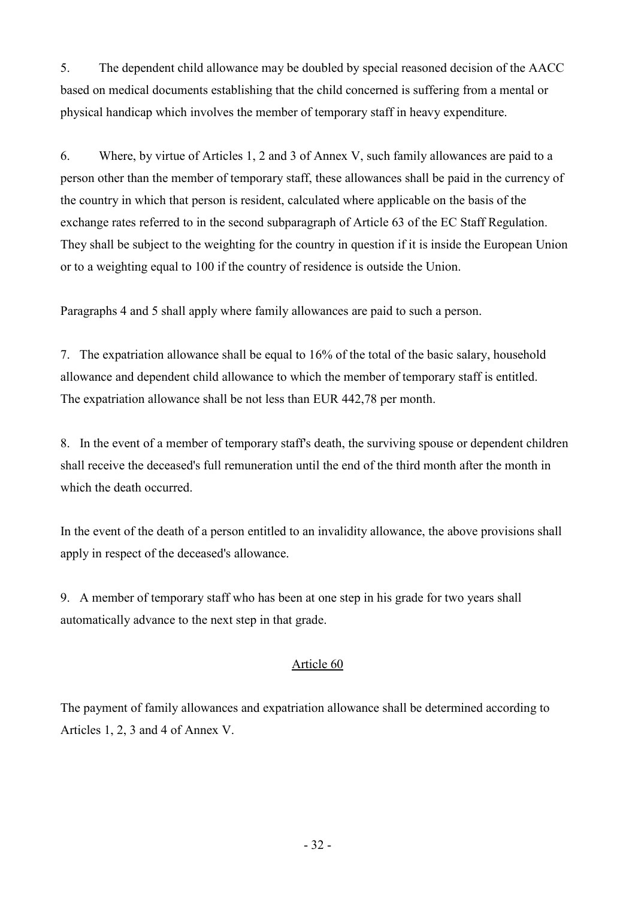5. The dependent child allowance may be doubled by special reasoned decision of the AACC based on medical documents establishing that the child concerned is suffering from a mental or physical handicap which involves the member of temporary staff in heavy expenditure.

6. Where, by virtue of Articles 1, 2 and 3 of Annex V, such family allowances are paid to a person other than the member of temporary staff, these allowances shall be paid in the currency of the country in which that person is resident, calculated where applicable on the basis of the exchange rates referred to in the second subparagraph of Article 63 of the EC Staff Regulation. They shall be subject to the weighting for the country in question if it is inside the European Union or to a weighting equal to 100 if the country of residence is outside the Union.

Paragraphs 4 and 5 shall apply where family allowances are paid to such a person.

7. The expatriation allowance shall be equal to 16% of the total of the basic salary, household allowance and dependent child allowance to which the member of temporary staff is entitled. The expatriation allowance shall be not less than EUR 442,78 per month.

8. In the event of a member of temporary staff's death, the surviving spouse or dependent children shall receive the deceased's full remuneration until the end of the third month after the month in which the death occurred.

In the event of the death of a person entitled to an invalidity allowance, the above provisions shall apply in respect of the deceased's allowance.

9. A member of temporary staff who has been at one step in his grade for two years shall automatically advance to the next step in that grade.

## Article 60

The payment of family allowances and expatriation allowance shall be determined according to Articles 1, 2, 3 and 4 of Annex V.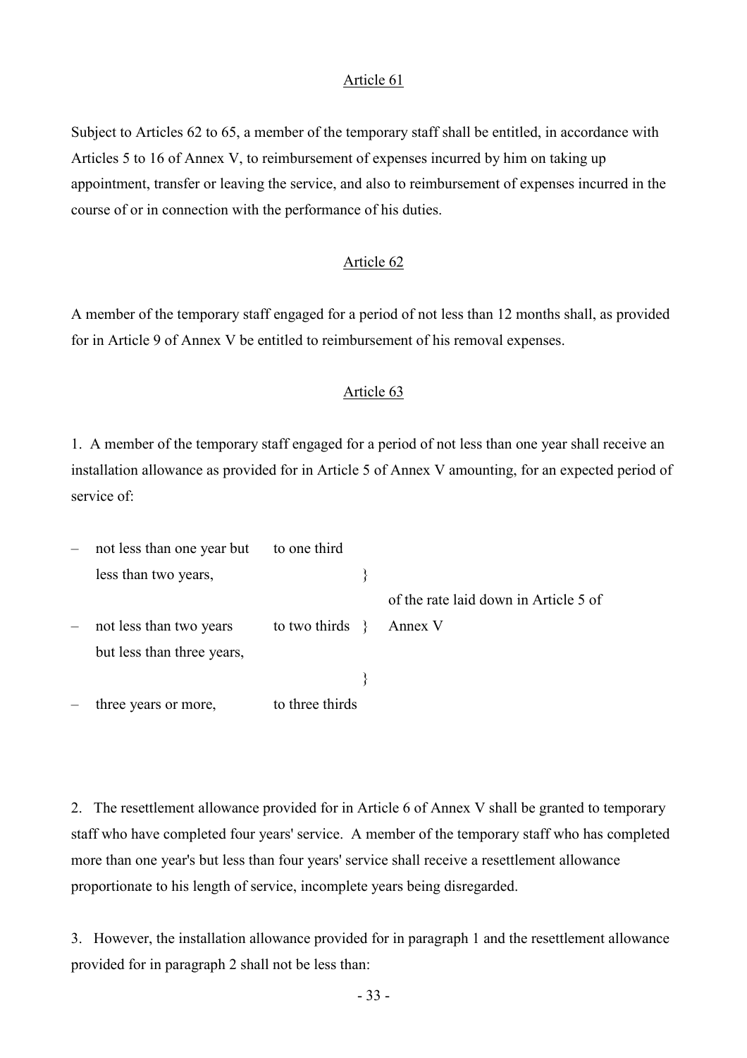Article 61

Subject to Articles 62 to 65, a member of the temporary staff shall be entitled, in accordance with Articles 5 to 16 of Annex V, to reimbursement of expenses incurred by him on taking up appointment, transfer or leaving the service, and also to reimbursement of expenses incurred in the course of or in connection with the performance of his duties.

Article 62

A member of the temporary staff engaged for a period of not less than 12 months shall, as provided for in Article 9 of Annex V be entitled to reimbursement of his removal expenses.

Article 63

1. A member of the temporary staff engaged for a period of not less than one year shall receive an installation allowance as provided for in Article 5 of Annex V amounting, for an expected period of service of:

| | | |
|---|---|---|
| – not less than one year but less than two years, | to one third | of the rate laid down in Article 5 of Annex V |
| – not less than two years but less than three years, | to two thirds | |
| – three years or more, | to three thirds | |

2. The resettlement allowance provided for in Article 6 of Annex V shall be granted to temporary staff who have completed four years' service. A member of the temporary staff who has completed more than one year's but less than four years' service shall receive a resettlement allowance proportionate to his length of service, incomplete years being disregarded.

3. However, the installation allowance provided for in paragraph 1 and the resettlement allowance provided for in paragraph 2 shall not be less than: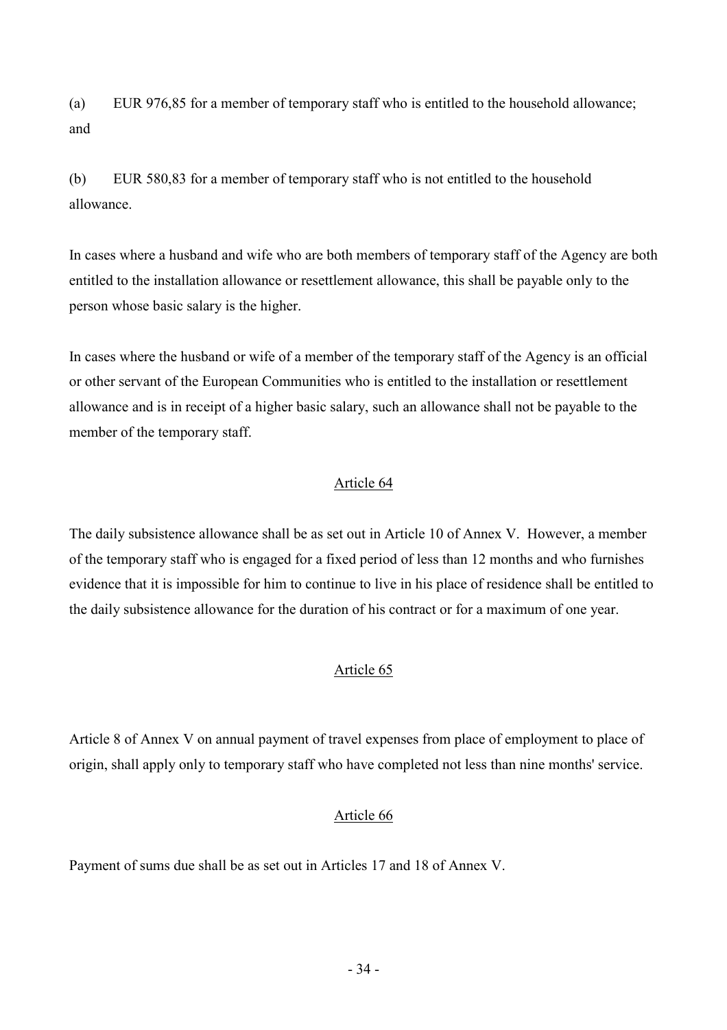(a) EUR 976,85 for a member of temporary staff who is entitled to the household allowance; and

(b) EUR 580,83 for a member of temporary staff who is not entitled to the household allowance.

In cases where a husband and wife who are both members of temporary staff of the Agency are both entitled to the installation allowance or resettlement allowance, this shall be payable only to the person whose basic salary is the higher.

In cases where the husband or wife of a member of the temporary staff of the Agency is an official or other servant of the European Communities who is entitled to the installation or resettlement allowance and is in receipt of a higher basic salary, such an allowance shall not be payable to the member of the temporary staff.

## Article 64

The daily subsistence allowance shall be as set out in Article 10 of Annex V. However, a member of the temporary staff who is engaged for a fixed period of less than 12 months and who furnishes evidence that it is impossible for him to continue to live in his place of residence shall be entitled to the daily subsistence allowance for the duration of his contract or for a maximum of one year.

## Article 65

Article 8 of Annex V on annual payment of travel expenses from place of employment to place of origin, shall apply only to temporary staff who have completed not less than nine months' service.

## Article 66

Payment of sums due shall be as set out in Articles 17 and 18 of Annex V.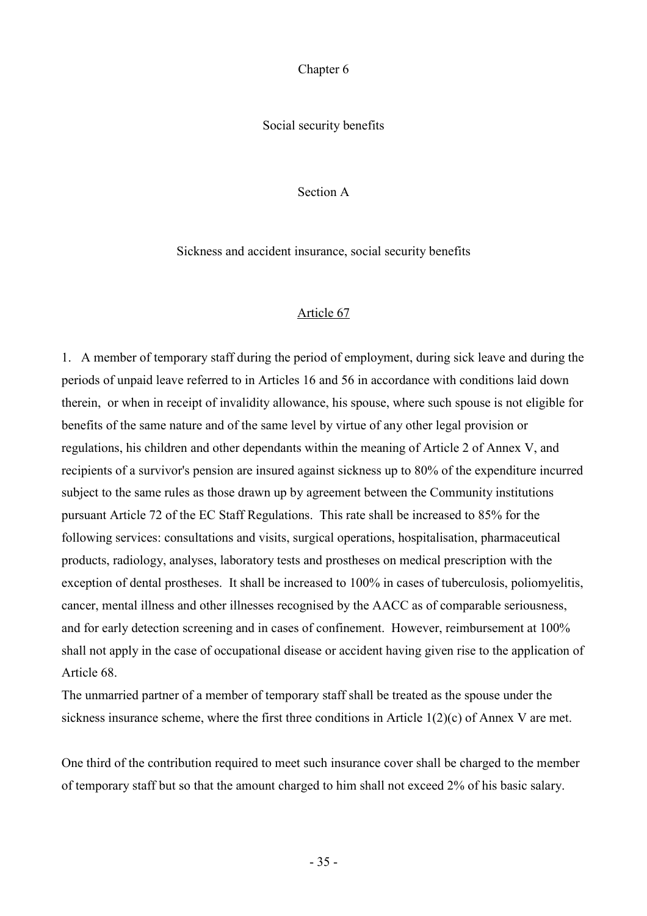# Chapter 6

## Social security benefits

### Section A

### Sickness and accident insurance, social security benefits

#### Article 67

1. A member of temporary staff during the period of employment, during sick leave and during the periods of unpaid leave referred to in Articles 16 and 56 in accordance with conditions laid down therein, or when in receipt of invalidity allowance, his spouse, where such spouse is not eligible for benefits of the same nature and of the same level by virtue of any other legal provision or regulations, his children and other dependants within the meaning of Article 2 of Annex V, and recipients of a survivor's pension are insured against sickness up to 80% of the expenditure incurred subject to the same rules as those drawn up by agreement between the Community institutions pursuant Article 72 of the EC Staff Regulations. This rate shall be increased to 85% for the following services: consultations and visits, surgical operations, hospitalisation, pharmaceutical products, radiology, analyses, laboratory tests and prostheses on medical prescription with the exception of dental prostheses. It shall be increased to 100% in cases of tuberculosis, poliomyelitis, cancer, mental illness and other illnesses recognised by the AACC as of comparable seriousness, and for early detection screening and in cases of confinement. However, reimbursement at 100% shall not apply in the case of occupational disease or accident having given rise to the application of Article 68.

The unmarried partner of a member of temporary staff shall be treated as the spouse under the sickness insurance scheme, where the first three conditions in Article 1(2)(c) of Annex V are met.

One third of the contribution required to meet such insurance cover shall be charged to the member of temporary staff but so that the amount charged to him shall not exceed 2% of his basic salary.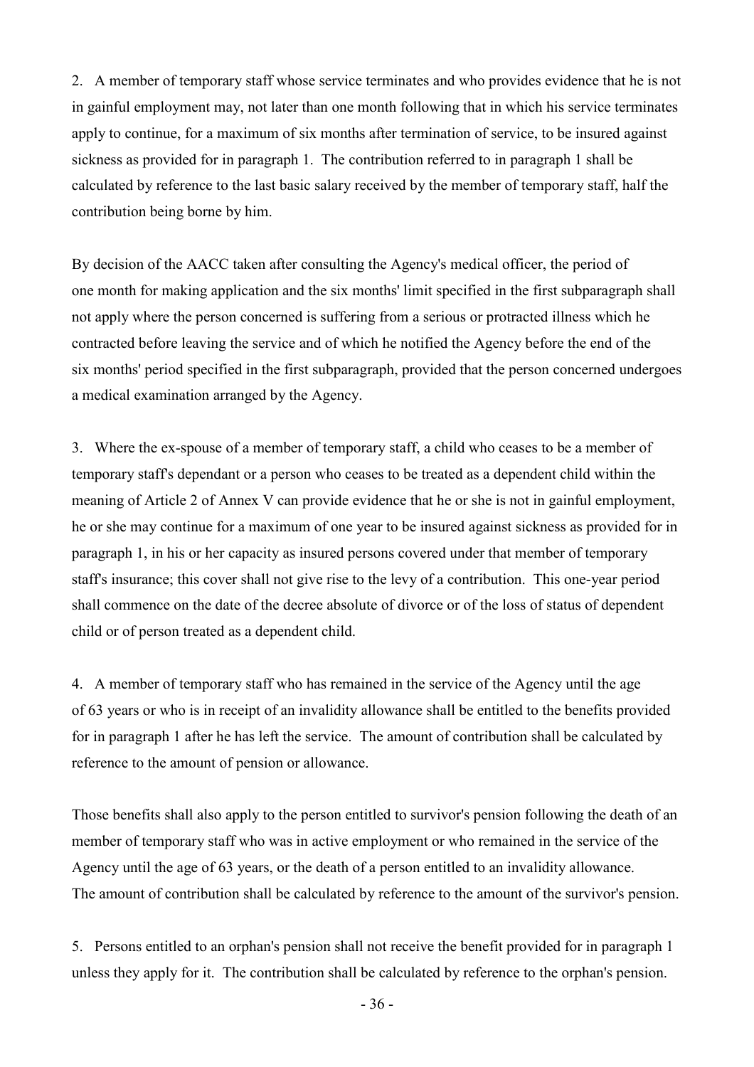2. A member of temporary staff whose service terminates and who provides evidence that he is not in gainful employment may, not later than one month following that in which his service terminates apply to continue, for a maximum of six months after termination of service, to be insured against sickness as provided for in paragraph 1. The contribution referred to in paragraph 1 shall be calculated by reference to the last basic salary received by the member of temporary staff, half the contribution being borne by him.

By decision of the AACC taken after consulting the Agency's medical officer, the period of one month for making application and the six months' limit specified in the first subparagraph shall not apply where the person concerned is suffering from a serious or protracted illness which he contracted before leaving the service and of which he notified the Agency before the end of the six months' period specified in the first subparagraph, provided that the person concerned undergoes a medical examination arranged by the Agency.

3. Where the ex-spouse of a member of temporary staff, a child who ceases to be a member of temporary staff's dependant or a person who ceases to be treated as a dependent child within the meaning of Article 2 of Annex V can provide evidence that he or she is not in gainful employment, he or she may continue for a maximum of one year to be insured against sickness as provided for in paragraph 1, in his or her capacity as insured persons covered under that member of temporary staff's insurance; this cover shall not give rise to the levy of a contribution. This one-year period shall commence on the date of the decree absolute of divorce or of the loss of status of dependent child or of person treated as a dependent child.

4. A member of temporary staff who has remained in the service of the Agency until the age of 63 years or who is in receipt of an invalidity allowance shall be entitled to the benefits provided for in paragraph 1 after he has left the service. The amount of contribution shall be calculated by reference to the amount of pension or allowance.

Those benefits shall also apply to the person entitled to survivor's pension following the death of an member of temporary staff who was in active employment or who remained in the service of the Agency until the age of 63 years, or the death of a person entitled to an invalidity allowance. The amount of contribution shall be calculated by reference to the amount of the survivor's pension.

5. Persons entitled to an orphan's pension shall not receive the benefit provided for in paragraph 1 unless they apply for it. The contribution shall be calculated by reference to the orphan's pension.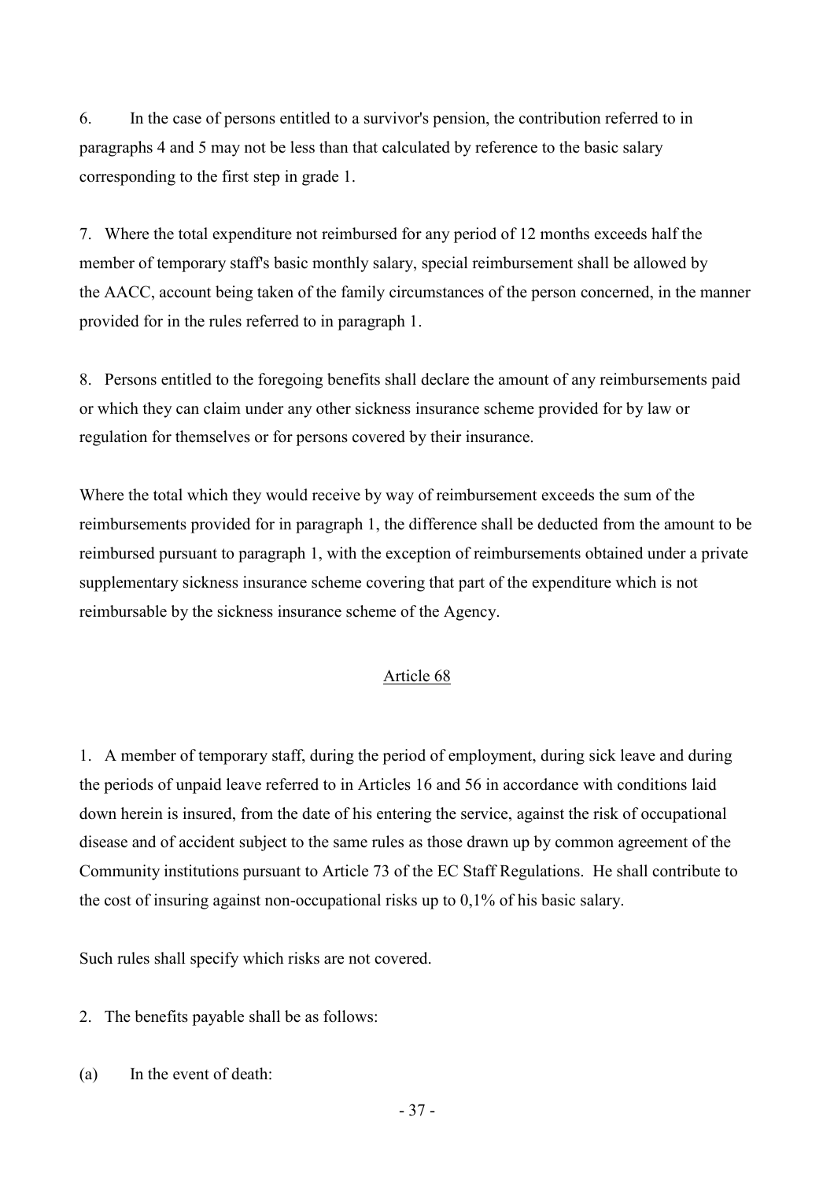6. In the case of persons entitled to a survivor's pension, the contribution referred to in paragraphs 4 and 5 may not be less than that calculated by reference to the basic salary corresponding to the first step in grade 1.

7. Where the total expenditure not reimbursed for any period of 12 months exceeds half the member of temporary staff's basic monthly salary, special reimbursement shall be allowed by the AACC, account being taken of the family circumstances of the person concerned, in the manner provided for in the rules referred to in paragraph 1.

8. Persons entitled to the foregoing benefits shall declare the amount of any reimbursements paid or which they can claim under any other sickness insurance scheme provided for by law or regulation for themselves or for persons covered by their insurance.

Where the total which they would receive by way of reimbursement exceeds the sum of the reimbursements provided for in paragraph 1, the difference shall be deducted from the amount to be reimbursed pursuant to paragraph 1, with the exception of reimbursements obtained under a private supplementary sickness insurance scheme covering that part of the expenditure which is not reimbursable by the sickness insurance scheme of the Agency.

## Article 68

1. A member of temporary staff, during the period of employment, during sick leave and during the periods of unpaid leave referred to in Articles 16 and 56 in accordance with conditions laid down herein is insured, from the date of his entering the service, against the risk of occupational disease and of accident subject to the same rules as those drawn up by common agreement of the Community institutions pursuant to Article 73 of the EC Staff Regulations. He shall contribute to the cost of insuring against non-occupational risks up to 0,1% of his basic salary.

Such rules shall specify which risks are not covered.

2. The benefits payable shall be as follows:

(a) In the event of death: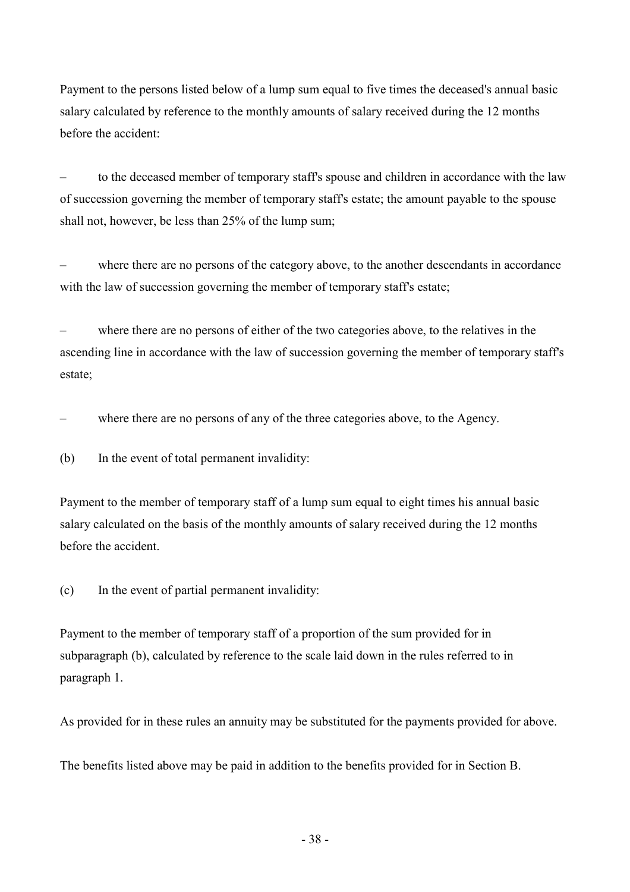Payment to the persons listed below of a lump sum equal to five times the deceased's annual basic salary calculated by reference to the monthly amounts of salary received during the 12 months before the accident:

– to the deceased member of temporary staff's spouse and children in accordance with the law of succession governing the member of temporary staff's estate; the amount payable to the spouse shall not, however, be less than 25% of the lump sum;

– where there are no persons of the category above, to the another descendants in accordance with the law of succession governing the member of temporary staff's estate;

– where there are no persons of either of the two categories above, to the relatives in the ascending line in accordance with the law of succession governing the member of temporary staff's estate;

– where there are no persons of any of the three categories above, to the Agency.

(b) In the event of total permanent invalidity:

Payment to the member of temporary staff of a lump sum equal to eight times his annual basic salary calculated on the basis of the monthly amounts of salary received during the 12 months before the accident.

(c) In the event of partial permanent invalidity:

Payment to the member of temporary staff of a proportion of the sum provided for in subparagraph (b), calculated by reference to the scale laid down in the rules referred to in paragraph 1.

As provided for in these rules an annuity may be substituted for the payments provided for above.

The benefits listed above may be paid in addition to the benefits provided for in Section B.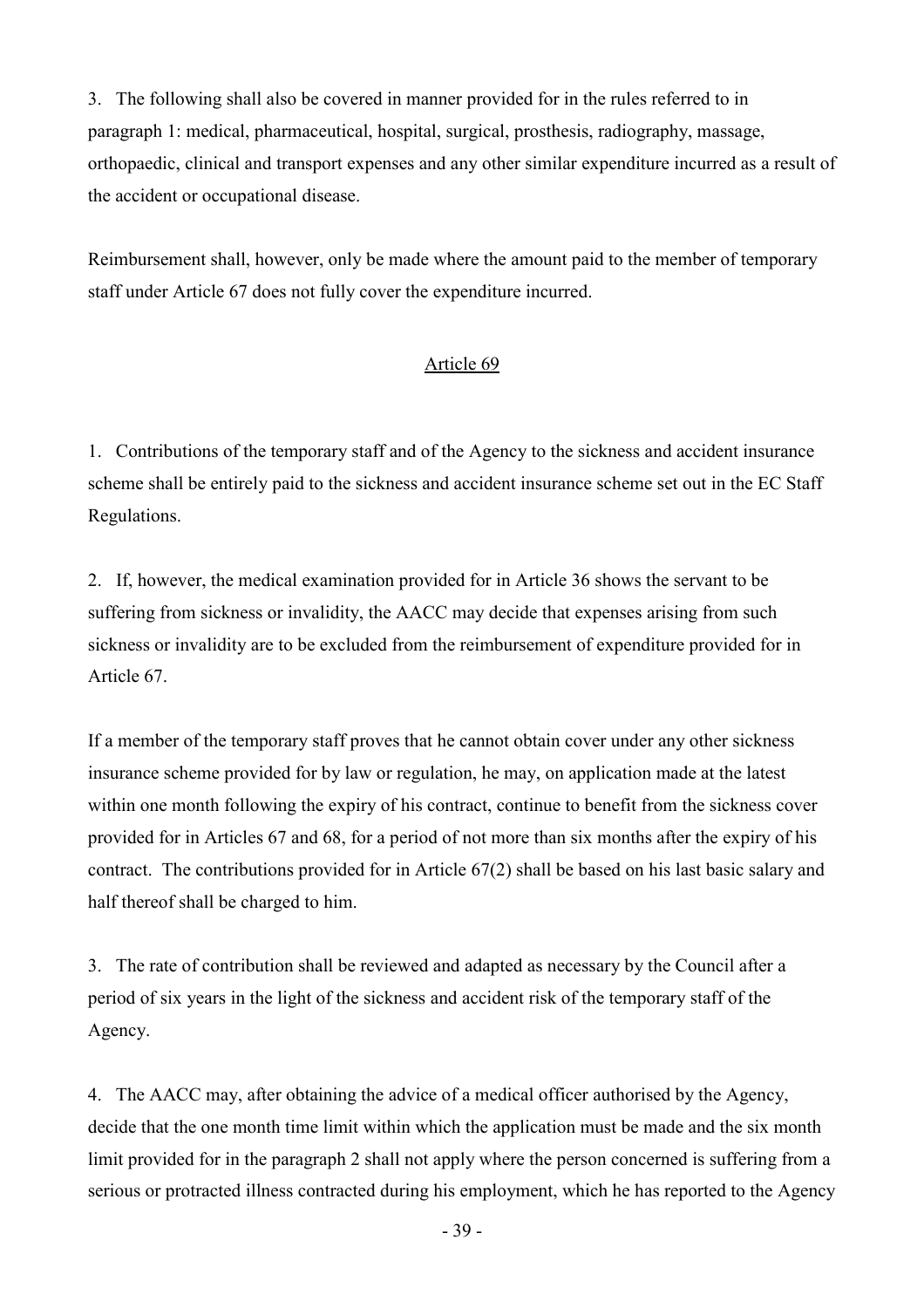3. The following shall also be covered in manner provided for in the rules referred to in paragraph 1: medical, pharmaceutical, hospital, surgical, prosthesis, radiography, massage, orthopaedic, clinical and transport expenses and any other similar expenditure incurred as a result of the accident or occupational disease.

Reimbursement shall, however, only be made where the amount paid to the member of temporary staff under Article 67 does not fully cover the expenditure incurred.

## Article 69

1. Contributions of the temporary staff and of the Agency to the sickness and accident insurance scheme shall be entirely paid to the sickness and accident insurance scheme set out in the EC Staff Regulations.

2. If, however, the medical examination provided for in Article 36 shows the servant to be suffering from sickness or invalidity, the AACC may decide that expenses arising from such sickness or invalidity are to be excluded from the reimbursement of expenditure provided for in Article 67.

If a member of the temporary staff proves that he cannot obtain cover under any other sickness insurance scheme provided for by law or regulation, he may, on application made at the latest within one month following the expiry of his contract, continue to benefit from the sickness cover provided for in Articles 67 and 68, for a period of not more than six months after the expiry of his contract. The contributions provided for in Article 67(2) shall be based on his last basic salary and half thereof shall be charged to him.

3. The rate of contribution shall be reviewed and adapted as necessary by the Council after a period of six years in the light of the sickness and accident risk of the temporary staff of the Agency.

4. The AACC may, after obtaining the advice of a medical officer authorised by the Agency, decide that the one month time limit within which the application must be made and the six month limit provided for in the paragraph 2 shall not apply where the person concerned is suffering from a serious or protracted illness contracted during his employment, which he has reported to the Agency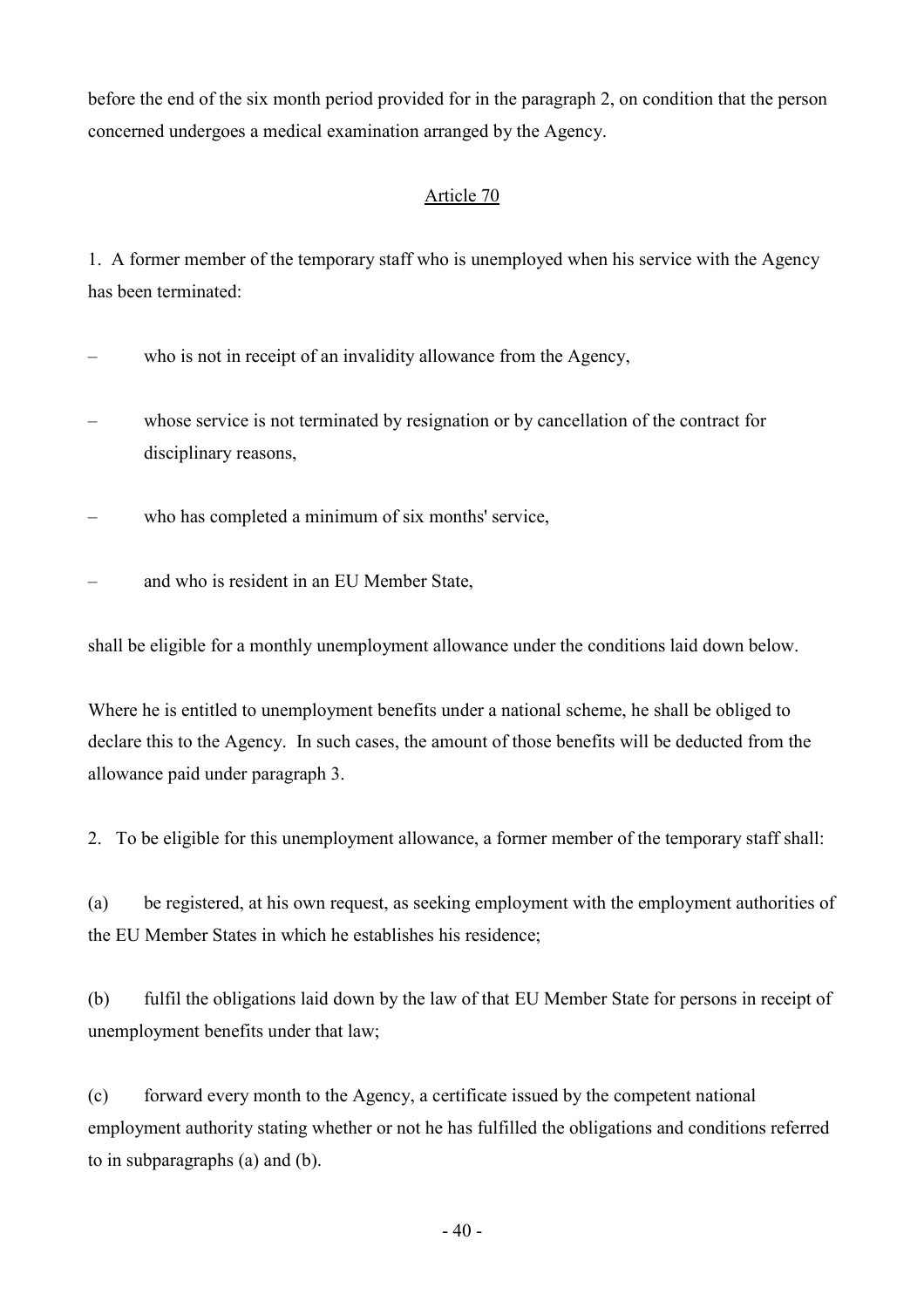before the end of the six month period provided for in the paragraph 2, on condition that the person concerned undergoes a medical examination arranged by the Agency.

## Article 70

1. A former member of the temporary staff who is unemployed when his service with the Agency has been terminated:

– who is not in receipt of an invalidity allowance from the Agency,

– whose service is not terminated by resignation or by cancellation of the contract for disciplinary reasons,

– who has completed a minimum of six months' service,

– and who is resident in an EU Member State,

shall be eligible for a monthly unemployment allowance under the conditions laid down below.

Where he is entitled to unemployment benefits under a national scheme, he shall be obliged to declare this to the Agency. In such cases, the amount of those benefits will be deducted from the allowance paid under paragraph 3.

2. To be eligible for this unemployment allowance, a former member of the temporary staff shall:

(a) be registered, at his own request, as seeking employment with the employment authorities of the EU Member States in which he establishes his residence;

(b) fulfil the obligations laid down by the law of that EU Member State for persons in receipt of unemployment benefits under that law;

(c) forward every month to the Agency, a certificate issued by the competent national employment authority stating whether or not he has fulfilled the obligations and conditions referred to in subparagraphs (a) and (b).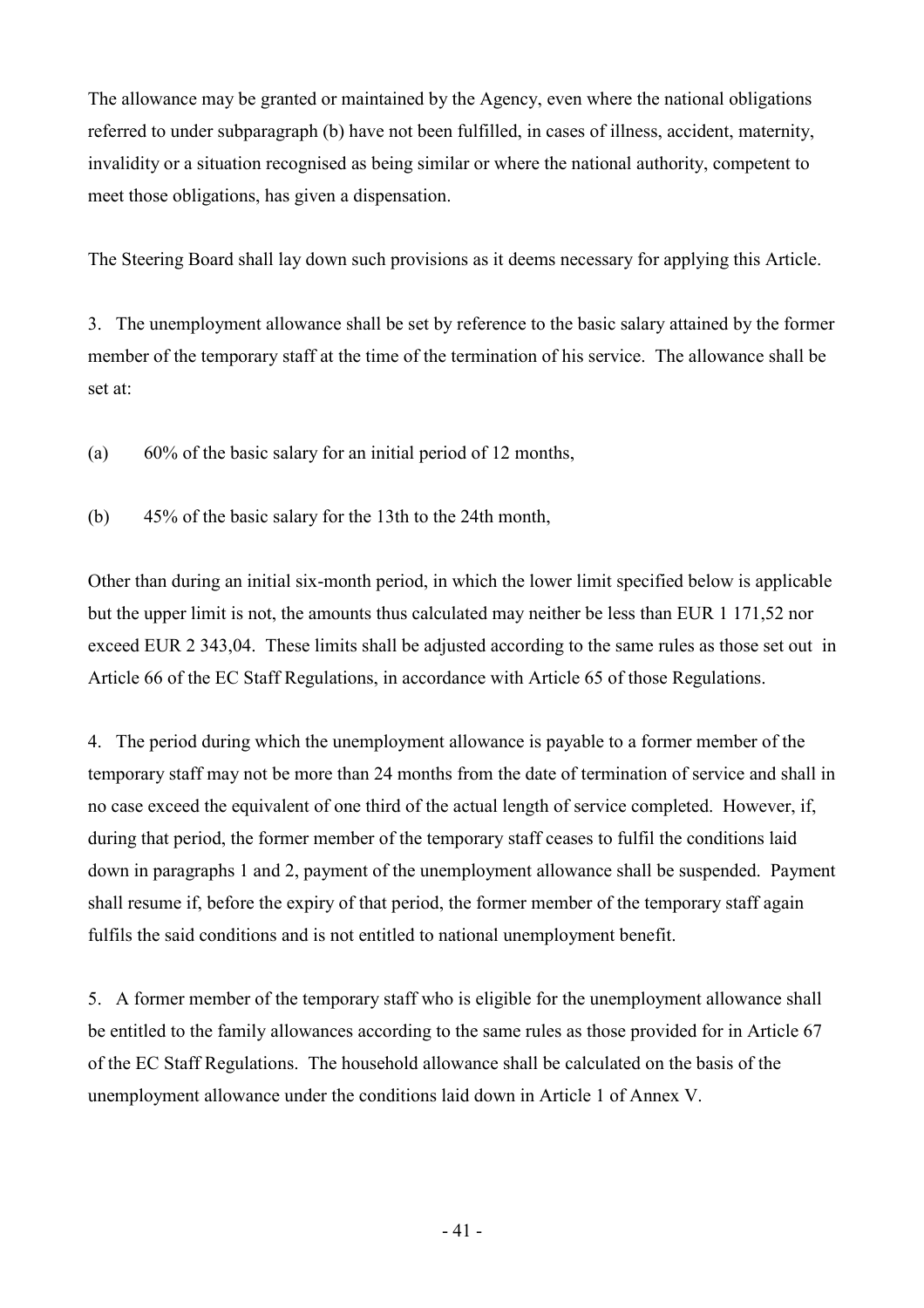The allowance may be granted or maintained by the Agency, even where the national obligations referred to under subparagraph (b) have not been fulfilled, in cases of illness, accident, maternity, invalidity or a situation recognised as being similar or where the national authority, competent to meet those obligations, has given a dispensation.

The Steering Board shall lay down such provisions as it deems necessary for applying this Article.

3. The unemployment allowance shall be set by reference to the basic salary attained by the former member of the temporary staff at the time of the termination of his service. The allowance shall be set at:

(a) 60% of the basic salary for an initial period of 12 months,

(b) 45% of the basic salary for the 13th to the 24th month,

Other than during an initial six-month period, in which the lower limit specified below is applicable but the upper limit is not, the amounts thus calculated may neither be less than EUR 1 171,52 nor exceed EUR 2 343,04. These limits shall be adjusted according to the same rules as those set out in Article 66 of the EC Staff Regulations, in accordance with Article 65 of those Regulations.

4. The period during which the unemployment allowance is payable to a former member of the temporary staff may not be more than 24 months from the date of termination of service and shall in no case exceed the equivalent of one third of the actual length of service completed. However, if, during that period, the former member of the temporary staff ceases to fulfil the conditions laid down in paragraphs 1 and 2, payment of the unemployment allowance shall be suspended. Payment shall resume if, before the expiry of that period, the former member of the temporary staff again fulfils the said conditions and is not entitled to national unemployment benefit.

5. A former member of the temporary staff who is eligible for the unemployment allowance shall be entitled to the family allowances according to the same rules as those provided for in Article 67 of the EC Staff Regulations. The household allowance shall be calculated on the basis of the unemployment allowance under the conditions laid down in Article 1 of Annex V.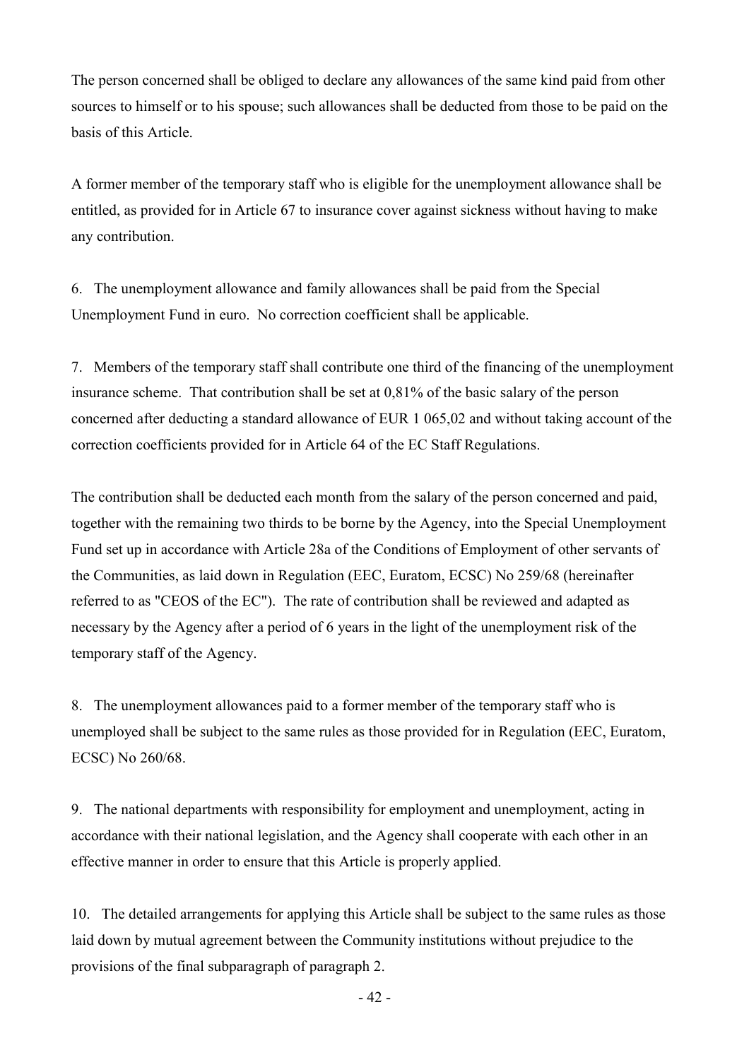The person concerned shall be obliged to declare any allowances of the same kind paid from other sources to himself or to his spouse; such allowances shall be deducted from those to be paid on the basis of this Article.

A former member of the temporary staff who is eligible for the unemployment allowance shall be entitled, as provided for in Article 67 to insurance cover against sickness without having to make any contribution.

6. The unemployment allowance and family allowances shall be paid from the Special Unemployment Fund in euro. No correction coefficient shall be applicable.

7. Members of the temporary staff shall contribute one third of the financing of the unemployment insurance scheme. That contribution shall be set at 0,81% of the basic salary of the person concerned after deducting a standard allowance of EUR 1 065,02 and without taking account of the correction coefficients provided for in Article 64 of the EC Staff Regulations.

The contribution shall be deducted each month from the salary of the person concerned and paid, together with the remaining two thirds to be borne by the Agency, into the Special Unemployment Fund set up in accordance with Article 28a of the Conditions of Employment of other servants of the Communities, as laid down in Regulation (EEC, Euratom, ECSC) No 259/68 (hereinafter referred to as "CEOS of the EC"). The rate of contribution shall be reviewed and adapted as necessary by the Agency after a period of 6 years in the light of the unemployment risk of the temporary staff of the Agency.

8. The unemployment allowances paid to a former member of the temporary staff who is unemployed shall be subject to the same rules as those provided for in Regulation (EEC, Euratom, ECSC) No 260/68.

9. The national departments with responsibility for employment and unemployment, acting in accordance with their national legislation, and the Agency shall cooperate with each other in an effective manner in order to ensure that this Article is properly applied.

10. The detailed arrangements for applying this Article shall be subject to the same rules as those laid down by mutual agreement between the Community institutions without prejudice to the provisions of the final subparagraph of paragraph 2.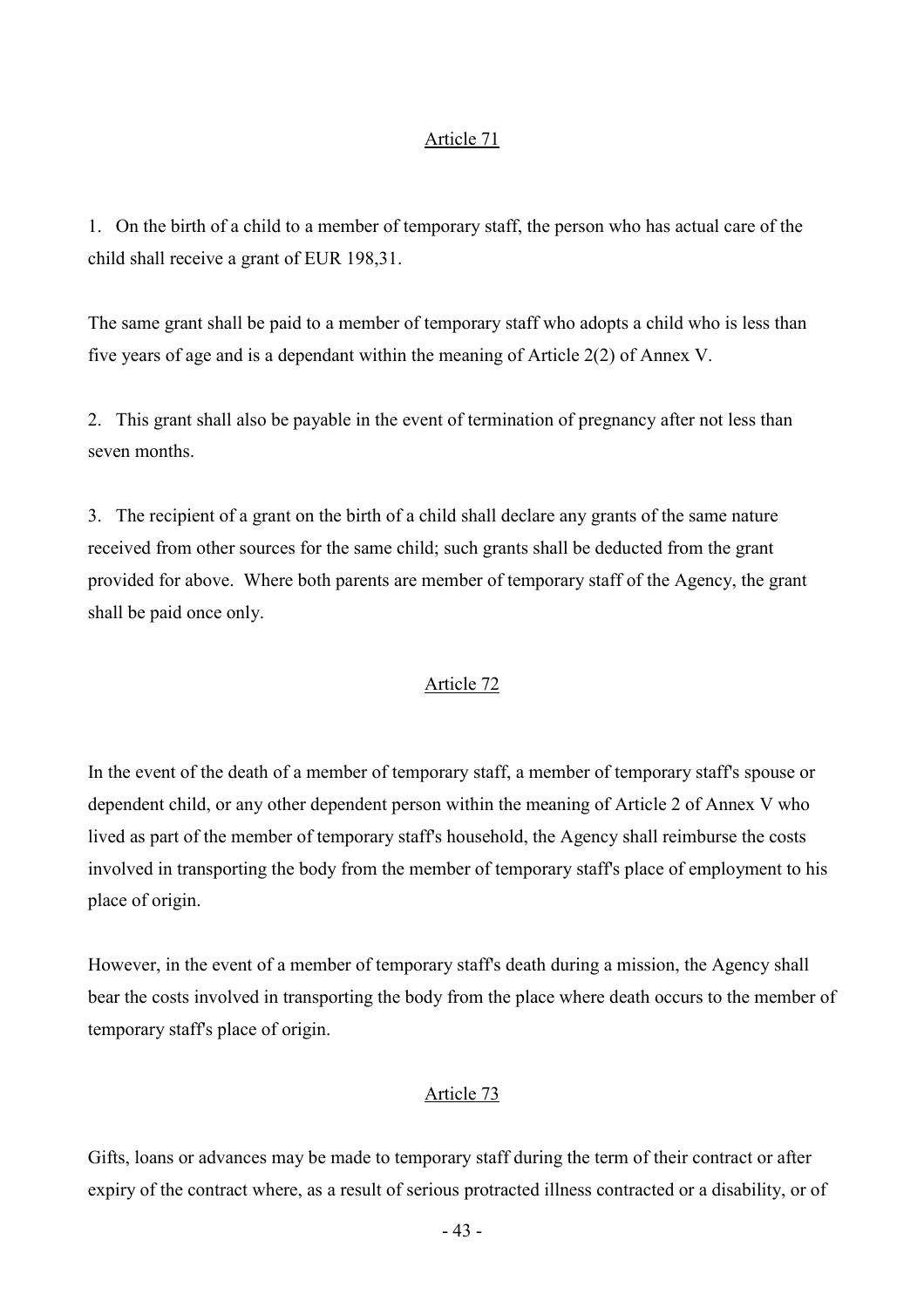## Article 71

1. On the birth of a child to a member of temporary staff, the person who has actual care of the child shall receive a grant of EUR 198,31.

The same grant shall be paid to a member of temporary staff who adopts a child who is less than five years of age and is a dependant within the meaning of Article 2(2) of Annex V.

2. This grant shall also be payable in the event of termination of pregnancy after not less than seven months.

3. The recipient of a grant on the birth of a child shall declare any grants of the same nature received from other sources for the same child; such grants shall be deducted from the grant provided for above. Where both parents are member of temporary staff of the Agency, the grant shall be paid once only.

## Article 72

In the event of the death of a member of temporary staff, a member of temporary staff's spouse or dependent child, or any other dependent person within the meaning of Article 2 of Annex V who lived as part of the member of temporary staff's household, the Agency shall reimburse the costs involved in transporting the body from the member of temporary staff's place of employment to his place of origin.

However, in the event of a member of temporary staff's death during a mission, the Agency shall bear the costs involved in transporting the body from the place where death occurs to the member of temporary staff's place of origin.

## Article 73

Gifts, loans or advances may be made to temporary staff during the term of their contract or after expiry of the contract where, as a result of serious protracted illness contracted or a disability, or of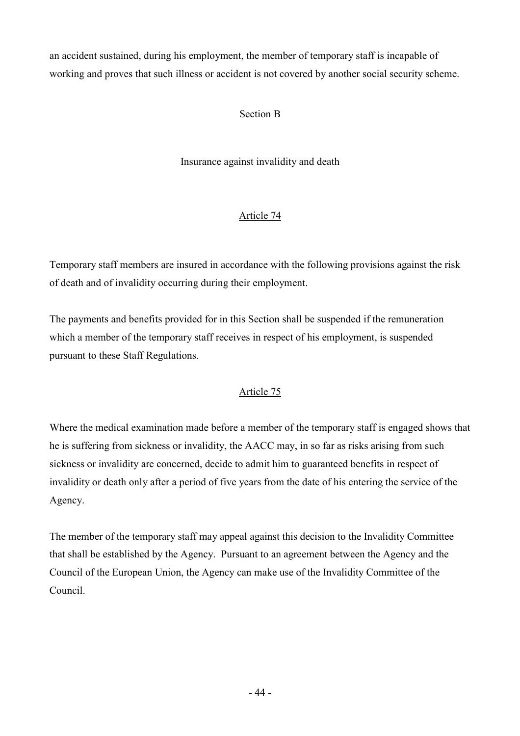an accident sustained, during his employment, the member of temporary staff is incapable of working and proves that such illness or accident is not covered by another social security scheme.

## Section B

## Insurance against invalidity and death

### Article 74

Temporary staff members are insured in accordance with the following provisions against the risk of death and of invalidity occurring during their employment.

The payments and benefits provided for in this Section shall be suspended if the remuneration which a member of the temporary staff receives in respect of his employment, is suspended pursuant to these Staff Regulations.

### Article 75

Where the medical examination made before a member of the temporary staff is engaged shows that he is suffering from sickness or invalidity, the AACC may, in so far as risks arising from such sickness or invalidity are concerned, decide to admit him to guaranteed benefits in respect of invalidity or death only after a period of five years from the date of his entering the service of the Agency.

The member of the temporary staff may appeal against this decision to the Invalidity Committee that shall be established by the Agency. Pursuant to an agreement between the Agency and the Council of the European Union, the Agency can make use of the Invalidity Committee of the Council.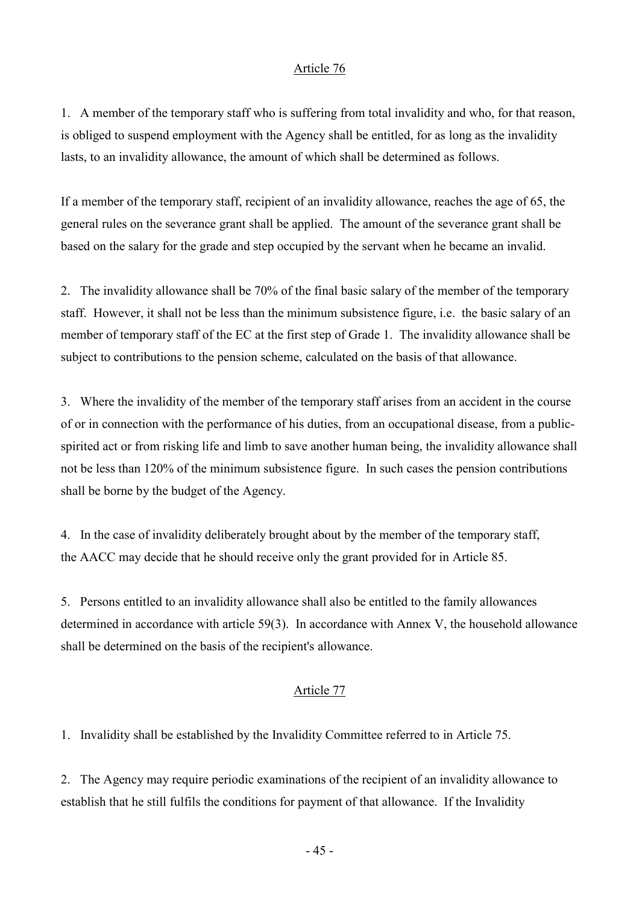## Article 76

1. A member of the temporary staff who is suffering from total invalidity and who, for that reason, is obliged to suspend employment with the Agency shall be entitled, for as long as the invalidity lasts, to an invalidity allowance, the amount of which shall be determined as follows.

If a member of the temporary staff, recipient of an invalidity allowance, reaches the age of 65, the general rules on the severance grant shall be applied. The amount of the severance grant shall be based on the salary for the grade and step occupied by the servant when he became an invalid.

2. The invalidity allowance shall be 70% of the final basic salary of the member of the temporary staff. However, it shall not be less than the minimum subsistence figure, i.e. the basic salary of an member of temporary staff of the EC at the first step of Grade 1. The invalidity allowance shall be subject to contributions to the pension scheme, calculated on the basis of that allowance.

3. Where the invalidity of the member of the temporary staff arises from an accident in the course of or in connection with the performance of his duties, from an occupational disease, from a public-spirited act or from risking life and limb to save another human being, the invalidity allowance shall not be less than 120% of the minimum subsistence figure. In such cases the pension contributions shall be borne by the budget of the Agency.

4. In the case of invalidity deliberately brought about by the member of the temporary staff, the AACC may decide that he should receive only the grant provided for in Article 85.

5. Persons entitled to an invalidity allowance shall also be entitled to the family allowances determined in accordance with article 59(3). In accordance with Annex V, the household allowance shall be determined on the basis of the recipient's allowance.

## Article 77

1. Invalidity shall be established by the Invalidity Committee referred to in Article 75.

2. The Agency may require periodic examinations of the recipient of an invalidity allowance to establish that he still fulfils the conditions for payment of that allowance. If the Invalidity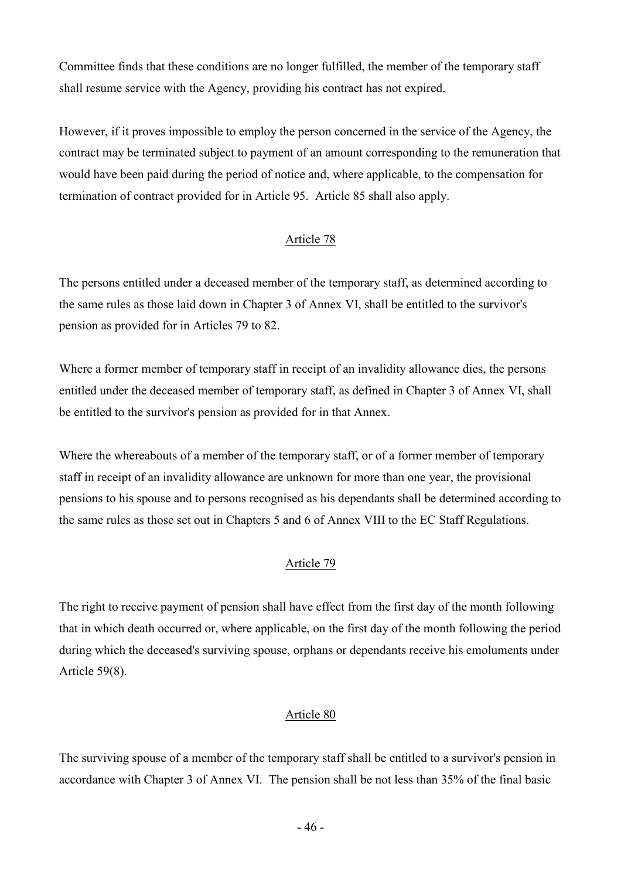Committee finds that these conditions are no longer fulfilled, the member of the temporary staff shall resume service with the Agency, providing his contract has not expired.

However, if it proves impossible to employ the person concerned in the service of the Agency, the contract may be terminated subject to payment of an amount corresponding to the remuneration that would have been paid during the period of notice and, where applicable, to the compensation for termination of contract provided for in Article 95. Article 85 shall also apply.

## Article 78

The persons entitled under a deceased member of the temporary staff, as determined according to the same rules as those laid down in Chapter 3 of Annex VI, shall be entitled to the survivor's pension as provided for in Articles 79 to 82.

Where a former member of temporary staff in receipt of an invalidity allowance dies, the persons entitled under the deceased member of temporary staff, as defined in Chapter 3 of Annex VI, shall be entitled to the survivor's pension as provided for in that Annex.

Where the whereabouts of a member of the temporary staff, or of a former member of temporary staff in receipt of an invalidity allowance are unknown for more than one year, the provisional pensions to his spouse and to persons recognised as his dependants shall be determined according to the same rules as those set out in Chapters 5 and 6 of Annex VIII to the EC Staff Regulations.

## Article 79

The right to receive payment of pension shall have effect from the first day of the month following that in which death occurred or, where applicable, on the first day of the month following the period during which the deceased's surviving spouse, orphans or dependants receive his emoluments under Article 59(8).

## Article 80

The surviving spouse of a member of the temporary staff shall be entitled to a survivor's pension in accordance with Chapter 3 of Annex VI. The pension shall be not less than 35% of the final basic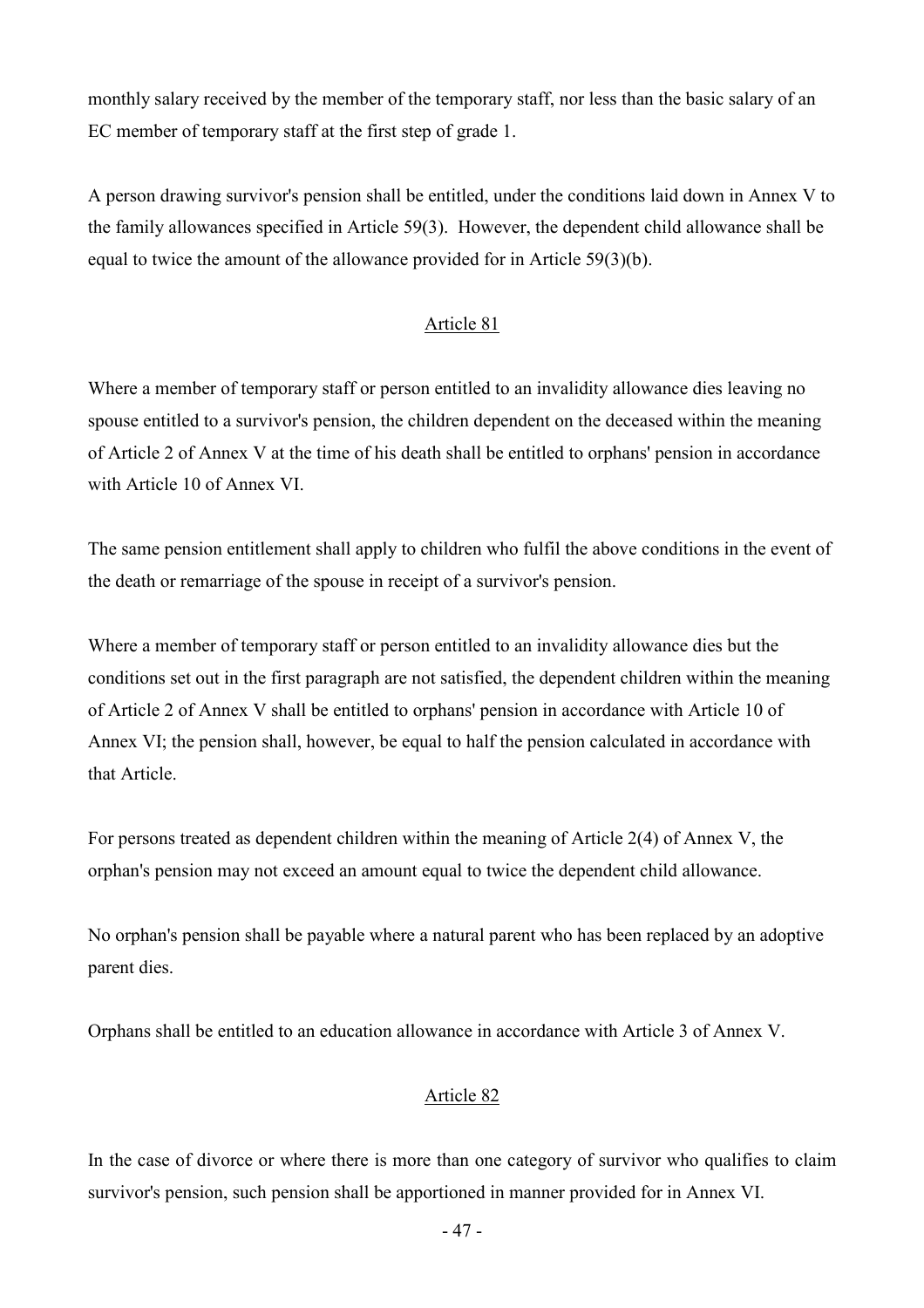monthly salary received by the member of the temporary staff, nor less than the basic salary of an EC member of temporary staff at the first step of grade 1.

A person drawing survivor's pension shall be entitled, under the conditions laid down in Annex V to the family allowances specified in Article 59(3). However, the dependent child allowance shall be equal to twice the amount of the allowance provided for in Article 59(3)(b).

## Article 81

Where a member of temporary staff or person entitled to an invalidity allowance dies leaving no spouse entitled to a survivor's pension, the children dependent on the deceased within the meaning of Article 2 of Annex V at the time of his death shall be entitled to orphans' pension in accordance with Article 10 of Annex VI.

The same pension entitlement shall apply to children who fulfil the above conditions in the event of the death or remarriage of the spouse in receipt of a survivor's pension.

Where a member of temporary staff or person entitled to an invalidity allowance dies but the conditions set out in the first paragraph are not satisfied, the dependent children within the meaning of Article 2 of Annex V shall be entitled to orphans' pension in accordance with Article 10 of Annex VI; the pension shall, however, be equal to half the pension calculated in accordance with that Article.

For persons treated as dependent children within the meaning of Article 2(4) of Annex V, the orphan's pension may not exceed an amount equal to twice the dependent child allowance.

No orphan's pension shall be payable where a natural parent who has been replaced by an adoptive parent dies.

Orphans shall be entitled to an education allowance in accordance with Article 3 of Annex V.

## Article 82

In the case of divorce or where there is more than one category of survivor who qualifies to claim survivor's pension, such pension shall be apportioned in manner provided for in Annex VI.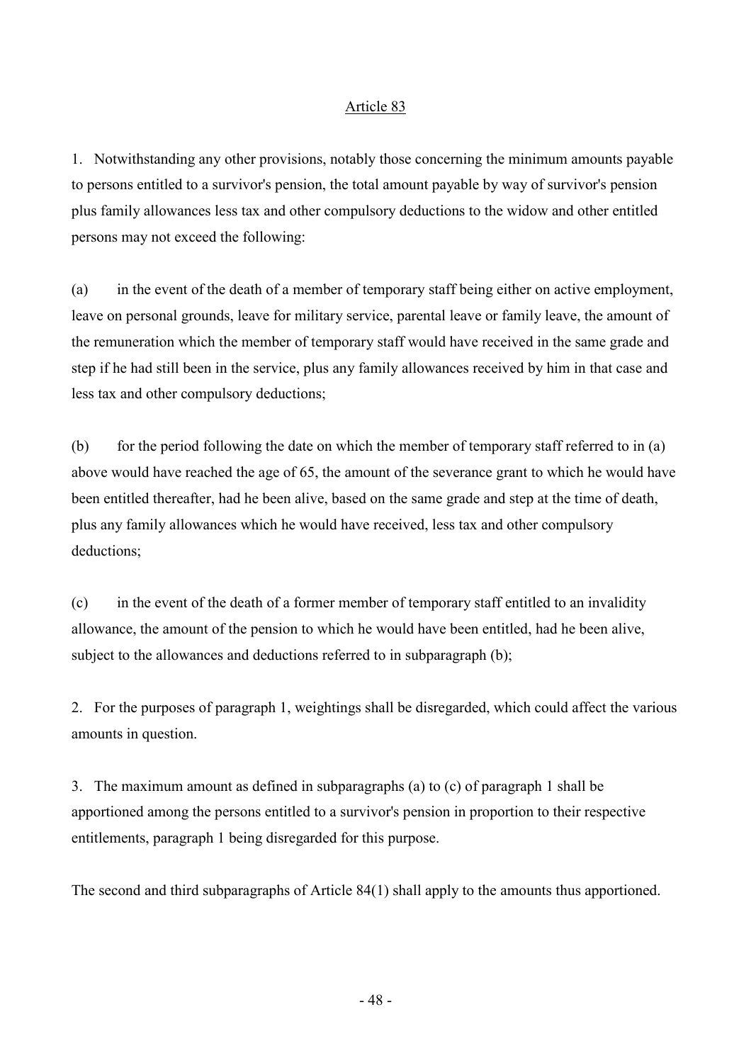Article 83

1. Notwithstanding any other provisions, notably those concerning the minimum amounts payable to persons entitled to a survivor's pension, the total amount payable by way of survivor's pension plus family allowances less tax and other compulsory deductions to the widow and other entitled persons may not exceed the following:

(a) in the event of the death of a member of temporary staff being either on active employment, leave on personal grounds, leave for military service, parental leave or family leave, the amount of the remuneration which the member of temporary staff would have received in the same grade and step if he had still been in the service, plus any family allowances received by him in that case and less tax and other compulsory deductions;

(b) for the period following the date on which the member of temporary staff referred to in (a) above would have reached the age of 65, the amount of the severance grant to which he would have been entitled thereafter, had he been alive, based on the same grade and step at the time of death, plus any family allowances which he would have received, less tax and other compulsory deductions;

(c) in the event of the death of a former member of temporary staff entitled to an invalidity allowance, the amount of the pension to which he would have been entitled, had he been alive, subject to the allowances and deductions referred to in subparagraph (b);

2. For the purposes of paragraph 1, weightings shall be disregarded, which could affect the various amounts in question.

3. The maximum amount as defined in subparagraphs (a) to (c) of paragraph 1 shall be apportioned among the persons entitled to a survivor's pension in proportion to their respective entitlements, paragraph 1 being disregarded for this purpose.

The second and third subparagraphs of Article 84(1) shall apply to the amounts thus apportioned.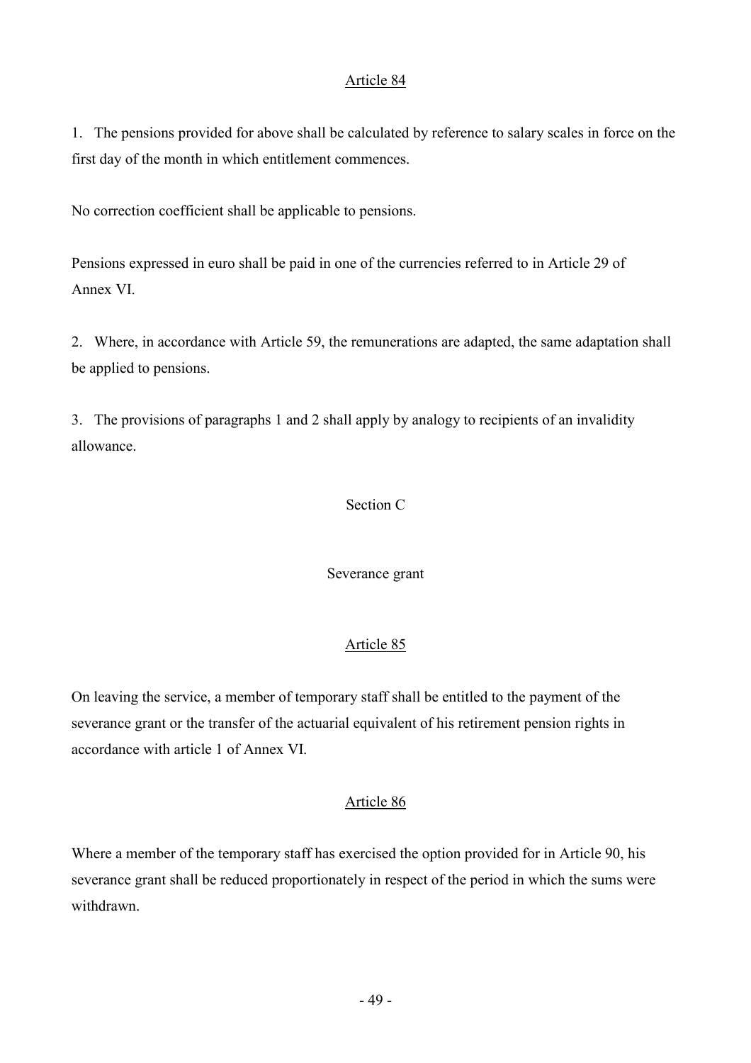### Article 84

1. The pensions provided for above shall be calculated by reference to salary scales in force on the first day of the month in which entitlement commences.

No correction coefficient shall be applicable to pensions.

Pensions expressed in euro shall be paid in one of the currencies referred to in Article 29 of Annex VI.

2. Where, in accordance with Article 59, the remunerations are adapted, the same adaptation shall be applied to pensions.

3. The provisions of paragraphs 1 and 2 shall apply by analogy to recipients of an invalidity allowance.

## Section C

## Severance grant

### Article 85

On leaving the service, a member of temporary staff shall be entitled to the payment of the severance grant or the transfer of the actuarial equivalent of his retirement pension rights in accordance with article 1 of Annex VI.

### Article 86

Where a member of the temporary staff has exercised the option provided for in Article 90, his severance grant shall be reduced proportionately in respect of the period in which the sums were withdrawn.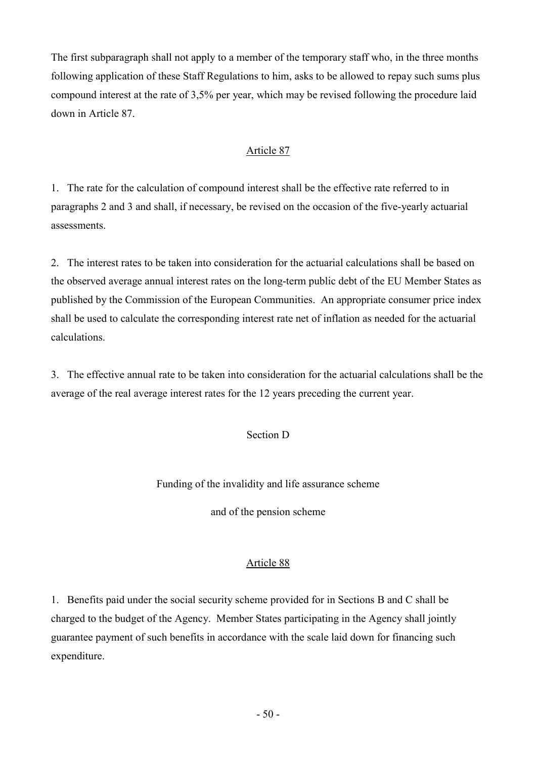The first subparagraph shall not apply to a member of the temporary staff who, in the three months following application of these Staff Regulations to him, asks to be allowed to repay such sums plus compound interest at the rate of 3,5% per year, which may be revised following the procedure laid down in Article 87.

### Article 87

1. The rate for the calculation of compound interest shall be the effective rate referred to in paragraphs 2 and 3 and shall, if necessary, be revised on the occasion of the five-yearly actuarial assessments.

2. The interest rates to be taken into consideration for the actuarial calculations shall be based on the observed average annual interest rates on the long-term public debt of the EU Member States as published by the Commission of the European Communities. An appropriate consumer price index shall be used to calculate the corresponding interest rate net of inflation as needed for the actuarial calculations.

3. The effective annual rate to be taken into consideration for the actuarial calculations shall be the average of the real average interest rates for the 12 years preceding the current year.

## Section D

## Funding of the invalidity and life assurance scheme and of the pension scheme

### Article 88

1. Benefits paid under the social security scheme provided for in Sections B and C shall be charged to the budget of the Agency. Member States participating in the Agency shall jointly guarantee payment of such benefits in accordance with the scale laid down for financing such expenditure.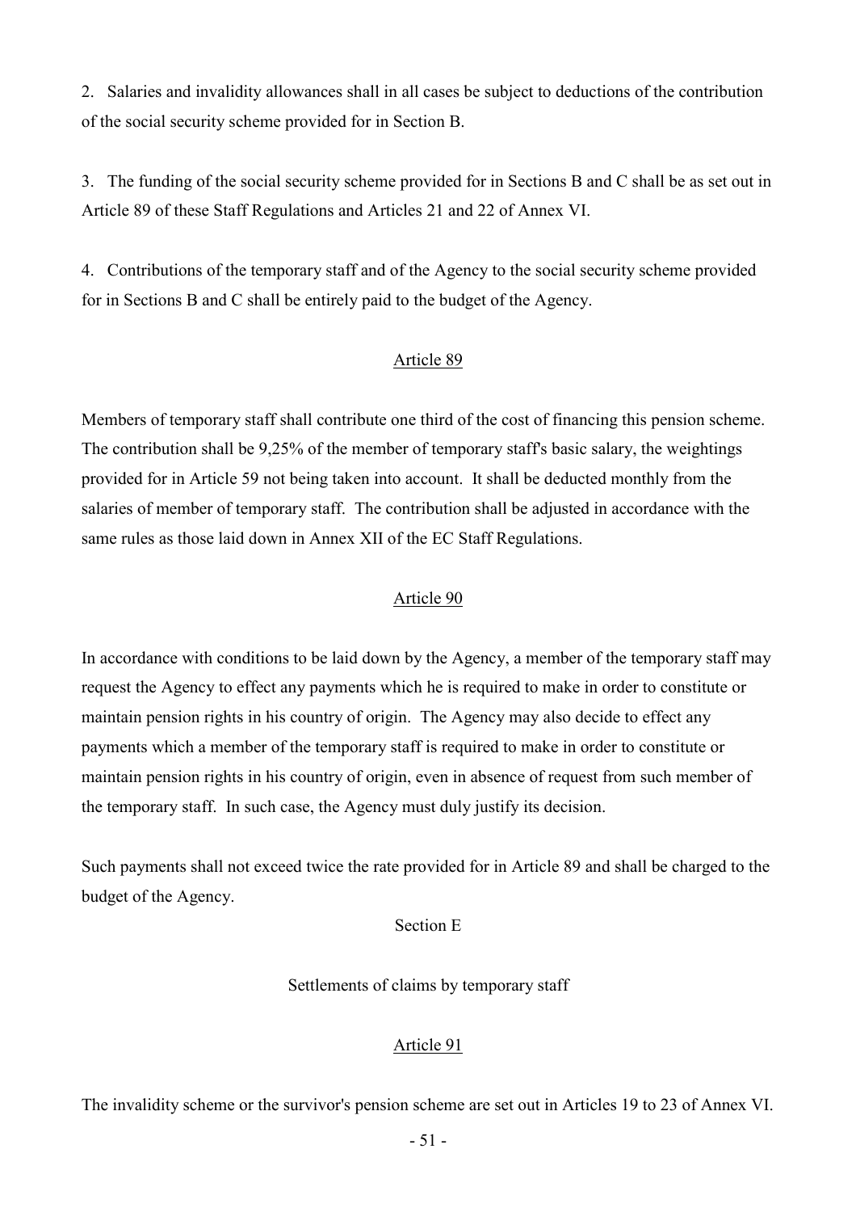2. Salaries and invalidity allowances shall in all cases be subject to deductions of the contribution of the social security scheme provided for in Section B.

3. The funding of the social security scheme provided for in Sections B and C shall be as set out in Article 89 of these Staff Regulations and Articles 21 and 22 of Annex VI.

4. Contributions of the temporary staff and of the Agency to the social security scheme provided for in Sections B and C shall be entirely paid to the budget of the Agency.

### Article 89

Members of temporary staff shall contribute one third of the cost of financing this pension scheme. The contribution shall be 9,25% of the member of temporary staff's basic salary, the weightings provided for in Article 59 not being taken into account. It shall be deducted monthly from the salaries of member of temporary staff. The contribution shall be adjusted in accordance with the same rules as those laid down in Annex XII of the EC Staff Regulations.

### Article 90

In accordance with conditions to be laid down by the Agency, a member of the temporary staff may request the Agency to effect any payments which he is required to make in order to constitute or maintain pension rights in his country of origin. The Agency may also decide to effect any payments which a member of the temporary staff is required to make in order to constitute or maintain pension rights in his country of origin, even in absence of request from such member of the temporary staff. In such case, the Agency must duly justify its decision.

Such payments shall not exceed twice the rate provided for in Article 89 and shall be charged to the budget of the Agency.

## Section E

## Settlements of claims by temporary staff

### Article 91

The invalidity scheme or the survivor's pension scheme are set out in Articles 19 to 23 of Annex VI.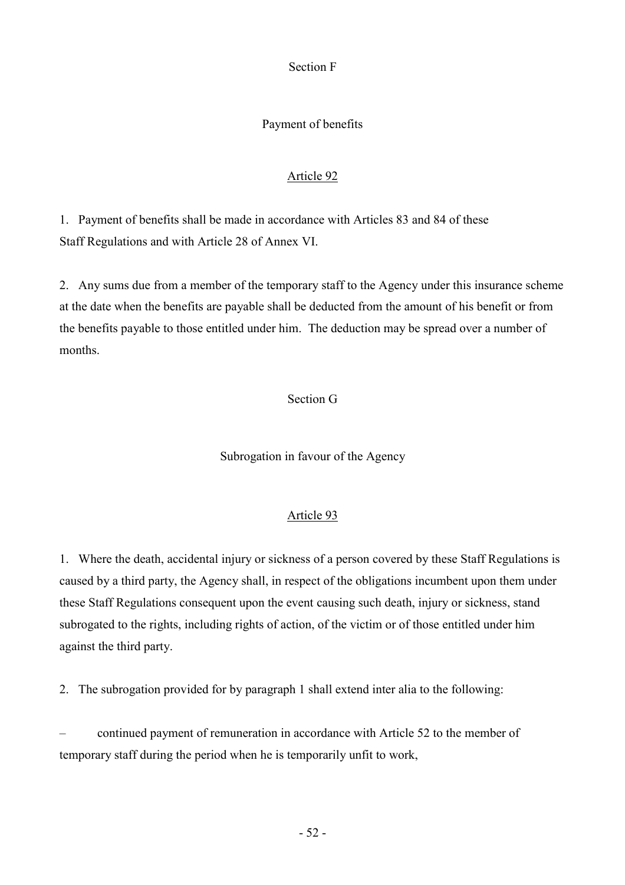## Section F

## Payment of benefits

### Article 92

1. Payment of benefits shall be made in accordance with Articles 83 and 84 of these Staff Regulations and with Article 28 of Annex VI.

2. Any sums due from a member of the temporary staff to the Agency under this insurance scheme at the date when the benefits are payable shall be deducted from the amount of his benefit or from the benefits payable to those entitled under him. The deduction may be spread over a number of months.

## Section G

## Subrogation in favour of the Agency

### Article 93

1. Where the death, accidental injury or sickness of a person covered by these Staff Regulations is caused by a third party, the Agency shall, in respect of the obligations incumbent upon them under these Staff Regulations consequent upon the event causing such death, injury or sickness, stand subrogated to the rights, including rights of action, of the victim or of those entitled under him against the third party.

2. The subrogation provided for by paragraph 1 shall extend inter alia to the following:

– continued payment of remuneration in accordance with Article 52 to the member of temporary staff during the period when he is temporarily unfit to work,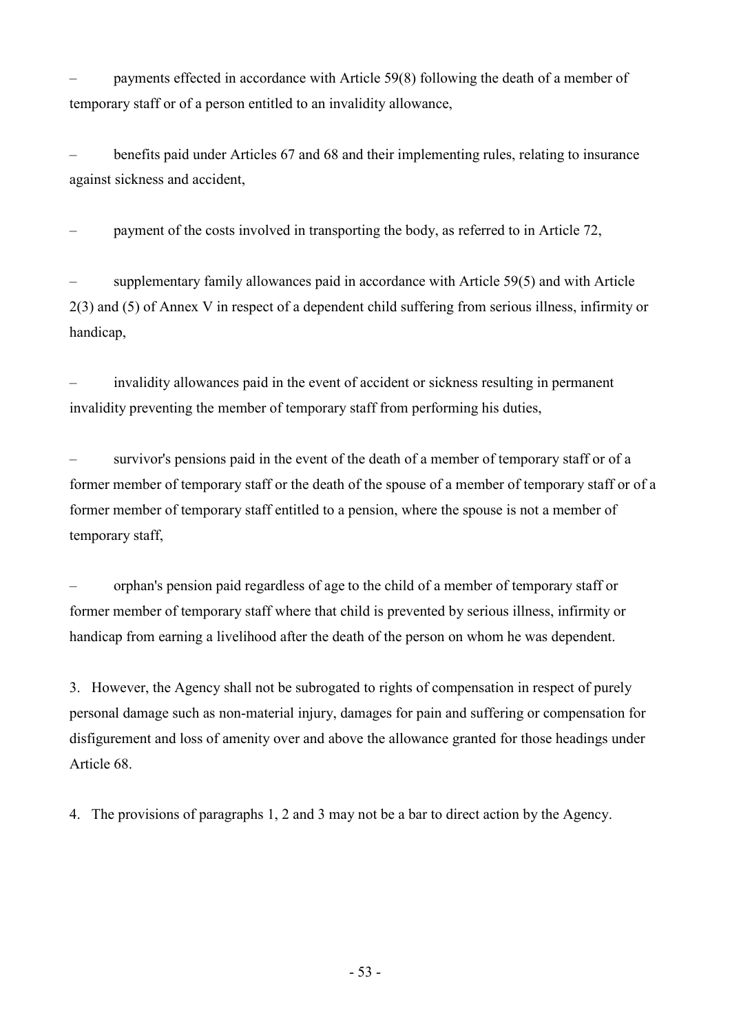– payments effected in accordance with Article 59(8) following the death of a member of temporary staff or of a person entitled to an invalidity allowance,

– benefits paid under Articles 67 and 68 and their implementing rules, relating to insurance against sickness and accident,

– payment of the costs involved in transporting the body, as referred to in Article 72,

– supplementary family allowances paid in accordance with Article 59(5) and with Article 2(3) and (5) of Annex V in respect of a dependent child suffering from serious illness, infirmity or handicap,

– invalidity allowances paid in the event of accident or sickness resulting in permanent invalidity preventing the member of temporary staff from performing his duties,

– survivor's pensions paid in the event of the death of a member of temporary staff or of a former member of temporary staff or the death of the spouse of a member of temporary staff or of a former member of temporary staff entitled to a pension, where the spouse is not a member of temporary staff,

– orphan's pension paid regardless of age to the child of a member of temporary staff or former member of temporary staff where that child is prevented by serious illness, infirmity or handicap from earning a livelihood after the death of the person on whom he was dependent.

3. However, the Agency shall not be subrogated to rights of compensation in respect of purely personal damage such as non-material injury, damages for pain and suffering or compensation for disfigurement and loss of amenity over and above the allowance granted for those headings under Article 68.

4. The provisions of paragraphs 1, 2 and 3 may not be a bar to direct action by the Agency.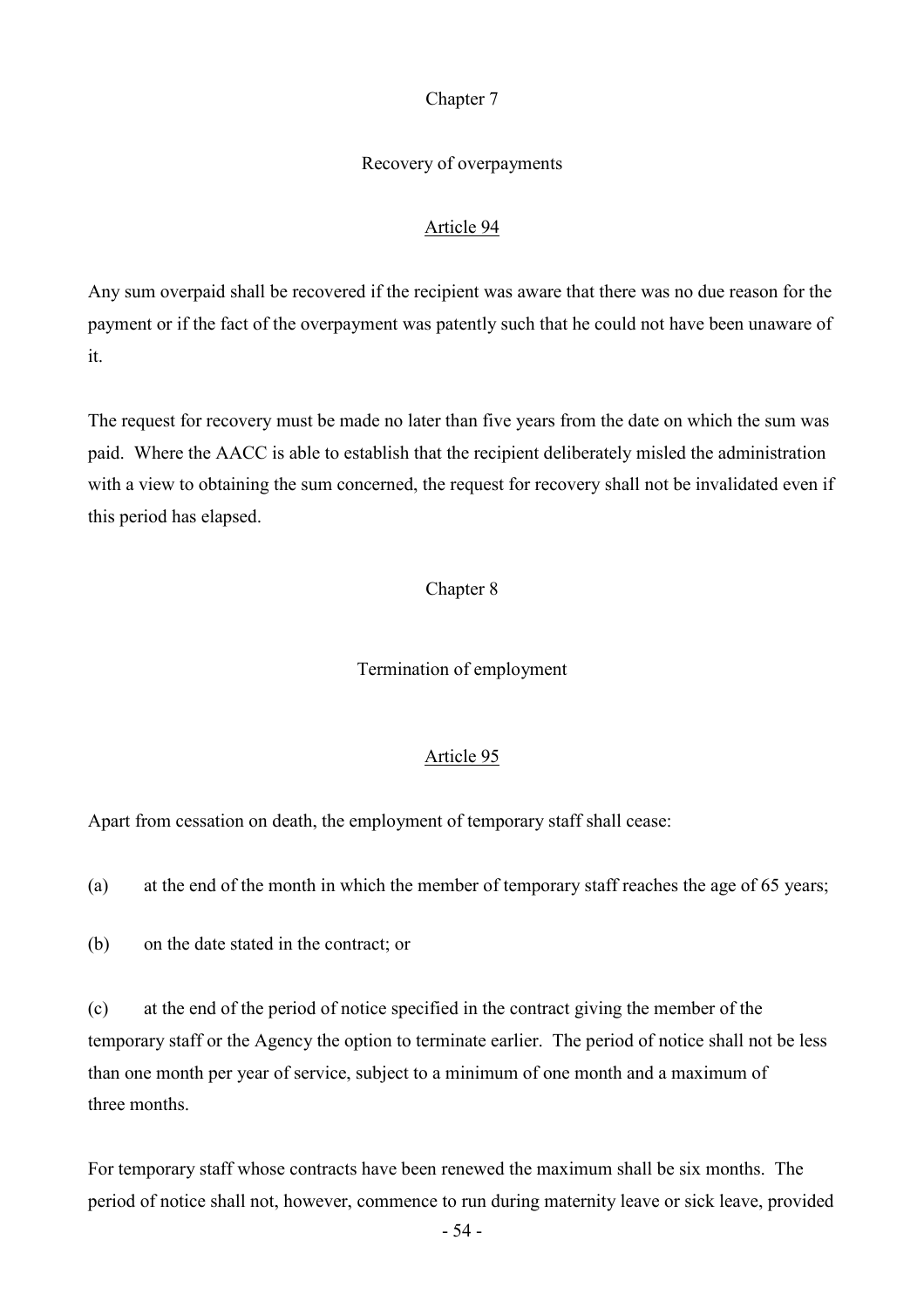## Chapter 7

### Recovery of overpayments

#### Article 94

Any sum overpaid shall be recovered if the recipient was aware that there was no due reason for the payment or if the fact of the overpayment was patently such that he could not have been unaware of it.

The request for recovery must be made no later than five years from the date on which the sum was paid. Where the AACC is able to establish that the recipient deliberately misled the administration with a view to obtaining the sum concerned, the request for recovery shall not be invalidated even if this period has elapsed.

## Chapter 8

### Termination of employment

#### Article 95

Apart from cessation on death, the employment of temporary staff shall cease:

(a) at the end of the month in which the member of temporary staff reaches the age of 65 years;

(b) on the date stated in the contract; or

(c) at the end of the period of notice specified in the contract giving the member of the temporary staff or the Agency the option to terminate earlier. The period of notice shall not be less than one month per year of service, subject to a minimum of one month and a maximum of three months.

For temporary staff whose contracts have been renewed the maximum shall be six months. The period of notice shall not, however, commence to run during maternity leave or sick leave, provided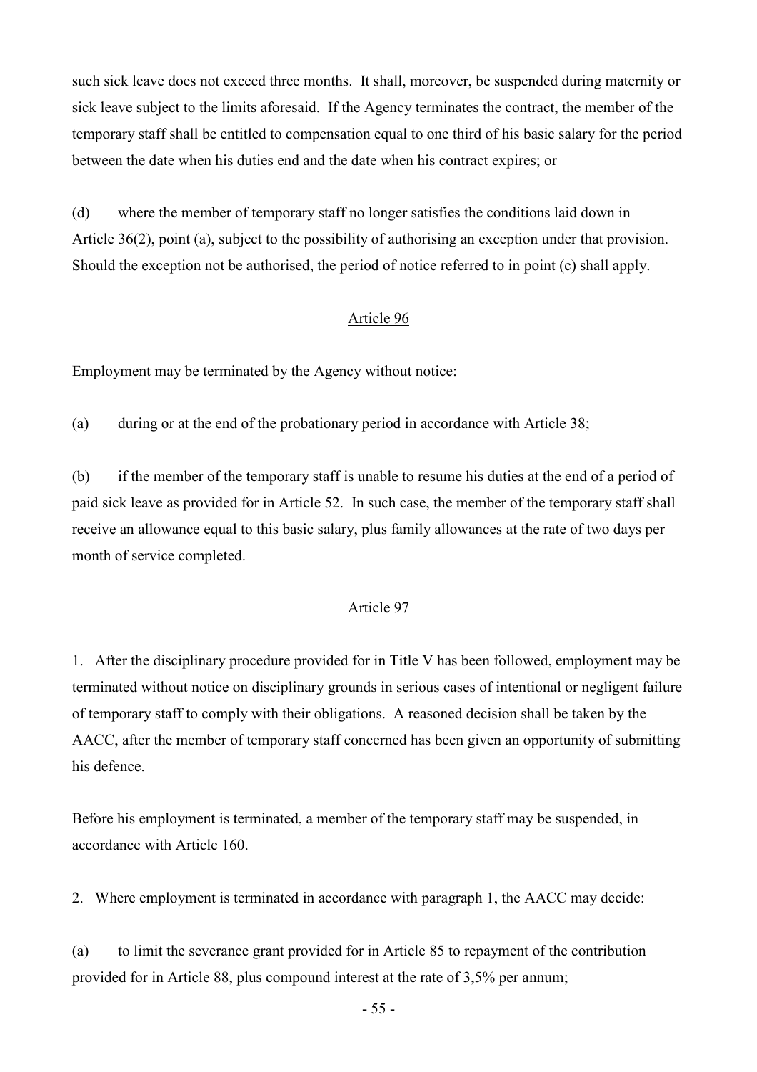such sick leave does not exceed three months. It shall, moreover, be suspended during maternity or sick leave subject to the limits aforesaid. If the Agency terminates the contract, the member of the temporary staff shall be entitled to compensation equal to one third of his basic salary for the period between the date when his duties end and the date when his contract expires; or

(d) where the member of temporary staff no longer satisfies the conditions laid down in Article 36(2), point (a), subject to the possibility of authorising an exception under that provision. Should the exception not be authorised, the period of notice referred to in point (c) shall apply.

## Article 96

Employment may be terminated by the Agency without notice:

(a) during or at the end of the probationary period in accordance with Article 38;

(b) if the member of the temporary staff is unable to resume his duties at the end of a period of paid sick leave as provided for in Article 52. In such case, the member of the temporary staff shall receive an allowance equal to this basic salary, plus family allowances at the rate of two days per month of service completed.

## Article 97

1. After the disciplinary procedure provided for in Title V has been followed, employment may be terminated without notice on disciplinary grounds in serious cases of intentional or negligent failure of temporary staff to comply with their obligations. A reasoned decision shall be taken by the AACC, after the member of temporary staff concerned has been given an opportunity of submitting his defence.

Before his employment is terminated, a member of the temporary staff may be suspended, in accordance with Article 160.

2. Where employment is terminated in accordance with paragraph 1, the AACC may decide:

(a) to limit the severance grant provided for in Article 85 to repayment of the contribution provided for in Article 88, plus compound interest at the rate of 3,5% per annum;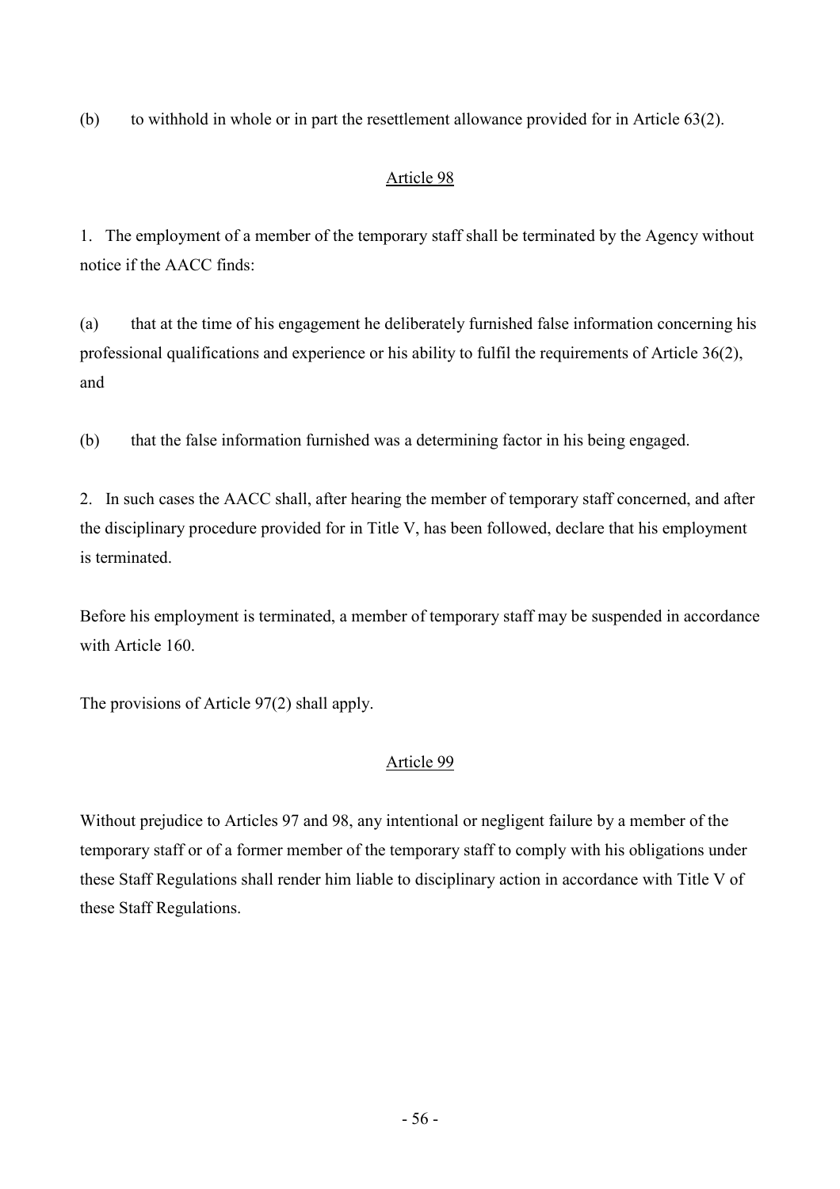(b) to withhold in whole or in part the resettlement allowance provided for in Article 63(2).

## Article 98

1. The employment of a member of the temporary staff shall be terminated by the Agency without notice if the AACC finds:

(a) that at the time of his engagement he deliberately furnished false information concerning his professional qualifications and experience or his ability to fulfil the requirements of Article 36(2), and

(b) that the false information furnished was a determining factor in his being engaged.

2. In such cases the AACC shall, after hearing the member of temporary staff concerned, and after the disciplinary procedure provided for in Title V, has been followed, declare that his employment is terminated.

Before his employment is terminated, a member of temporary staff may be suspended in accordance with Article 160.

The provisions of Article 97(2) shall apply.

## Article 99

Without prejudice to Articles 97 and 98, any intentional or negligent failure by a member of the temporary staff or of a former member of the temporary staff to comply with his obligations under these Staff Regulations shall render him liable to disciplinary action in accordance with Title V of these Staff Regulations.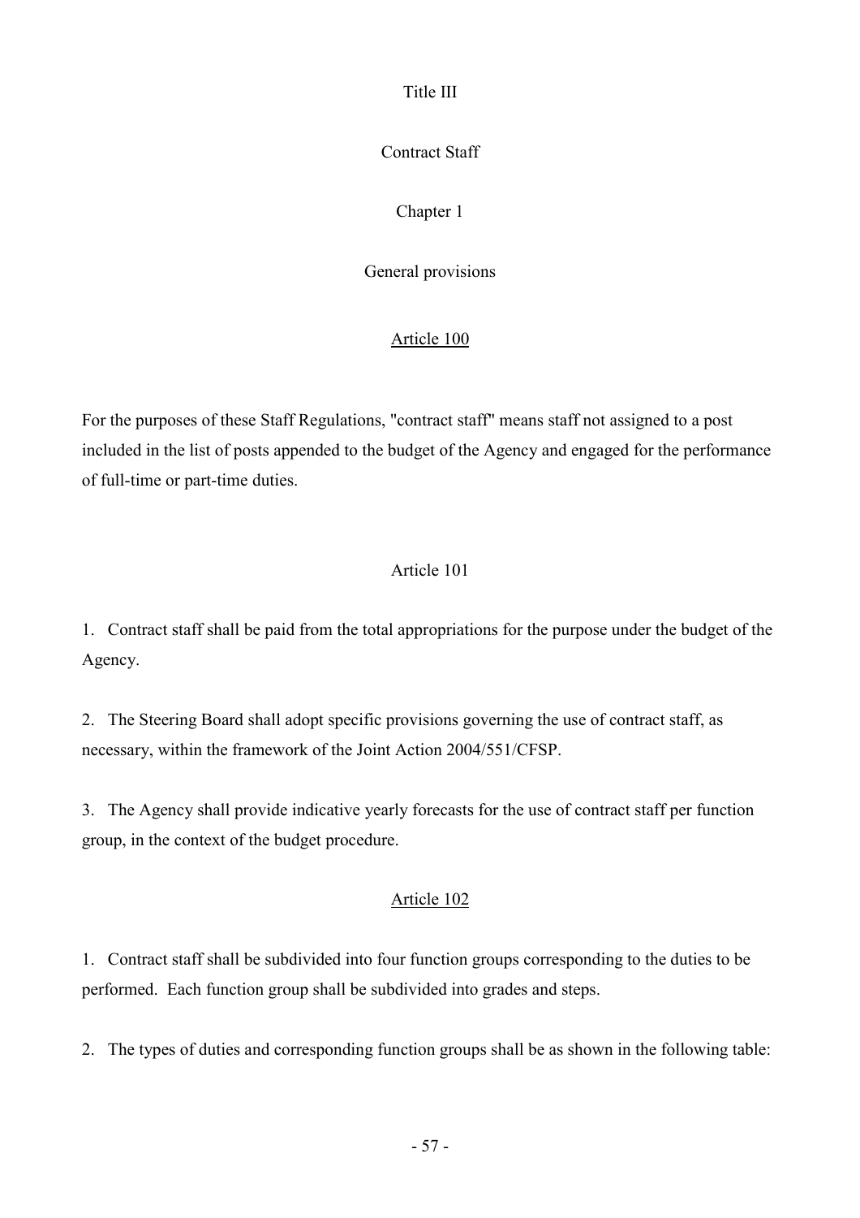# Title III

# Contract Staff

## Chapter 1

## General provisions

### Article 100

For the purposes of these Staff Regulations, "contract staff" means staff not assigned to a post included in the list of posts appended to the budget of the Agency and engaged for the performance of full-time or part-time duties.

### Article 101

1. Contract staff shall be paid from the total appropriations for the purpose under the budget of the Agency.

2. The Steering Board shall adopt specific provisions governing the use of contract staff, as necessary, within the framework of the Joint Action 2004/551/CFSP.

3. The Agency shall provide indicative yearly forecasts for the use of contract staff per function group, in the context of the budget procedure.

### Article 102

1. Contract staff shall be subdivided into four function groups corresponding to the duties to be performed. Each function group shall be subdivided into grades and steps.

2. The types of duties and corresponding function groups shall be as shown in the following table: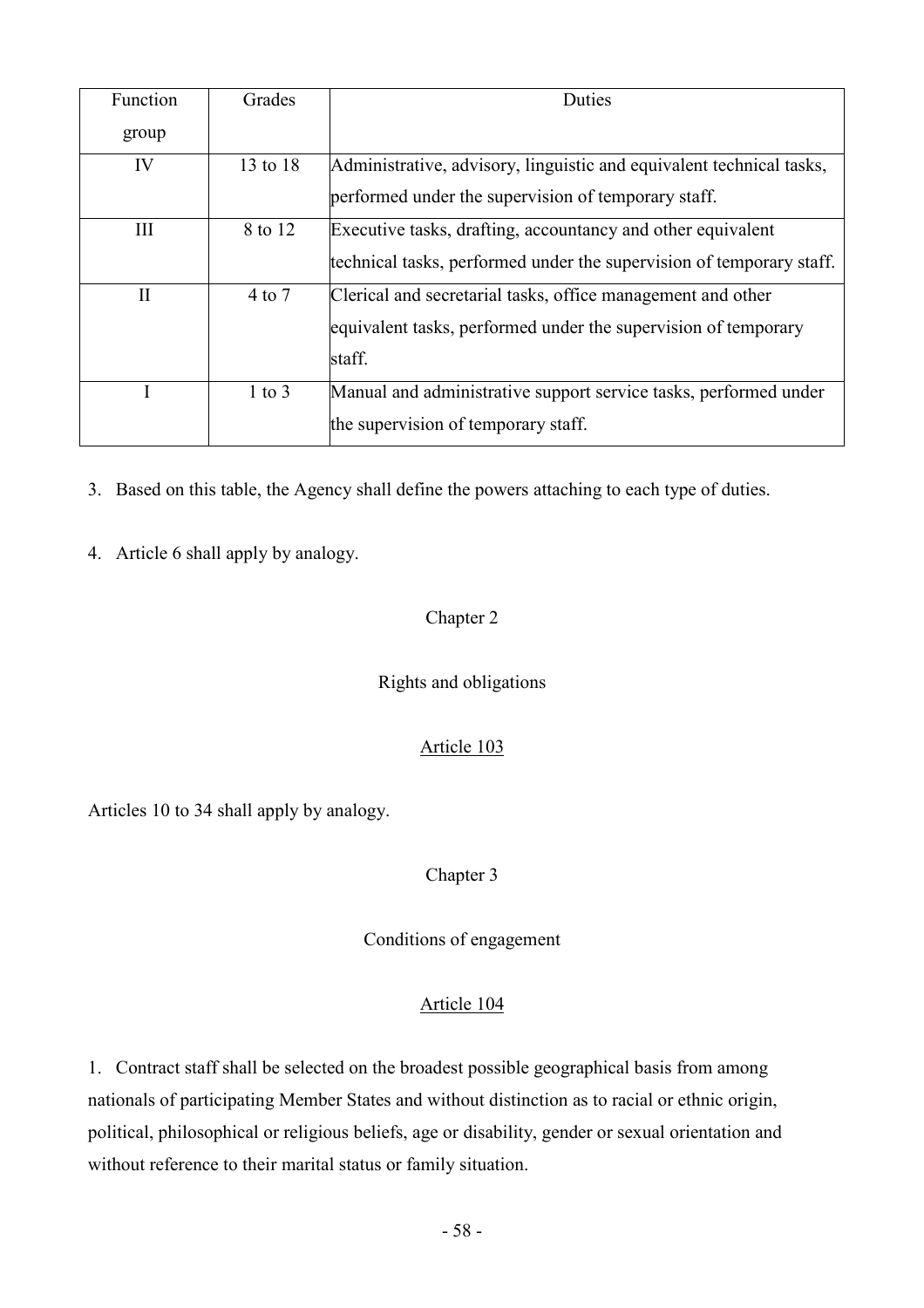| Function group | Grades | Duties |
|---|---|---|
| IV | 13 to 18 | Administrative, advisory, linguistic and equivalent technical tasks, performed under the supervision of temporary staff. |
| III | 8 to 12 | Executive tasks, drafting, accountancy and other equivalent technical tasks, performed under the supervision of temporary staff. |
| II | 4 to 7 | Clerical and secretarial tasks, office management and other equivalent tasks, performed under the supervision of temporary staff. |
| I | 1 to 3 | Manual and administrative support service tasks, performed under the supervision of temporary staff. |

3. Based on this table, the Agency shall define the powers attaching to each type of duties.

4. Article 6 shall apply by analogy.

## Chapter 2

## Rights and obligations

### Article 103

Articles 10 to 34 shall apply by analogy.

## Chapter 3

## Conditions of engagement

### Article 104

1. Contract staff shall be selected on the broadest possible geographical basis from among nationals of participating Member States and without distinction as to racial or ethnic origin, political, philosophical or religious beliefs, age or disability, gender or sexual orientation and without reference to their marital status or family situation.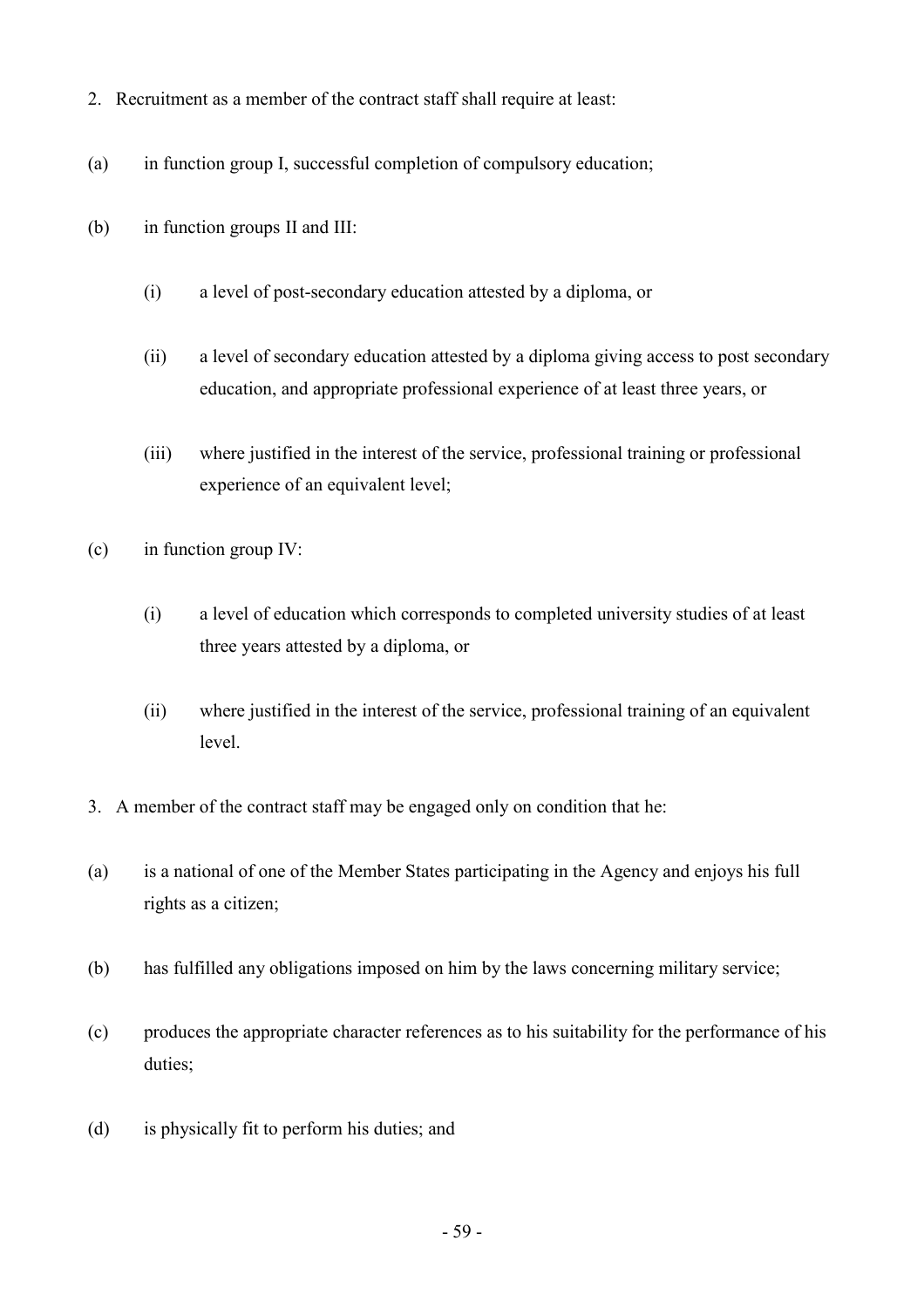2. Recruitment as a member of the contract staff shall require at least:

(a) in function group I, successful completion of compulsory education;

(b) in function groups II and III:

(i) a level of post-secondary education attested by a diploma, or

(ii) a level of secondary education attested by a diploma giving access to post secondary education, and appropriate professional experience of at least three years, or

(iii) where justified in the interest of the service, professional training or professional experience of an equivalent level;

(c) in function group IV:

(i) a level of education which corresponds to completed university studies of at least three years attested by a diploma, or

(ii) where justified in the interest of the service, professional training of an equivalent level.

3. A member of the contract staff may be engaged only on condition that he:

(a) is a national of one of the Member States participating in the Agency and enjoys his full rights as a citizen;

(b) has fulfilled any obligations imposed on him by the laws concerning military service;

(c) produces the appropriate character references as to his suitability for the performance of his duties;

(d) is physically fit to perform his duties; and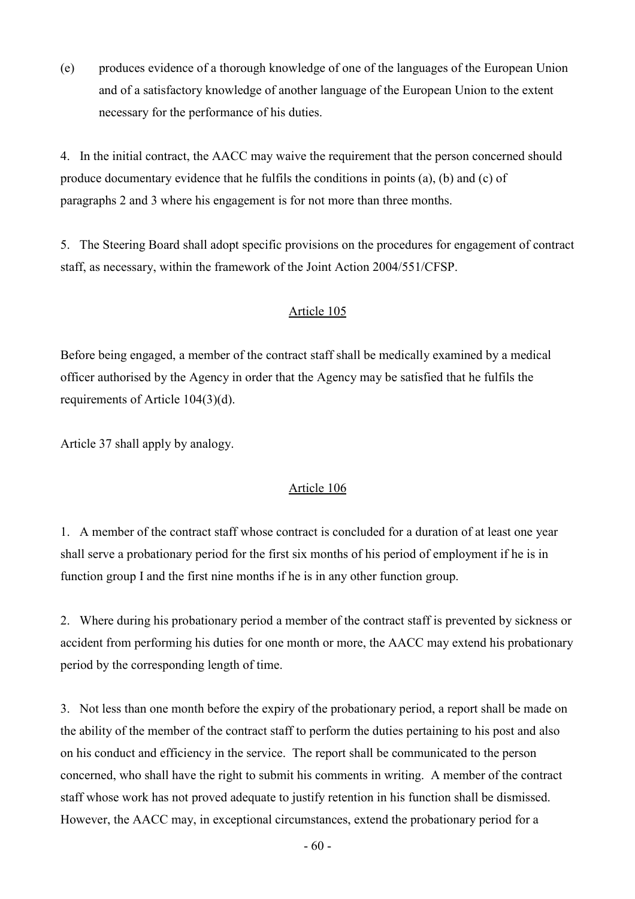(e) produces evidence of a thorough knowledge of one of the languages of the European Union and of a satisfactory knowledge of another language of the European Union to the extent necessary for the performance of his duties.

4. In the initial contract, the AACC may waive the requirement that the person concerned should produce documentary evidence that he fulfils the conditions in points (a), (b) and (c) of paragraphs 2 and 3 where his engagement is for not more than three months.

5. The Steering Board shall adopt specific provisions on the procedures for engagement of contract staff, as necessary, within the framework of the Joint Action 2004/551/CFSP.

Article 105

Before being engaged, a member of the contract staff shall be medically examined by a medical officer authorised by the Agency in order that the Agency may be satisfied that he fulfils the requirements of Article 104(3)(d).

Article 37 shall apply by analogy.

Article 106

1. A member of the contract staff whose contract is concluded for a duration of at least one year shall serve a probationary period for the first six months of his period of employment if he is in function group I and the first nine months if he is in any other function group.

2. Where during his probationary period a member of the contract staff is prevented by sickness or accident from performing his duties for one month or more, the AACC may extend his probationary period by the corresponding length of time.

3. Not less than one month before the expiry of the probationary period, a report shall be made on the ability of the member of the contract staff to perform the duties pertaining to his post and also on his conduct and efficiency in the service. The report shall be communicated to the person concerned, who shall have the right to submit his comments in writing. A member of the contract staff whose work has not proved adequate to justify retention in his function shall be dismissed. However, the AACC may, in exceptional circumstances, extend the probationary period for a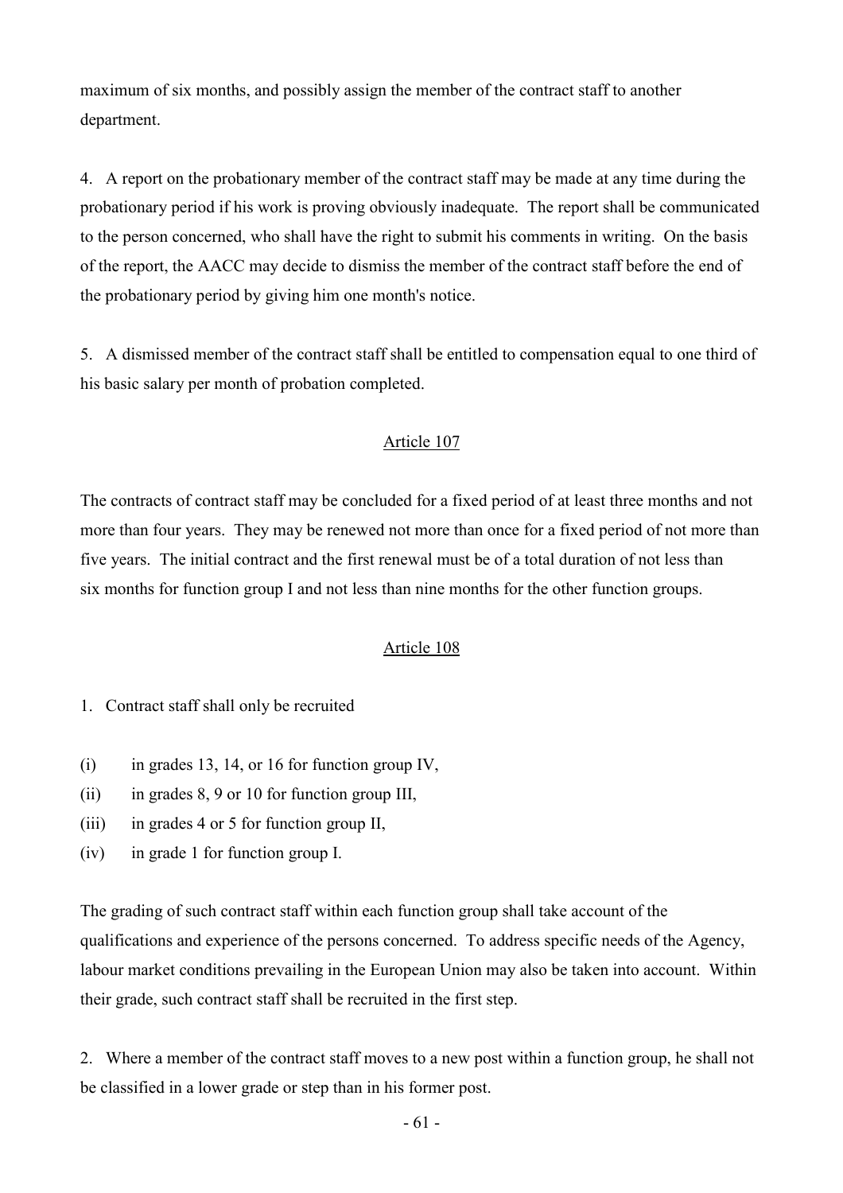maximum of six months, and possibly assign the member of the contract staff to another department.

4. A report on the probationary member of the contract staff may be made at any time during the probationary period if his work is proving obviously inadequate. The report shall be communicated to the person concerned, who shall have the right to submit his comments in writing. On the basis of the report, the AACC may decide to dismiss the member of the contract staff before the end of the probationary period by giving him one month's notice.

5. A dismissed member of the contract staff shall be entitled to compensation equal to one third of his basic salary per month of probation completed.

## Article 107

The contracts of contract staff may be concluded for a fixed period of at least three months and not more than four years. They may be renewed not more than once for a fixed period of not more than five years. The initial contract and the first renewal must be of a total duration of not less than six months for function group I and not less than nine months for the other function groups.

## Article 108

1. Contract staff shall only be recruited

(i) in grades 13, 14, or 16 for function group IV,
(ii) in grades 8, 9 or 10 for function group III,
(iii) in grades 4 or 5 for function group II,
(iv) in grade 1 for function group I.

The grading of such contract staff within each function group shall take account of the qualifications and experience of the persons concerned. To address specific needs of the Agency, labour market conditions prevailing in the European Union may also be taken into account. Within their grade, such contract staff shall be recruited in the first step.

2. Where a member of the contract staff moves to a new post within a function group, he shall not be classified in a lower grade or step than in his former post.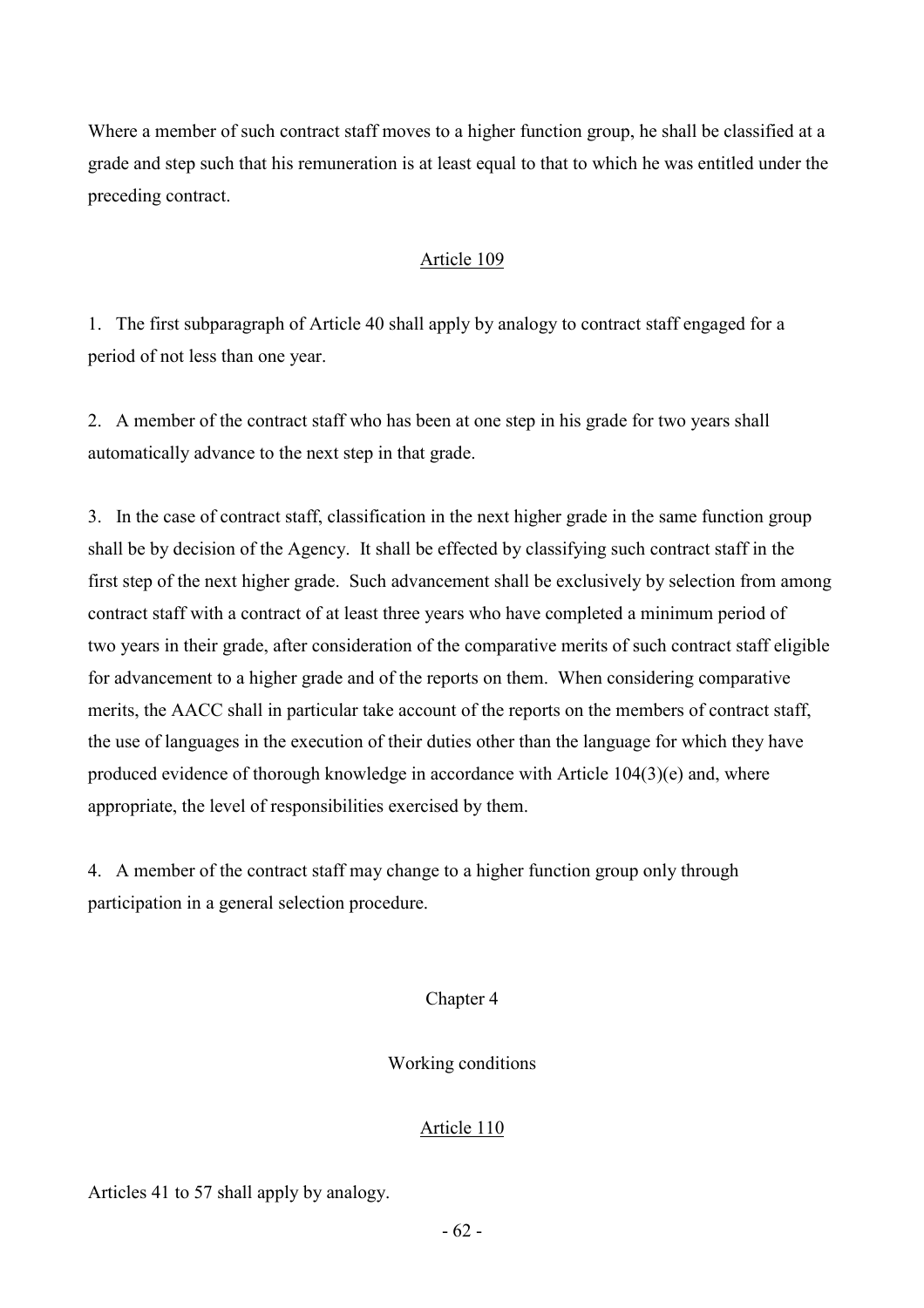Where a member of such contract staff moves to a higher function group, he shall be classified at a grade and step such that his remuneration is at least equal to that to which he was entitled under the preceding contract.

## Article 109

1. The first subparagraph of Article 40 shall apply by analogy to contract staff engaged for a period of not less than one year.

2. A member of the contract staff who has been at one step in his grade for two years shall automatically advance to the next step in that grade.

3. In the case of contract staff, classification in the next higher grade in the same function group shall be by decision of the Agency. It shall be effected by classifying such contract staff in the first step of the next higher grade. Such advancement shall be exclusively by selection from among contract staff with a contract of at least three years who have completed a minimum period of two years in their grade, after consideration of the comparative merits of such contract staff eligible for advancement to a higher grade and of the reports on them. When considering comparative merits, the AACC shall in particular take account of the reports on the members of contract staff, the use of languages in the execution of their duties other than the language for which they have produced evidence of thorough knowledge in accordance with Article 104(3)(e) and, where appropriate, the level of responsibilities exercised by them.

4. A member of the contract staff may change to a higher function group only through participation in a general selection procedure.

# Chapter 4

## Working conditions

## Article 110

Articles 41 to 57 shall apply by analogy.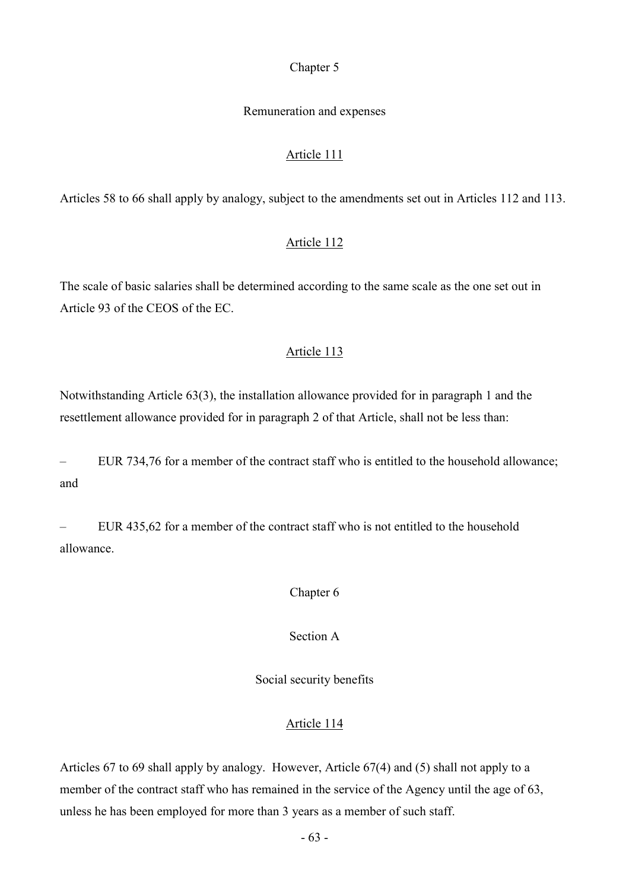## Chapter 5

## Remuneration and expenses

### Article 111

Articles 58 to 66 shall apply by analogy, subject to the amendments set out in Articles 112 and 113.

### Article 112

The scale of basic salaries shall be determined according to the same scale as the one set out in Article 93 of the CEOS of the EC.

### Article 113

Notwithstanding Article 63(3), the installation allowance provided for in paragraph 1 and the resettlement allowance provided for in paragraph 2 of that Article, shall not be less than:

– EUR 734,76 for a member of the contract staff who is entitled to the household allowance; and

– EUR 435,62 for a member of the contract staff who is not entitled to the household allowance.

## Chapter 6

## Section A

## Social security benefits

### Article 114

Articles 67 to 69 shall apply by analogy. However, Article 67(4) and (5) shall not apply to a member of the contract staff who has remained in the service of the Agency until the age of 63, unless he has been employed for more than 3 years as a member of such staff.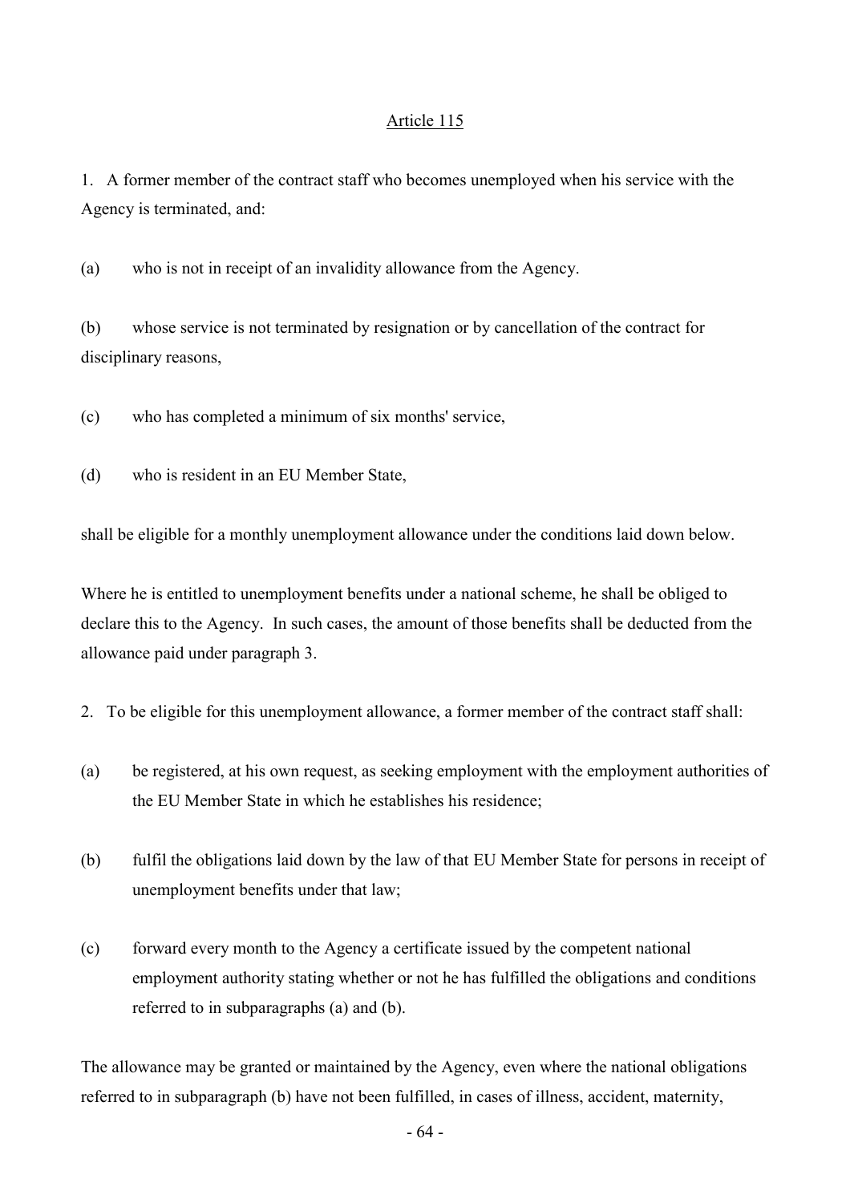Article 115

1. A former member of the contract staff who becomes unemployed when his service with the Agency is terminated, and:

(a) who is not in receipt of an invalidity allowance from the Agency.

(b) whose service is not terminated by resignation or by cancellation of the contract for disciplinary reasons,

(c) who has completed a minimum of six months' service,

(d) who is resident in an EU Member State,

shall be eligible for a monthly unemployment allowance under the conditions laid down below.

Where he is entitled to unemployment benefits under a national scheme, he shall be obliged to declare this to the Agency. In such cases, the amount of those benefits shall be deducted from the allowance paid under paragraph 3.

2. To be eligible for this unemployment allowance, a former member of the contract staff shall:

(a) be registered, at his own request, as seeking employment with the employment authorities of the EU Member State in which he establishes his residence;

(b) fulfil the obligations laid down by the law of that EU Member State for persons in receipt of unemployment benefits under that law;

(c) forward every month to the Agency a certificate issued by the competent national employment authority stating whether or not he has fulfilled the obligations and conditions referred to in subparagraphs (a) and (b).

The allowance may be granted or maintained by the Agency, even where the national obligations referred to in subparagraph (b) have not been fulfilled, in cases of illness, accident, maternity,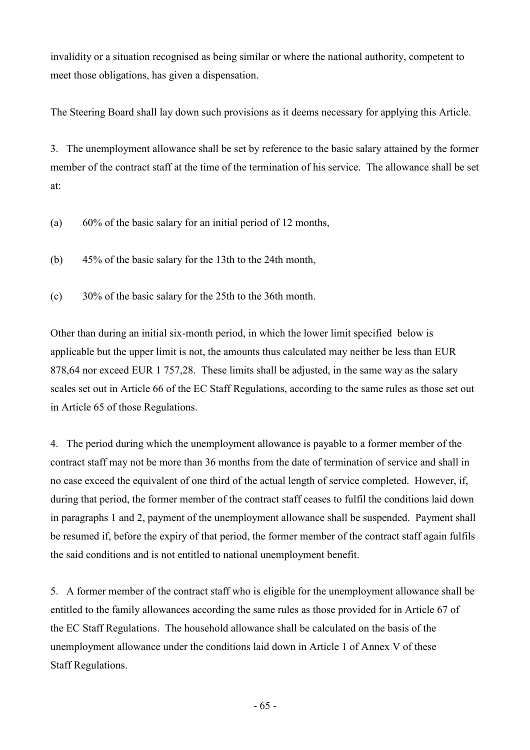invalidity or a situation recognised as being similar or where the national authority, competent to meet those obligations, has given a dispensation.

The Steering Board shall lay down such provisions as it deems necessary for applying this Article.

3. The unemployment allowance shall be set by reference to the basic salary attained by the former member of the contract staff at the time of the termination of his service. The allowance shall be set at:

(a) 60% of the basic salary for an initial period of 12 months,

(b) 45% of the basic salary for the 13th to the 24th month,

(c) 30% of the basic salary for the 25th to the 36th month.

Other than during an initial six-month period, in which the lower limit specified below is applicable but the upper limit is not, the amounts thus calculated may neither be less than EUR 878,64 nor exceed EUR 1 757,28. These limits shall be adjusted, in the same way as the salary scales set out in Article 66 of the EC Staff Regulations, according to the same rules as those set out in Article 65 of those Regulations.

4. The period during which the unemployment allowance is payable to a former member of the contract staff may not be more than 36 months from the date of termination of service and shall in no case exceed the equivalent of one third of the actual length of service completed. However, if, during that period, the former member of the contract staff ceases to fulfil the conditions laid down in paragraphs 1 and 2, payment of the unemployment allowance shall be suspended. Payment shall be resumed if, before the expiry of that period, the former member of the contract staff again fulfils the said conditions and is not entitled to national unemployment benefit.

5. A former member of the contract staff who is eligible for the unemployment allowance shall be entitled to the family allowances according the same rules as those provided for in Article 67 of the EC Staff Regulations. The household allowance shall be calculated on the basis of the unemployment allowance under the conditions laid down in Article 1 of Annex V of these Staff Regulations.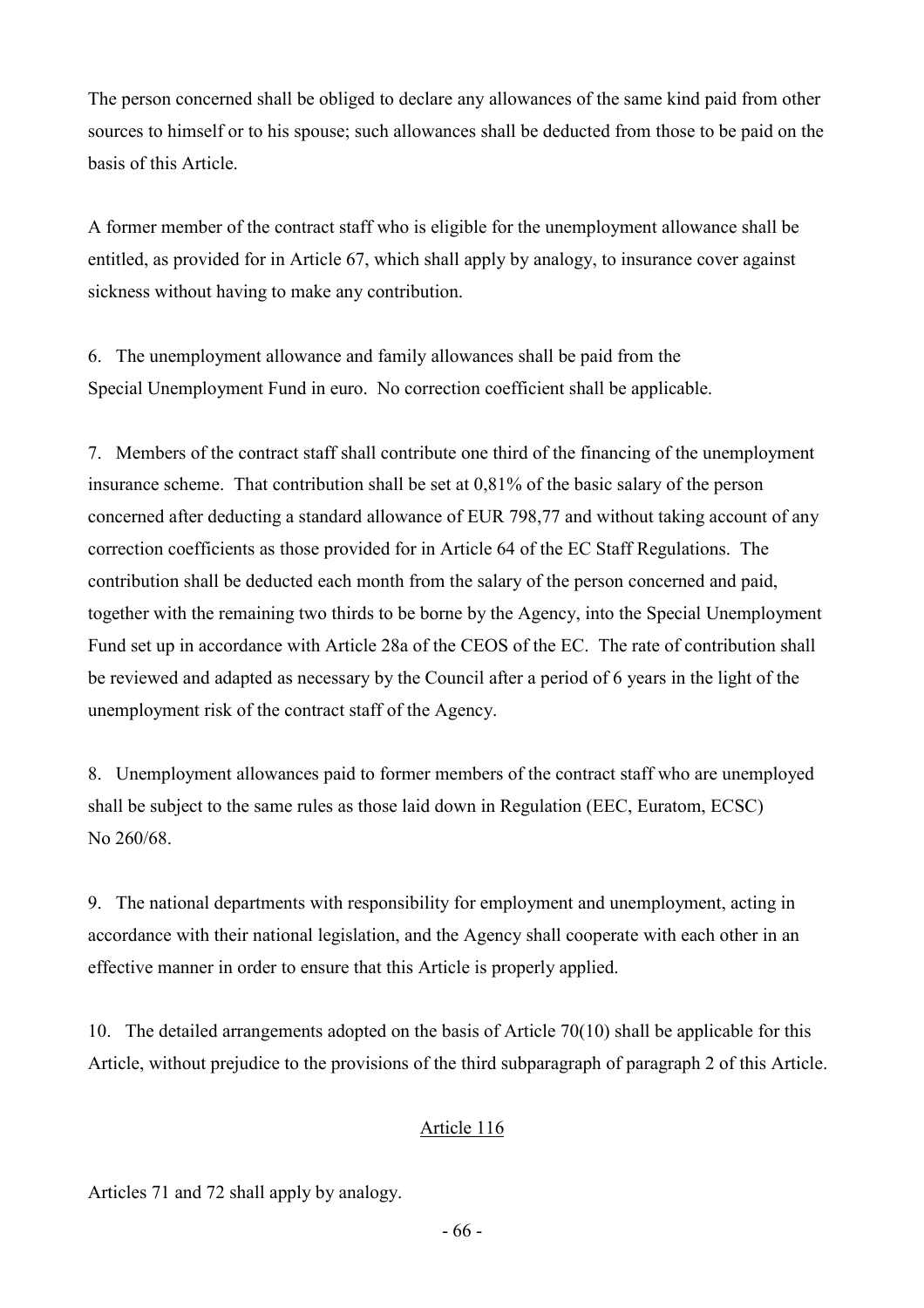The person concerned shall be obliged to declare any allowances of the same kind paid from other sources to himself or to his spouse; such allowances shall be deducted from those to be paid on the basis of this Article.

A former member of the contract staff who is eligible for the unemployment allowance shall be entitled, as provided for in Article 67, which shall apply by analogy, to insurance cover against sickness without having to make any contribution.

6. The unemployment allowance and family allowances shall be paid from the Special Unemployment Fund in euro. No correction coefficient shall be applicable.

7. Members of the contract staff shall contribute one third of the financing of the unemployment insurance scheme. That contribution shall be set at 0,81% of the basic salary of the person concerned after deducting a standard allowance of EUR 798,77 and without taking account of any correction coefficients as those provided for in Article 64 of the EC Staff Regulations. The contribution shall be deducted each month from the salary of the person concerned and paid, together with the remaining two thirds to be borne by the Agency, into the Special Unemployment Fund set up in accordance with Article 28a of the CEOS of the EC. The rate of contribution shall be reviewed and adapted as necessary by the Council after a period of 6 years in the light of the unemployment risk of the contract staff of the Agency.

8. Unemployment allowances paid to former members of the contract staff who are unemployed shall be subject to the same rules as those laid down in Regulation (EEC, Euratom, ECSC) No 260/68.

9. The national departments with responsibility for employment and unemployment, acting in accordance with their national legislation, and the Agency shall cooperate with each other in an effective manner in order to ensure that this Article is properly applied.

10. The detailed arrangements adopted on the basis of Article 70(10) shall be applicable for this Article, without prejudice to the provisions of the third subparagraph of paragraph 2 of this Article.

## Article 116

Articles 71 and 72 shall apply by analogy.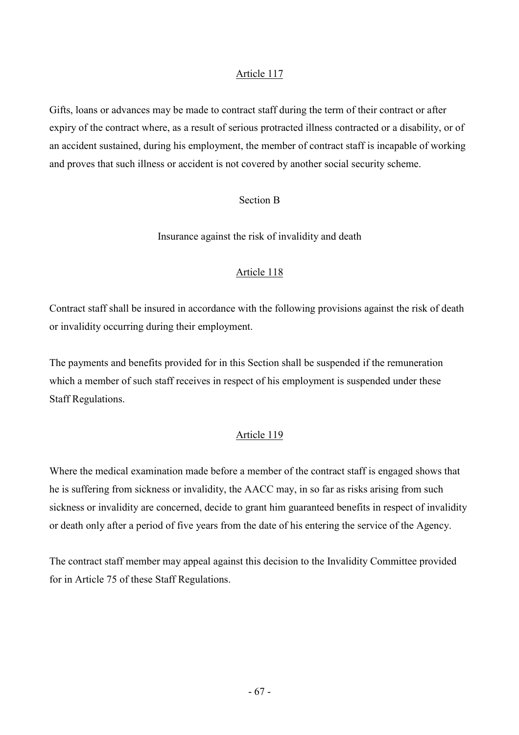Article 117

Gifts, loans or advances may be made to contract staff during the term of their contract or after expiry of the contract where, as a result of serious protracted illness contracted or a disability, or of an accident sustained, during his employment, the member of contract staff is incapable of working and proves that such illness or accident is not covered by another social security scheme.

## Section B

## Insurance against the risk of invalidity and death

Article 118

Contract staff shall be insured in accordance with the following provisions against the risk of death or invalidity occurring during their employment.

The payments and benefits provided for in this Section shall be suspended if the remuneration which a member of such staff receives in respect of his employment is suspended under these Staff Regulations.

Article 119

Where the medical examination made before a member of the contract staff is engaged shows that he is suffering from sickness or invalidity, the AACC may, in so far as risks arising from such sickness or invalidity are concerned, decide to grant him guaranteed benefits in respect of invalidity or death only after a period of five years from the date of his entering the service of the Agency.

The contract staff member may appeal against this decision to the Invalidity Committee provided for in Article 75 of these Staff Regulations.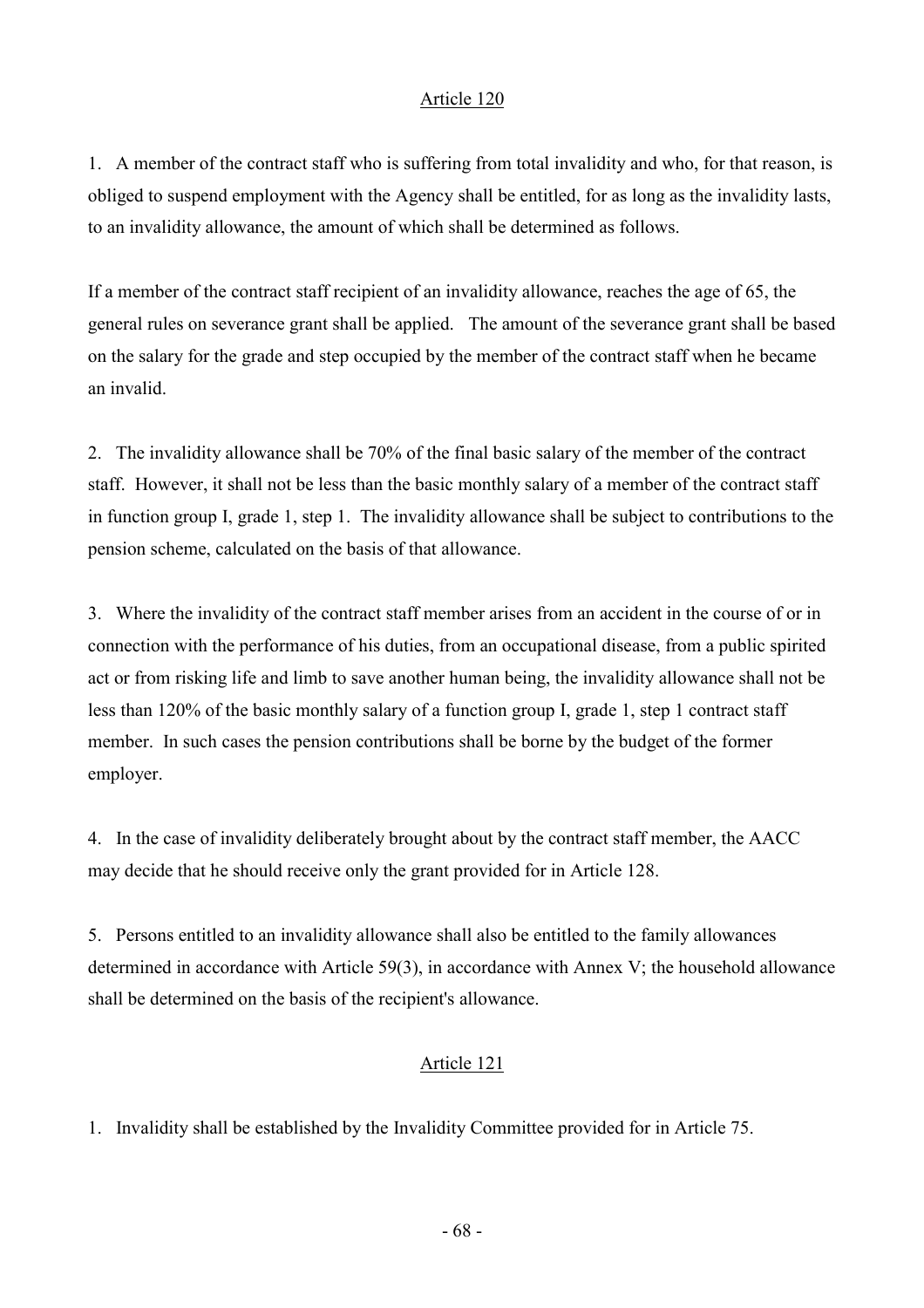## Article 120

1. A member of the contract staff who is suffering from total invalidity and who, for that reason, is obliged to suspend employment with the Agency shall be entitled, for as long as the invalidity lasts, to an invalidity allowance, the amount of which shall be determined as follows.

If a member of the contract staff recipient of an invalidity allowance, reaches the age of 65, the general rules on severance grant shall be applied. The amount of the severance grant shall be based on the salary for the grade and step occupied by the member of the contract staff when he became an invalid.

2. The invalidity allowance shall be 70% of the final basic salary of the member of the contract staff. However, it shall not be less than the basic monthly salary of a member of the contract staff in function group I, grade 1, step 1. The invalidity allowance shall be subject to contributions to the pension scheme, calculated on the basis of that allowance.

3. Where the invalidity of the contract staff member arises from an accident in the course of or in connection with the performance of his duties, from an occupational disease, from a public spirited act or from risking life and limb to save another human being, the invalidity allowance shall not be less than 120% of the basic monthly salary of a function group I, grade 1, step 1 contract staff member. In such cases the pension contributions shall be borne by the budget of the former employer.

4. In the case of invalidity deliberately brought about by the contract staff member, the AACC may decide that he should receive only the grant provided for in Article 128.

5. Persons entitled to an invalidity allowance shall also be entitled to the family allowances determined in accordance with Article 59(3), in accordance with Annex V; the household allowance shall be determined on the basis of the recipient's allowance.

## Article 121

1. Invalidity shall be established by the Invalidity Committee provided for in Article 75.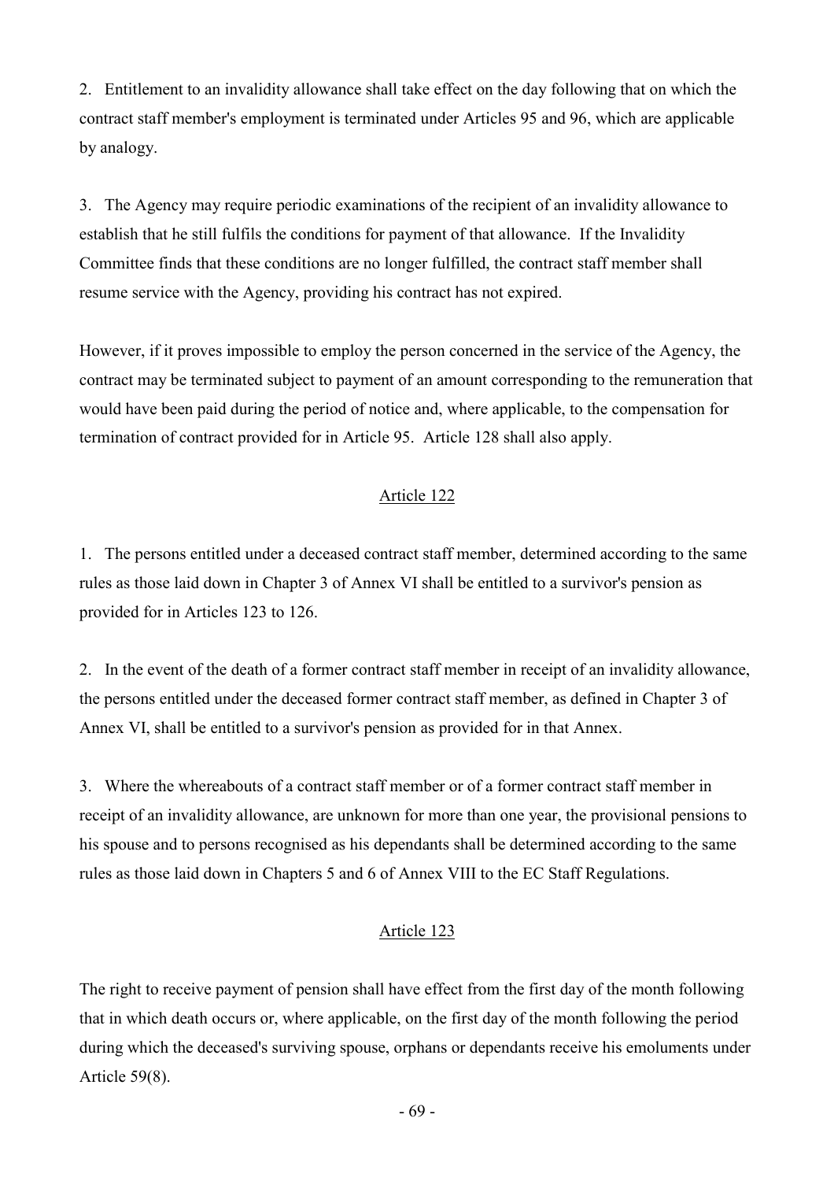2. Entitlement to an invalidity allowance shall take effect on the day following that on which the contract staff member's employment is terminated under Articles 95 and 96, which are applicable by analogy.

3. The Agency may require periodic examinations of the recipient of an invalidity allowance to establish that he still fulfils the conditions for payment of that allowance. If the Invalidity Committee finds that these conditions are no longer fulfilled, the contract staff member shall resume service with the Agency, providing his contract has not expired.

However, if it proves impossible to employ the person concerned in the service of the Agency, the contract may be terminated subject to payment of an amount corresponding to the remuneration that would have been paid during the period of notice and, where applicable, to the compensation for termination of contract provided for in Article 95. Article 128 shall also apply.

### Article 122

1. The persons entitled under a deceased contract staff member, determined according to the same rules as those laid down in Chapter 3 of Annex VI shall be entitled to a survivor's pension as provided for in Articles 123 to 126.

2. In the event of the death of a former contract staff member in receipt of an invalidity allowance, the persons entitled under the deceased former contract staff member, as defined in Chapter 3 of Annex VI, shall be entitled to a survivor's pension as provided for in that Annex.

3. Where the whereabouts of a contract staff member or of a former contract staff member in receipt of an invalidity allowance, are unknown for more than one year, the provisional pensions to his spouse and to persons recognised as his dependants shall be determined according to the same rules as those laid down in Chapters 5 and 6 of Annex VIII to the EC Staff Regulations.

### Article 123

The right to receive payment of pension shall have effect from the first day of the month following that in which death occurs or, where applicable, on the first day of the month following the period during which the deceased's surviving spouse, orphans or dependants receive his emoluments under Article 59(8).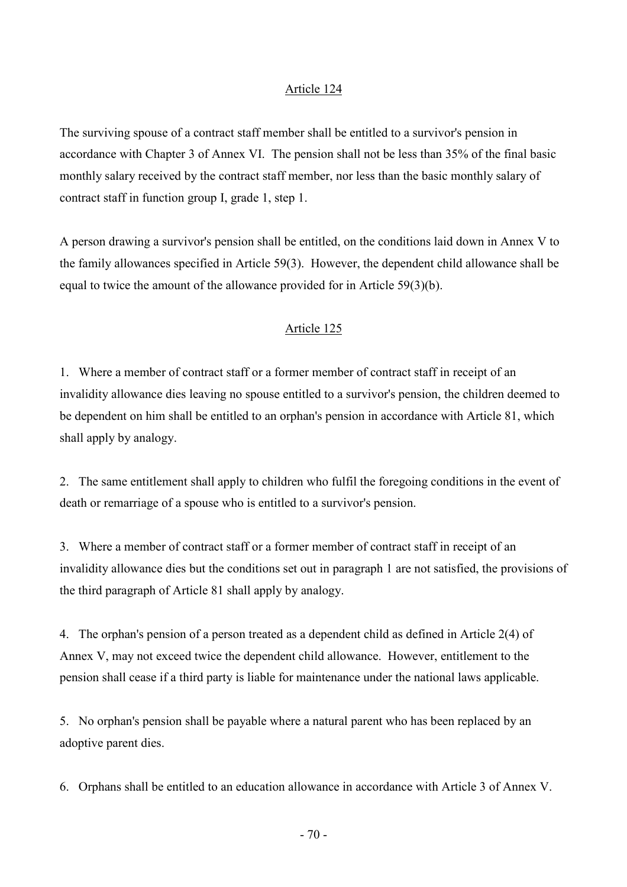Article 124

The surviving spouse of a contract staff member shall be entitled to a survivor's pension in accordance with Chapter 3 of Annex VI. The pension shall not be less than 35% of the final basic monthly salary received by the contract staff member, nor less than the basic monthly salary of contract staff in function group I, grade 1, step 1.

A person drawing a survivor's pension shall be entitled, on the conditions laid down in Annex V to the family allowances specified in Article 59(3). However, the dependent child allowance shall be equal to twice the amount of the allowance provided for in Article 59(3)(b).

Article 125

1. Where a member of contract staff or a former member of contract staff in receipt of an invalidity allowance dies leaving no spouse entitled to a survivor's pension, the children deemed to be dependent on him shall be entitled to an orphan's pension in accordance with Article 81, which shall apply by analogy.

2. The same entitlement shall apply to children who fulfil the foregoing conditions in the event of death or remarriage of a spouse who is entitled to a survivor's pension.

3. Where a member of contract staff or a former member of contract staff in receipt of an invalidity allowance dies but the conditions set out in paragraph 1 are not satisfied, the provisions of the third paragraph of Article 81 shall apply by analogy.

4. The orphan's pension of a person treated as a dependent child as defined in Article 2(4) of Annex V, may not exceed twice the dependent child allowance. However, entitlement to the pension shall cease if a third party is liable for maintenance under the national laws applicable.

5. No orphan's pension shall be payable where a natural parent who has been replaced by an adoptive parent dies.

6. Orphans shall be entitled to an education allowance in accordance with Article 3 of Annex V.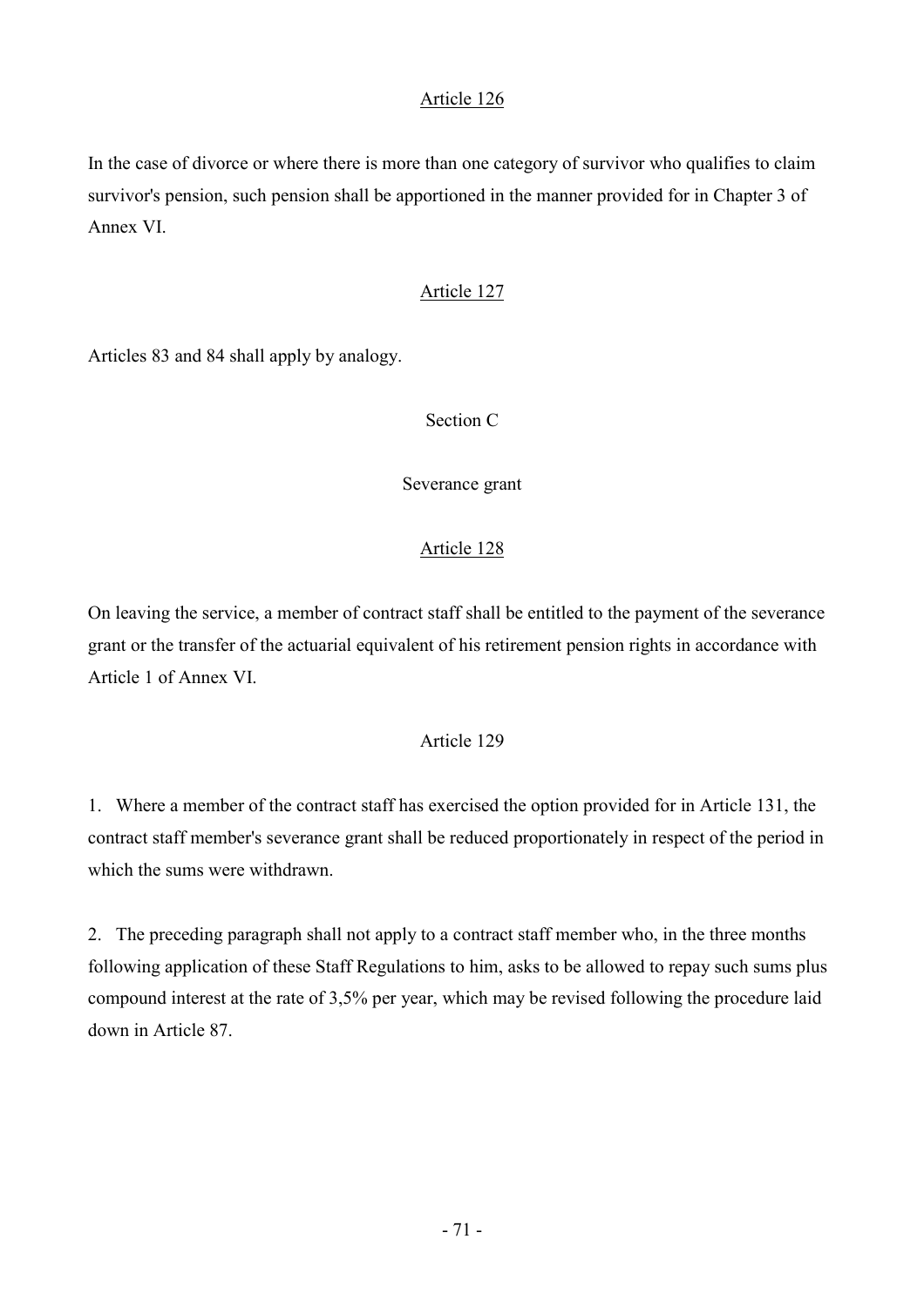Article 126

In the case of divorce or where there is more than one category of survivor who qualifies to claim survivor's pension, such pension shall be apportioned in the manner provided for in Chapter 3 of Annex VI.

Article 127

Articles 83 and 84 shall apply by analogy.

Section C

Severance grant

Article 128

On leaving the service, a member of contract staff shall be entitled to the payment of the severance grant or the transfer of the actuarial equivalent of his retirement pension rights in accordance with Article 1 of Annex VI.

Article 129

1. Where a member of the contract staff has exercised the option provided for in Article 131, the contract staff member's severance grant shall be reduced proportionately in respect of the period in which the sums were withdrawn.

2. The preceding paragraph shall not apply to a contract staff member who, in the three months following application of these Staff Regulations to him, asks to be allowed to repay such sums plus compound interest at the rate of 3,5% per year, which may be revised following the procedure laid down in Article 87.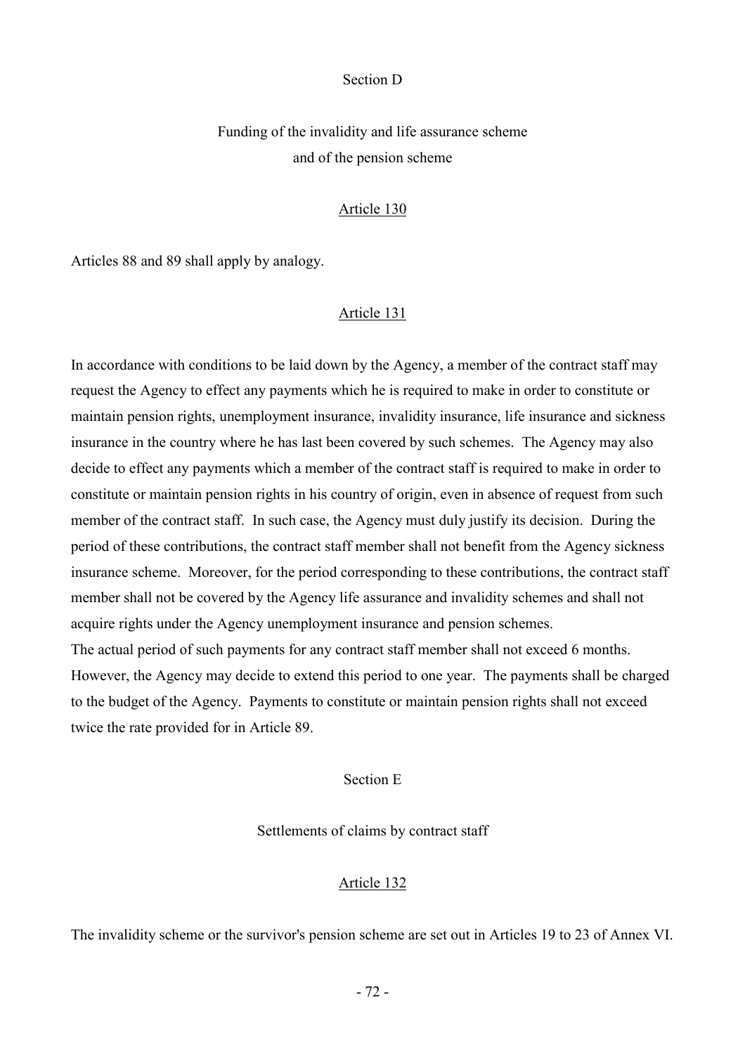## Section D

## Funding of the invalidity and life assurance scheme and of the pension scheme

### Article 130

Articles 88 and 89 shall apply by analogy.

### Article 131

In accordance with conditions to be laid down by the Agency, a member of the contract staff may request the Agency to effect any payments which he is required to make in order to constitute or maintain pension rights, unemployment insurance, invalidity insurance, life insurance and sickness insurance in the country where he has last been covered by such schemes. The Agency may also decide to effect any payments which a member of the contract staff is required to make in order to constitute or maintain pension rights in his country of origin, even in absence of request from such member of the contract staff. In such case, the Agency must duly justify its decision. During the period of these contributions, the contract staff member shall not benefit from the Agency sickness insurance scheme. Moreover, for the period corresponding to these contributions, the contract staff member shall not be covered by the Agency life assurance and invalidity schemes and shall not acquire rights under the Agency unemployment insurance and pension schemes.
The actual period of such payments for any contract staff member shall not exceed 6 months. However, the Agency may decide to extend this period to one year. The payments shall be charged to the budget of the Agency. Payments to constitute or maintain pension rights shall not exceed twice the rate provided for in Article 89.

## Section E

## Settlements of claims by contract staff

### Article 132

The invalidity scheme or the survivor's pension scheme are set out in Articles 19 to 23 of Annex VI.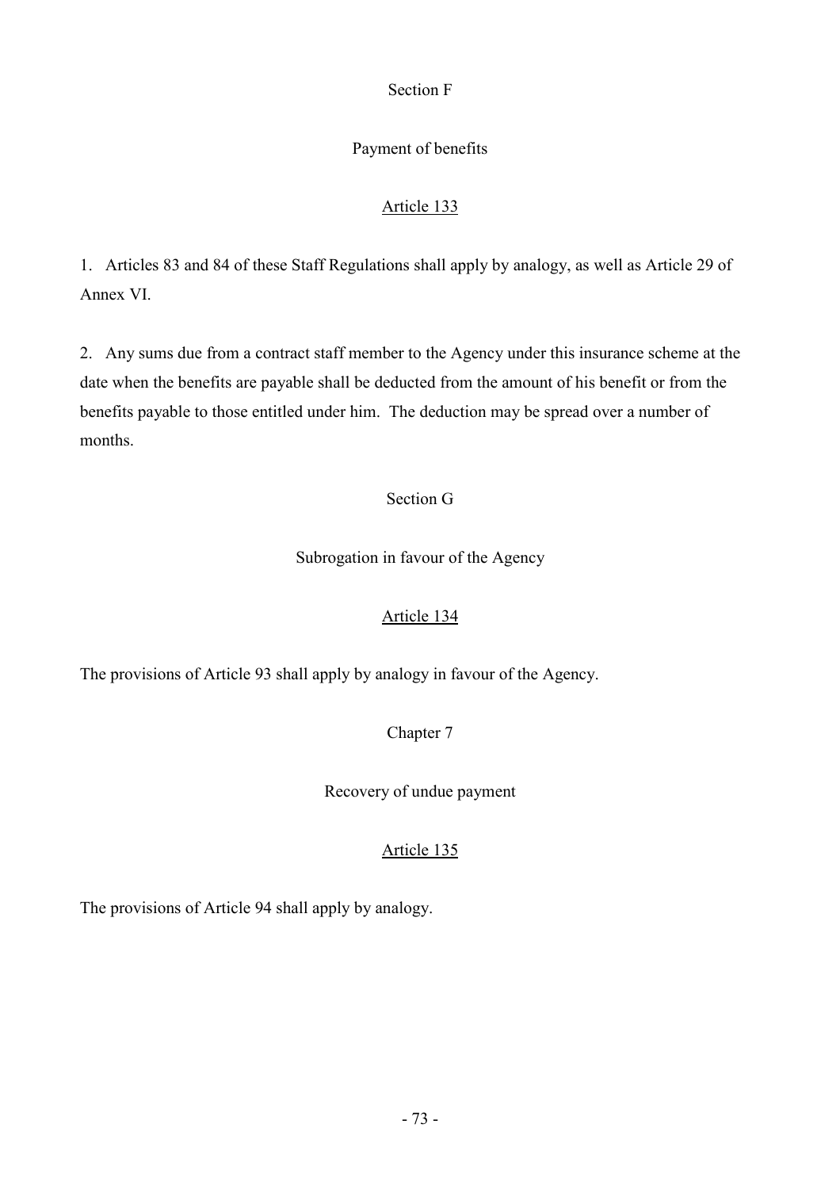## Section F

## Payment of benefits

### Article 133

1. Articles 83 and 84 of these Staff Regulations shall apply by analogy, as well as Article 29 of Annex VI.

2. Any sums due from a contract staff member to the Agency under this insurance scheme at the date when the benefits are payable shall be deducted from the amount of his benefit or from the benefits payable to those entitled under him. The deduction may be spread over a number of months.

## Section G

## Subrogation in favour of the Agency

### Article 134

The provisions of Article 93 shall apply by analogy in favour of the Agency.

# Chapter 7

# Recovery of undue payment

### Article 135

The provisions of Article 94 shall apply by analogy.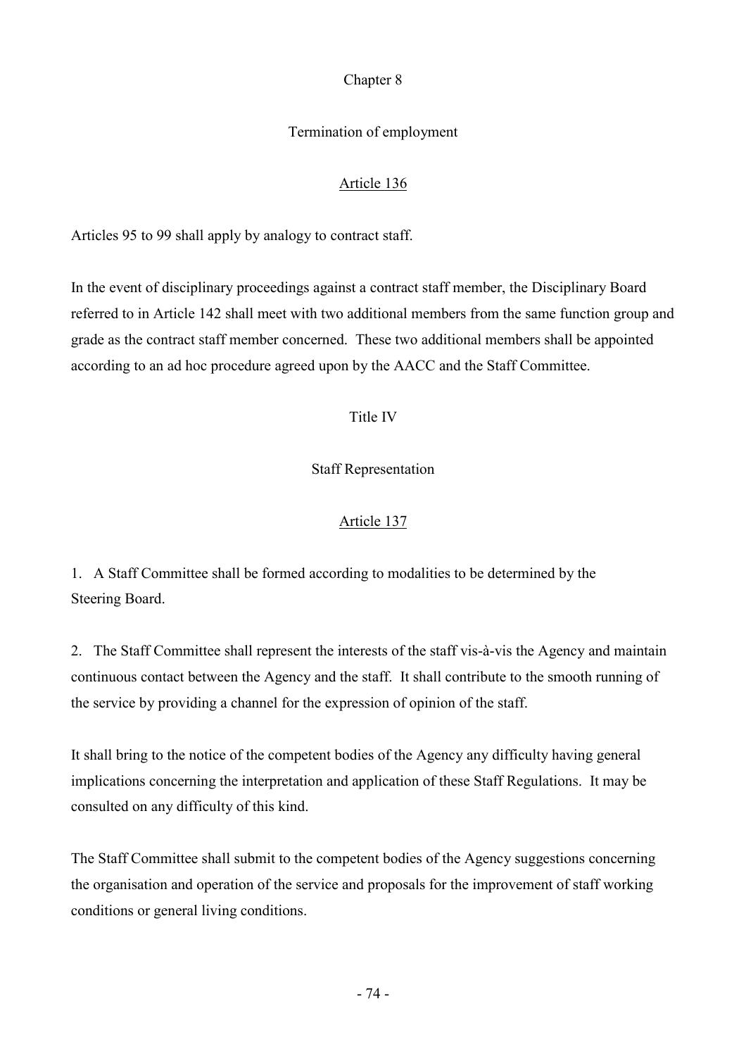## Chapter 8

## Termination of employment

### Article 136

Articles 95 to 99 shall apply by analogy to contract staff.

In the event of disciplinary proceedings against a contract staff member, the Disciplinary Board referred to in Article 142 shall meet with two additional members from the same function group and grade as the contract staff member concerned. These two additional members shall be appointed according to an ad hoc procedure agreed upon by the AACC and the Staff Committee.

# Title IV

# Staff Representation

### Article 137

1. A Staff Committee shall be formed according to modalities to be determined by the Steering Board.

2. The Staff Committee shall represent the interests of the staff vis-à-vis the Agency and maintain continuous contact between the Agency and the staff. It shall contribute to the smooth running of the service by providing a channel for the expression of opinion of the staff.

It shall bring to the notice of the competent bodies of the Agency any difficulty having general implications concerning the interpretation and application of these Staff Regulations. It may be consulted on any difficulty of this kind.

The Staff Committee shall submit to the competent bodies of the Agency suggestions concerning the organisation and operation of the service and proposals for the improvement of staff working conditions or general living conditions.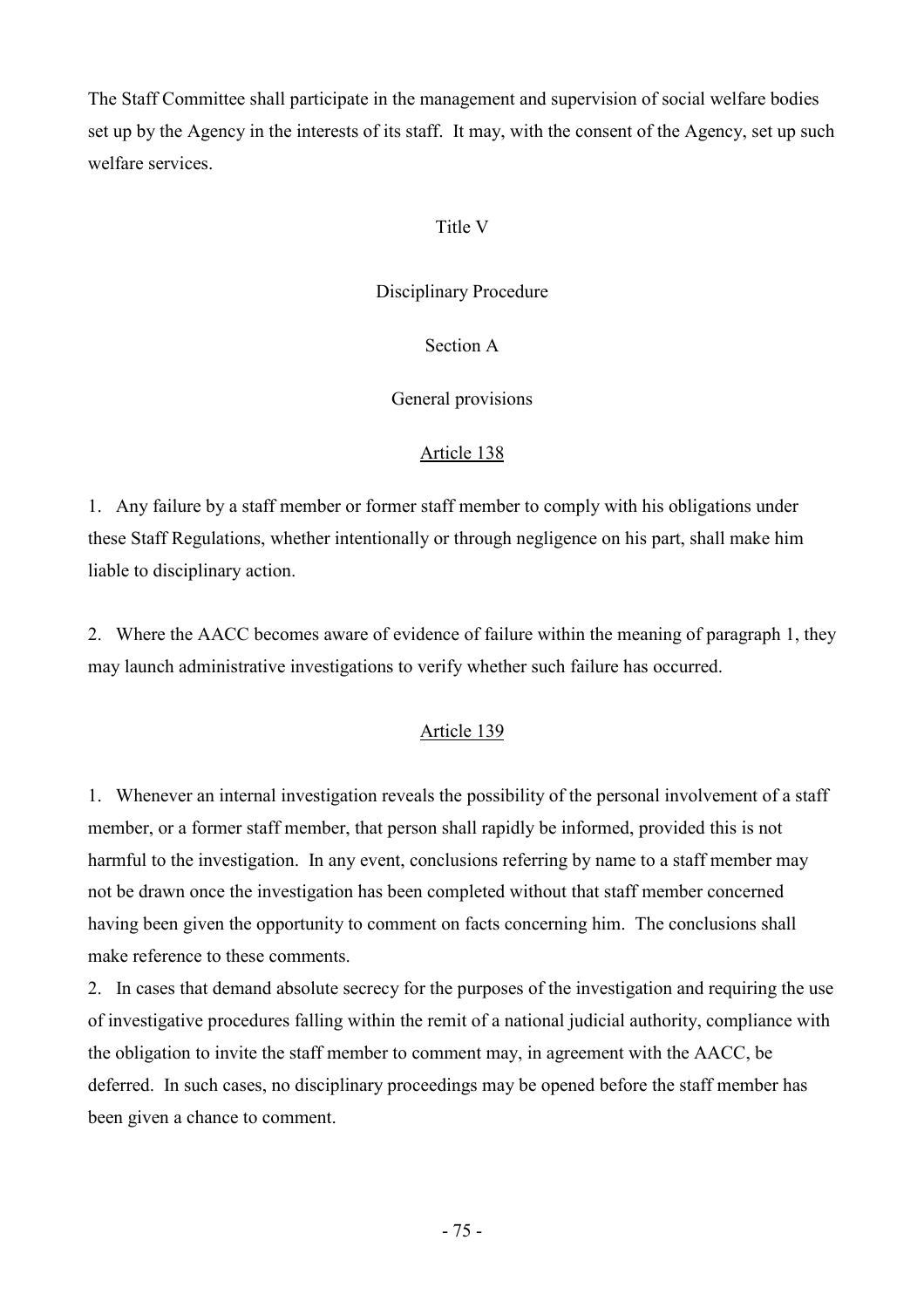The Staff Committee shall participate in the management and supervision of social welfare bodies set up by the Agency in the interests of its staff. It may, with the consent of the Agency, set up such welfare services.

# Title V

# Disciplinary Procedure

## Section A

## General provisions

### Article 138

1. Any failure by a staff member or former staff member to comply with his obligations under these Staff Regulations, whether intentionally or through negligence on his part, shall make him liable to disciplinary action.

2. Where the AACC becomes aware of evidence of failure within the meaning of paragraph 1, they may launch administrative investigations to verify whether such failure has occurred.

### Article 139

1. Whenever an internal investigation reveals the possibility of the personal involvement of a staff member, or a former staff member, that person shall rapidly be informed, provided this is not harmful to the investigation. In any event, conclusions referring by name to a staff member may not be drawn once the investigation has been completed without that staff member concerned having been given the opportunity to comment on facts concerning him. The conclusions shall make reference to these comments.
2. In cases that demand absolute secrecy for the purposes of the investigation and requiring the use of investigative procedures falling within the remit of a national judicial authority, compliance with the obligation to invite the staff member to comment may, in agreement with the AACC, be deferred. In such cases, no disciplinary proceedings may be opened before the staff member has been given a chance to comment.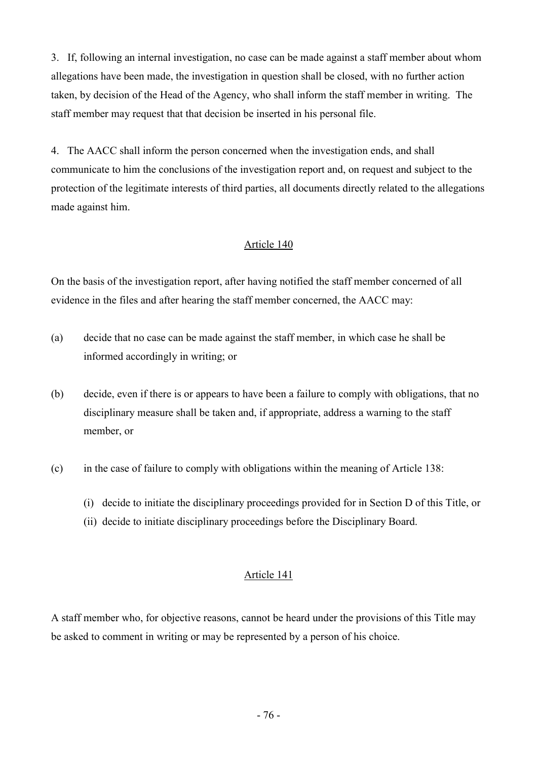3. If, following an internal investigation, no case can be made against a staff member about whom allegations have been made, the investigation in question shall be closed, with no further action taken, by decision of the Head of the Agency, who shall inform the staff member in writing. The staff member may request that that decision be inserted in his personal file.

4. The AACC shall inform the person concerned when the investigation ends, and shall communicate to him the conclusions of the investigation report and, on request and subject to the protection of the legitimate interests of third parties, all documents directly related to the allegations made against him.

## Article 140

On the basis of the investigation report, after having notified the staff member concerned of all evidence in the files and after hearing the staff member concerned, the AACC may:

(a) decide that no case can be made against the staff member, in which case he shall be informed accordingly in writing; or

(b) decide, even if there is or appears to have been a failure to comply with obligations, that no disciplinary measure shall be taken and, if appropriate, address a warning to the staff member, or

(c) in the case of failure to comply with obligations within the meaning of Article 138:

  (i) decide to initiate the disciplinary proceedings provided for in Section D of this Title, or
  (ii) decide to initiate disciplinary proceedings before the Disciplinary Board.

## Article 141

A staff member who, for objective reasons, cannot be heard under the provisions of this Title may be asked to comment in writing or may be represented by a person of his choice.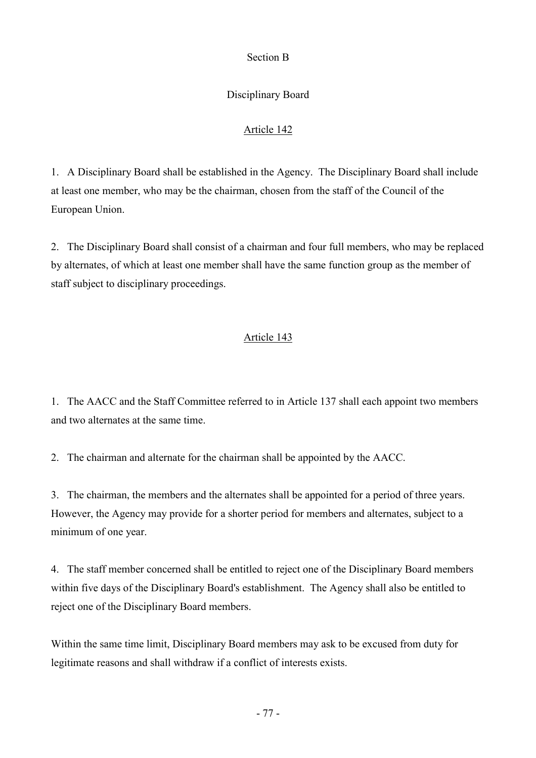## Section B

## Disciplinary Board

### Article 142

1. A Disciplinary Board shall be established in the Agency. The Disciplinary Board shall include at least one member, who may be the chairman, chosen from the staff of the Council of the European Union.

2. The Disciplinary Board shall consist of a chairman and four full members, who may be replaced by alternates, of which at least one member shall have the same function group as the member of staff subject to disciplinary proceedings.

### Article 143

1. The AACC and the Staff Committee referred to in Article 137 shall each appoint two members and two alternates at the same time.

2. The chairman and alternate for the chairman shall be appointed by the AACC.

3. The chairman, the members and the alternates shall be appointed for a period of three years. However, the Agency may provide for a shorter period for members and alternates, subject to a minimum of one year.

4. The staff member concerned shall be entitled to reject one of the Disciplinary Board members within five days of the Disciplinary Board's establishment. The Agency shall also be entitled to reject one of the Disciplinary Board members.

Within the same time limit, Disciplinary Board members may ask to be excused from duty for legitimate reasons and shall withdraw if a conflict of interests exists.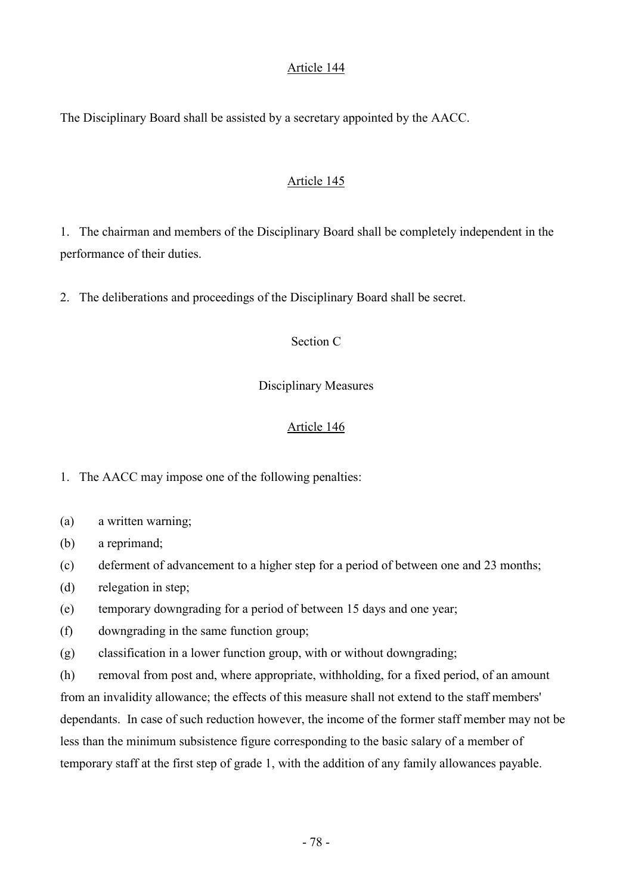## Article 144

The Disciplinary Board shall be assisted by a secretary appointed by the AACC.

## Article 145

1. The chairman and members of the Disciplinary Board shall be completely independent in the performance of their duties.

2. The deliberations and proceedings of the Disciplinary Board shall be secret.

# Section C

# Disciplinary Measures

## Article 146

1. The AACC may impose one of the following penalties:

(a) a written warning;

(b) a reprimand;

(c) deferment of advancement to a higher step for a period of between one and 23 months;

(d) relegation in step;

(e) temporary downgrading for a period of between 15 days and one year;

(f) downgrading in the same function group;

(g) classification in a lower function group, with or without downgrading;

(h) removal from post and, where appropriate, withholding, for a fixed period, of an amount from an invalidity allowance; the effects of this measure shall not extend to the staff members' dependants. In case of such reduction however, the income of the former staff member may not be less than the minimum subsistence figure corresponding to the basic salary of a member of temporary staff at the first step of grade 1, with the addition of any family allowances payable.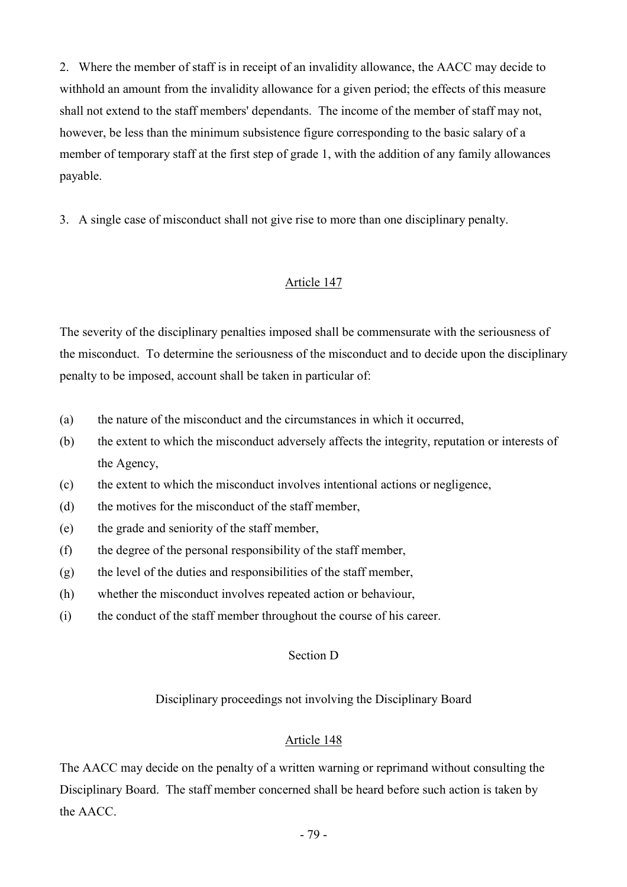2. Where the member of staff is in receipt of an invalidity allowance, the AACC may decide to withhold an amount from the invalidity allowance for a given period; the effects of this measure shall not extend to the staff members' dependants. The income of the member of staff may not, however, be less than the minimum subsistence figure corresponding to the basic salary of a member of temporary staff at the first step of grade 1, with the addition of any family allowances payable.

3. A single case of misconduct shall not give rise to more than one disciplinary penalty.

## Article 147

The severity of the disciplinary penalties imposed shall be commensurate with the seriousness of the misconduct. To determine the seriousness of the misconduct and to decide upon the disciplinary penalty to be imposed, account shall be taken in particular of:

(a) the nature of the misconduct and the circumstances in which it occurred,

(b) the extent to which the misconduct adversely affects the integrity, reputation or interests of the Agency,

(c) the extent to which the misconduct involves intentional actions or negligence,

(d) the motives for the misconduct of the staff member,

(e) the grade and seniority of the staff member,

(f) the degree of the personal responsibility of the staff member,

(g) the level of the duties and responsibilities of the staff member,

(h) whether the misconduct involves repeated action or behaviour,

(i) the conduct of the staff member throughout the course of his career.

## Section D

### Disciplinary proceedings not involving the Disciplinary Board

## Article 148

The AACC may decide on the penalty of a written warning or reprimand without consulting the Disciplinary Board. The staff member concerned shall be heard before such action is taken by the AACC.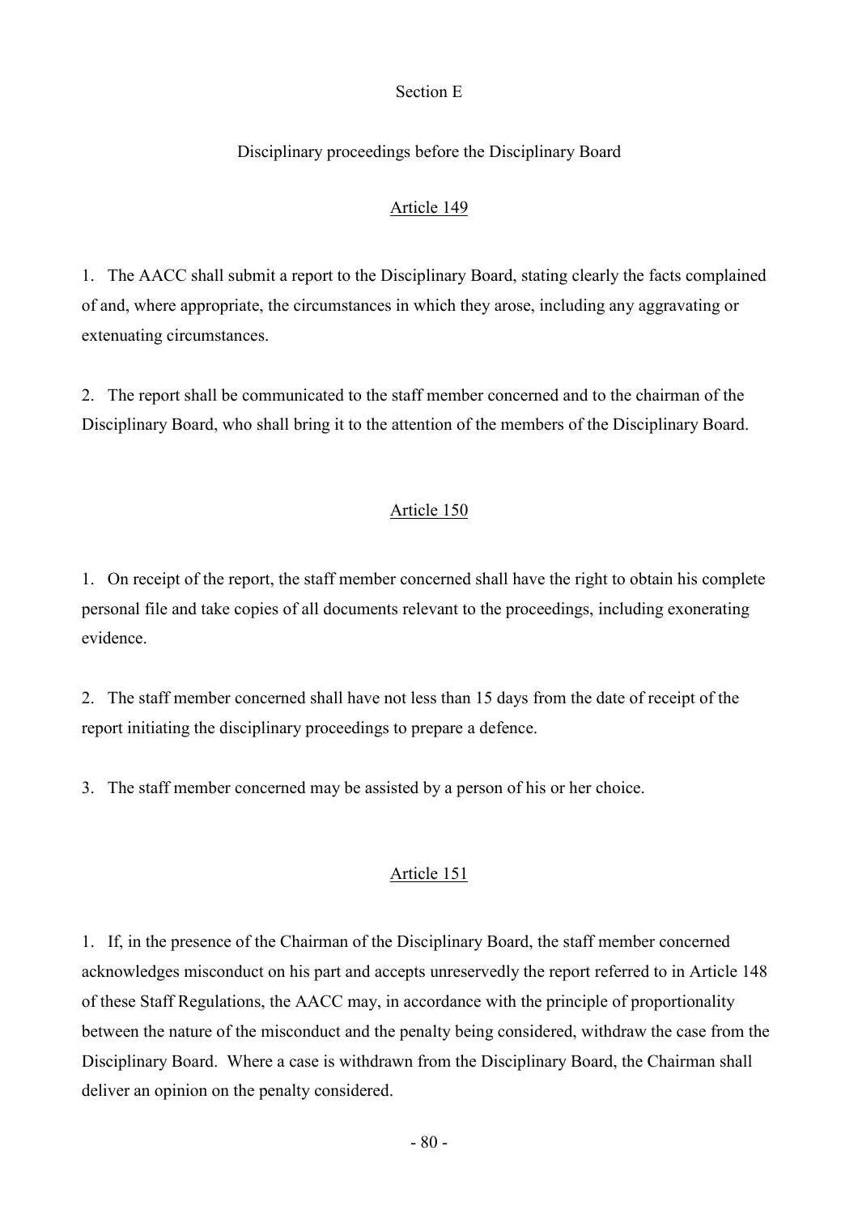## Section E

### Disciplinary proceedings before the Disciplinary Board

#### Article 149

1. The AACC shall submit a report to the Disciplinary Board, stating clearly the facts complained of and, where appropriate, the circumstances in which they arose, including any aggravating or extenuating circumstances.

2. The report shall be communicated to the staff member concerned and to the chairman of the Disciplinary Board, who shall bring it to the attention of the members of the Disciplinary Board.

#### Article 150

1. On receipt of the report, the staff member concerned shall have the right to obtain his complete personal file and take copies of all documents relevant to the proceedings, including exonerating evidence.

2. The staff member concerned shall have not less than 15 days from the date of receipt of the report initiating the disciplinary proceedings to prepare a defence.

3. The staff member concerned may be assisted by a person of his or her choice.

#### Article 151

1. If, in the presence of the Chairman of the Disciplinary Board, the staff member concerned acknowledges misconduct on his part and accepts unreservedly the report referred to in Article 148 of these Staff Regulations, the AACC may, in accordance with the principle of proportionality between the nature of the misconduct and the penalty being considered, withdraw the case from the Disciplinary Board. Where a case is withdrawn from the Disciplinary Board, the Chairman shall deliver an opinion on the penalty considered.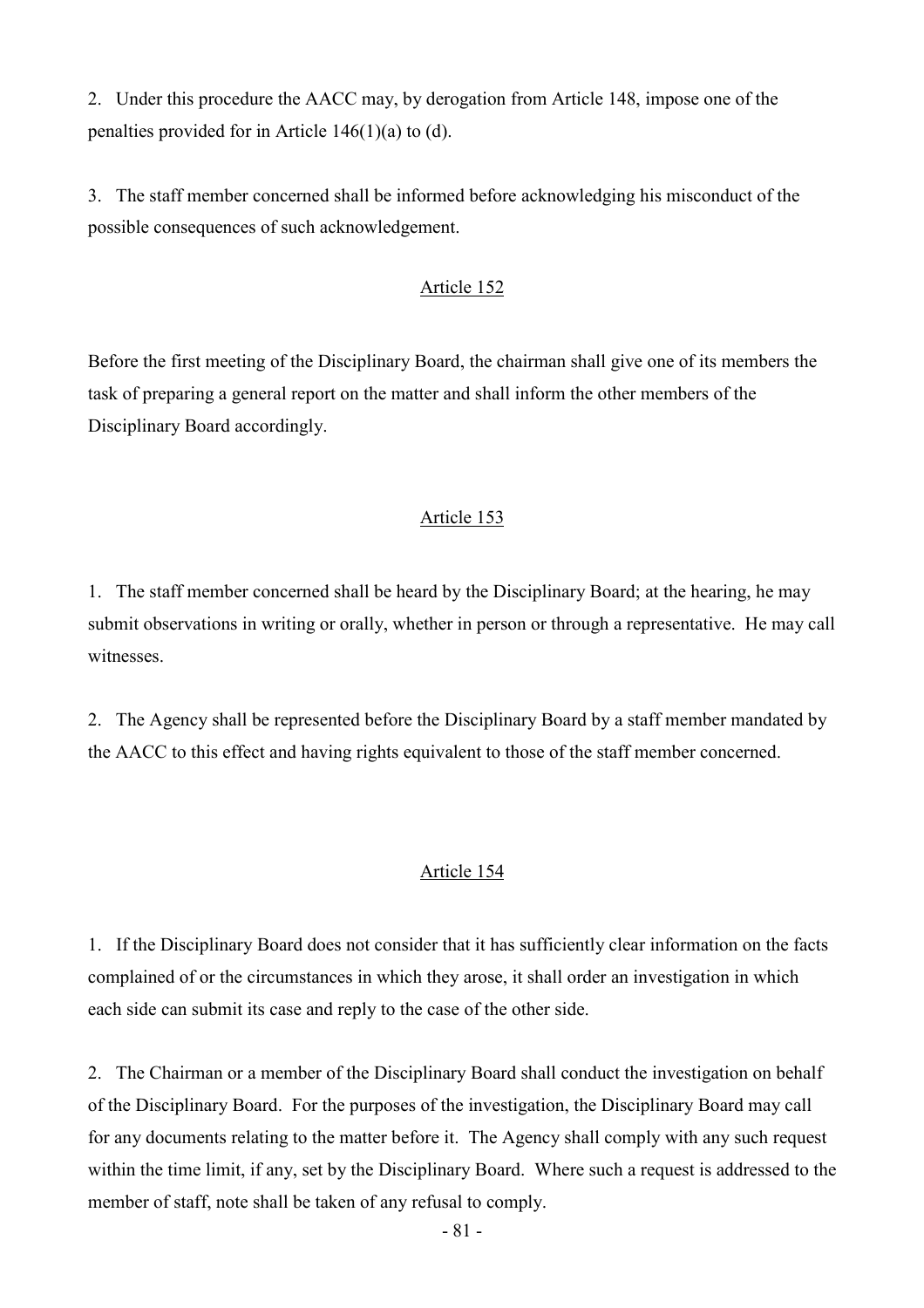2. Under this procedure the AACC may, by derogation from Article 148, impose one of the penalties provided for in Article 146(1)(a) to (d).

3. The staff member concerned shall be informed before acknowledging his misconduct of the possible consequences of such acknowledgement.

## Article 152

Before the first meeting of the Disciplinary Board, the chairman shall give one of its members the task of preparing a general report on the matter and shall inform the other members of the Disciplinary Board accordingly.

## Article 153

1. The staff member concerned shall be heard by the Disciplinary Board; at the hearing, he may submit observations in writing or orally, whether in person or through a representative. He may call witnesses.

2. The Agency shall be represented before the Disciplinary Board by a staff member mandated by the AACC to this effect and having rights equivalent to those of the staff member concerned.

## Article 154

1. If the Disciplinary Board does not consider that it has sufficiently clear information on the facts complained of or the circumstances in which they arose, it shall order an investigation in which each side can submit its case and reply to the case of the other side.

2. The Chairman or a member of the Disciplinary Board shall conduct the investigation on behalf of the Disciplinary Board. For the purposes of the investigation, the Disciplinary Board may call for any documents relating to the matter before it. The Agency shall comply with any such request within the time limit, if any, set by the Disciplinary Board. Where such a request is addressed to the member of staff, note shall be taken of any refusal to comply.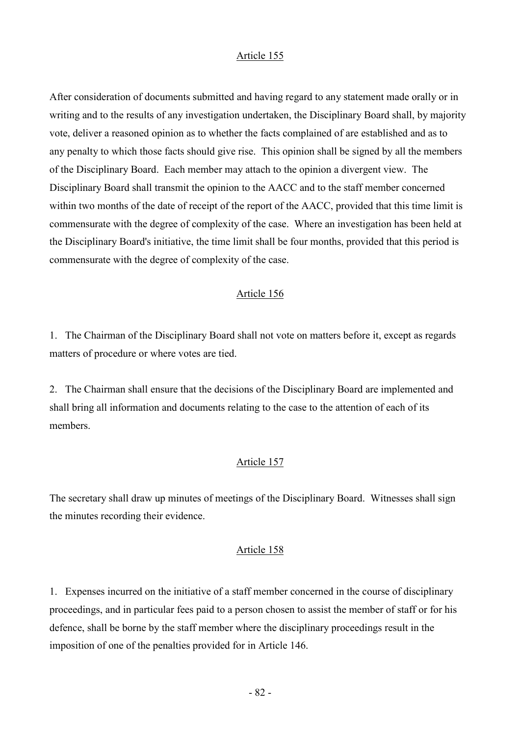## Article 155

After consideration of documents submitted and having regard to any statement made orally or in writing and to the results of any investigation undertaken, the Disciplinary Board shall, by majority vote, deliver a reasoned opinion as to whether the facts complained of are established and as to any penalty to which those facts should give rise. This opinion shall be signed by all the members of the Disciplinary Board. Each member may attach to the opinion a divergent view. The Disciplinary Board shall transmit the opinion to the AACC and to the staff member concerned within two months of the date of receipt of the report of the AACC, provided that this time limit is commensurate with the degree of complexity of the case. Where an investigation has been held at the Disciplinary Board's initiative, the time limit shall be four months, provided that this period is commensurate with the degree of complexity of the case.

## Article 156

1. The Chairman of the Disciplinary Board shall not vote on matters before it, except as regards matters of procedure or where votes are tied.

2. The Chairman shall ensure that the decisions of the Disciplinary Board are implemented and shall bring all information and documents relating to the case to the attention of each of its members.

## Article 157

The secretary shall draw up minutes of meetings of the Disciplinary Board. Witnesses shall sign the minutes recording their evidence.

## Article 158

1. Expenses incurred on the initiative of a staff member concerned in the course of disciplinary proceedings, and in particular fees paid to a person chosen to assist the member of staff or for his defence, shall be borne by the staff member where the disciplinary proceedings result in the imposition of one of the penalties provided for in Article 146.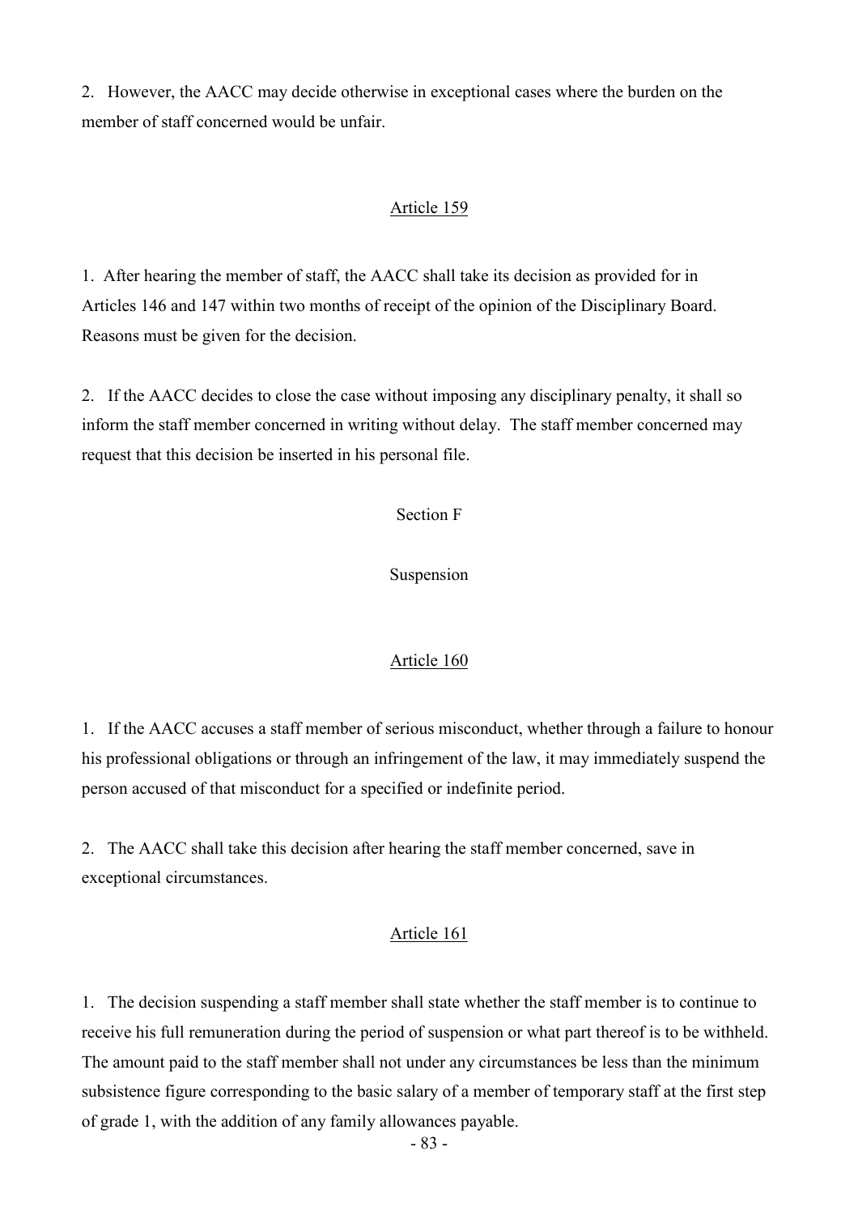2. However, the AACC may decide otherwise in exceptional cases where the burden on the member of staff concerned would be unfair.

### Article 159

1. After hearing the member of staff, the AACC shall take its decision as provided for in Articles 146 and 147 within two months of receipt of the opinion of the Disciplinary Board. Reasons must be given for the decision.

2. If the AACC decides to close the case without imposing any disciplinary penalty, it shall so inform the staff member concerned in writing without delay. The staff member concerned may request that this decision be inserted in his personal file.

## Section F

## Suspension

### Article 160

1. If the AACC accuses a staff member of serious misconduct, whether through a failure to honour his professional obligations or through an infringement of the law, it may immediately suspend the person accused of that misconduct for a specified or indefinite period.

2. The AACC shall take this decision after hearing the staff member concerned, save in exceptional circumstances.

### Article 161

1. The decision suspending a staff member shall state whether the staff member is to continue to receive his full remuneration during the period of suspension or what part thereof is to be withheld. The amount paid to the staff member shall not under any circumstances be less than the minimum subsistence figure corresponding to the basic salary of a member of temporary staff at the first step of grade 1, with the addition of any family allowances payable.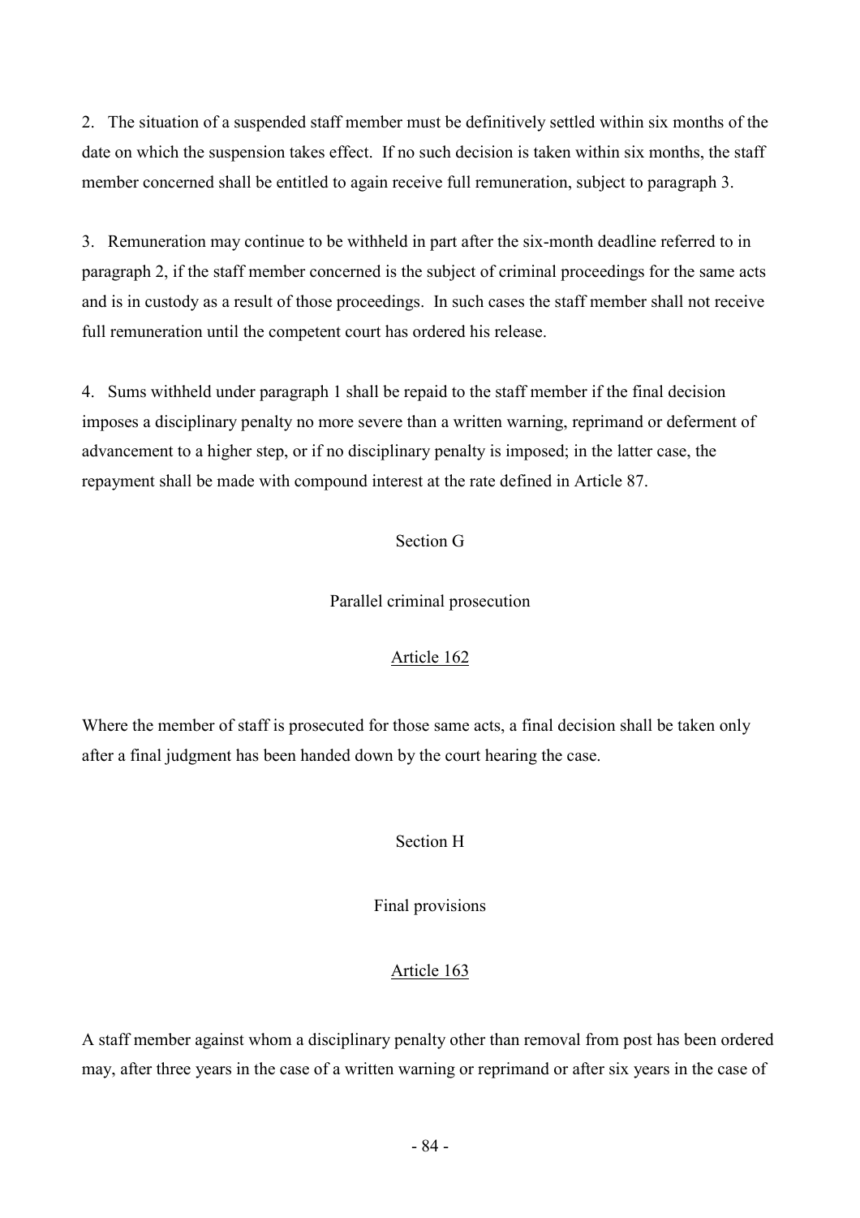2. The situation of a suspended staff member must be definitively settled within six months of the date on which the suspension takes effect. If no such decision is taken within six months, the staff member concerned shall be entitled to again receive full remuneration, subject to paragraph 3.

3. Remuneration may continue to be withheld in part after the six-month deadline referred to in paragraph 2, if the staff member concerned is the subject of criminal proceedings for the same acts and is in custody as a result of those proceedings. In such cases the staff member shall not receive full remuneration until the competent court has ordered his release.

4. Sums withheld under paragraph 1 shall be repaid to the staff member if the final decision imposes a disciplinary penalty no more severe than a written warning, reprimand or deferment of advancement to a higher step, or if no disciplinary penalty is imposed; in the latter case, the repayment shall be made with compound interest at the rate defined in Article 87.

## Section G

### Parallel criminal prosecution

#### Article 162

Where the member of staff is prosecuted for those same acts, a final decision shall be taken only after a final judgment has been handed down by the court hearing the case.

## Section H

### Final provisions

#### Article 163

A staff member against whom a disciplinary penalty other than removal from post has been ordered may, after three years in the case of a written warning or reprimand or after six years in the case of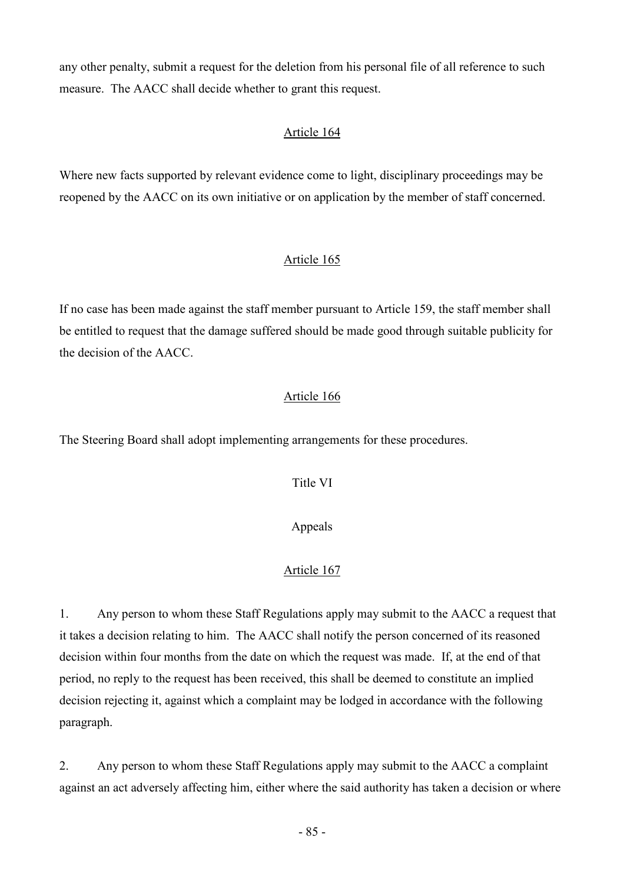any other penalty, submit a request for the deletion from his personal file of all reference to such measure. The AACC shall decide whether to grant this request.

### Article 164

Where new facts supported by relevant evidence come to light, disciplinary proceedings may be reopened by the AACC on its own initiative or on application by the member of staff concerned.

### Article 165

If no case has been made against the staff member pursuant to Article 159, the staff member shall be entitled to request that the damage suffered should be made good through suitable publicity for the decision of the AACC.

### Article 166

The Steering Board shall adopt implementing arrangements for these procedures.

## Title VI

## Appeals

### Article 167

1. Any person to whom these Staff Regulations apply may submit to the AACC a request that it takes a decision relating to him. The AACC shall notify the person concerned of its reasoned decision within four months from the date on which the request was made. If, at the end of that period, no reply to the request has been received, this shall be deemed to constitute an implied decision rejecting it, against which a complaint may be lodged in accordance with the following paragraph.

2. Any person to whom these Staff Regulations apply may submit to the AACC a complaint against an act adversely affecting him, either where the said authority has taken a decision or where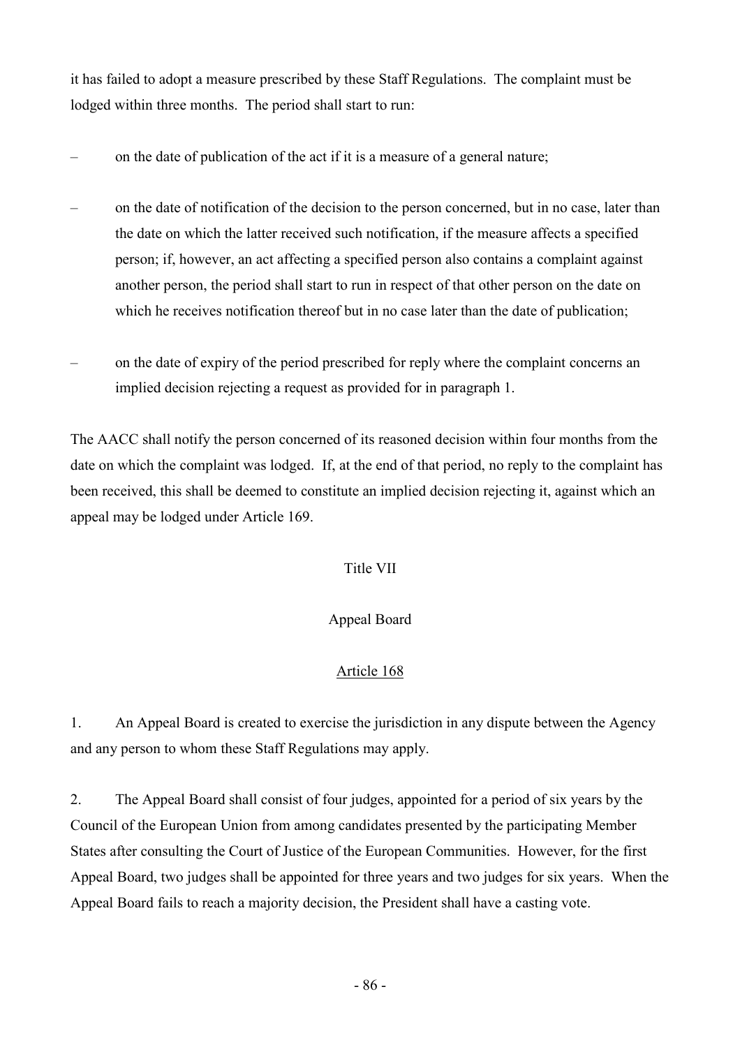it has failed to adopt a measure prescribed by these Staff Regulations. The complaint must be lodged within three months. The period shall start to run:

– on the date of publication of the act if it is a measure of a general nature;

– on the date of notification of the decision to the person concerned, but in no case, later than the date on which the latter received such notification, if the measure affects a specified person; if, however, an act affecting a specified person also contains a complaint against another person, the period shall start to run in respect of that other person on the date on which he receives notification thereof but in no case later than the date of publication;

– on the date of expiry of the period prescribed for reply where the complaint concerns an implied decision rejecting a request as provided for in paragraph 1.

The AACC shall notify the person concerned of its reasoned decision within four months from the date on which the complaint was lodged. If, at the end of that period, no reply to the complaint has been received, this shall be deemed to constitute an implied decision rejecting it, against which an appeal may be lodged under Article 169.

## Title VII

## Appeal Board

### Article 168

1. An Appeal Board is created to exercise the jurisdiction in any dispute between the Agency and any person to whom these Staff Regulations may apply.

2. The Appeal Board shall consist of four judges, appointed for a period of six years by the Council of the European Union from among candidates presented by the participating Member States after consulting the Court of Justice of the European Communities. However, for the first Appeal Board, two judges shall be appointed for three years and two judges for six years. When the Appeal Board fails to reach a majority decision, the President shall have a casting vote.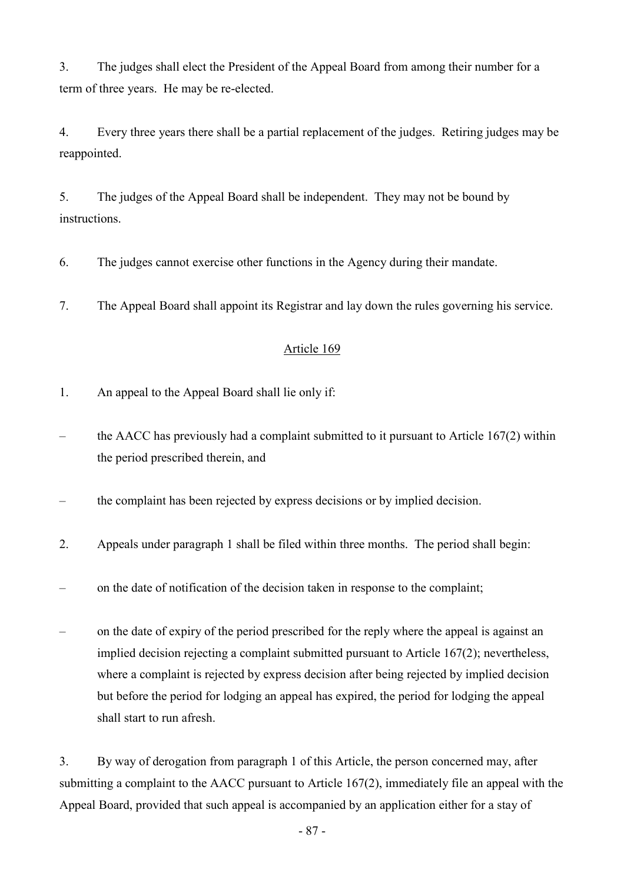3. The judges shall elect the President of the Appeal Board from among their number for a term of three years. He may be re-elected.

4. Every three years there shall be a partial replacement of the judges. Retiring judges may be reappointed.

5. The judges of the Appeal Board shall be independent. They may not be bound by instructions.

6. The judges cannot exercise other functions in the Agency during their mandate.

7. The Appeal Board shall appoint its Registrar and lay down the rules governing his service.

### Article 169

1. An appeal to the Appeal Board shall lie only if:

– the AACC has previously had a complaint submitted to it pursuant to Article 167(2) within the period prescribed therein, and

– the complaint has been rejected by express decisions or by implied decision.

2. Appeals under paragraph 1 shall be filed within three months. The period shall begin:

– on the date of notification of the decision taken in response to the complaint;

– on the date of expiry of the period prescribed for the reply where the appeal is against an implied decision rejecting a complaint submitted pursuant to Article 167(2); nevertheless, where a complaint is rejected by express decision after being rejected by implied decision but before the period for lodging an appeal has expired, the period for lodging the appeal shall start to run afresh.

3. By way of derogation from paragraph 1 of this Article, the person concerned may, after submitting a complaint to the AACC pursuant to Article 167(2), immediately file an appeal with the Appeal Board, provided that such appeal is accompanied by an application either for a stay of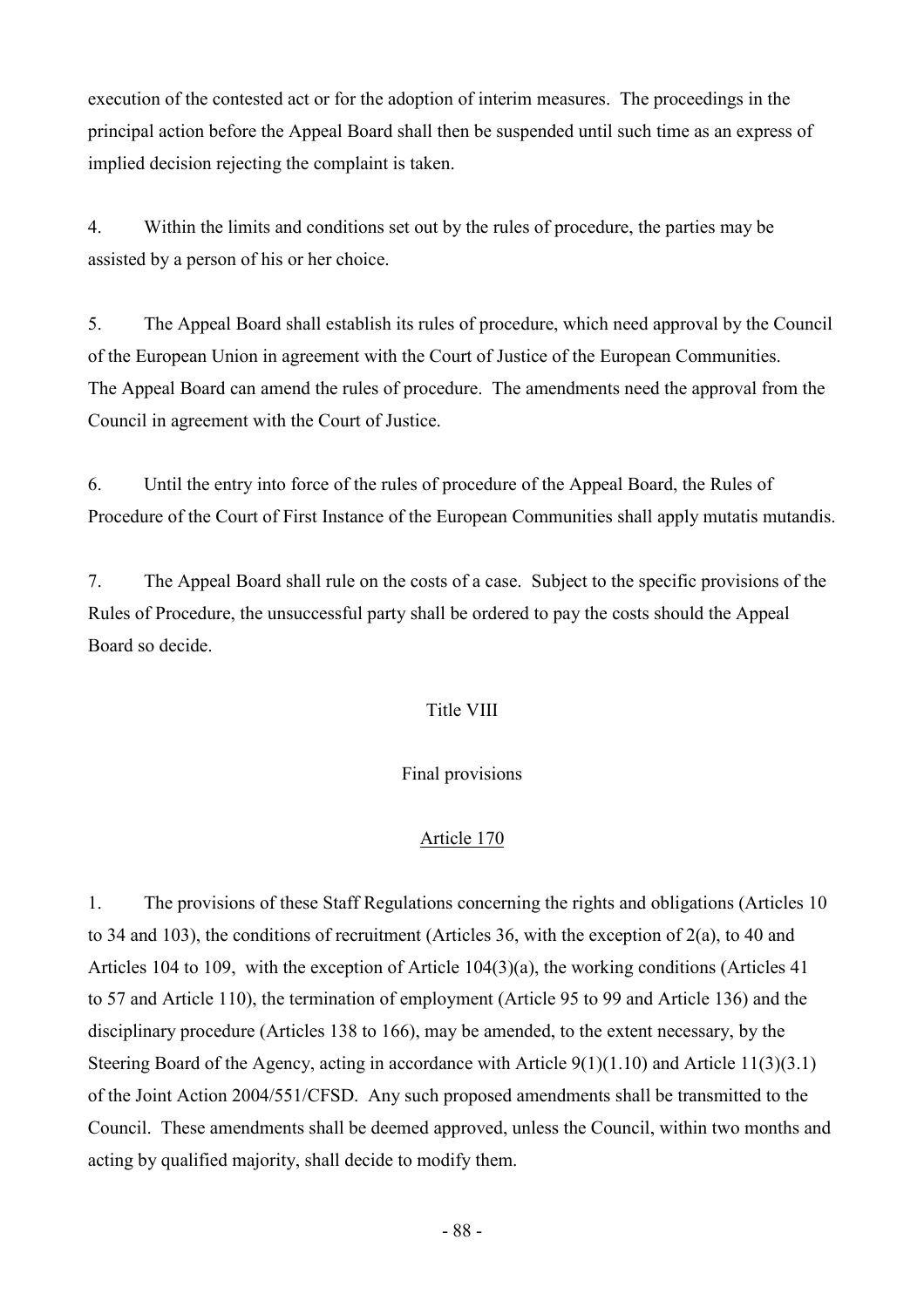execution of the contested act or for the adoption of interim measures. The proceedings in the principal action before the Appeal Board shall then be suspended until such time as an express of implied decision rejecting the complaint is taken.

4. Within the limits and conditions set out by the rules of procedure, the parties may be assisted by a person of his or her choice.

5. The Appeal Board shall establish its rules of procedure, which need approval by the Council of the European Union in agreement with the Court of Justice of the European Communities. The Appeal Board can amend the rules of procedure. The amendments need the approval from the Council in agreement with the Court of Justice.

6. Until the entry into force of the rules of procedure of the Appeal Board, the Rules of Procedure of the Court of First Instance of the European Communities shall apply mutatis mutandis.

7. The Appeal Board shall rule on the costs of a case. Subject to the specific provisions of the Rules of Procedure, the unsuccessful party shall be ordered to pay the costs should the Appeal Board so decide.

## Title VIII

## Final provisions

### Article 170

1. The provisions of these Staff Regulations concerning the rights and obligations (Articles 10 to 34 and 103), the conditions of recruitment (Articles 36, with the exception of 2(a), to 40 and Articles 104 to 109, with the exception of Article 104(3)(a), the working conditions (Articles 41 to 57 and Article 110), the termination of employment (Article 95 to 99 and Article 136) and the disciplinary procedure (Articles 138 to 166), may be amended, to the extent necessary, by the Steering Board of the Agency, acting in accordance with Article 9(1)(1.10) and Article 11(3)(3.1) of the Joint Action 2004/551/CFSD. Any such proposed amendments shall be transmitted to the Council. These amendments shall be deemed approved, unless the Council, within two months and acting by qualified majority, shall decide to modify them.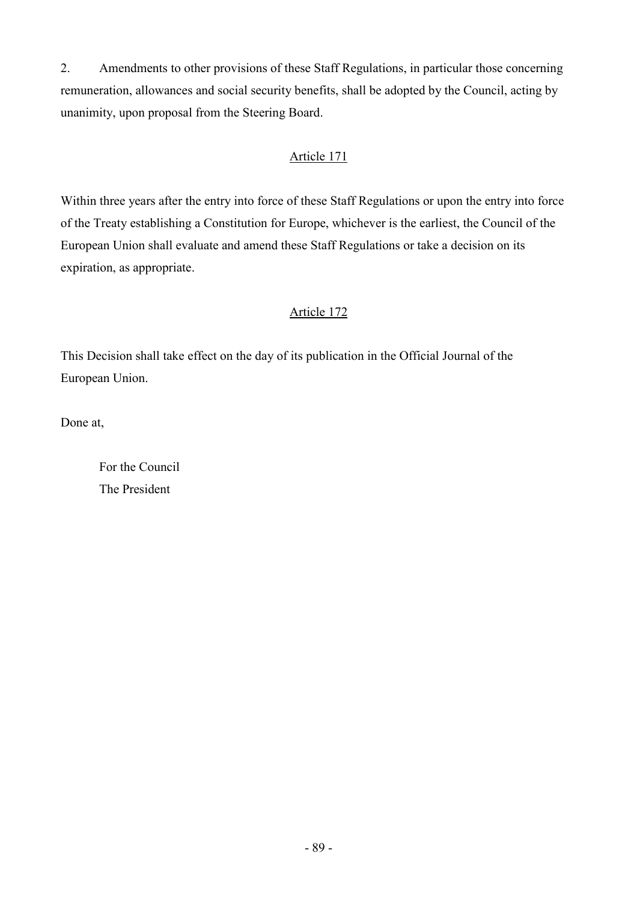2. Amendments to other provisions of these Staff Regulations, in particular those concerning remuneration, allowances and social security benefits, shall be adopted by the Council, acting by unanimity, upon proposal from the Steering Board.

### Article 171

Within three years after the entry into force of these Staff Regulations or upon the entry into force of the Treaty establishing a Constitution for Europe, whichever is the earliest, the Council of the European Union shall evaluate and amend these Staff Regulations or take a decision on its expiration, as appropriate.

### Article 172

This Decision shall take effect on the day of its publication in the Official Journal of the European Union.

Done at,

For the Council
The President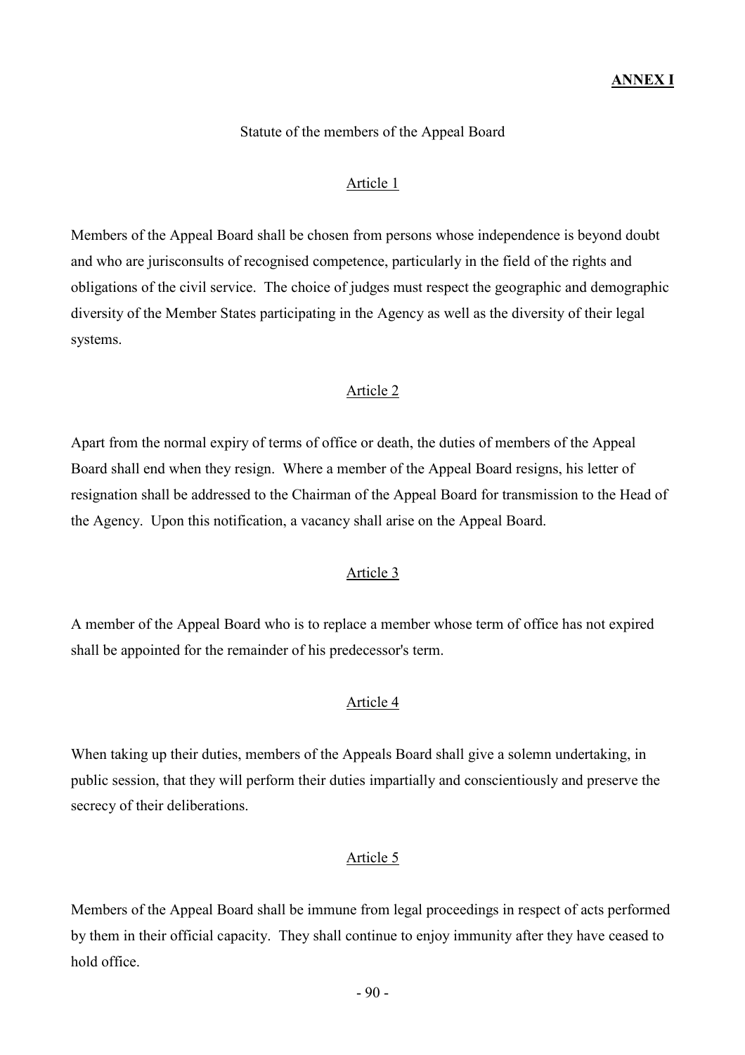**ANNEX I**

Statute of the members of the Appeal Board

Article 1

Members of the Appeal Board shall be chosen from persons whose independence is beyond doubt and who are jurisconsults of recognised competence, particularly in the field of the rights and obligations of the civil service. The choice of judges must respect the geographic and demographic diversity of the Member States participating in the Agency as well as the diversity of their legal systems.

Article 2

Apart from the normal expiry of terms of office or death, the duties of members of the Appeal Board shall end when they resign. Where a member of the Appeal Board resigns, his letter of resignation shall be addressed to the Chairman of the Appeal Board for transmission to the Head of the Agency. Upon this notification, a vacancy shall arise on the Appeal Board.

Article 3

A member of the Appeal Board who is to replace a member whose term of office has not expired shall be appointed for the remainder of his predecessor's term.

Article 4

When taking up their duties, members of the Appeals Board shall give a solemn undertaking, in public session, that they will perform their duties impartially and conscientiously and preserve the secrecy of their deliberations.

Article 5

Members of the Appeal Board shall be immune from legal proceedings in respect of acts performed by them in their official capacity. They shall continue to enjoy immunity after they have ceased to hold office.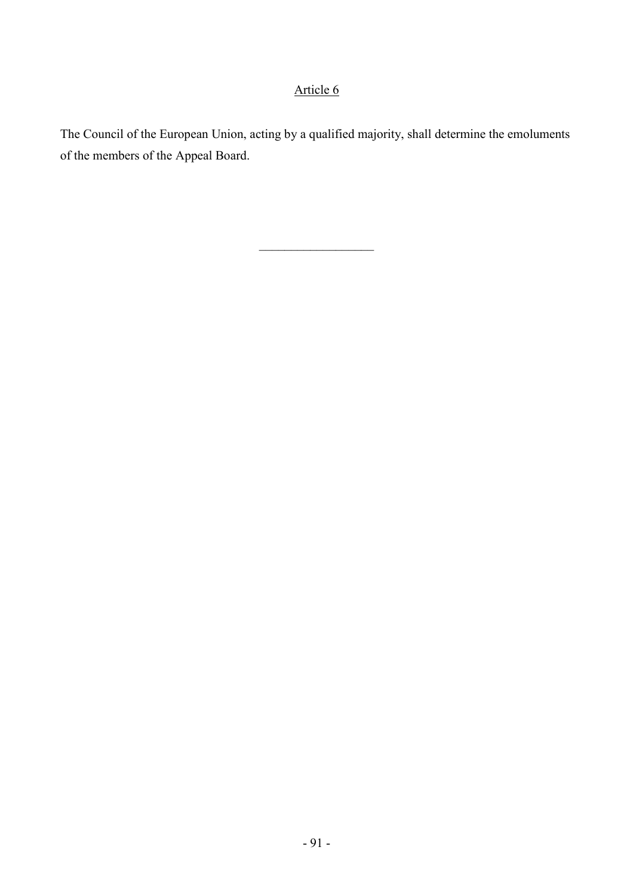## Article 6

The Council of the European Union, acting by a qualified majority, shall determine the emoluments of the members of the Appeal Board.

---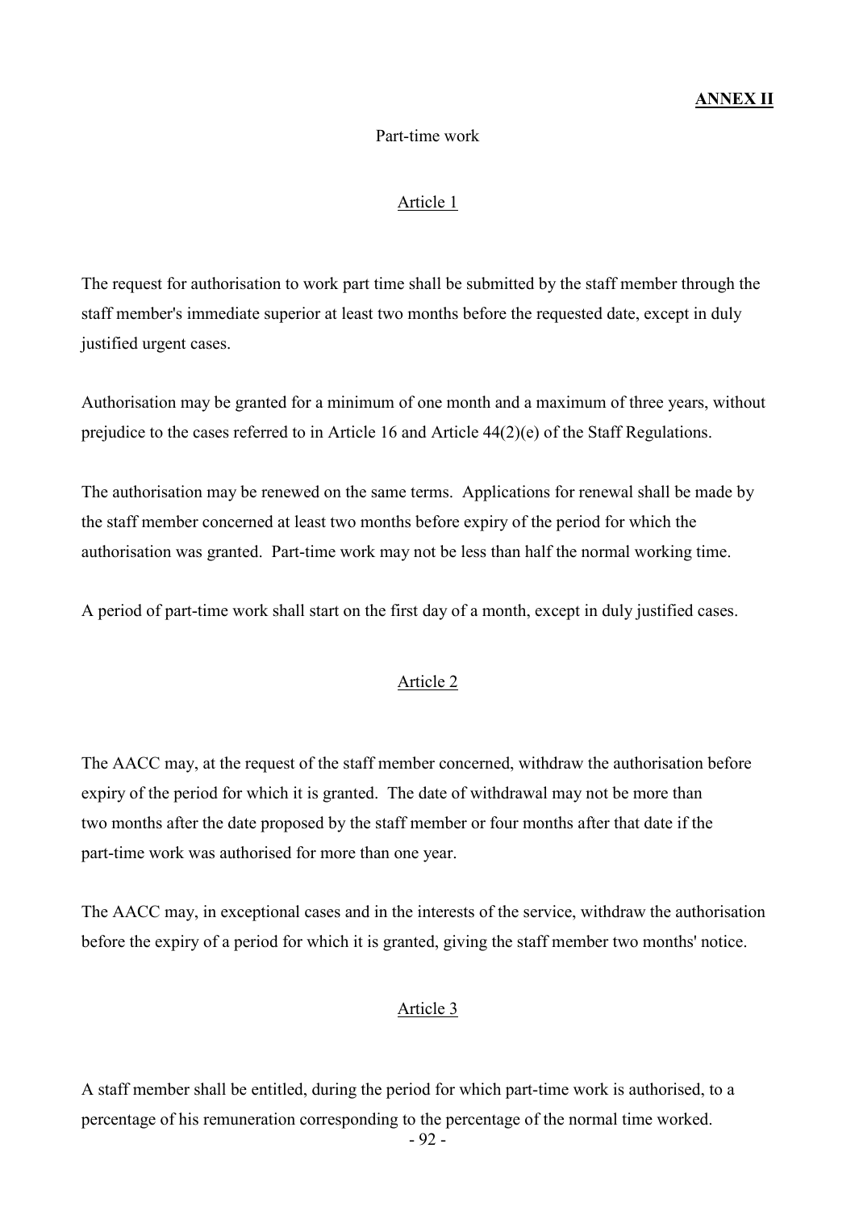**ANNEX II**

Part-time work

Article 1

The request for authorisation to work part time shall be submitted by the staff member through the staff member's immediate superior at least two months before the requested date, except in duly justified urgent cases.

Authorisation may be granted for a minimum of one month and a maximum of three years, without prejudice to the cases referred to in Article 16 and Article 44(2)(e) of the Staff Regulations.

The authorisation may be renewed on the same terms. Applications for renewal shall be made by the staff member concerned at least two months before expiry of the period for which the authorisation was granted. Part-time work may not be less than half the normal working time.

A period of part-time work shall start on the first day of a month, except in duly justified cases.

Article 2

The AACC may, at the request of the staff member concerned, withdraw the authorisation before expiry of the period for which it is granted. The date of withdrawal may not be more than two months after the date proposed by the staff member or four months after that date if the part-time work was authorised for more than one year.

The AACC may, in exceptional cases and in the interests of the service, withdraw the authorisation before the expiry of a period for which it is granted, giving the staff member two months' notice.

Article 3

A staff member shall be entitled, during the period for which part-time work is authorised, to a percentage of his remuneration corresponding to the percentage of the normal time worked.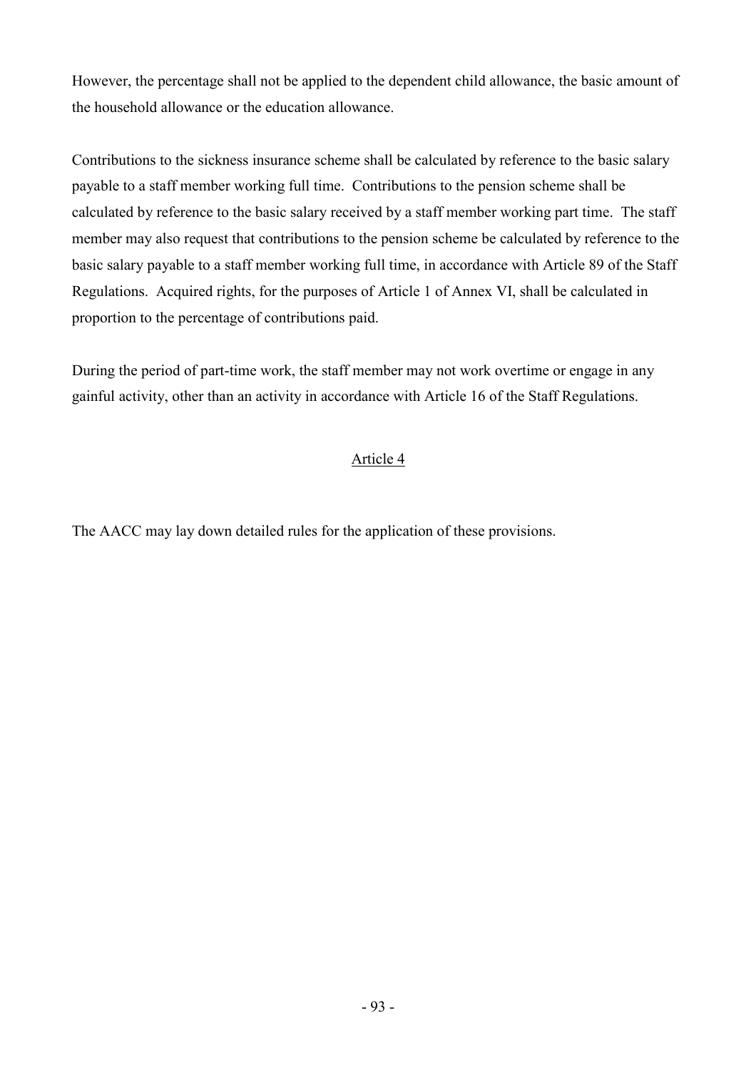However, the percentage shall not be applied to the dependent child allowance, the basic amount of the household allowance or the education allowance.

Contributions to the sickness insurance scheme shall be calculated by reference to the basic salary payable to a staff member working full time. Contributions to the pension scheme shall be calculated by reference to the basic salary received by a staff member working part time. The staff member may also request that contributions to the pension scheme be calculated by reference to the basic salary payable to a staff member working full time, in accordance with Article 89 of the Staff Regulations. Acquired rights, for the purposes of Article 1 of Annex VI, shall be calculated in proportion to the percentage of contributions paid.

During the period of part-time work, the staff member may not work overtime or engage in any gainful activity, other than an activity in accordance with Article 16 of the Staff Regulations.

## Article 4

The AACC may lay down detailed rules for the application of these provisions.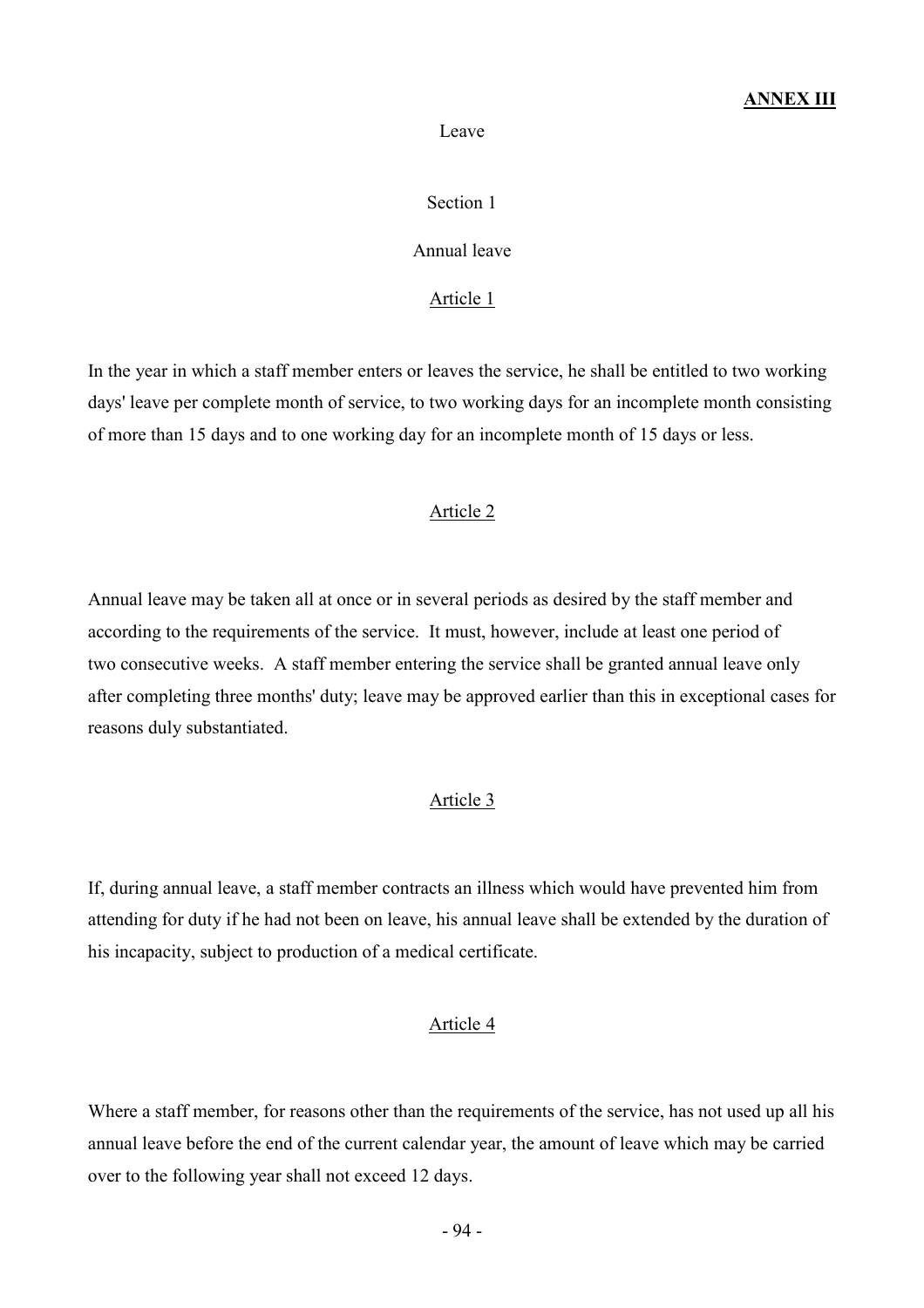**ANNEX III**

# Leave

## Section 1

## Annual leave

### Article 1

In the year in which a staff member enters or leaves the service, he shall be entitled to two working days' leave per complete month of service, to two working days for an incomplete month consisting of more than 15 days and to one working day for an incomplete month of 15 days or less.

### Article 2

Annual leave may be taken all at once or in several periods as desired by the staff member and according to the requirements of the service. It must, however, include at least one period of two consecutive weeks. A staff member entering the service shall be granted annual leave only after completing three months' duty; leave may be approved earlier than this in exceptional cases for reasons duly substantiated.

### Article 3

If, during annual leave, a staff member contracts an illness which would have prevented him from attending for duty if he had not been on leave, his annual leave shall be extended by the duration of his incapacity, subject to production of a medical certificate.

### Article 4

Where a staff member, for reasons other than the requirements of the service, has not used up all his annual leave before the end of the current calendar year, the amount of leave which may be carried over to the following year shall not exceed 12 days.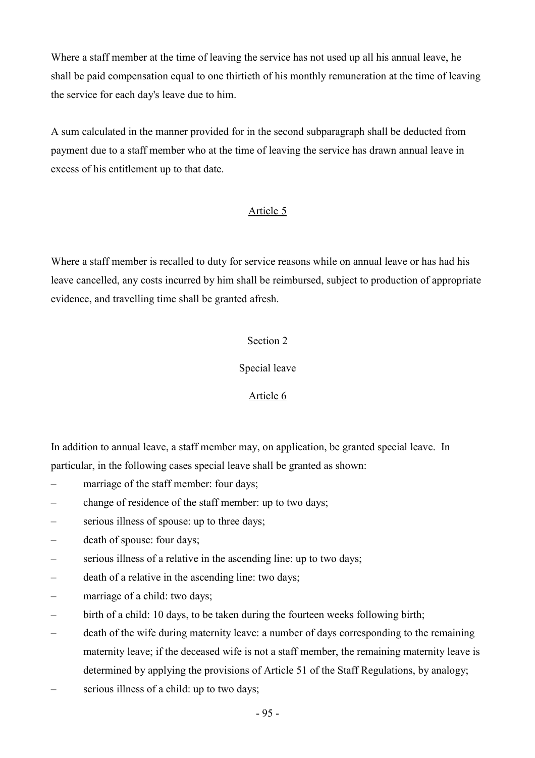Where a staff member at the time of leaving the service has not used up all his annual leave, he shall be paid compensation equal to one thirtieth of his monthly remuneration at the time of leaving the service for each day's leave due to him.

A sum calculated in the manner provided for in the second subparagraph shall be deducted from payment due to a staff member who at the time of leaving the service has drawn annual leave in excess of his entitlement up to that date.

### Article 5

Where a staff member is recalled to duty for service reasons while on annual leave or has had his leave cancelled, any costs incurred by him shall be reimbursed, subject to production of appropriate evidence, and travelling time shall be granted afresh.

## Section 2

## Special leave

### Article 6

In addition to annual leave, a staff member may, on application, be granted special leave. In particular, in the following cases special leave shall be granted as shown:

- marriage of the staff member: four days;
- change of residence of the staff member: up to two days;
- serious illness of spouse: up to three days;
- death of spouse: four days;
- serious illness of a relative in the ascending line: up to two days;
- death of a relative in the ascending line: two days;
- marriage of a child: two days;
- birth of a child: 10 days, to be taken during the fourteen weeks following birth;
- death of the wife during maternity leave: a number of days corresponding to the remaining maternity leave; if the deceased wife is not a staff member, the remaining maternity leave is determined by applying the provisions of Article 51 of the Staff Regulations, by analogy;
- serious illness of a child: up to two days;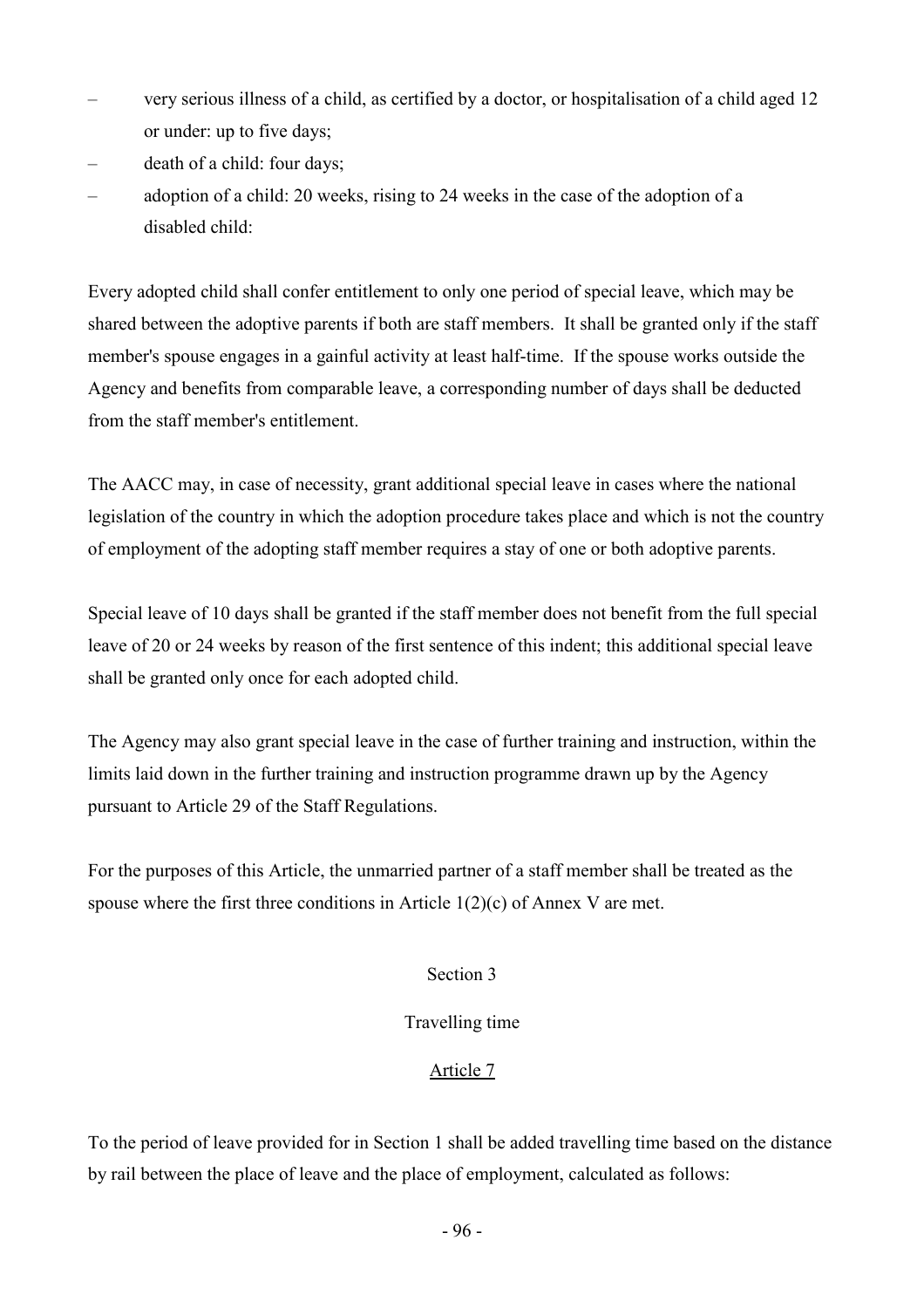- very serious illness of a child, as certified by a doctor, or hospitalisation of a child aged 12 or under: up to five days;
- death of a child: four days;
- adoption of a child: 20 weeks, rising to 24 weeks in the case of the adoption of a disabled child:

Every adopted child shall confer entitlement to only one period of special leave, which may be shared between the adoptive parents if both are staff members. It shall be granted only if the staff member's spouse engages in a gainful activity at least half-time. If the spouse works outside the Agency and benefits from comparable leave, a corresponding number of days shall be deducted from the staff member's entitlement.

The AACC may, in case of necessity, grant additional special leave in cases where the national legislation of the country in which the adoption procedure takes place and which is not the country of employment of the adopting staff member requires a stay of one or both adoptive parents.

Special leave of 10 days shall be granted if the staff member does not benefit from the full special leave of 20 or 24 weeks by reason of the first sentence of this indent; this additional special leave shall be granted only once for each adopted child.

The Agency may also grant special leave in the case of further training and instruction, within the limits laid down in the further training and instruction programme drawn up by the Agency pursuant to Article 29 of the Staff Regulations.

For the purposes of this Article, the unmarried partner of a staff member shall be treated as the spouse where the first three conditions in Article 1(2)(c) of Annex V are met.

## Section 3

## Travelling time

### Article 7

To the period of leave provided for in Section 1 shall be added travelling time based on the distance by rail between the place of leave and the place of employment, calculated as follows: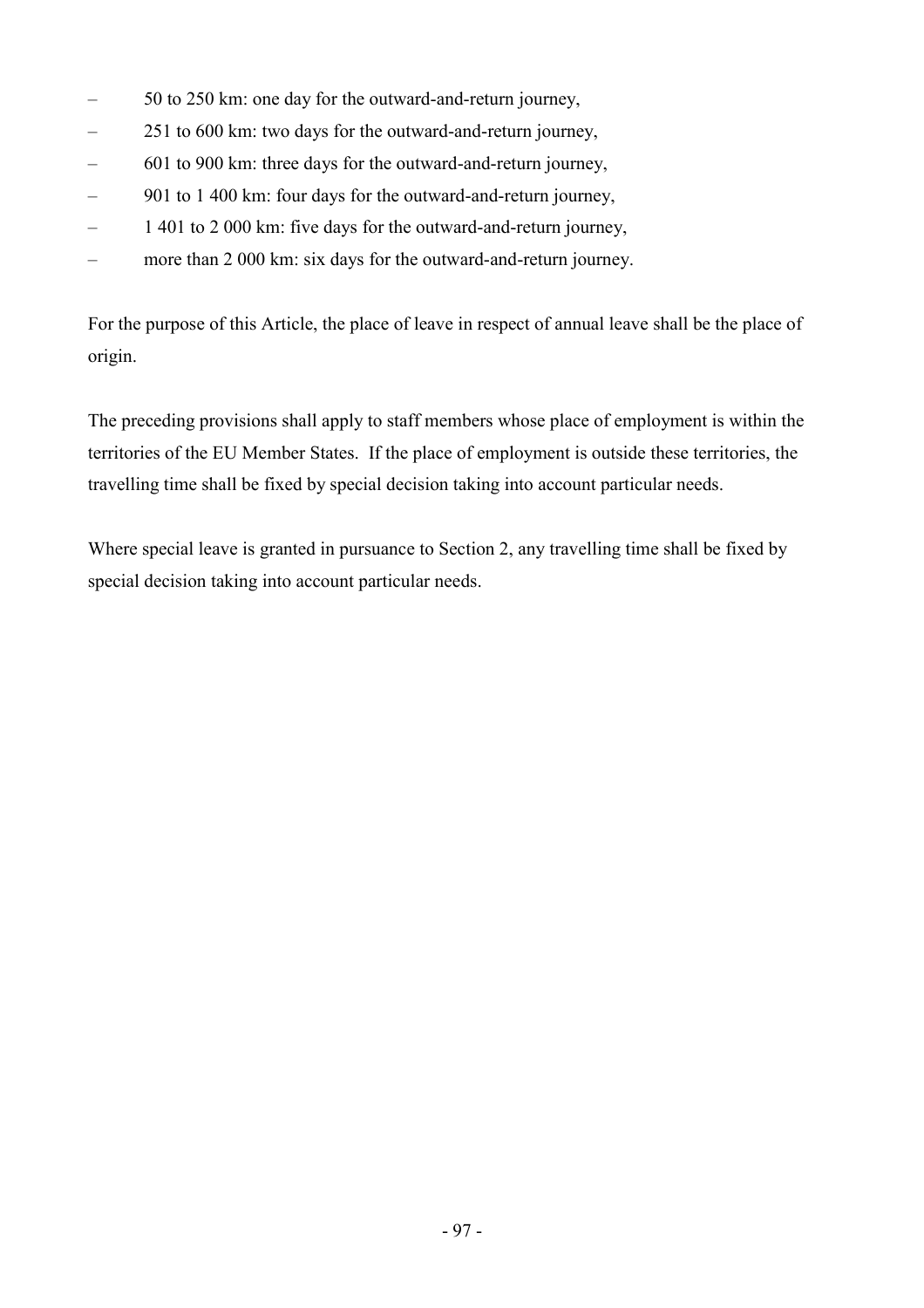- 50 to 250 km: one day for the outward-and-return journey,
- 251 to 600 km: two days for the outward-and-return journey,
- 601 to 900 km: three days for the outward-and-return journey,
- 901 to 1 400 km: four days for the outward-and-return journey,
- 1 401 to 2 000 km: five days for the outward-and-return journey,
- more than 2 000 km: six days for the outward-and-return journey.

For the purpose of this Article, the place of leave in respect of annual leave shall be the place of origin.

The preceding provisions shall apply to staff members whose place of employment is within the territories of the EU Member States. If the place of employment is outside these territories, the travelling time shall be fixed by special decision taking into account particular needs.

Where special leave is granted in pursuance to Section 2, any travelling time shall be fixed by special decision taking into account particular needs.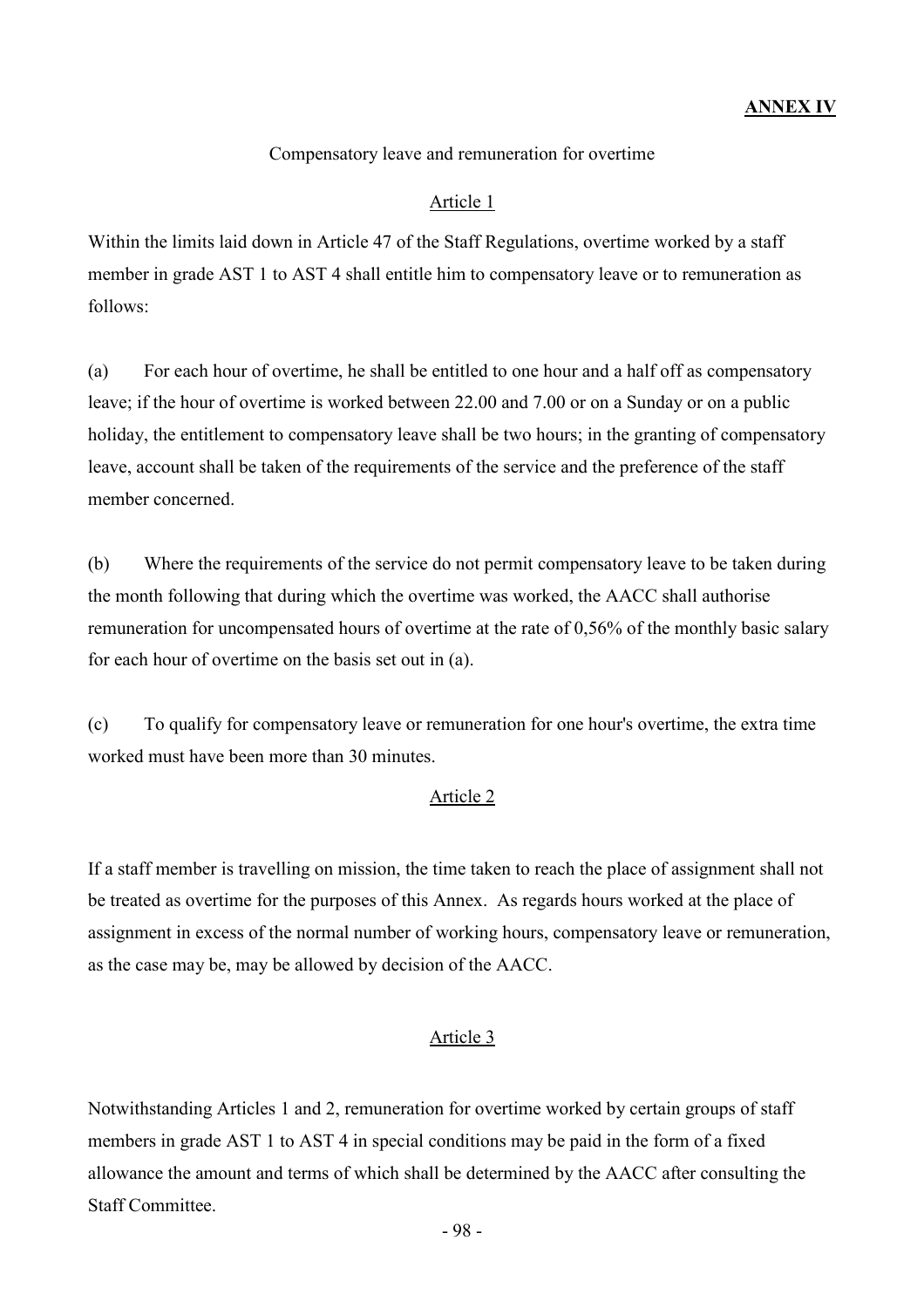**ANNEX IV**

Compensatory leave and remuneration for overtime

Article 1

Within the limits laid down in Article 47 of the Staff Regulations, overtime worked by a staff member in grade AST 1 to AST 4 shall entitle him to compensatory leave or to remuneration as follows:

(a) For each hour of overtime, he shall be entitled to one hour and a half off as compensatory leave; if the hour of overtime is worked between 22.00 and 7.00 or on a Sunday or on a public holiday, the entitlement to compensatory leave shall be two hours; in the granting of compensatory leave, account shall be taken of the requirements of the service and the preference of the staff member concerned.

(b) Where the requirements of the service do not permit compensatory leave to be taken during the month following that during which the overtime was worked, the AACC shall authorise remuneration for uncompensated hours of overtime at the rate of 0,56% of the monthly basic salary for each hour of overtime on the basis set out in (a).

(c) To qualify for compensatory leave or remuneration for one hour's overtime, the extra time worked must have been more than 30 minutes.

Article 2

If a staff member is travelling on mission, the time taken to reach the place of assignment shall not be treated as overtime for the purposes of this Annex. As regards hours worked at the place of assignment in excess of the normal number of working hours, compensatory leave or remuneration, as the case may be, may be allowed by decision of the AACC.

Article 3

Notwithstanding Articles 1 and 2, remuneration for overtime worked by certain groups of staff members in grade AST 1 to AST 4 in special conditions may be paid in the form of a fixed allowance the amount and terms of which shall be determined by the AACC after consulting the Staff Committee.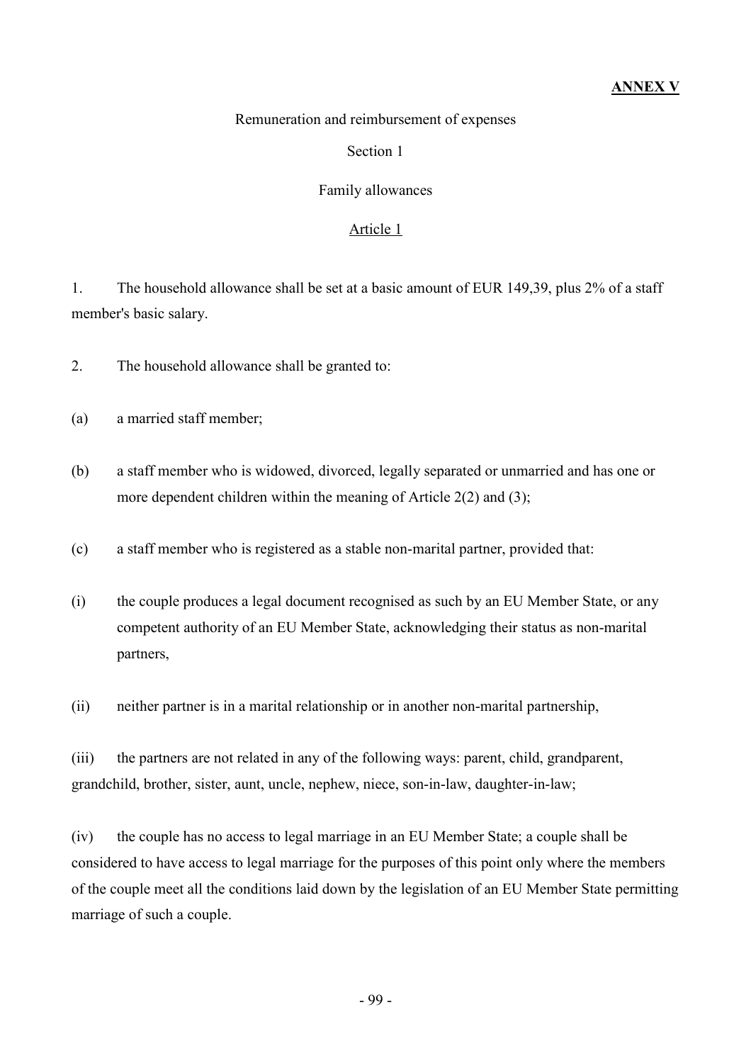**ANNEX V**

Remuneration and reimbursement of expenses

Section 1

Family allowances

Article 1

1. The household allowance shall be set at a basic amount of EUR 149,39, plus 2% of a staff member's basic salary.

2. The household allowance shall be granted to:

(a) a married staff member;

(b) a staff member who is widowed, divorced, legally separated or unmarried and has one or more dependent children within the meaning of Article 2(2) and (3);

(c) a staff member who is registered as a stable non-marital partner, provided that:

(i) the couple produces a legal document recognised as such by an EU Member State, or any competent authority of an EU Member State, acknowledging their status as non-marital partners,

(ii) neither partner is in a marital relationship or in another non-marital partnership,

(iii) the partners are not related in any of the following ways: parent, child, grandparent, grandchild, brother, sister, aunt, uncle, nephew, niece, son-in-law, daughter-in-law;

(iv) the couple has no access to legal marriage in an EU Member State; a couple shall be considered to have access to legal marriage for the purposes of this point only where the members of the couple meet all the conditions laid down by the legislation of an EU Member State permitting marriage of such a couple.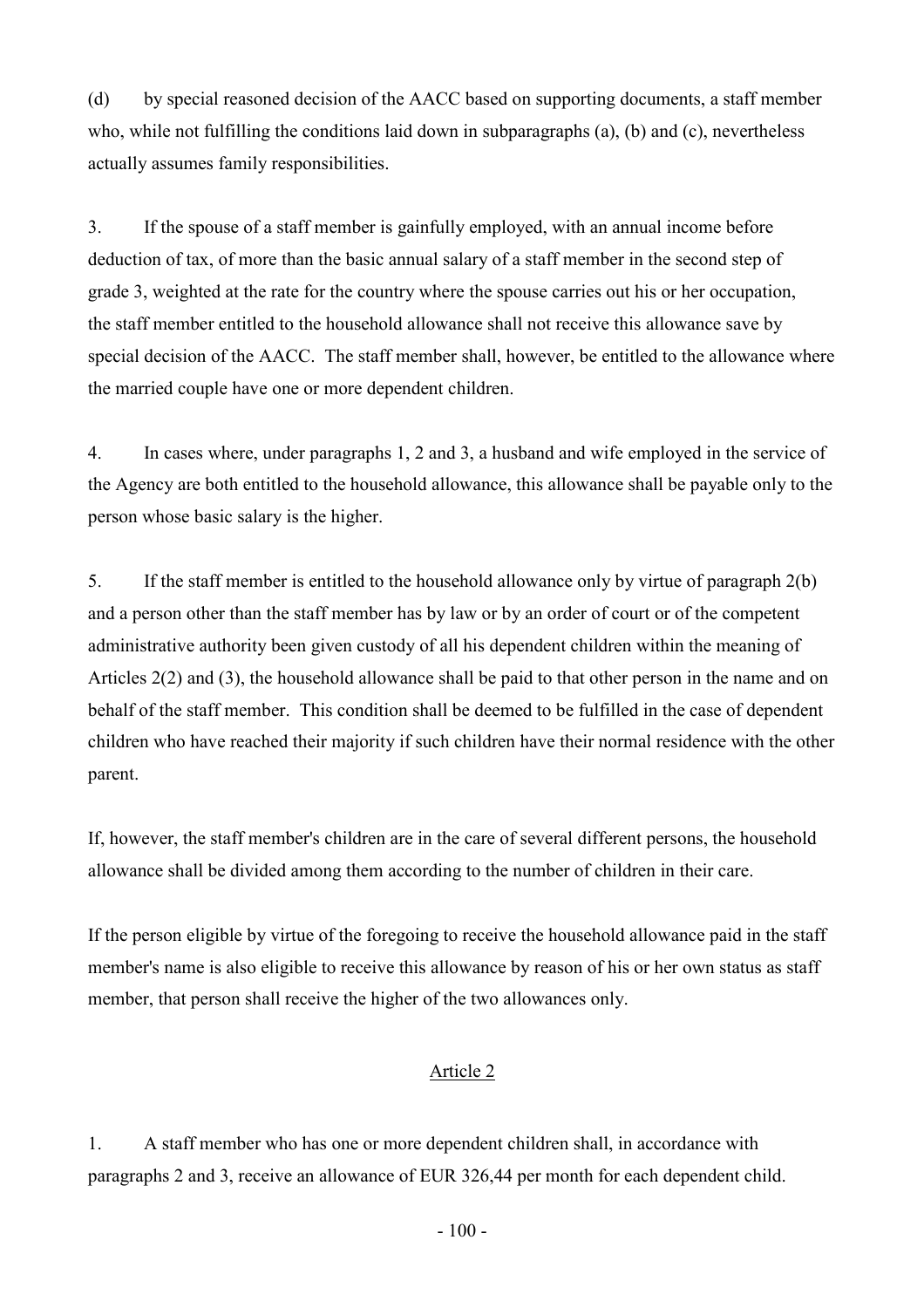(d) by special reasoned decision of the AACC based on supporting documents, a staff member who, while not fulfilling the conditions laid down in subparagraphs (a), (b) and (c), nevertheless actually assumes family responsibilities.

3. If the spouse of a staff member is gainfully employed, with an annual income before deduction of tax, of more than the basic annual salary of a staff member in the second step of grade 3, weighted at the rate for the country where the spouse carries out his or her occupation, the staff member entitled to the household allowance shall not receive this allowance save by special decision of the AACC. The staff member shall, however, be entitled to the allowance where the married couple have one or more dependent children.

4. In cases where, under paragraphs 1, 2 and 3, a husband and wife employed in the service of the Agency are both entitled to the household allowance, this allowance shall be payable only to the person whose basic salary is the higher.

5. If the staff member is entitled to the household allowance only by virtue of paragraph 2(b) and a person other than the staff member has by law or by an order of court or of the competent administrative authority been given custody of all his dependent children within the meaning of Articles 2(2) and (3), the household allowance shall be paid to that other person in the name and on behalf of the staff member. This condition shall be deemed to be fulfilled in the case of dependent children who have reached their majority if such children have their normal residence with the other parent.

If, however, the staff member's children are in the care of several different persons, the household allowance shall be divided among them according to the number of children in their care.

If the person eligible by virtue of the foregoing to receive the household allowance paid in the staff member's name is also eligible to receive this allowance by reason of his or her own status as staff member, that person shall receive the higher of the two allowances only.

## Article 2

1. A staff member who has one or more dependent children shall, in accordance with paragraphs 2 and 3, receive an allowance of EUR 326,44 per month for each dependent child.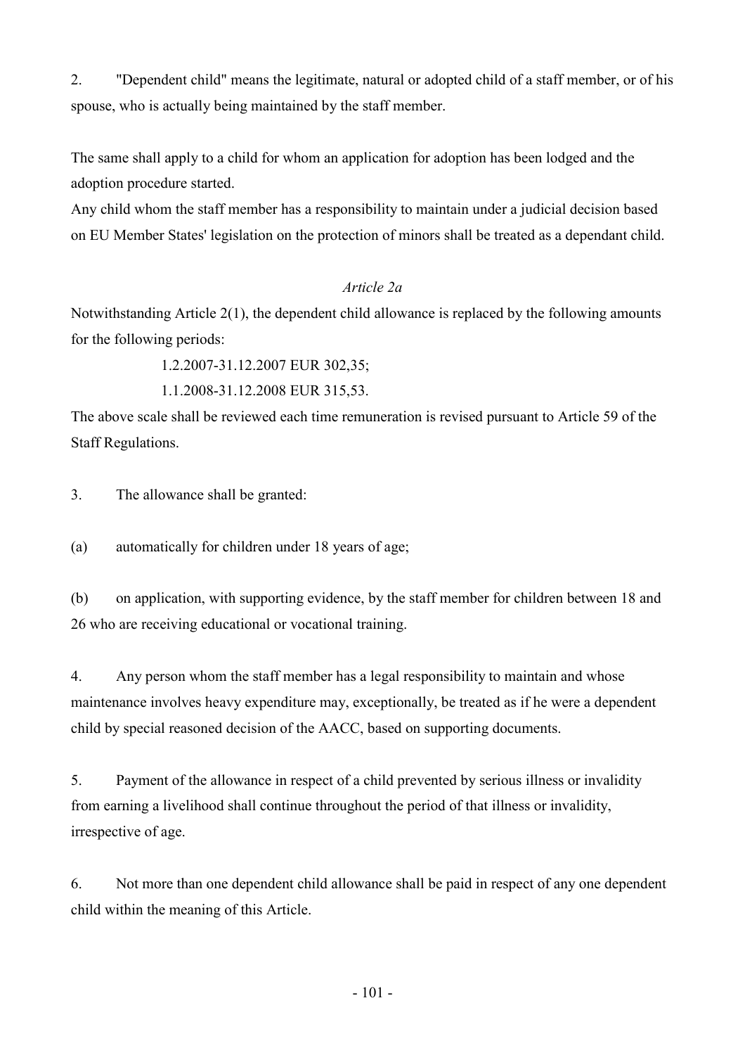2. "Dependent child" means the legitimate, natural or adopted child of a staff member, or of his spouse, who is actually being maintained by the staff member.

The same shall apply to a child for whom an application for adoption has been lodged and the adoption procedure started.
Any child whom the staff member has a responsibility to maintain under a judicial decision based on EU Member States' legislation on the protection of minors shall be treated as a dependant child.

*Article 2a*

Notwithstanding Article 2(1), the dependent child allowance is replaced by the following amounts for the following periods:

1.2.2007-31.12.2007 EUR 302,35;

1.1.2008-31.12.2008 EUR 315,53.

The above scale shall be reviewed each time remuneration is revised pursuant to Article 59 of the Staff Regulations.

3. The allowance shall be granted:

(a) automatically for children under 18 years of age;

(b) on application, with supporting evidence, by the staff member for children between 18 and 26 who are receiving educational or vocational training.

4. Any person whom the staff member has a legal responsibility to maintain and whose maintenance involves heavy expenditure may, exceptionally, be treated as if he were a dependent child by special reasoned decision of the AACC, based on supporting documents.

5. Payment of the allowance in respect of a child prevented by serious illness or invalidity from earning a livelihood shall continue throughout the period of that illness or invalidity, irrespective of age.

6. Not more than one dependent child allowance shall be paid in respect of any one dependent child within the meaning of this Article.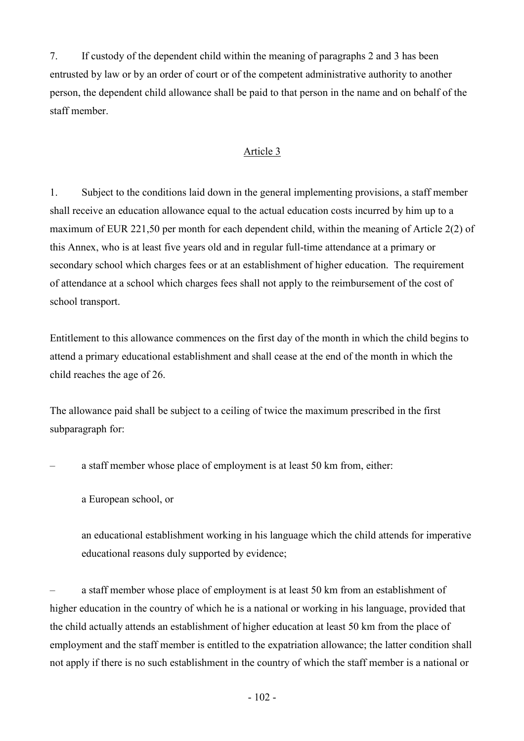7. If custody of the dependent child within the meaning of paragraphs 2 and 3 has been entrusted by law or by an order of court or of the competent administrative authority to another person, the dependent child allowance shall be paid to that person in the name and on behalf of the staff member.

## Article 3

1. Subject to the conditions laid down in the general implementing provisions, a staff member shall receive an education allowance equal to the actual education costs incurred by him up to a maximum of EUR 221,50 per month for each dependent child, within the meaning of Article 2(2) of this Annex, who is at least five years old and in regular full-time attendance at a primary or secondary school which charges fees or at an establishment of higher education. The requirement of attendance at a school which charges fees shall not apply to the reimbursement of the cost of school transport.

Entitlement to this allowance commences on the first day of the month in which the child begins to attend a primary educational establishment and shall cease at the end of the month in which the child reaches the age of 26.

The allowance paid shall be subject to a ceiling of twice the maximum prescribed in the first subparagraph for:

– a staff member whose place of employment is at least 50 km from, either:

  a European school, or

  an educational establishment working in his language which the child attends for imperative educational reasons duly supported by evidence;

– a staff member whose place of employment is at least 50 km from an establishment of higher education in the country of which he is a national or working in his language, provided that the child actually attends an establishment of higher education at least 50 km from the place of employment and the staff member is entitled to the expatriation allowance; the latter condition shall not apply if there is no such establishment in the country of which the staff member is a national or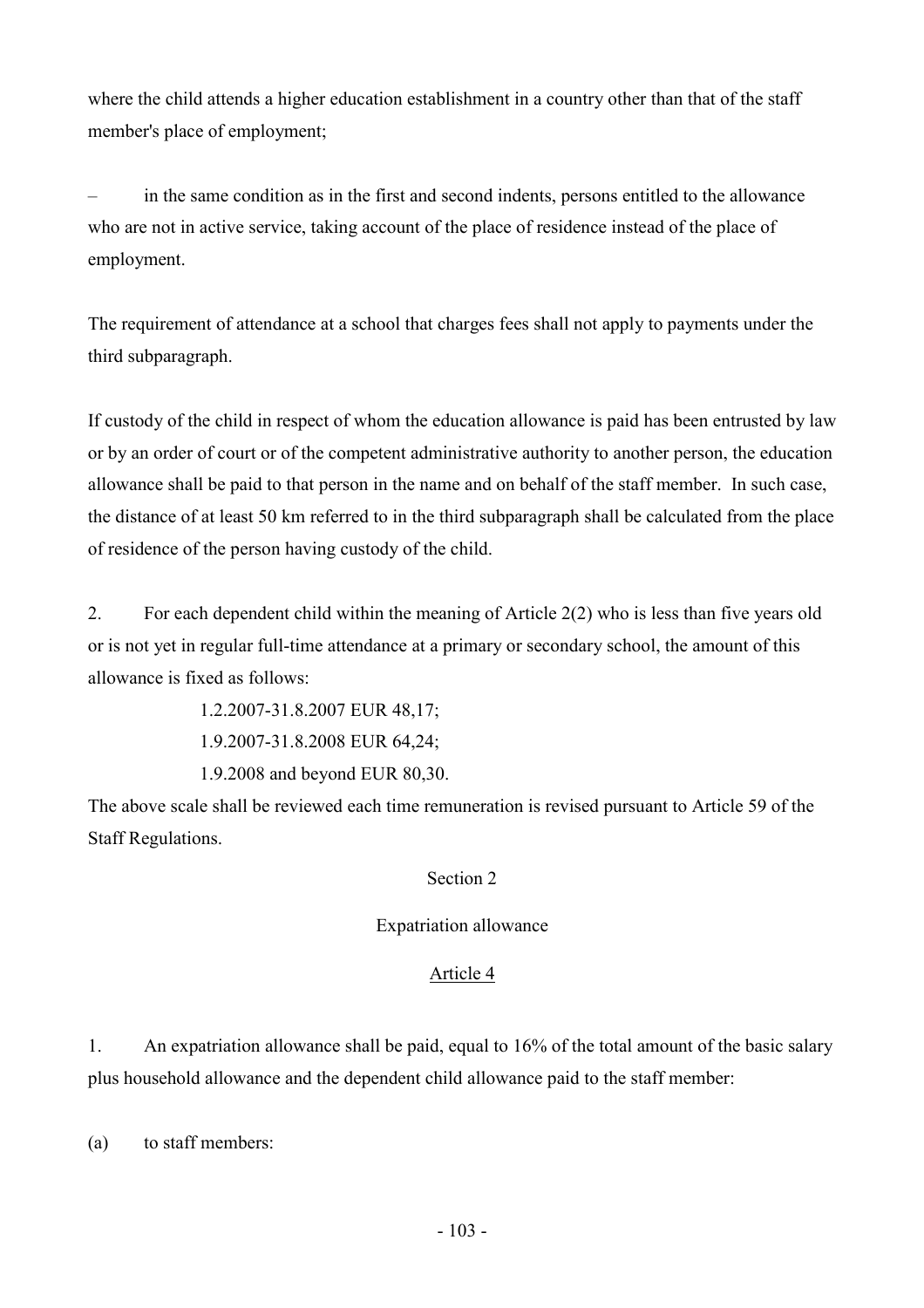where the child attends a higher education establishment in a country other than that of the staff member's place of employment;

– in the same condition as in the first and second indents, persons entitled to the allowance who are not in active service, taking account of the place of residence instead of the place of employment.

The requirement of attendance at a school that charges fees shall not apply to payments under the third subparagraph.

If custody of the child in respect of whom the education allowance is paid has been entrusted by law or by an order of court or of the competent administrative authority to another person, the education allowance shall be paid to that person in the name and on behalf of the staff member. In such case, the distance of at least 50 km referred to in the third subparagraph shall be calculated from the place of residence of the person having custody of the child.

2. For each dependent child within the meaning of Article 2(2) who is less than five years old or is not yet in regular full-time attendance at a primary or secondary school, the amount of this allowance is fixed as follows:

1.2.2007-31.8.2007 EUR 48,17;

1.9.2007-31.8.2008 EUR 64,24;

1.9.2008 and beyond EUR 80,30.

The above scale shall be reviewed each time remuneration is revised pursuant to Article 59 of the Staff Regulations.

Section 2

Expatriation allowance

Article 4

1. An expatriation allowance shall be paid, equal to 16% of the total amount of the basic salary plus household allowance and the dependent child allowance paid to the staff member:

(a) to staff members: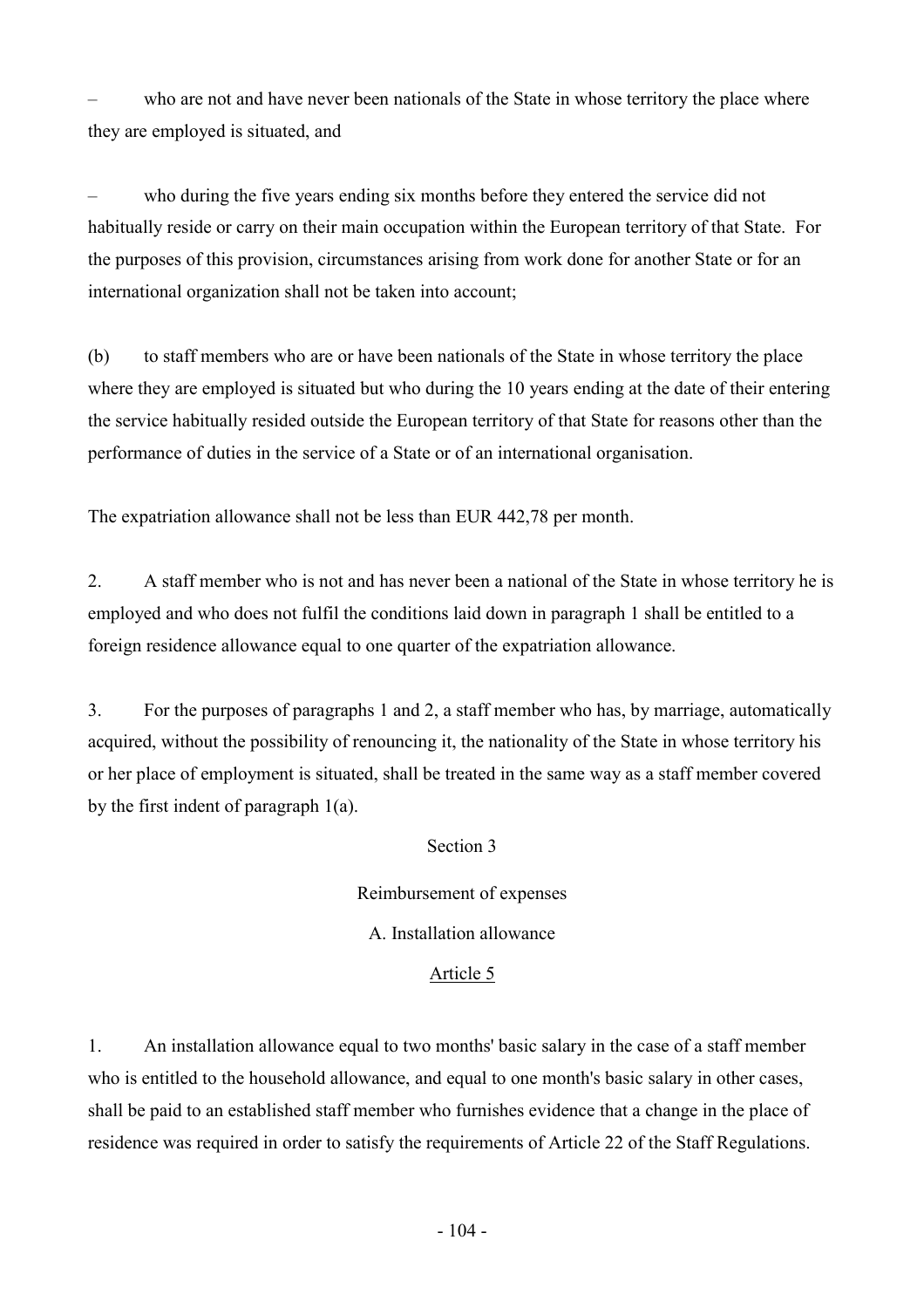– who are not and have never been nationals of the State in whose territory the place where they are employed is situated, and

– who during the five years ending six months before they entered the service did not habitually reside or carry on their main occupation within the European territory of that State. For the purposes of this provision, circumstances arising from work done for another State or for an international organization shall not be taken into account;

(b) to staff members who are or have been nationals of the State in whose territory the place where they are employed is situated but who during the 10 years ending at the date of their entering the service habitually resided outside the European territory of that State for reasons other than the performance of duties in the service of a State or of an international organisation.

The expatriation allowance shall not be less than EUR 442,78 per month.

2. A staff member who is not and has never been a national of the State in whose territory he is employed and who does not fulfil the conditions laid down in paragraph 1 shall be entitled to a foreign residence allowance equal to one quarter of the expatriation allowance.

3. For the purposes of paragraphs 1 and 2, a staff member who has, by marriage, automatically acquired, without the possibility of renouncing it, the nationality of the State in whose territory his or her place of employment is situated, shall be treated in the same way as a staff member covered by the first indent of paragraph 1(a).

Section 3

Reimbursement of expenses

A. Installation allowance

Article 5

1. An installation allowance equal to two months' basic salary in the case of a staff member who is entitled to the household allowance, and equal to one month's basic salary in other cases, shall be paid to an established staff member who furnishes evidence that a change in the place of residence was required in order to satisfy the requirements of Article 22 of the Staff Regulations.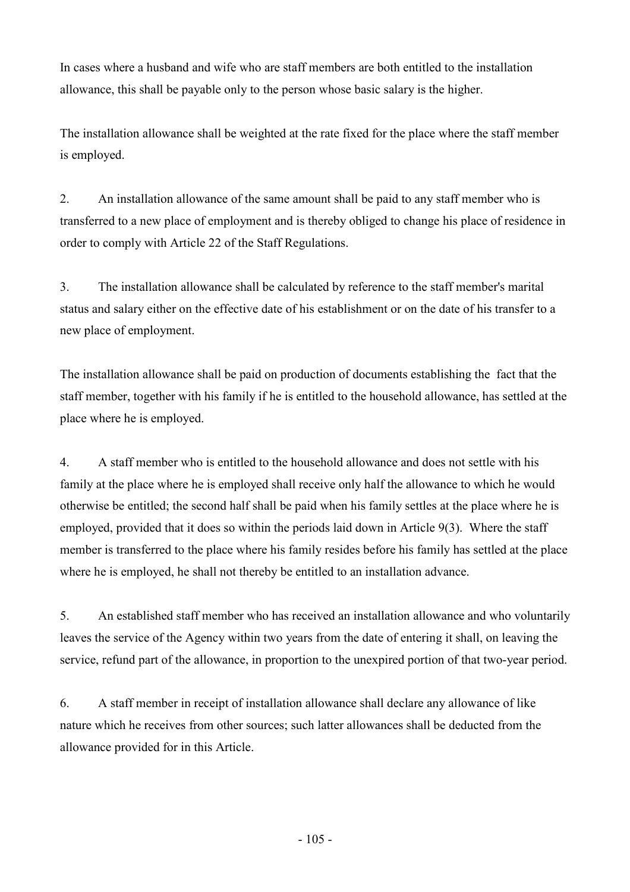In cases where a husband and wife who are staff members are both entitled to the installation allowance, this shall be payable only to the person whose basic salary is the higher.

The installation allowance shall be weighted at the rate fixed for the place where the staff member is employed.

2. An installation allowance of the same amount shall be paid to any staff member who is transferred to a new place of employment and is thereby obliged to change his place of residence in order to comply with Article 22 of the Staff Regulations.

3. The installation allowance shall be calculated by reference to the staff member's marital status and salary either on the effective date of his establishment or on the date of his transfer to a new place of employment.

The installation allowance shall be paid on production of documents establishing the fact that the staff member, together with his family if he is entitled to the household allowance, has settled at the place where he is employed.

4. A staff member who is entitled to the household allowance and does not settle with his family at the place where he is employed shall receive only half the allowance to which he would otherwise be entitled; the second half shall be paid when his family settles at the place where he is employed, provided that it does so within the periods laid down in Article 9(3). Where the staff member is transferred to the place where his family resides before his family has settled at the place where he is employed, he shall not thereby be entitled to an installation advance.

5. An established staff member who has received an installation allowance and who voluntarily leaves the service of the Agency within two years from the date of entering it shall, on leaving the service, refund part of the allowance, in proportion to the unexpired portion of that two-year period.

6. A staff member in receipt of installation allowance shall declare any allowance of like nature which he receives from other sources; such latter allowances shall be deducted from the allowance provided for in this Article.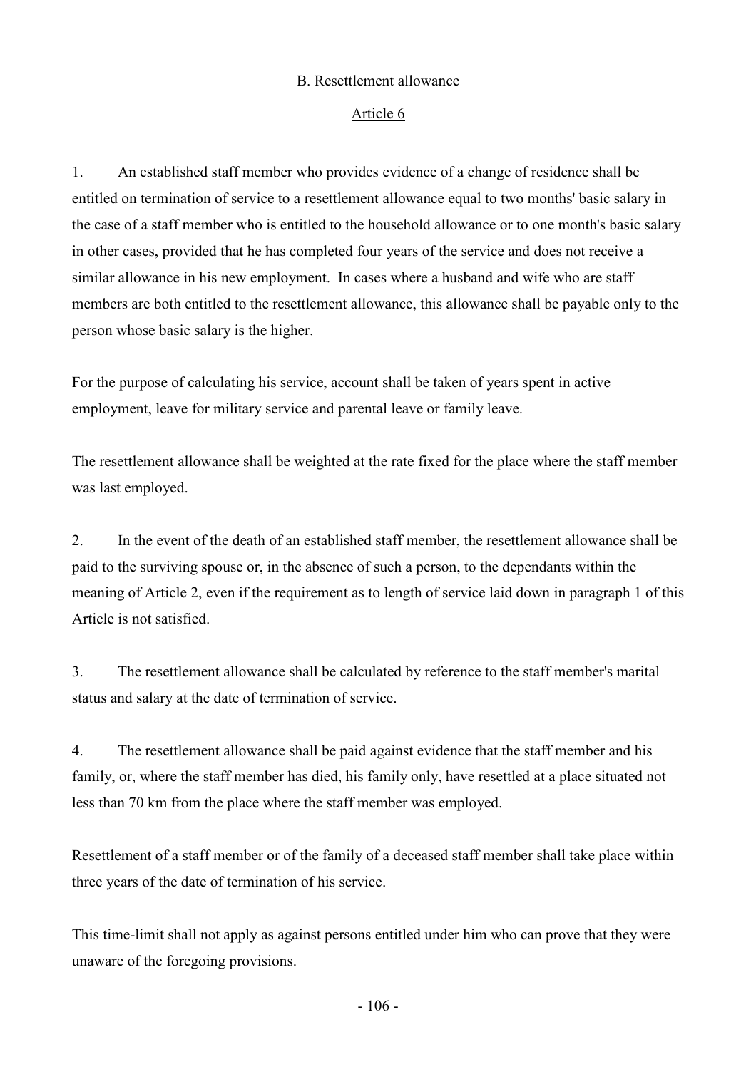### B. Resettlement allowance

#### Article 6

1. An established staff member who provides evidence of a change of residence shall be entitled on termination of service to a resettlement allowance equal to two months' basic salary in the case of a staff member who is entitled to the household allowance or to one month's basic salary in other cases, provided that he has completed four years of the service and does not receive a similar allowance in his new employment. In cases where a husband and wife who are staff members are both entitled to the resettlement allowance, this allowance shall be payable only to the person whose basic salary is the higher.

For the purpose of calculating his service, account shall be taken of years spent in active employment, leave for military service and parental leave or family leave.

The resettlement allowance shall be weighted at the rate fixed for the place where the staff member was last employed.

2. In the event of the death of an established staff member, the resettlement allowance shall be paid to the surviving spouse or, in the absence of such a person, to the dependants within the meaning of Article 2, even if the requirement as to length of service laid down in paragraph 1 of this Article is not satisfied.

3. The resettlement allowance shall be calculated by reference to the staff member's marital status and salary at the date of termination of service.

4. The resettlement allowance shall be paid against evidence that the staff member and his family, or, where the staff member has died, his family only, have resettled at a place situated not less than 70 km from the place where the staff member was employed.

Resettlement of a staff member or of the family of a deceased staff member shall take place within three years of the date of termination of his service.

This time-limit shall not apply as against persons entitled under him who can prove that they were unaware of the foregoing provisions.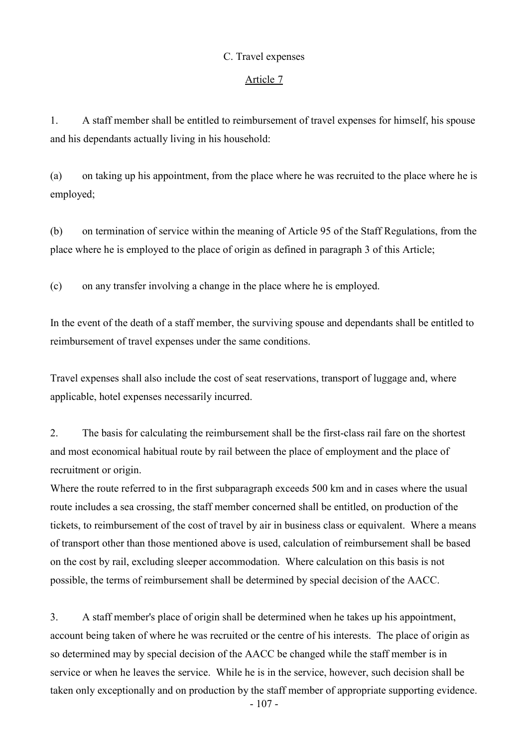C. Travel expenses

Article 7

1. A staff member shall be entitled to reimbursement of travel expenses for himself, his spouse and his dependants actually living in his household:

(a) on taking up his appointment, from the place where he was recruited to the place where he is employed;

(b) on termination of service within the meaning of Article 95 of the Staff Regulations, from the place where he is employed to the place of origin as defined in paragraph 3 of this Article;

(c) on any transfer involving a change in the place where he is employed.

In the event of the death of a staff member, the surviving spouse and dependants shall be entitled to reimbursement of travel expenses under the same conditions.

Travel expenses shall also include the cost of seat reservations, transport of luggage and, where applicable, hotel expenses necessarily incurred.

2. The basis for calculating the reimbursement shall be the first-class rail fare on the shortest and most economical habitual route by rail between the place of employment and the place of recruitment or origin.
Where the route referred to in the first subparagraph exceeds 500 km and in cases where the usual route includes a sea crossing, the staff member concerned shall be entitled, on production of the tickets, to reimbursement of the cost of travel by air in business class or equivalent. Where a means of transport other than those mentioned above is used, calculation of reimbursement shall be based on the cost by rail, excluding sleeper accommodation. Where calculation on this basis is not possible, the terms of reimbursement shall be determined by special decision of the AACC.

3. A staff member's place of origin shall be determined when he takes up his appointment, account being taken of where he was recruited or the centre of his interests. The place of origin as so determined may by special decision of the AACC be changed while the staff member is in service or when he leaves the service. While he is in the service, however, such decision shall be taken only exceptionally and on production by the staff member of appropriate supporting evidence.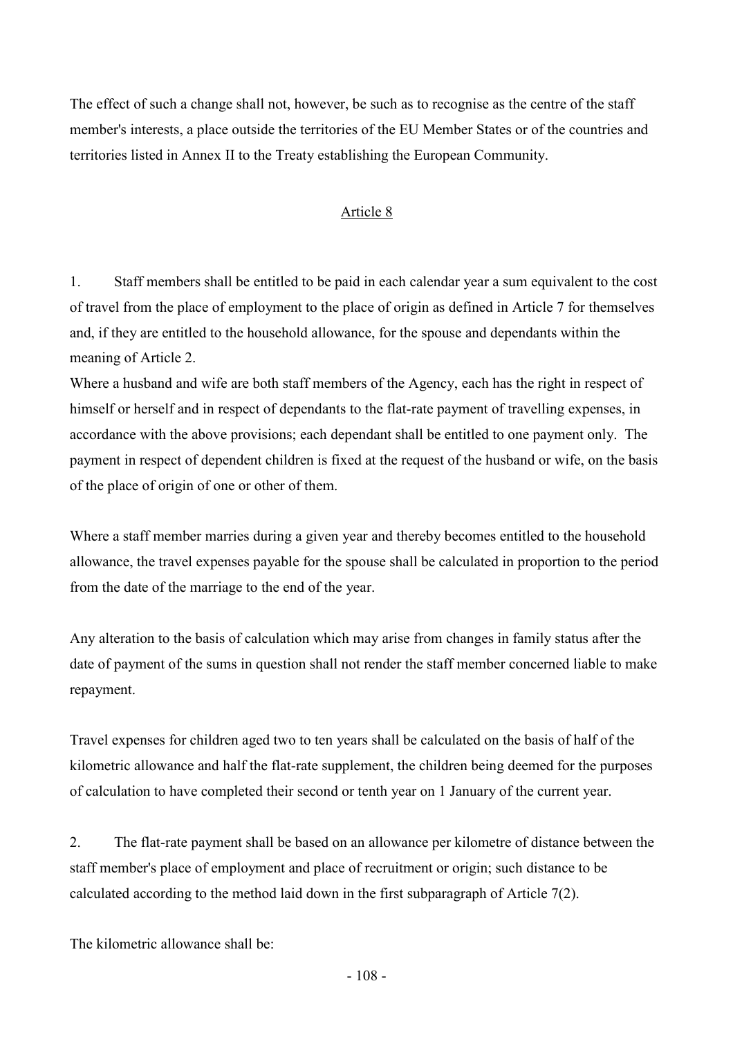The effect of such a change shall not, however, be such as to recognise as the centre of the staff member's interests, a place outside the territories of the EU Member States or of the countries and territories listed in Annex II to the Treaty establishing the European Community.

## Article 8

1. Staff members shall be entitled to be paid in each calendar year a sum equivalent to the cost of travel from the place of employment to the place of origin as defined in Article 7 for themselves and, if they are entitled to the household allowance, for the spouse and dependants within the meaning of Article 2.
Where a husband and wife are both staff members of the Agency, each has the right in respect of himself or herself and in respect of dependants to the flat-rate payment of travelling expenses, in accordance with the above provisions; each dependant shall be entitled to one payment only. The payment in respect of dependent children is fixed at the request of the husband or wife, on the basis of the place of origin of one or other of them.

Where a staff member marries during a given year and thereby becomes entitled to the household allowance, the travel expenses payable for the spouse shall be calculated in proportion to the period from the date of the marriage to the end of the year.

Any alteration to the basis of calculation which may arise from changes in family status after the date of payment of the sums in question shall not render the staff member concerned liable to make repayment.

Travel expenses for children aged two to ten years shall be calculated on the basis of half of the kilometric allowance and half the flat-rate supplement, the children being deemed for the purposes of calculation to have completed their second or tenth year on 1 January of the current year.

2. The flat-rate payment shall be based on an allowance per kilometre of distance between the staff member's place of employment and place of recruitment or origin; such distance to be calculated according to the method laid down in the first subparagraph of Article 7(2).

The kilometric allowance shall be: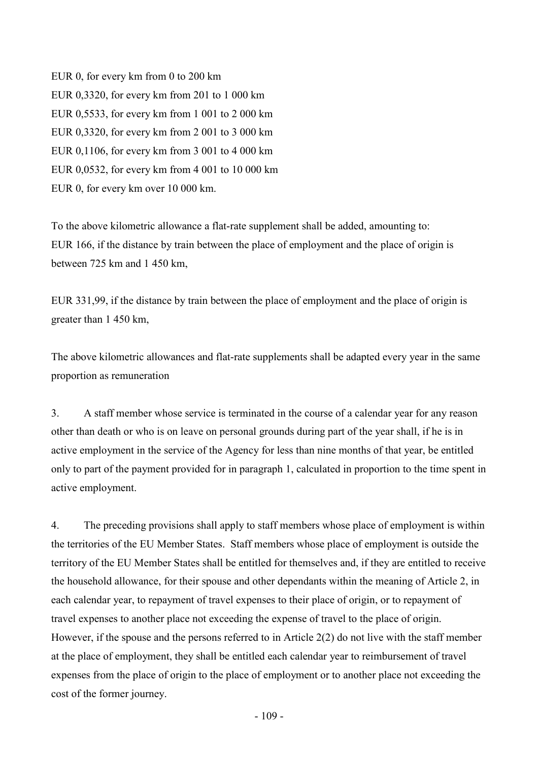EUR 0, for every km from 0 to 200 km
EUR 0,3320, for every km from 201 to 1 000 km
EUR 0,5533, for every km from 1 001 to 2 000 km
EUR 0,3320, for every km from 2 001 to 3 000 km
EUR 0,1106, for every km from 3 001 to 4 000 km
EUR 0,0532, for every km from 4 001 to 10 000 km
EUR 0, for every km over 10 000 km.

To the above kilometric allowance a flat-rate supplement shall be added, amounting to:
EUR 166, if the distance by train between the place of employment and the place of origin is between 725 km and 1 450 km,

EUR 331,99, if the distance by train between the place of employment and the place of origin is greater than 1 450 km,

The above kilometric allowances and flat-rate supplements shall be adapted every year in the same proportion as remuneration

3. A staff member whose service is terminated in the course of a calendar year for any reason other than death or who is on leave on personal grounds during part of the year shall, if he is in active employment in the service of the Agency for less than nine months of that year, be entitled only to part of the payment provided for in paragraph 1, calculated in proportion to the time spent in active employment.

4. The preceding provisions shall apply to staff members whose place of employment is within the territories of the EU Member States. Staff members whose place of employment is outside the territory of the EU Member States shall be entitled for themselves and, if they are entitled to receive the household allowance, for their spouse and other dependants within the meaning of Article 2, in each calendar year, to repayment of travel expenses to their place of origin, or to repayment of travel expenses to another place not exceeding the expense of travel to the place of origin. However, if the spouse and the persons referred to in Article 2(2) do not live with the staff member at the place of employment, they shall be entitled each calendar year to reimbursement of travel expenses from the place of origin to the place of employment or to another place not exceeding the cost of the former journey.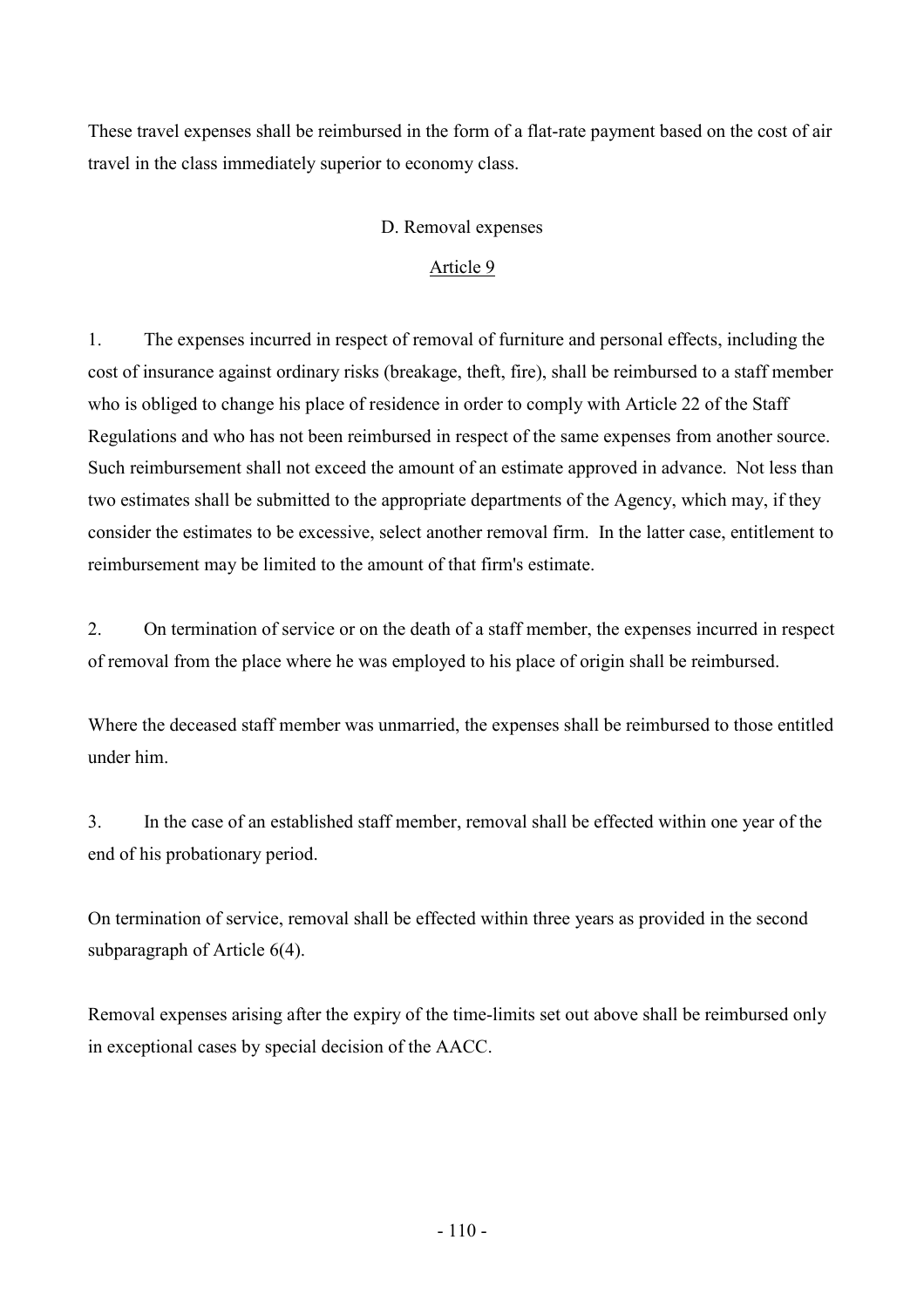These travel expenses shall be reimbursed in the form of a flat-rate payment based on the cost of air travel in the class immediately superior to economy class.

### D. Removal expenses

#### Article 9

1. The expenses incurred in respect of removal of furniture and personal effects, including the cost of insurance against ordinary risks (breakage, theft, fire), shall be reimbursed to a staff member who is obliged to change his place of residence in order to comply with Article 22 of the Staff Regulations and who has not been reimbursed in respect of the same expenses from another source. Such reimbursement shall not exceed the amount of an estimate approved in advance. Not less than two estimates shall be submitted to the appropriate departments of the Agency, which may, if they consider the estimates to be excessive, select another removal firm. In the latter case, entitlement to reimbursement may be limited to the amount of that firm's estimate.

2. On termination of service or on the death of a staff member, the expenses incurred in respect of removal from the place where he was employed to his place of origin shall be reimbursed.

Where the deceased staff member was unmarried, the expenses shall be reimbursed to those entitled under him.

3. In the case of an established staff member, removal shall be effected within one year of the end of his probationary period.

On termination of service, removal shall be effected within three years as provided in the second subparagraph of Article 6(4).

Removal expenses arising after the expiry of the time-limits set out above shall be reimbursed only in exceptional cases by special decision of the AACC.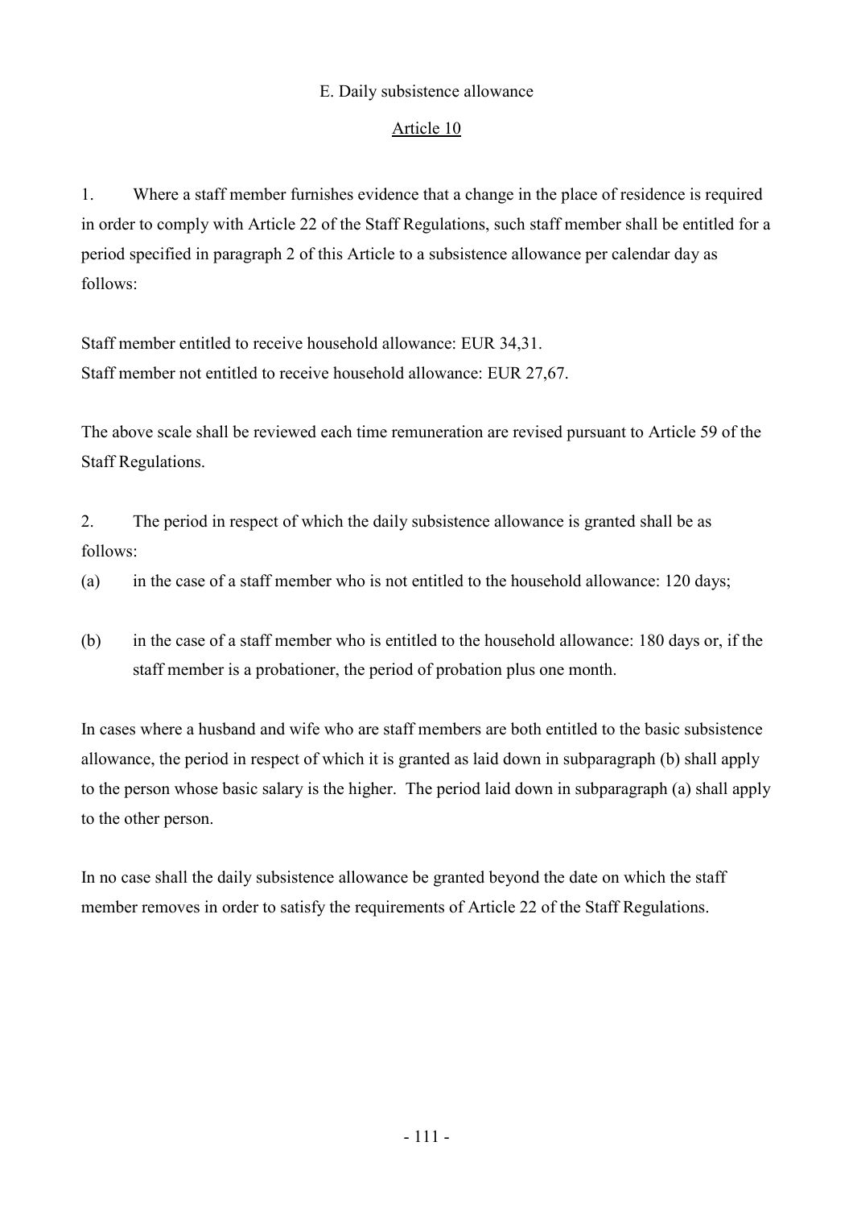## E. Daily subsistence allowance

### Article 10

1. Where a staff member furnishes evidence that a change in the place of residence is required in order to comply with Article 22 of the Staff Regulations, such staff member shall be entitled for a period specified in paragraph 2 of this Article to a subsistence allowance per calendar day as follows:

Staff member entitled to receive household allowance: EUR 34,31.
Staff member not entitled to receive household allowance: EUR 27,67.

The above scale shall be reviewed each time remuneration are revised pursuant to Article 59 of the Staff Regulations.

2. The period in respect of which the daily subsistence allowance is granted shall be as follows:

(a) in the case of a staff member who is not entitled to the household allowance: 120 days;

(b) in the case of a staff member who is entitled to the household allowance: 180 days or, if the staff member is a probationer, the period of probation plus one month.

In cases where a husband and wife who are staff members are both entitled to the basic subsistence allowance, the period in respect of which it is granted as laid down in subparagraph (b) shall apply to the person whose basic salary is the higher. The period laid down in subparagraph (a) shall apply to the other person.

In no case shall the daily subsistence allowance be granted beyond the date on which the staff member removes in order to satisfy the requirements of Article 22 of the Staff Regulations.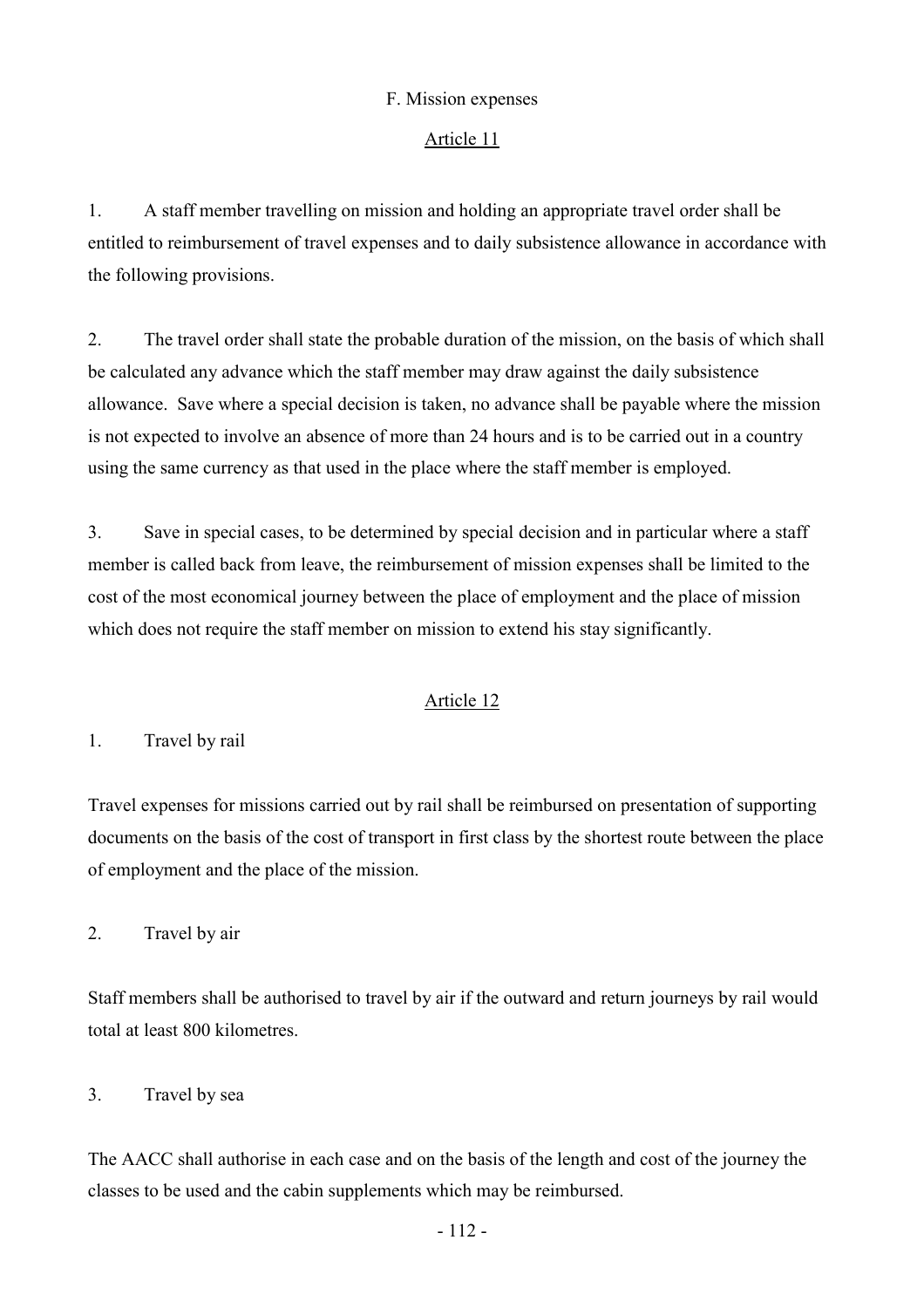## F. Mission expenses

### Article 11

1. A staff member travelling on mission and holding an appropriate travel order shall be entitled to reimbursement of travel expenses and to daily subsistence allowance in accordance with the following provisions.

2. The travel order shall state the probable duration of the mission, on the basis of which shall be calculated any advance which the staff member may draw against the daily subsistence allowance. Save where a special decision is taken, no advance shall be payable where the mission is not expected to involve an absence of more than 24 hours and is to be carried out in a country using the same currency as that used in the place where the staff member is employed.

3. Save in special cases, to be determined by special decision and in particular where a staff member is called back from leave, the reimbursement of mission expenses shall be limited to the cost of the most economical journey between the place of employment and the place of mission which does not require the staff member on mission to extend his stay significantly.

### Article 12

1. Travel by rail

Travel expenses for missions carried out by rail shall be reimbursed on presentation of supporting documents on the basis of the cost of transport in first class by the shortest route between the place of employment and the place of the mission.

2. Travel by air

Staff members shall be authorised to travel by air if the outward and return journeys by rail would total at least 800 kilometres.

3. Travel by sea

The AACC shall authorise in each case and on the basis of the length and cost of the journey the classes to be used and the cabin supplements which may be reimbursed.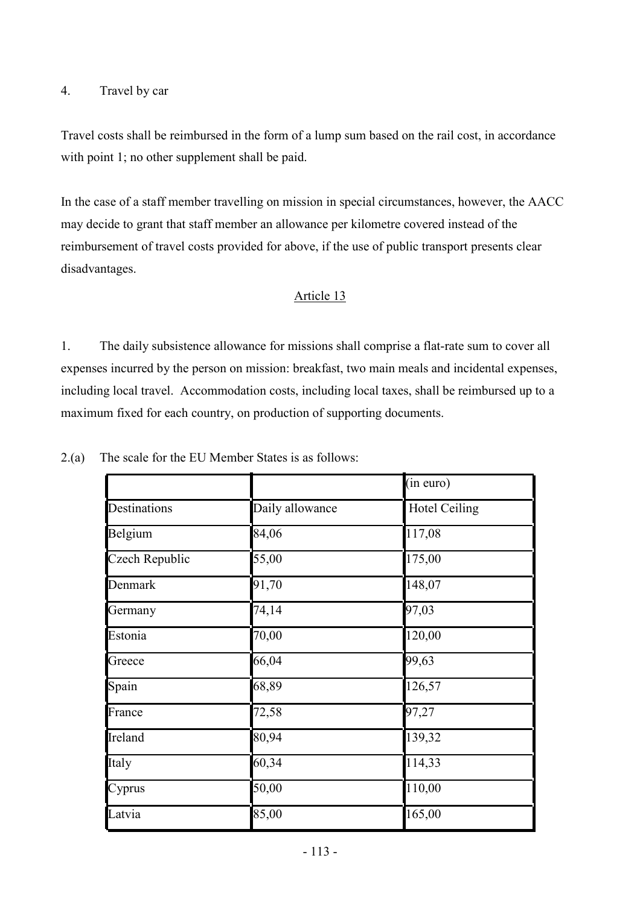4. Travel by car

Travel costs shall be reimbursed in the form of a lump sum based on the rail cost, in accordance with point 1; no other supplement shall be paid.

In the case of a staff member travelling on mission in special circumstances, however, the AACC may decide to grant that staff member an allowance per kilometre covered instead of the reimbursement of travel costs provided for above, if the use of public transport presents clear disadvantages.

## Article 13

1. The daily subsistence allowance for missions shall comprise a flat-rate sum to cover all expenses incurred by the person on mission: breakfast, two main meals and incidental expenses, including local travel. Accommodation costs, including local taxes, shall be reimbursed up to a maximum fixed for each country, on production of supporting documents.

2.(a) The scale for the EU Member States is as follows:

| | | (in euro) |
|---|---|---|
| Destinations | Daily allowance | Hotel Ceiling |
| Belgium | 84,06 | 117,08 |
| Czech Republic | 55,00 | 175,00 |
| Denmark | 91,70 | 148,07 |
| Germany | 74,14 | 97,03 |
| Estonia | 70,00 | 120,00 |
| Greece | 66,04 | 99,63 |
| Spain | 68,89 | 126,57 |
| France | 72,58 | 97,27 |
| Ireland | 80,94 | 139,32 |
| Italy | 60,34 | 114,33 |
| Cyprus | 50,00 | 110,00 |
| Latvia | 85,00 | 165,00 |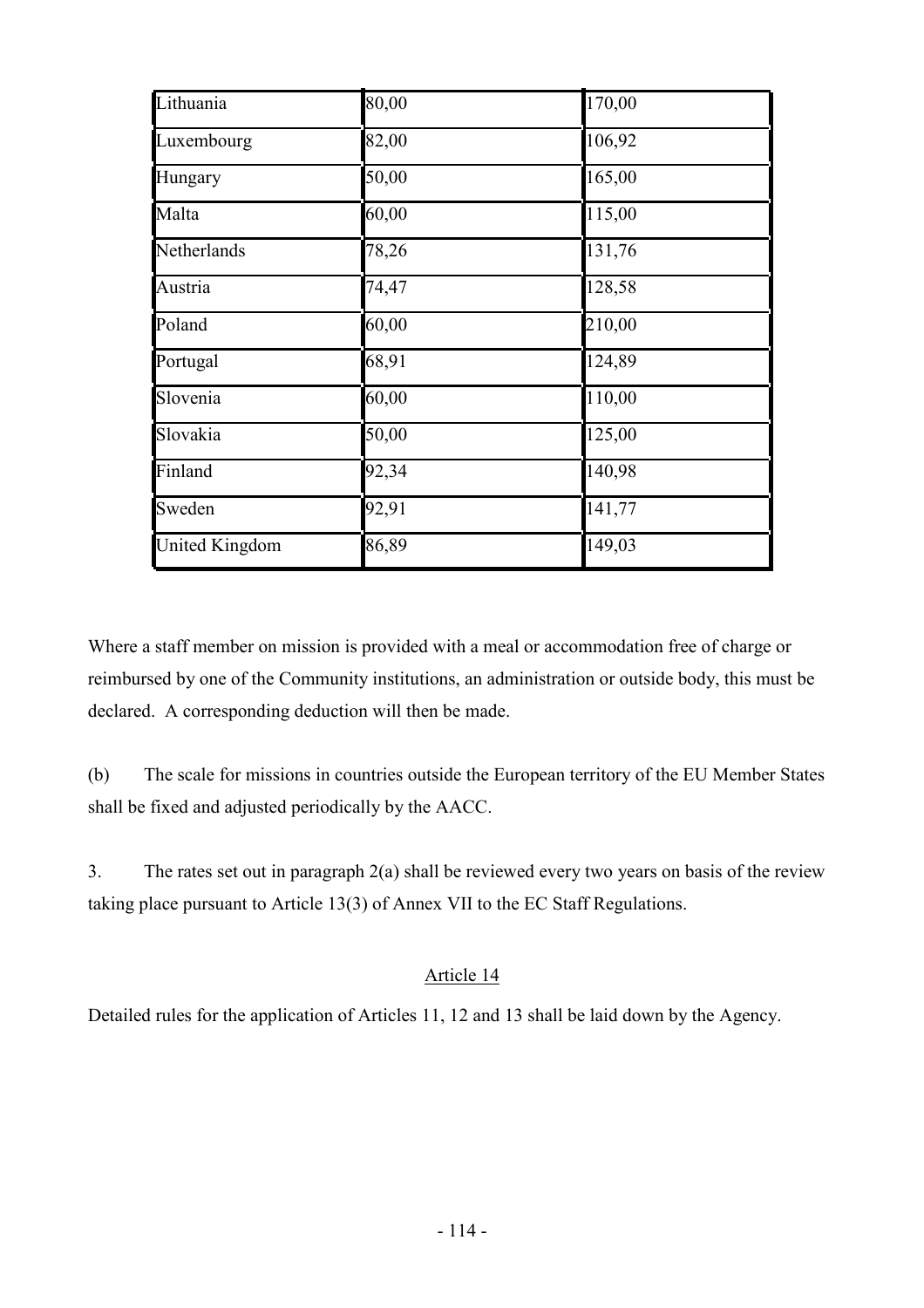| | | |
|---|---|---|
| Lithuania | 80,00 | 170,00 |
| Luxembourg | 82,00 | 106,92 |
| Hungary | 50,00 | 165,00 |
| Malta | 60,00 | 115,00 |
| Netherlands | 78,26 | 131,76 |
| Austria | 74,47 | 128,58 |
| Poland | 60,00 | 210,00 |
| Portugal | 68,91 | 124,89 |
| Slovenia | 60,00 | 110,00 |
| Slovakia | 50,00 | 125,00 |
| Finland | 92,34 | 140,98 |
| Sweden | 92,91 | 141,77 |
| United Kingdom | 86,89 | 149,03 |

Where a staff member on mission is provided with a meal or accommodation free of charge or reimbursed by one of the Community institutions, an administration or outside body, this must be declared. A corresponding deduction will then be made.

(b) The scale for missions in countries outside the European territory of the EU Member States shall be fixed and adjusted periodically by the AACC.

3. The rates set out in paragraph 2(a) shall be reviewed every two years on basis of the review taking place pursuant to Article 13(3) of Annex VII to the EC Staff Regulations.

## Article 14

Detailed rules for the application of Articles 11, 12 and 13 shall be laid down by the Agency.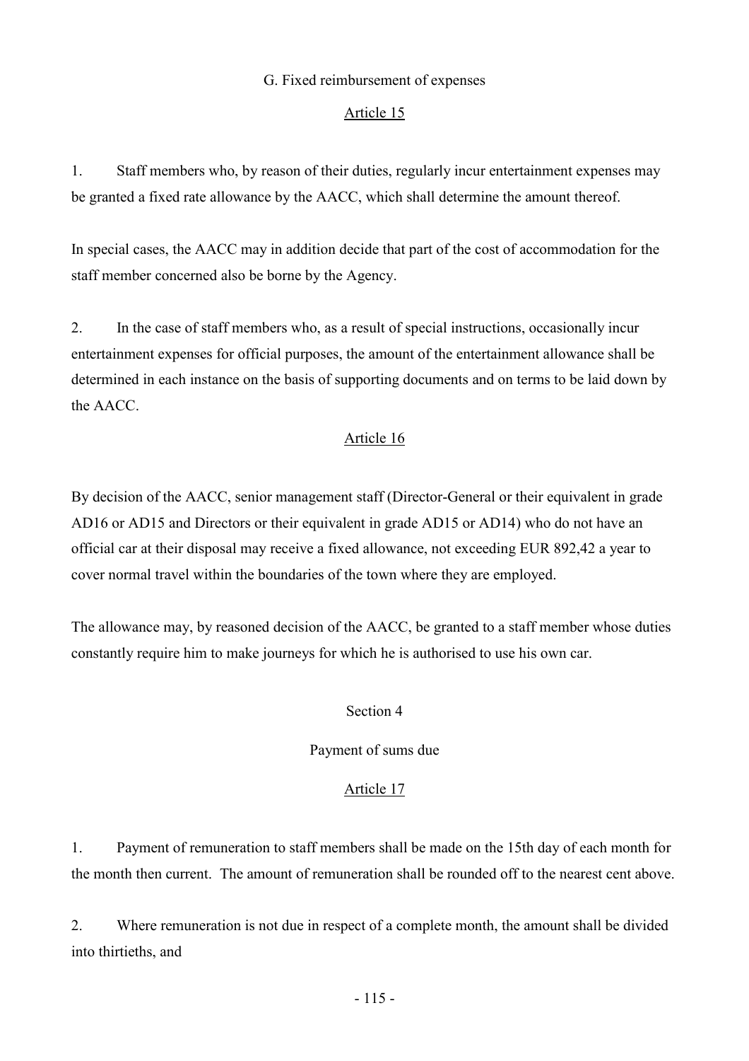G. Fixed reimbursement of expenses

Article 15

1. Staff members who, by reason of their duties, regularly incur entertainment expenses may be granted a fixed rate allowance by the AACC, which shall determine the amount thereof.

In special cases, the AACC may in addition decide that part of the cost of accommodation for the staff member concerned also be borne by the Agency.

2. In the case of staff members who, as a result of special instructions, occasionally incur entertainment expenses for official purposes, the amount of the entertainment allowance shall be determined in each instance on the basis of supporting documents and on terms to be laid down by the AACC.

Article 16

By decision of the AACC, senior management staff (Director-General or their equivalent in grade AD16 or AD15 and Directors or their equivalent in grade AD15 or AD14) who do not have an official car at their disposal may receive a fixed allowance, not exceeding EUR 892,42 a year to cover normal travel within the boundaries of the town where they are employed.

The allowance may, by reasoned decision of the AACC, be granted to a staff member whose duties constantly require him to make journeys for which he is authorised to use his own car.

Section 4

Payment of sums due

Article 17

1. Payment of remuneration to staff members shall be made on the 15th day of each month for the month then current. The amount of remuneration shall be rounded off to the nearest cent above.

2. Where remuneration is not due in respect of a complete month, the amount shall be divided into thirtieths, and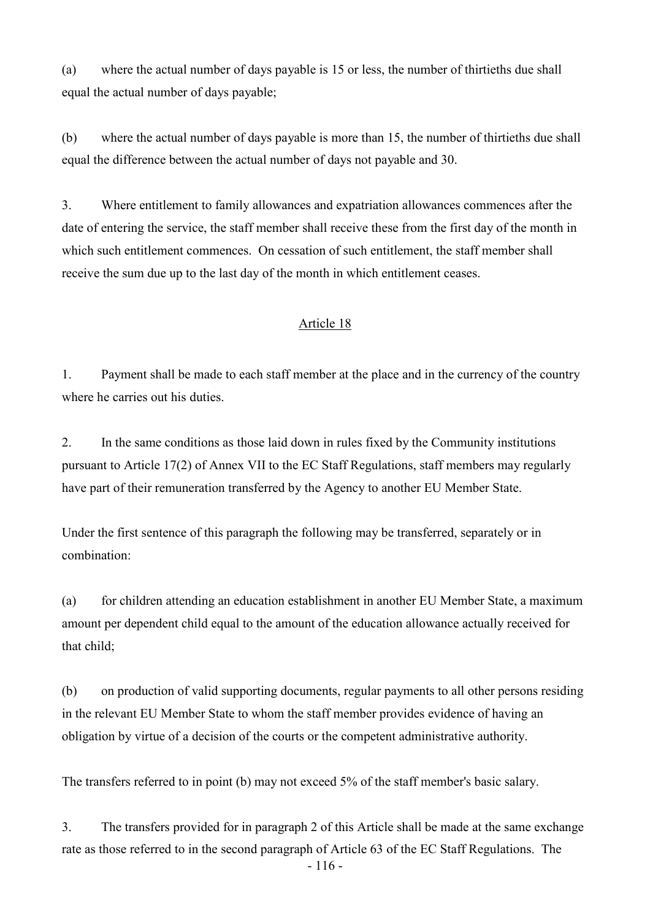(a) where the actual number of days payable is 15 or less, the number of thirtieths due shall equal the actual number of days payable;

(b) where the actual number of days payable is more than 15, the number of thirtieths due shall equal the difference between the actual number of days not payable and 30.

3. Where entitlement to family allowances and expatriation allowances commences after the date of entering the service, the staff member shall receive these from the first day of the month in which such entitlement commences. On cessation of such entitlement, the staff member shall receive the sum due up to the last day of the month in which entitlement ceases.

## Article 18

1. Payment shall be made to each staff member at the place and in the currency of the country where he carries out his duties.

2. In the same conditions as those laid down in rules fixed by the Community institutions pursuant to Article 17(2) of Annex VII to the EC Staff Regulations, staff members may regularly have part of their remuneration transferred by the Agency to another EU Member State.

Under the first sentence of this paragraph the following may be transferred, separately or in combination:

(a) for children attending an education establishment in another EU Member State, a maximum amount per dependent child equal to the amount of the education allowance actually received for that child;

(b) on production of valid supporting documents, regular payments to all other persons residing in the relevant EU Member State to whom the staff member provides evidence of having an obligation by virtue of a decision of the courts or the competent administrative authority.

The transfers referred to in point (b) may not exceed 5% of the staff member's basic salary.

3. The transfers provided for in paragraph 2 of this Article shall be made at the same exchange rate as those referred to in the second paragraph of Article 63 of the EC Staff Regulations. The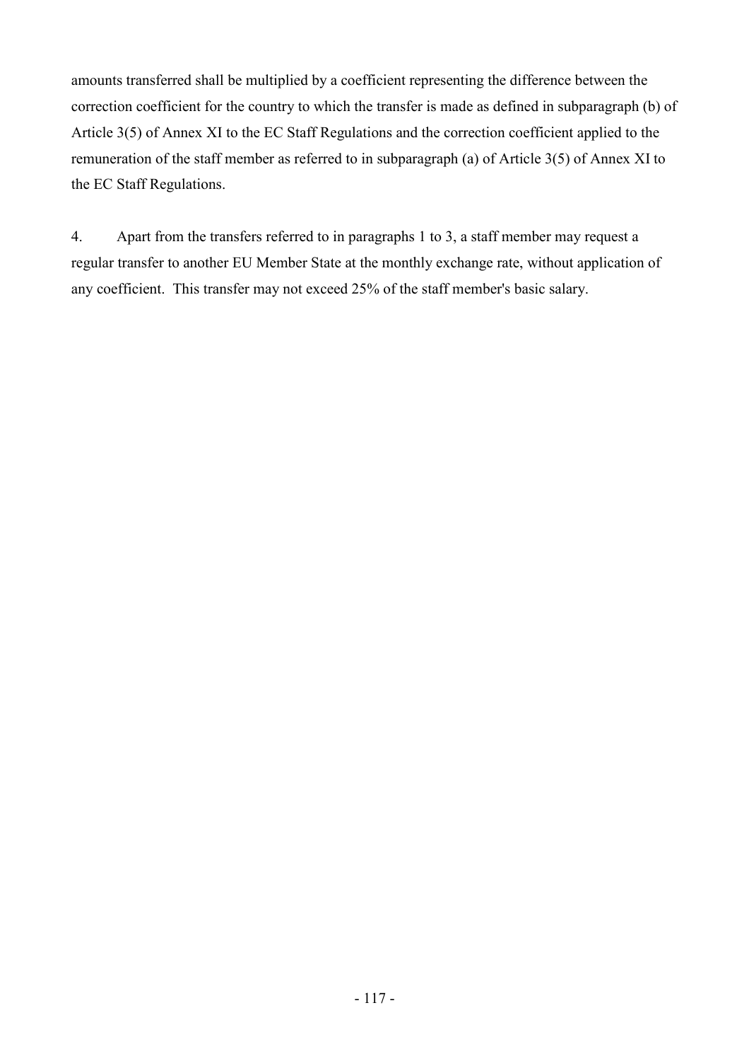amounts transferred shall be multiplied by a coefficient representing the difference between the correction coefficient for the country to which the transfer is made as defined in subparagraph (b) of Article 3(5) of Annex XI to the EC Staff Regulations and the correction coefficient applied to the remuneration of the staff member as referred to in subparagraph (a) of Article 3(5) of Annex XI to the EC Staff Regulations.

4. Apart from the transfers referred to in paragraphs 1 to 3, a staff member may request a regular transfer to another EU Member State at the monthly exchange rate, without application of any coefficient. This transfer may not exceed 25% of the staff member's basic salary.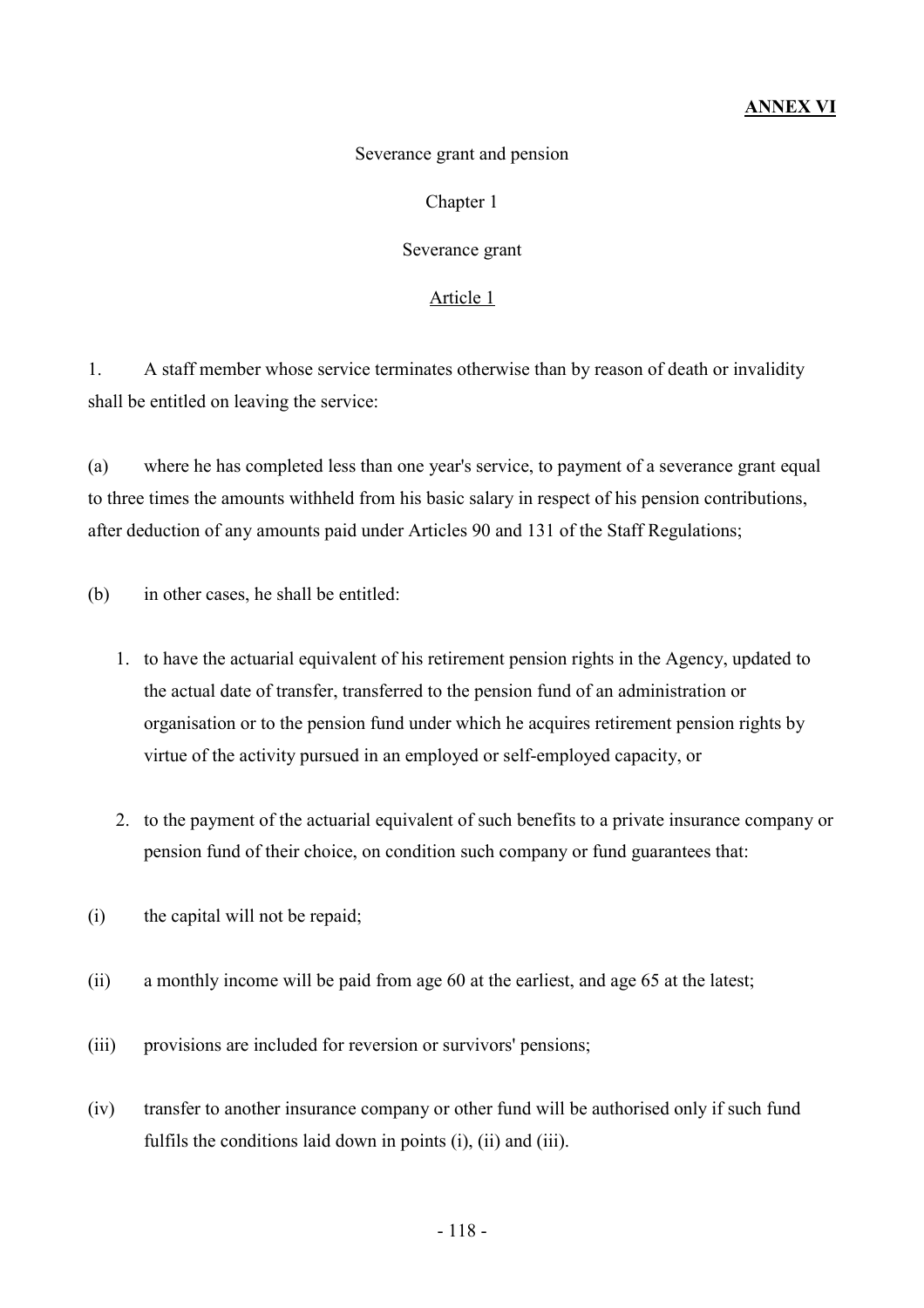**ANNEX VI**

Severance grant and pension

Chapter 1

Severance grant

Article 1

1. A staff member whose service terminates otherwise than by reason of death or invalidity shall be entitled on leaving the service:

(a) where he has completed less than one year's service, to payment of a severance grant equal to three times the amounts withheld from his basic salary in respect of his pension contributions, after deduction of any amounts paid under Articles 90 and 131 of the Staff Regulations;

(b) in other cases, he shall be entitled:

1. to have the actuarial equivalent of his retirement pension rights in the Agency, updated to the actual date of transfer, transferred to the pension fund of an administration or organisation or to the pension fund under which he acquires retirement pension rights by virtue of the activity pursued in an employed or self-employed capacity, or
2. to the payment of the actuarial equivalent of such benefits to a private insurance company or pension fund of their choice, on condition such company or fund guarantees that:

(i) the capital will not be repaid;

(ii) a monthly income will be paid from age 60 at the earliest, and age 65 at the latest;

(iii) provisions are included for reversion or survivors' pensions;

(iv) transfer to another insurance company or other fund will be authorised only if such fund fulfils the conditions laid down in points (i), (ii) and (iii).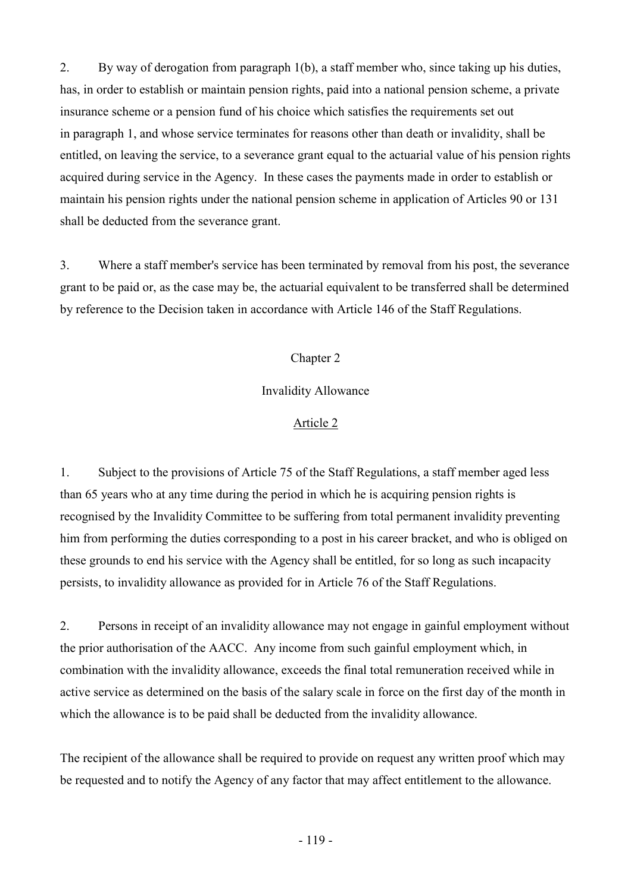2. By way of derogation from paragraph 1(b), a staff member who, since taking up his duties, has, in order to establish or maintain pension rights, paid into a national pension scheme, a private insurance scheme or a pension fund of his choice which satisfies the requirements set out in paragraph 1, and whose service terminates for reasons other than death or invalidity, shall be entitled, on leaving the service, to a severance grant equal to the actuarial value of his pension rights acquired during service in the Agency. In these cases the payments made in order to establish or maintain his pension rights under the national pension scheme in application of Articles 90 or 131 shall be deducted from the severance grant.

3. Where a staff member's service has been terminated by removal from his post, the severance grant to be paid or, as the case may be, the actuarial equivalent to be transferred shall be determined by reference to the Decision taken in accordance with Article 146 of the Staff Regulations.

## Chapter 2

## Invalidity Allowance

### Article 2

1. Subject to the provisions of Article 75 of the Staff Regulations, a staff member aged less than 65 years who at any time during the period in which he is acquiring pension rights is recognised by the Invalidity Committee to be suffering from total permanent invalidity preventing him from performing the duties corresponding to a post in his career bracket, and who is obliged on these grounds to end his service with the Agency shall be entitled, for so long as such incapacity persists, to invalidity allowance as provided for in Article 76 of the Staff Regulations.

2. Persons in receipt of an invalidity allowance may not engage in gainful employment without the prior authorisation of the AACC. Any income from such gainful employment which, in combination with the invalidity allowance, exceeds the final total remuneration received while in active service as determined on the basis of the salary scale in force on the first day of the month in which the allowance is to be paid shall be deducted from the invalidity allowance.

The recipient of the allowance shall be required to provide on request any written proof which may be requested and to notify the Agency of any factor that may affect entitlement to the allowance.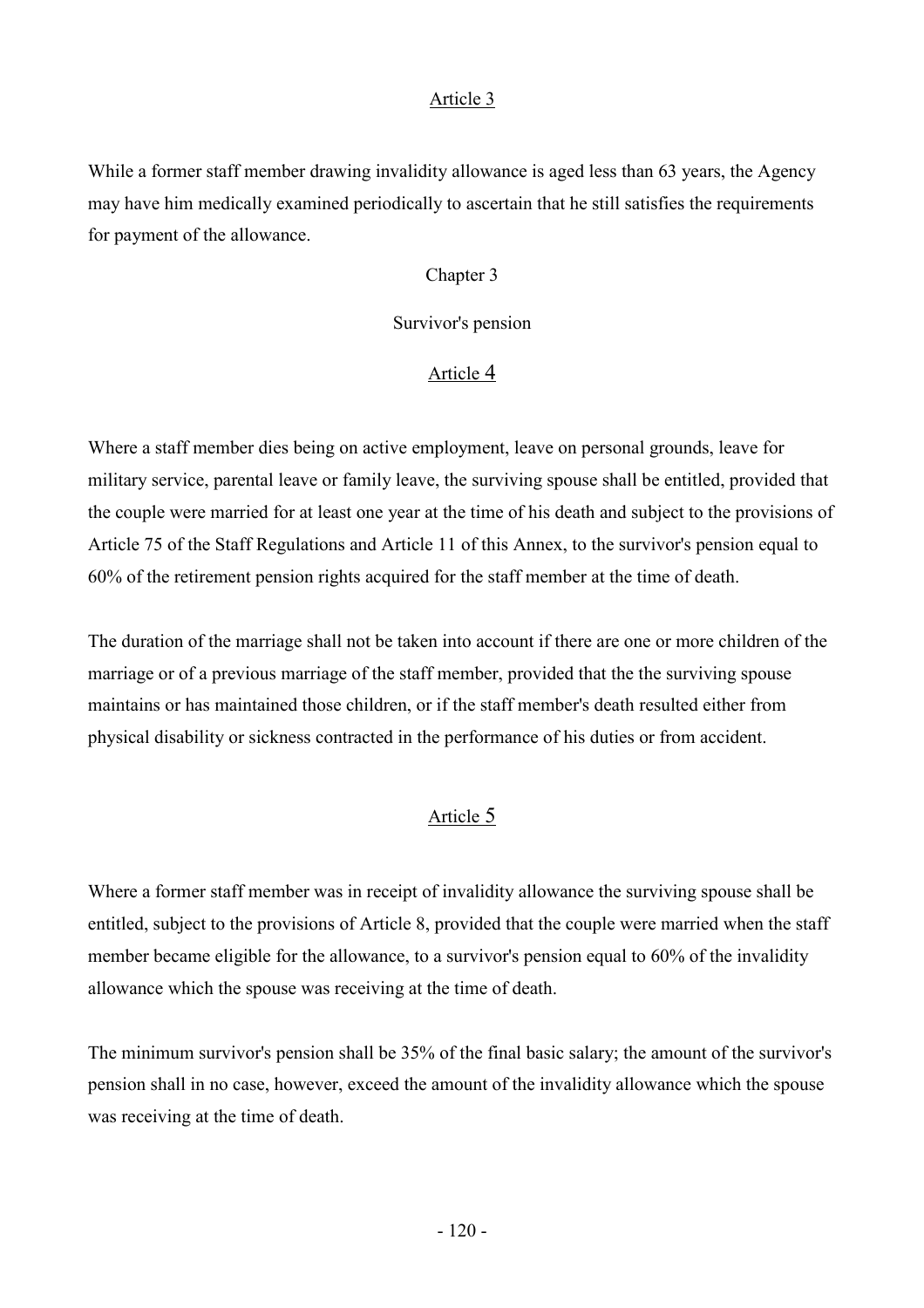Article 3

While a former staff member drawing invalidity allowance is aged less than 63 years, the Agency may have him medically examined periodically to ascertain that he still satisfies the requirements for payment of the allowance.

Chapter 3

Survivor's pension

Article 4

Where a staff member dies being on active employment, leave on personal grounds, leave for military service, parental leave or family leave, the surviving spouse shall be entitled, provided that the couple were married for at least one year at the time of his death and subject to the provisions of Article 75 of the Staff Regulations and Article 11 of this Annex, to the survivor's pension equal to 60% of the retirement pension rights acquired for the staff member at the time of death.

The duration of the marriage shall not be taken into account if there are one or more children of the marriage or of a previous marriage of the staff member, provided that the the surviving spouse maintains or has maintained those children, or if the staff member's death resulted either from physical disability or sickness contracted in the performance of his duties or from accident.

Article 5

Where a former staff member was in receipt of invalidity allowance the surviving spouse shall be entitled, subject to the provisions of Article 8, provided that the couple were married when the staff member became eligible for the allowance, to a survivor's pension equal to 60% of the invalidity allowance which the spouse was receiving at the time of death.

The minimum survivor's pension shall be 35% of the final basic salary; the amount of the survivor's pension shall in no case, however, exceed the amount of the invalidity allowance which the spouse was receiving at the time of death.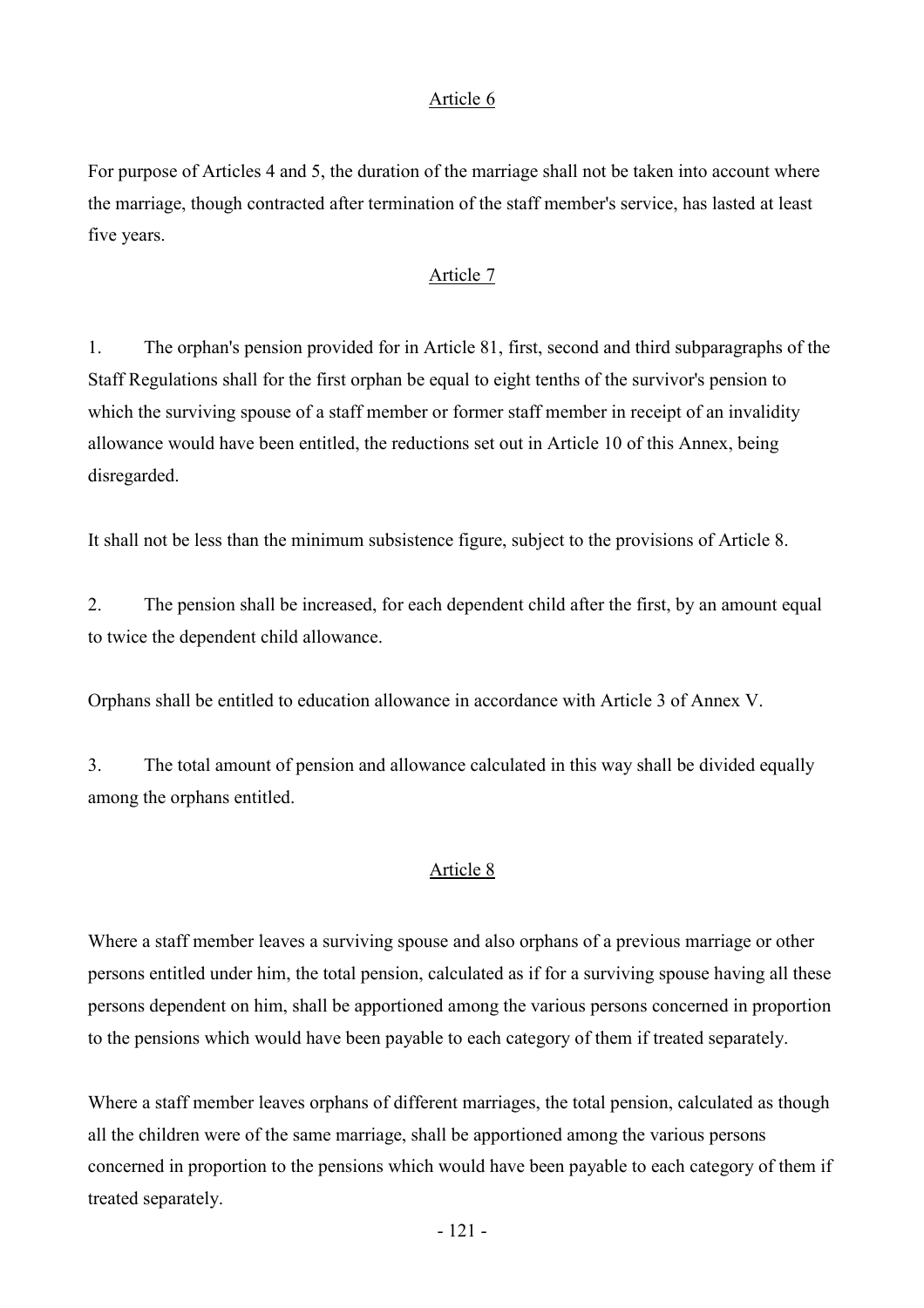## Article 6

For purpose of Articles 4 and 5, the duration of the marriage shall not be taken into account where the marriage, though contracted after termination of the staff member's service, has lasted at least five years.

## Article 7

1. The orphan's pension provided for in Article 81, first, second and third subparagraphs of the Staff Regulations shall for the first orphan be equal to eight tenths of the survivor's pension to which the surviving spouse of a staff member or former staff member in receipt of an invalidity allowance would have been entitled, the reductions set out in Article 10 of this Annex, being disregarded.

It shall not be less than the minimum subsistence figure, subject to the provisions of Article 8.

2. The pension shall be increased, for each dependent child after the first, by an amount equal to twice the dependent child allowance.

Orphans shall be entitled to education allowance in accordance with Article 3 of Annex V.

3. The total amount of pension and allowance calculated in this way shall be divided equally among the orphans entitled.

## Article 8

Where a staff member leaves a surviving spouse and also orphans of a previous marriage or other persons entitled under him, the total pension, calculated as if for a surviving spouse having all these persons dependent on him, shall be apportioned among the various persons concerned in proportion to the pensions which would have been payable to each category of them if treated separately.

Where a staff member leaves orphans of different marriages, the total pension, calculated as though all the children were of the same marriage, shall be apportioned among the various persons concerned in proportion to the pensions which would have been payable to each category of them if treated separately.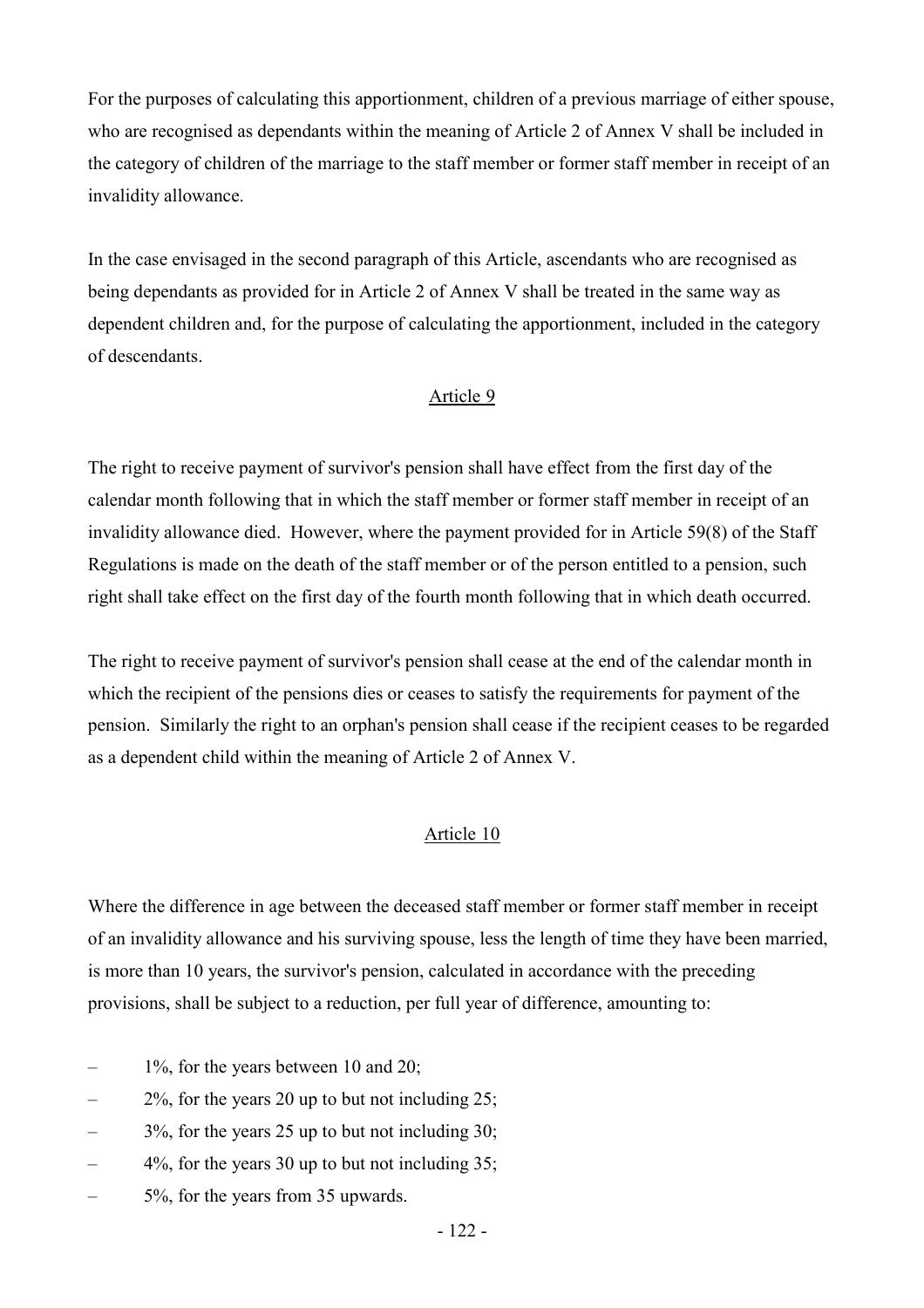For the purposes of calculating this apportionment, children of a previous marriage of either spouse, who are recognised as dependants within the meaning of Article 2 of Annex V shall be included in the category of children of the marriage to the staff member or former staff member in receipt of an invalidity allowance.

In the case envisaged in the second paragraph of this Article, ascendants who are recognised as being dependants as provided for in Article 2 of Annex V shall be treated in the same way as dependent children and, for the purpose of calculating the apportionment, included in the category of descendants.

## Article 9

The right to receive payment of survivor's pension shall have effect from the first day of the calendar month following that in which the staff member or former staff member in receipt of an invalidity allowance died. However, where the payment provided for in Article 59(8) of the Staff Regulations is made on the death of the staff member or of the person entitled to a pension, such right shall take effect on the first day of the fourth month following that in which death occurred.

The right to receive payment of survivor's pension shall cease at the end of the calendar month in which the recipient of the pensions dies or ceases to satisfy the requirements for payment of the pension. Similarly the right to an orphan's pension shall cease if the recipient ceases to be regarded as a dependent child within the meaning of Article 2 of Annex V.

## Article 10

Where the difference in age between the deceased staff member or former staff member in receipt of an invalidity allowance and his surviving spouse, less the length of time they have been married, is more than 10 years, the survivor's pension, calculated in accordance with the preceding provisions, shall be subject to a reduction, per full year of difference, amounting to:

- 1%, for the years between 10 and 20;
- 2%, for the years 20 up to but not including 25;
- 3%, for the years 25 up to but not including 30;
- 4%, for the years 30 up to but not including 35;
- 5%, for the years from 35 upwards.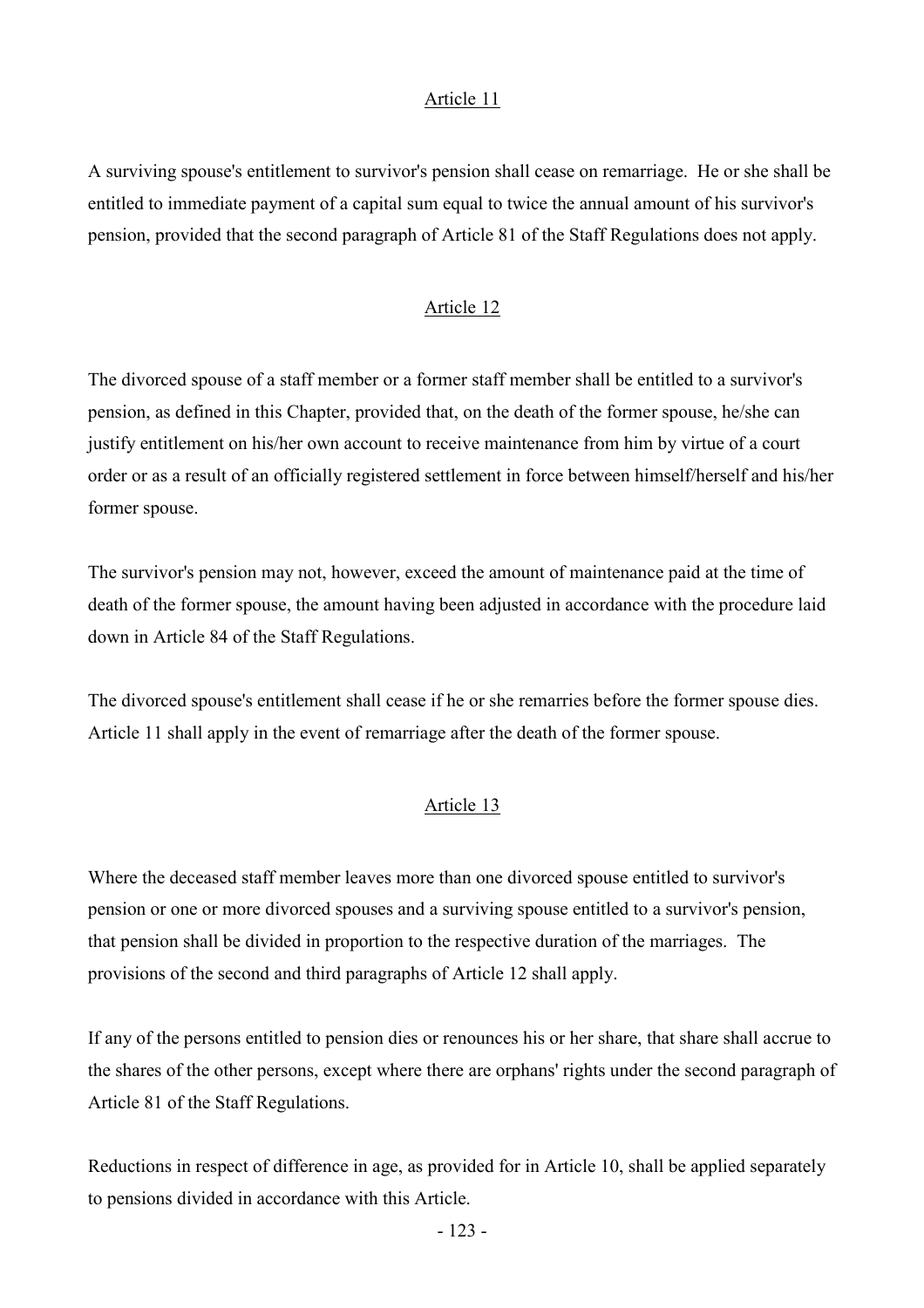## Article 11

A surviving spouse's entitlement to survivor's pension shall cease on remarriage. He or she shall be entitled to immediate payment of a capital sum equal to twice the annual amount of his survivor's pension, provided that the second paragraph of Article 81 of the Staff Regulations does not apply.

## Article 12

The divorced spouse of a staff member or a former staff member shall be entitled to a survivor's pension, as defined in this Chapter, provided that, on the death of the former spouse, he/she can justify entitlement on his/her own account to receive maintenance from him by virtue of a court order or as a result of an officially registered settlement in force between himself/herself and his/her former spouse.

The survivor's pension may not, however, exceed the amount of maintenance paid at the time of death of the former spouse, the amount having been adjusted in accordance with the procedure laid down in Article 84 of the Staff Regulations.

The divorced spouse's entitlement shall cease if he or she remarries before the former spouse dies. Article 11 shall apply in the event of remarriage after the death of the former spouse.

## Article 13

Where the deceased staff member leaves more than one divorced spouse entitled to survivor's pension or one or more divorced spouses and a surviving spouse entitled to a survivor's pension, that pension shall be divided in proportion to the respective duration of the marriages. The provisions of the second and third paragraphs of Article 12 shall apply.

If any of the persons entitled to pension dies or renounces his or her share, that share shall accrue to the shares of the other persons, except where there are orphans' rights under the second paragraph of Article 81 of the Staff Regulations.

Reductions in respect of difference in age, as provided for in Article 10, shall be applied separately to pensions divided in accordance with this Article.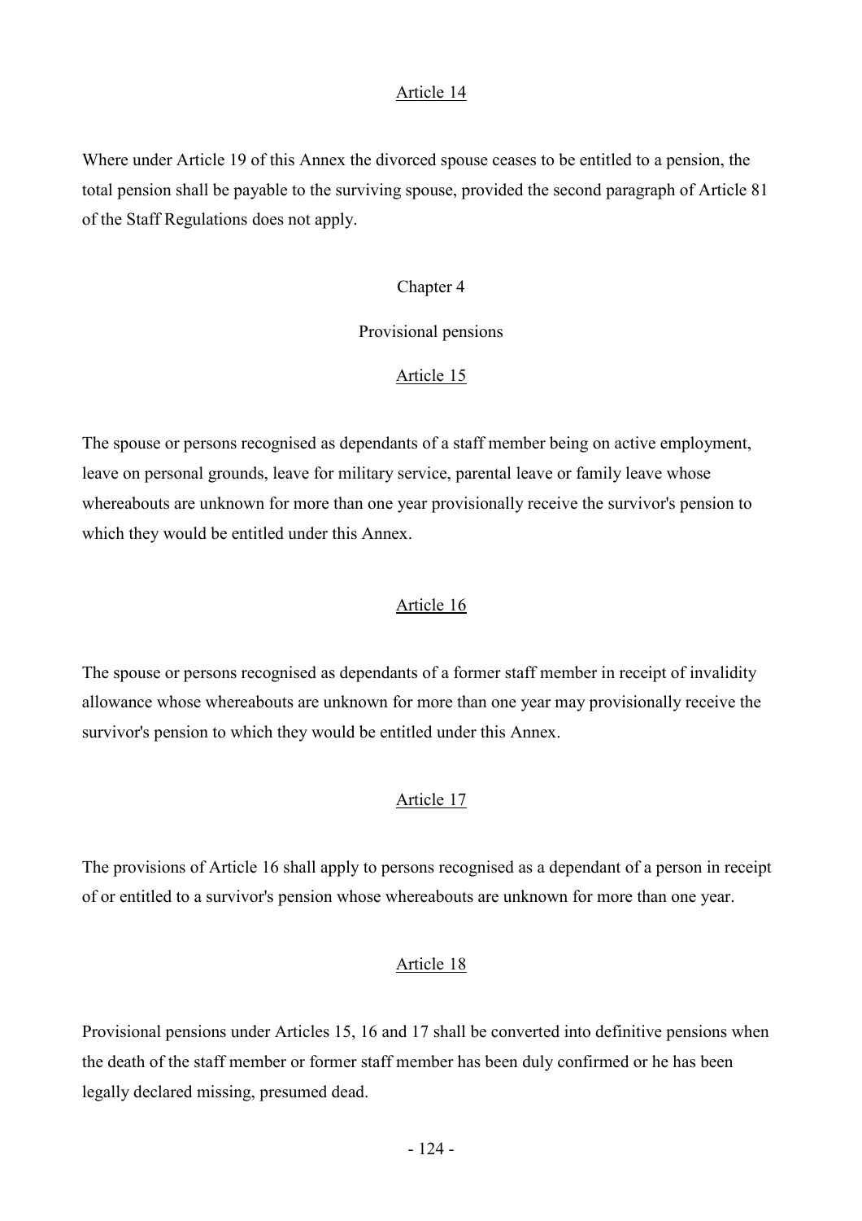### Article 14

Where under Article 19 of this Annex the divorced spouse ceases to be entitled to a pension, the total pension shall be payable to the surviving spouse, provided the second paragraph of Article 81 of the Staff Regulations does not apply.

## Chapter 4

## Provisional pensions

### Article 15

The spouse or persons recognised as dependants of a staff member being on active employment, leave on personal grounds, leave for military service, parental leave or family leave whose whereabouts are unknown for more than one year provisionally receive the survivor's pension to which they would be entitled under this Annex.

### Article 16

The spouse or persons recognised as dependants of a former staff member in receipt of invalidity allowance whose whereabouts are unknown for more than one year may provisionally receive the survivor's pension to which they would be entitled under this Annex.

### Article 17

The provisions of Article 16 shall apply to persons recognised as a dependant of a person in receipt of or entitled to a survivor's pension whose whereabouts are unknown for more than one year.

### Article 18

Provisional pensions under Articles 15, 16 and 17 shall be converted into definitive pensions when the death of the staff member or former staff member has been duly confirmed or he has been legally declared missing, presumed dead.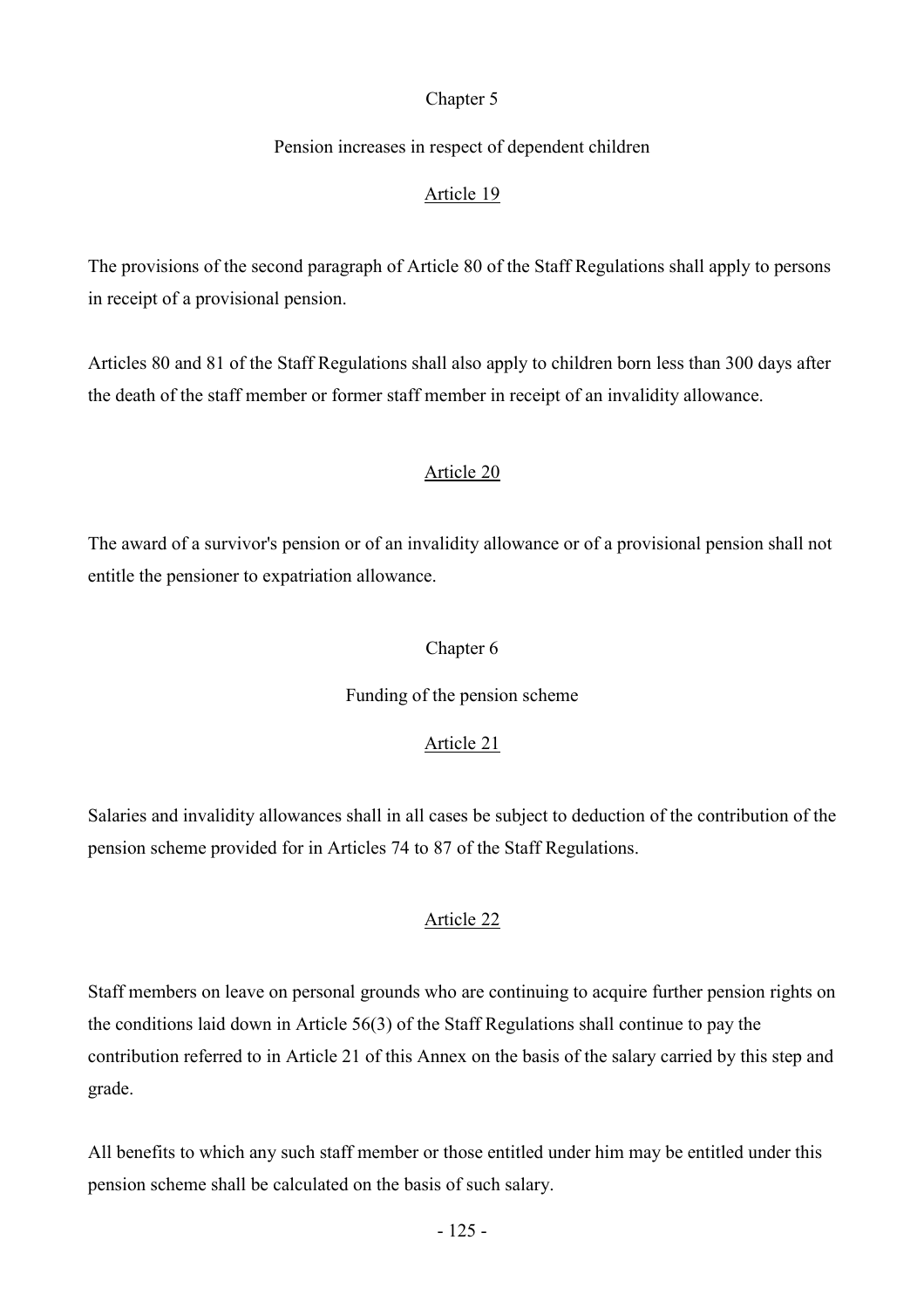## Chapter 5

### Pension increases in respect of dependent children

#### Article 19

The provisions of the second paragraph of Article 80 of the Staff Regulations shall apply to persons in receipt of a provisional pension.

Articles 80 and 81 of the Staff Regulations shall also apply to children born less than 300 days after the death of the staff member or former staff member in receipt of an invalidity allowance.

#### Article 20

The award of a survivor's pension or of an invalidity allowance or of a provisional pension shall not entitle the pensioner to expatriation allowance.

## Chapter 6

### Funding of the pension scheme

#### Article 21

Salaries and invalidity allowances shall in all cases be subject to deduction of the contribution of the pension scheme provided for in Articles 74 to 87 of the Staff Regulations.

#### Article 22

Staff members on leave on personal grounds who are continuing to acquire further pension rights on the conditions laid down in Article 56(3) of the Staff Regulations shall continue to pay the contribution referred to in Article 21 of this Annex on the basis of the salary carried by this step and grade.

All benefits to which any such staff member or those entitled under him may be entitled under this pension scheme shall be calculated on the basis of such salary.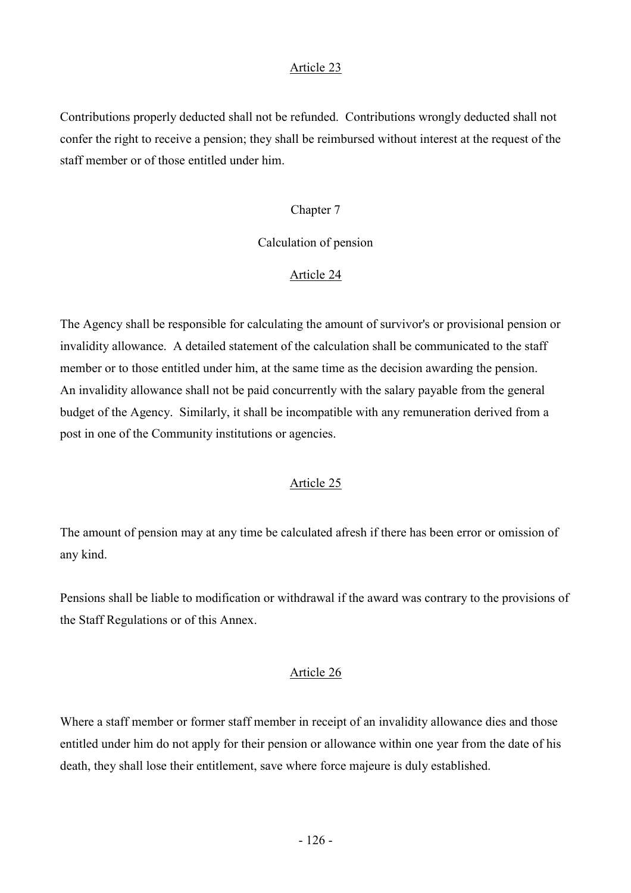Article 23

Contributions properly deducted shall not be refunded. Contributions wrongly deducted shall not confer the right to receive a pension; they shall be reimbursed without interest at the request of the staff member or of those entitled under him.

## Chapter 7

## Calculation of pension

Article 24

The Agency shall be responsible for calculating the amount of survivor's or provisional pension or invalidity allowance. A detailed statement of the calculation shall be communicated to the staff member or to those entitled under him, at the same time as the decision awarding the pension. An invalidity allowance shall not be paid concurrently with the salary payable from the general budget of the Agency. Similarly, it shall be incompatible with any remuneration derived from a post in one of the Community institutions or agencies.

Article 25

The amount of pension may at any time be calculated afresh if there has been error or omission of any kind.

Pensions shall be liable to modification or withdrawal if the award was contrary to the provisions of the Staff Regulations or of this Annex.

Article 26

Where a staff member or former staff member in receipt of an invalidity allowance dies and those entitled under him do not apply for their pension or allowance within one year from the date of his death, they shall lose their entitlement, save where force majeure is duly established.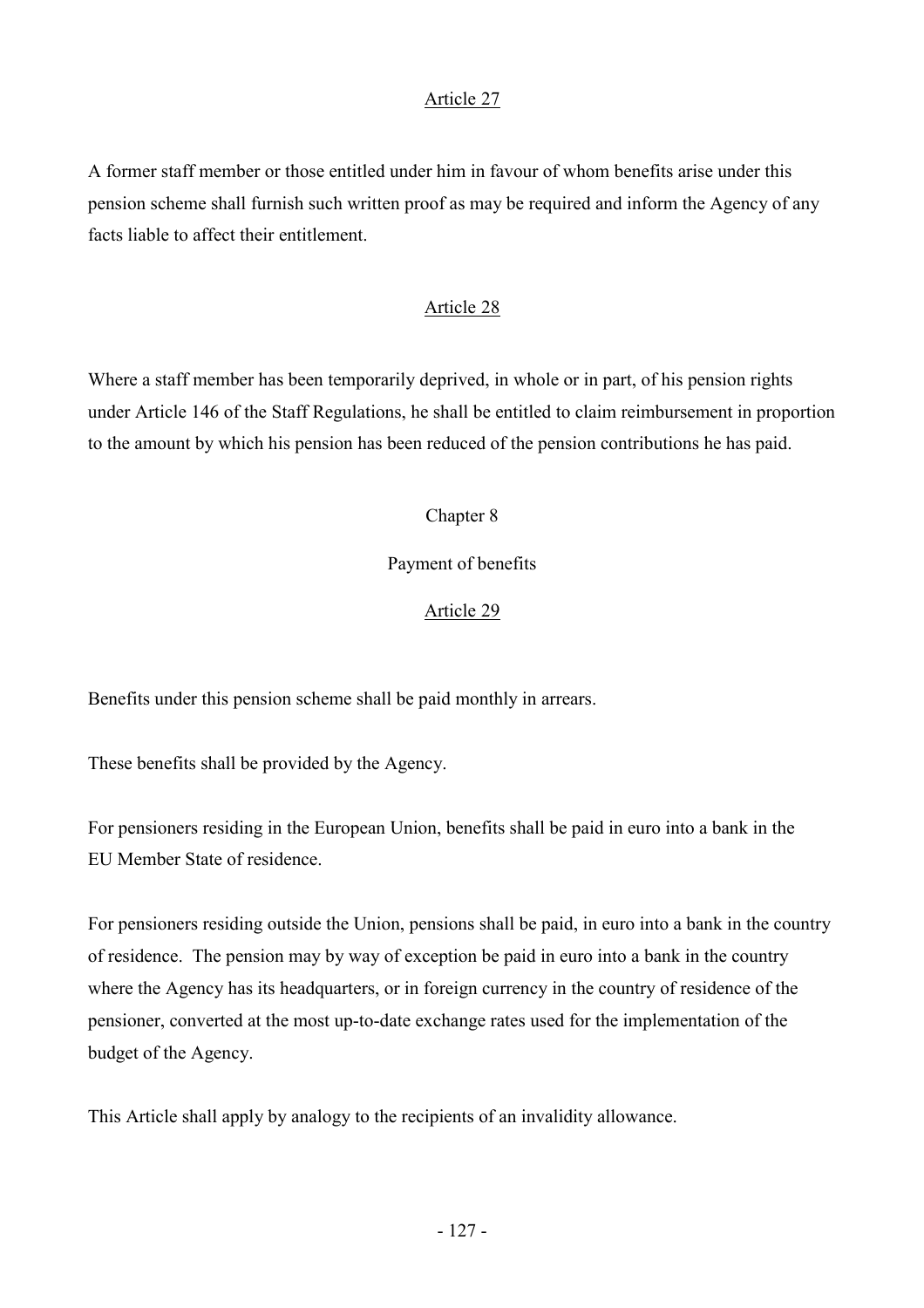Article 27

A former staff member or those entitled under him in favour of whom benefits arise under this pension scheme shall furnish such written proof as may be required and inform the Agency of any facts liable to affect their entitlement.

Article 28

Where a staff member has been temporarily deprived, in whole or in part, of his pension rights under Article 146 of the Staff Regulations, he shall be entitled to claim reimbursement in proportion to the amount by which his pension has been reduced of the pension contributions he has paid.

## Chapter 8

## Payment of benefits

Article 29

Benefits under this pension scheme shall be paid monthly in arrears.

These benefits shall be provided by the Agency.

For pensioners residing in the European Union, benefits shall be paid in euro into a bank in the EU Member State of residence.

For pensioners residing outside the Union, pensions shall be paid, in euro into a bank in the country of residence. The pension may by way of exception be paid in euro into a bank in the country where the Agency has its headquarters, or in foreign currency in the country of residence of the pensioner, converted at the most up-to-date exchange rates used for the implementation of the budget of the Agency.

This Article shall apply by analogy to the recipients of an invalidity allowance.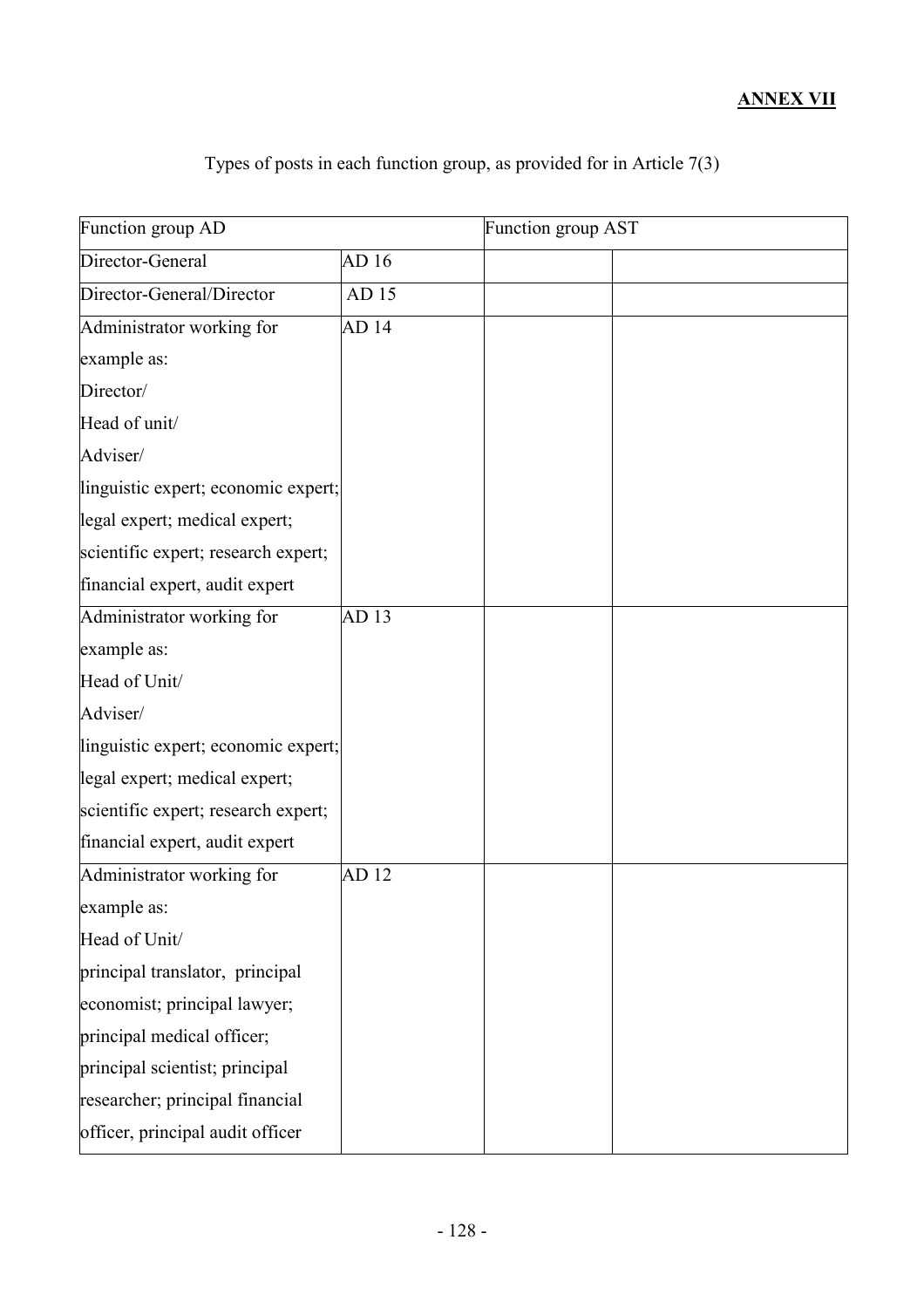**ANNEX VII**

Types of posts in each function group, as provided for in Article 7(3)

| Function group AD | | Function group AST | |
|---|---|---|---|
| Director-General | AD 16 | | |
| Director-General/Director | AD 15 | | |
| Administrator working for example as: Director/ Head of unit/ Adviser/ linguistic expert; economic expert; legal expert; medical expert; scientific expert; research expert; financial expert, audit expert | AD 14 | | |
| Administrator working for example as: Head of Unit/ Adviser/ linguistic expert; economic expert; legal expert; medical expert; scientific expert; research expert; financial expert, audit expert | AD 13 | | |
| Administrator working for example as: Head of Unit/ principal translator, principal economist; principal lawyer; principal medical officer; principal scientist; principal researcher; principal financial officer, principal audit officer | AD 12 | | |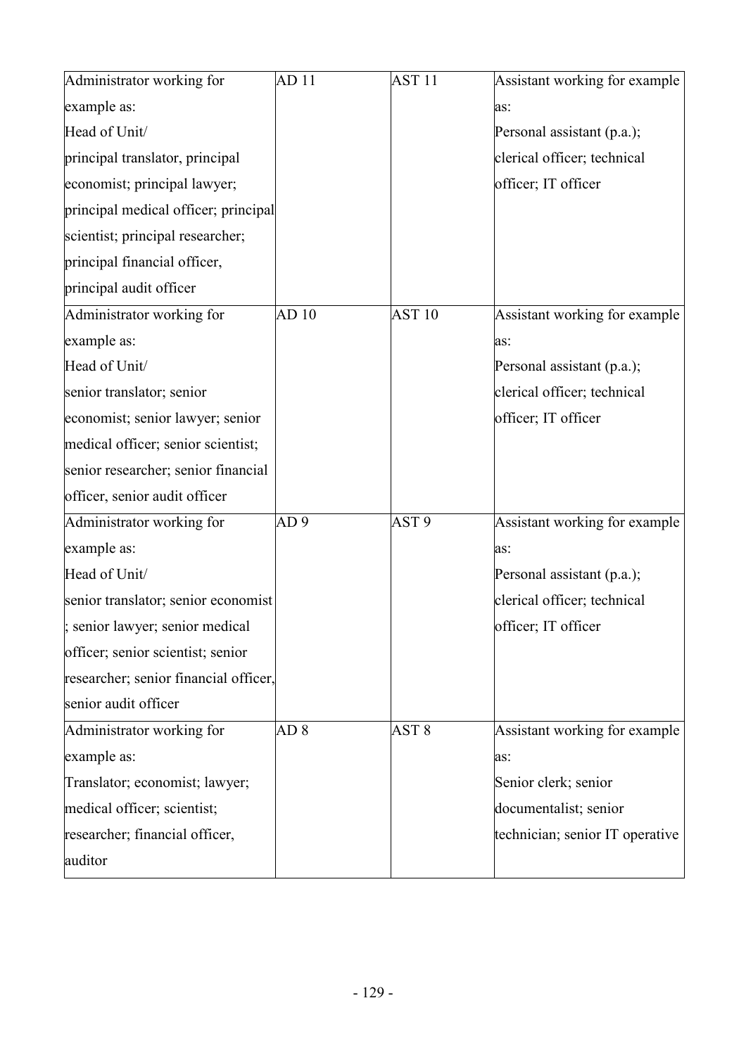| Administrator working for example as: Head of Unit/ principal translator, principal economist; principal lawyer; principal medical officer; principal scientist; principal researcher; principal financial officer, principal audit officer | AD 11 | AST 11 | Assistant working for example as: Personal assistant (p.a.); clerical officer; technical officer; IT officer |
|---|---|---|---|
| Administrator working for example as: Head of Unit/ senior translator; senior economist; senior lawyer; senior medical officer; senior scientist; senior researcher; senior financial officer, senior audit officer | AD 10 | AST 10 | Assistant working for example as: Personal assistant (p.a.); clerical officer; technical officer; IT officer |
| Administrator working for example as: Head of Unit/ senior translator; senior economist ; senior lawyer; senior medical officer; senior scientist; senior researcher; senior financial officer, senior audit officer | AD 9 | AST 9 | Assistant working for example as: Personal assistant (p.a.); clerical officer; technical officer; IT officer |
| Administrator working for example as: Translator; economist; lawyer; medical officer; scientist; researcher; financial officer, auditor | AD 8 | AST 8 | Assistant working for example as: Senior clerk; senior documentalist; senior technician; senior IT operative |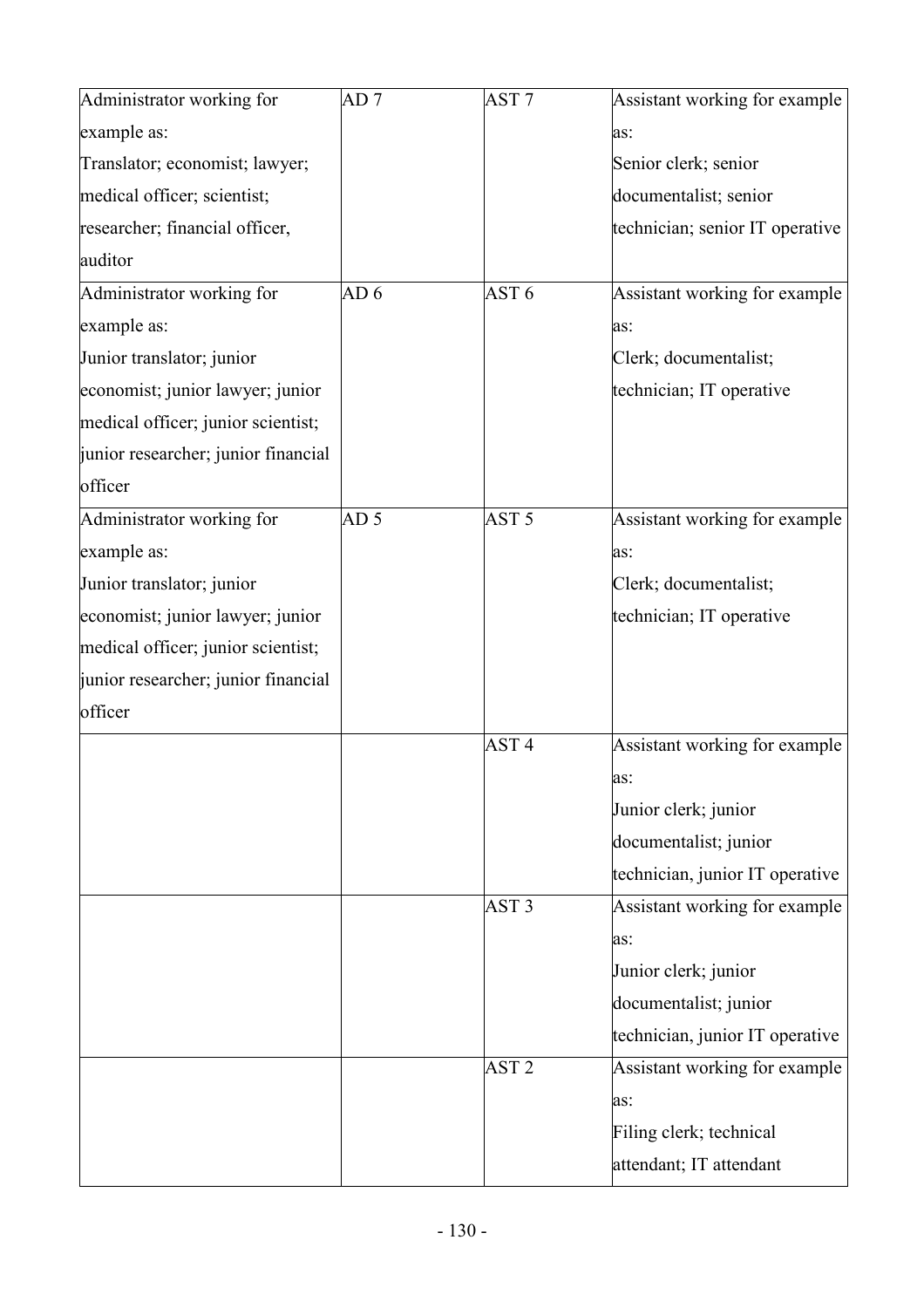| Administrator working for example as: Translator; economist; lawyer; medical officer; scientist; researcher; financial officer, auditor | AD 7 | AST 7 | Assistant working for example as: Senior clerk; senior documentalist; senior technician; senior IT operative |
| --- | --- | --- | --- |
| Administrator working for example as: Junior translator; junior economist; junior lawyer; junior medical officer; junior scientist; junior researcher; junior financial officer | AD 6 | AST 6 | Assistant working for example as: Clerk; documentalist; technician; IT operative |
| Administrator working for example as: Junior translator; junior economist; junior lawyer; junior medical officer; junior scientist; junior researcher; junior financial officer | AD 5 | AST 5 | Assistant working for example as: Clerk; documentalist; technician; IT operative |
| | | AST 4 | Assistant working for example as: Junior clerk; junior documentalist; junior technician, junior IT operative |
| | | AST 3 | Assistant working for example as: Junior clerk; junior documentalist; junior technician, junior IT operative |
| | | AST 2 | Assistant working for example as: Filing clerk; technical attendant; IT attendant |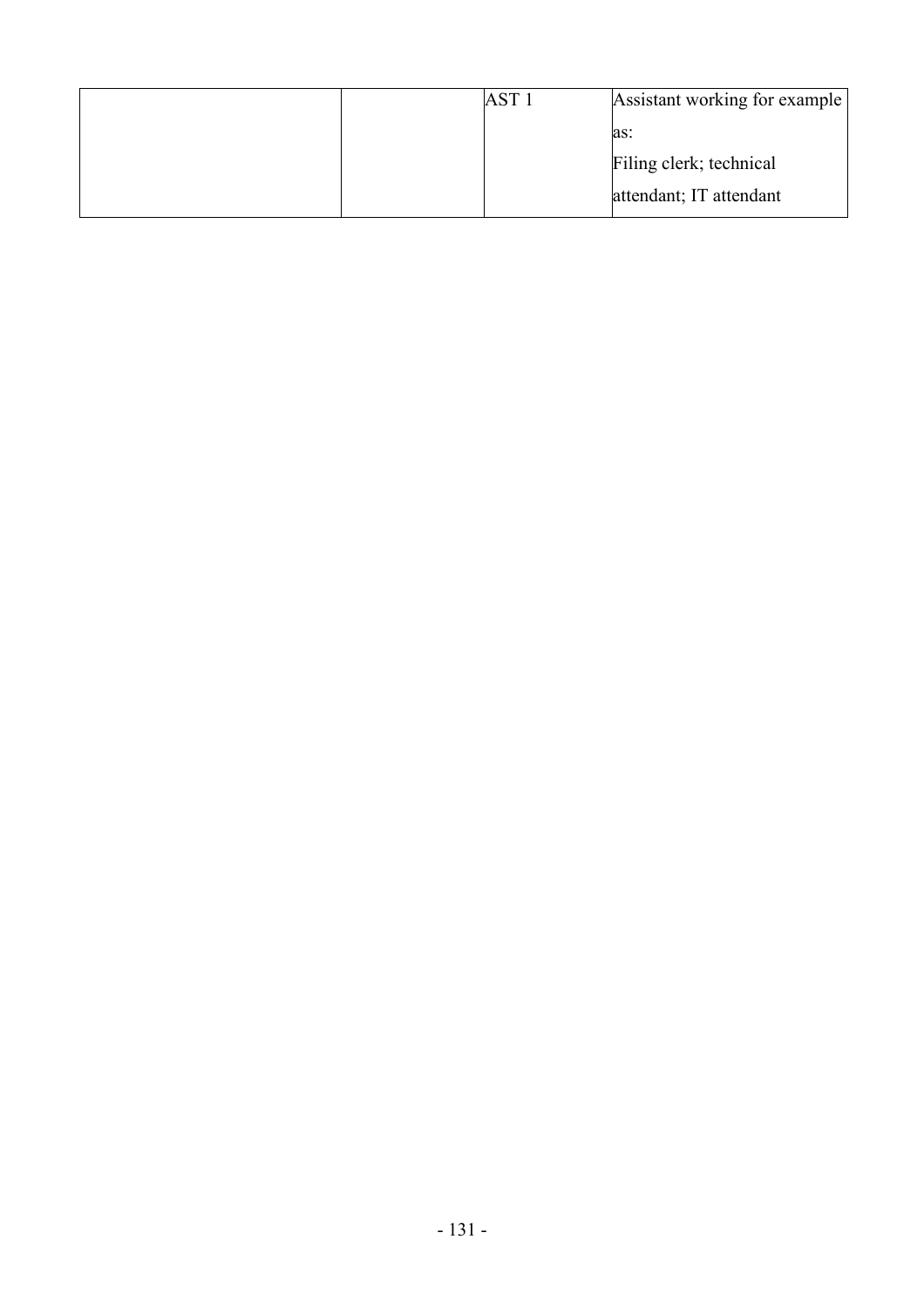| | | | |
|---|---|---|---|
| | | AST 1 | Assistant working for example as: Filing clerk; technical attendant; IT attendant |